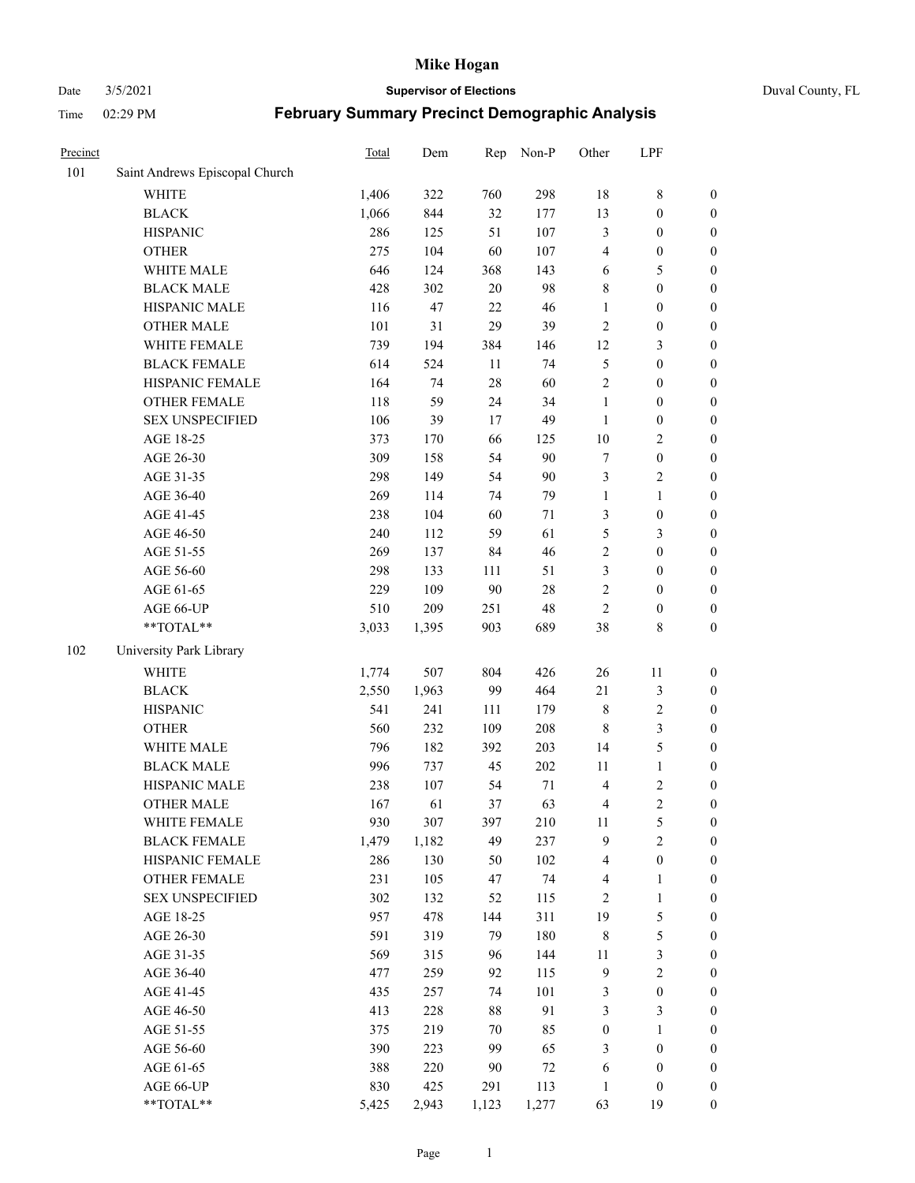# Mike Hogan

Date 3/5/2021 **Supervisor of Elections** Duval County, FL

Time 02:29 PM **February Summary Precinct Demographic Analysis**

| Precinct | | Total | Dem | Rep | Non-P | Other | LPF | |
|---|---|---|---|---|---|---|---|---|
| 101 | Saint Andrews Episcopal Church | | | | | | | |
| | WHITE | 1,406 | 322 | 760 | 298 | 18 | 8 | 0 |
| | BLACK | 1,066 | 844 | 32 | 177 | 13 | 0 | 0 |
| | HISPANIC | 286 | 125 | 51 | 107 | 3 | 0 | 0 |
| | OTHER | 275 | 104 | 60 | 107 | 4 | 0 | 0 |
| | WHITE MALE | 646 | 124 | 368 | 143 | 6 | 5 | 0 |
| | BLACK MALE | 428 | 302 | 20 | 98 | 8 | 0 | 0 |
| | HISPANIC MALE | 116 | 47 | 22 | 46 | 1 | 0 | 0 |
| | OTHER MALE | 101 | 31 | 29 | 39 | 2 | 0 | 0 |
| | WHITE FEMALE | 739 | 194 | 384 | 146 | 12 | 3 | 0 |
| | BLACK FEMALE | 614 | 524 | 11 | 74 | 5 | 0 | 0 |
| | HISPANIC FEMALE | 164 | 74 | 28 | 60 | 2 | 0 | 0 |
| | OTHER FEMALE | 118 | 59 | 24 | 34 | 1 | 0 | 0 |
| | SEX UNSPECIFIED | 106 | 39 | 17 | 49 | 1 | 0 | 0 |
| | AGE 18-25 | 373 | 170 | 66 | 125 | 10 | 2 | 0 |
| | AGE 26-30 | 309 | 158 | 54 | 90 | 7 | 0 | 0 |
| | AGE 31-35 | 298 | 149 | 54 | 90 | 3 | 2 | 0 |
| | AGE 36-40 | 269 | 114 | 74 | 79 | 1 | 1 | 0 |
| | AGE 41-45 | 238 | 104 | 60 | 71 | 3 | 0 | 0 |
| | AGE 46-50 | 240 | 112 | 59 | 61 | 5 | 3 | 0 |
| | AGE 51-55 | 269 | 137 | 84 | 46 | 2 | 0 | 0 |
| | AGE 56-60 | 298 | 133 | 111 | 51 | 3 | 0 | 0 |
| | AGE 61-65 | 229 | 109 | 90 | 28 | 2 | 0 | 0 |
| | AGE 66-UP | 510 | 209 | 251 | 48 | 2 | 0 | 0 |
| | **TOTAL** | 3,033 | 1,395 | 903 | 689 | 38 | 8 | 0 |
| 102 | University Park Library | | | | | | | |
| | WHITE | 1,774 | 507 | 804 | 426 | 26 | 11 | 0 |
| | BLACK | 2,550 | 1,963 | 99 | 464 | 21 | 3 | 0 |
| | HISPANIC | 541 | 241 | 111 | 179 | 8 | 2 | 0 |
| | OTHER | 560 | 232 | 109 | 208 | 8 | 3 | 0 |
| | WHITE MALE | 796 | 182 | 392 | 203 | 14 | 5 | 0 |
| | BLACK MALE | 996 | 737 | 45 | 202 | 11 | 1 | 0 |
| | HISPANIC MALE | 238 | 107 | 54 | 71 | 4 | 2 | 0 |
| | OTHER MALE | 167 | 61 | 37 | 63 | 4 | 2 | 0 |
| | WHITE FEMALE | 930 | 307 | 397 | 210 | 11 | 5 | 0 |
| | BLACK FEMALE | 1,479 | 1,182 | 49 | 237 | 9 | 2 | 0 |
| | HISPANIC FEMALE | 286 | 130 | 50 | 102 | 4 | 0 | 0 |
| | OTHER FEMALE | 231 | 105 | 47 | 74 | 4 | 1 | 0 |
| | SEX UNSPECIFIED | 302 | 132 | 52 | 115 | 2 | 1 | 0 |
| | AGE 18-25 | 957 | 478 | 144 | 311 | 19 | 5 | 0 |
| | AGE 26-30 | 591 | 319 | 79 | 180 | 8 | 5 | 0 |
| | AGE 31-35 | 569 | 315 | 96 | 144 | 11 | 3 | 0 |
| | AGE 36-40 | 477 | 259 | 92 | 115 | 9 | 2 | 0 |
| | AGE 41-45 | 435 | 257 | 74 | 101 | 3 | 0 | 0 |
| | AGE 46-50 | 413 | 228 | 88 | 91 | 3 | 3 | 0 |
| | AGE 51-55 | 375 | 219 | 70 | 85 | 0 | 1 | 0 |
| | AGE 56-60 | 390 | 223 | 99 | 65 | 3 | 0 | 0 |
| | AGE 61-65 | 388 | 220 | 90 | 72 | 6 | 0 | 0 |
| | AGE 66-UP | 830 | 425 | 291 | 113 | 1 | 0 | 0 |
| | **TOTAL** | 5,425 | 2,943 | 1,123 | 1,277 | 63 | 19 | 0 |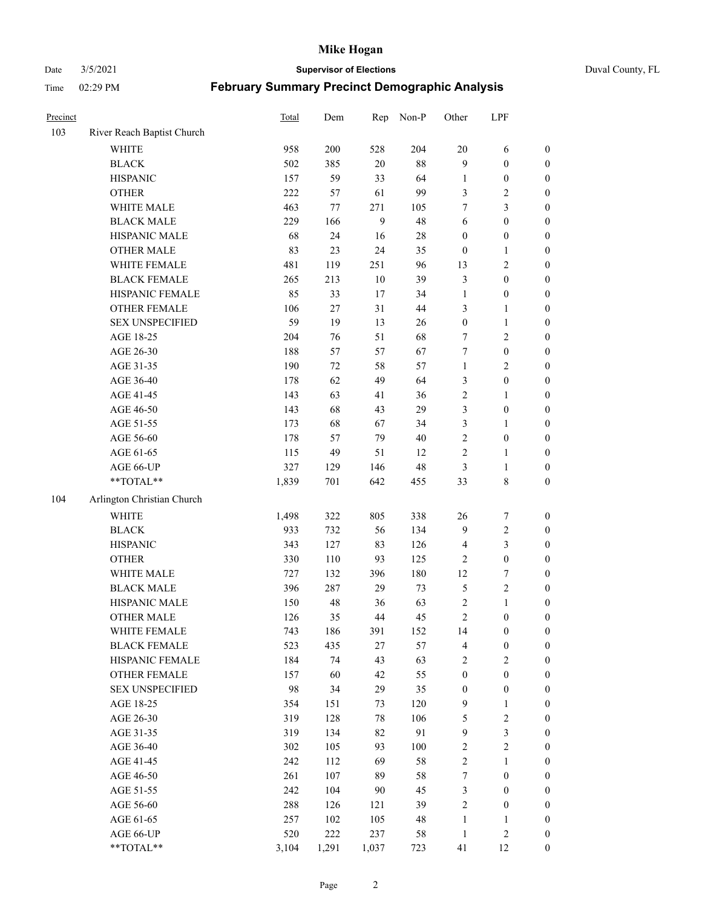# Mike Hogan

Date 3/5/2021 **Supervisor of Elections** Duval County, FL

Time 02:29 PM **February Summary Precinct Demographic Analysis**

| Precinct | | Total | Dem | Rep | Non-P | Other | LPF | |
|---|---|---|---|---|---|---|---|---|
| 103 | River Reach Baptist Church | | | | | | | |
| | WHITE | 958 | 200 | 528 | 204 | 20 | 6 | 0 |
| | BLACK | 502 | 385 | 20 | 88 | 9 | 0 | 0 |
| | HISPANIC | 157 | 59 | 33 | 64 | 1 | 0 | 0 |
| | OTHER | 222 | 57 | 61 | 99 | 3 | 2 | 0 |
| | WHITE MALE | 463 | 77 | 271 | 105 | 7 | 3 | 0 |
| | BLACK MALE | 229 | 166 | 9 | 48 | 6 | 0 | 0 |
| | HISPANIC MALE | 68 | 24 | 16 | 28 | 0 | 0 | 0 |
| | OTHER MALE | 83 | 23 | 24 | 35 | 0 | 1 | 0 |
| | WHITE FEMALE | 481 | 119 | 251 | 96 | 13 | 2 | 0 |
| | BLACK FEMALE | 265 | 213 | 10 | 39 | 3 | 0 | 0 |
| | HISPANIC FEMALE | 85 | 33 | 17 | 34 | 1 | 0 | 0 |
| | OTHER FEMALE | 106 | 27 | 31 | 44 | 3 | 1 | 0 |
| | SEX UNSPECIFIED | 59 | 19 | 13 | 26 | 0 | 1 | 0 |
| | AGE 18-25 | 204 | 76 | 51 | 68 | 7 | 2 | 0 |
| | AGE 26-30 | 188 | 57 | 57 | 67 | 7 | 0 | 0 |
| | AGE 31-35 | 190 | 72 | 58 | 57 | 1 | 2 | 0 |
| | AGE 36-40 | 178 | 62 | 49 | 64 | 3 | 0 | 0 |
| | AGE 41-45 | 143 | 63 | 41 | 36 | 2 | 1 | 0 |
| | AGE 46-50 | 143 | 68 | 43 | 29 | 3 | 0 | 0 |
| | AGE 51-55 | 173 | 68 | 67 | 34 | 3 | 1 | 0 |
| | AGE 56-60 | 178 | 57 | 79 | 40 | 2 | 0 | 0 |
| | AGE 61-65 | 115 | 49 | 51 | 12 | 2 | 1 | 0 |
| | AGE 66-UP | 327 | 129 | 146 | 48 | 3 | 1 | 0 |
| | **TOTAL** | 1,839 | 701 | 642 | 455 | 33 | 8 | 0 |
| 104 | Arlington Christian Church | | | | | | | |
| | WHITE | 1,498 | 322 | 805 | 338 | 26 | 7 | 0 |
| | BLACK | 933 | 732 | 56 | 134 | 9 | 2 | 0 |
| | HISPANIC | 343 | 127 | 83 | 126 | 4 | 3 | 0 |
| | OTHER | 330 | 110 | 93 | 125 | 2 | 0 | 0 |
| | WHITE MALE | 727 | 132 | 396 | 180 | 12 | 7 | 0 |
| | BLACK MALE | 396 | 287 | 29 | 73 | 5 | 2 | 0 |
| | HISPANIC MALE | 150 | 48 | 36 | 63 | 2 | 1 | 0 |
| | OTHER MALE | 126 | 35 | 44 | 45 | 2 | 0 | 0 |
| | WHITE FEMALE | 743 | 186 | 391 | 152 | 14 | 0 | 0 |
| | BLACK FEMALE | 523 | 435 | 27 | 57 | 4 | 0 | 0 |
| | HISPANIC FEMALE | 184 | 74 | 43 | 63 | 2 | 2 | 0 |
| | OTHER FEMALE | 157 | 60 | 42 | 55 | 0 | 0 | 0 |
| | SEX UNSPECIFIED | 98 | 34 | 29 | 35 | 0 | 0 | 0 |
| | AGE 18-25 | 354 | 151 | 73 | 120 | 9 | 1 | 0 |
| | AGE 26-30 | 319 | 128 | 78 | 106 | 5 | 2 | 0 |
| | AGE 31-35 | 319 | 134 | 82 | 91 | 9 | 3 | 0 |
| | AGE 36-40 | 302 | 105 | 93 | 100 | 2 | 2 | 0 |
| | AGE 41-45 | 242 | 112 | 69 | 58 | 2 | 1 | 0 |
| | AGE 46-50 | 261 | 107 | 89 | 58 | 7 | 0 | 0 |
| | AGE 51-55 | 242 | 104 | 90 | 45 | 3 | 0 | 0 |
| | AGE 56-60 | 288 | 126 | 121 | 39 | 2 | 0 | 0 |
| | AGE 61-65 | 257 | 102 | 105 | 48 | 1 | 1 | 0 |
| | AGE 66-UP | 520 | 222 | 237 | 58 | 1 | 2 | 0 |
| | **TOTAL** | 3,104 | 1,291 | 1,037 | 723 | 41 | 12 | 0 |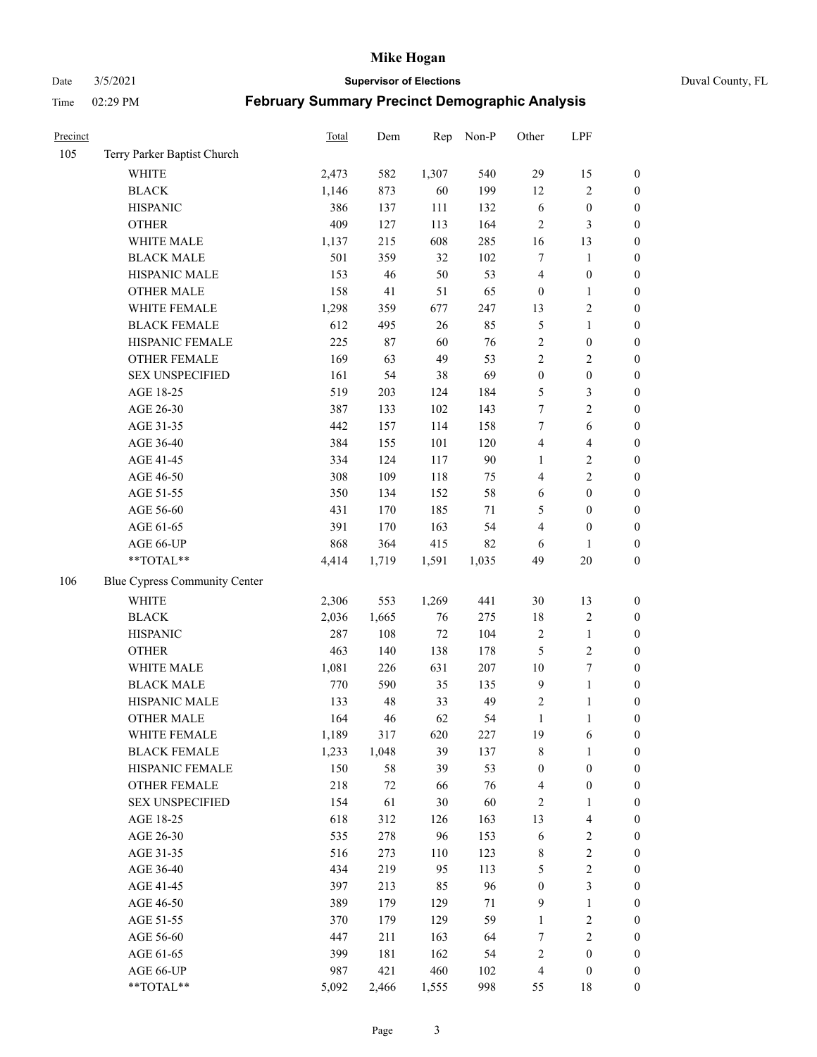| Precinct | | Total | Dem | Rep | Non-P | Other | LPF | |
|---|---|---|---|---|---|---|---|---|
| 105 | Terry Parker Baptist Church | | | | | | | |
| | WHITE | 2,473 | 582 | 1,307 | 540 | 29 | 15 | 0 |
| | BLACK | 1,146 | 873 | 60 | 199 | 12 | 2 | 0 |
| | HISPANIC | 386 | 137 | 111 | 132 | 6 | 0 | 0 |
| | OTHER | 409 | 127 | 113 | 164 | 2 | 3 | 0 |
| | WHITE MALE | 1,137 | 215 | 608 | 285 | 16 | 13 | 0 |
| | BLACK MALE | 501 | 359 | 32 | 102 | 7 | 1 | 0 |
| | HISPANIC MALE | 153 | 46 | 50 | 53 | 4 | 0 | 0 |
| | OTHER MALE | 158 | 41 | 51 | 65 | 0 | 1 | 0 |
| | WHITE FEMALE | 1,298 | 359 | 677 | 247 | 13 | 2 | 0 |
| | BLACK FEMALE | 612 | 495 | 26 | 85 | 5 | 1 | 0 |
| | HISPANIC FEMALE | 225 | 87 | 60 | 76 | 2 | 0 | 0 |
| | OTHER FEMALE | 169 | 63 | 49 | 53 | 2 | 2 | 0 |
| | SEX UNSPECIFIED | 161 | 54 | 38 | 69 | 0 | 0 | 0 |
| | AGE 18-25 | 519 | 203 | 124 | 184 | 5 | 3 | 0 |
| | AGE 26-30 | 387 | 133 | 102 | 143 | 7 | 2 | 0 |
| | AGE 31-35 | 442 | 157 | 114 | 158 | 7 | 6 | 0 |
| | AGE 36-40 | 384 | 155 | 101 | 120 | 4 | 4 | 0 |
| | AGE 41-45 | 334 | 124 | 117 | 90 | 1 | 2 | 0 |
| | AGE 46-50 | 308 | 109 | 118 | 75 | 4 | 2 | 0 |
| | AGE 51-55 | 350 | 134 | 152 | 58 | 6 | 0 | 0 |
| | AGE 56-60 | 431 | 170 | 185 | 71 | 5 | 0 | 0 |
| | AGE 61-65 | 391 | 170 | 163 | 54 | 4 | 0 | 0 |
| | AGE 66-UP | 868 | 364 | 415 | 82 | 6 | 1 | 0 |
| | **TOTAL** | 4,414 | 1,719 | 1,591 | 1,035 | 49 | 20 | 0 |
| 106 | Blue Cypress Community Center | | | | | | | |
| | WHITE | 2,306 | 553 | 1,269 | 441 | 30 | 13 | 0 |
| | BLACK | 2,036 | 1,665 | 76 | 275 | 18 | 2 | 0 |
| | HISPANIC | 287 | 108 | 72 | 104 | 2 | 1 | 0 |
| | OTHER | 463 | 140 | 138 | 178 | 5 | 2 | 0 |
| | WHITE MALE | 1,081 | 226 | 631 | 207 | 10 | 7 | 0 |
| | BLACK MALE | 770 | 590 | 35 | 135 | 9 | 1 | 0 |
| | HISPANIC MALE | 133 | 48 | 33 | 49 | 2 | 1 | 0 |
| | OTHER MALE | 164 | 46 | 62 | 54 | 1 | 1 | 0 |
| | WHITE FEMALE | 1,189 | 317 | 620 | 227 | 19 | 6 | 0 |
| | BLACK FEMALE | 1,233 | 1,048 | 39 | 137 | 8 | 1 | 0 |
| | HISPANIC FEMALE | 150 | 58 | 39 | 53 | 0 | 0 | 0 |
| | OTHER FEMALE | 218 | 72 | 66 | 76 | 4 | 0 | 0 |
| | SEX UNSPECIFIED | 154 | 61 | 30 | 60 | 2 | 1 | 0 |
| | AGE 18-25 | 618 | 312 | 126 | 163 | 13 | 4 | 0 |
| | AGE 26-30 | 535 | 278 | 96 | 153 | 6 | 2 | 0 |
| | AGE 31-35 | 516 | 273 | 110 | 123 | 8 | 2 | 0 |
| | AGE 36-40 | 434 | 219 | 95 | 113 | 5 | 2 | 0 |
| | AGE 41-45 | 397 | 213 | 85 | 96 | 0 | 3 | 0 |
| | AGE 46-50 | 389 | 179 | 129 | 71 | 9 | 1 | 0 |
| | AGE 51-55 | 370 | 179 | 129 | 59 | 1 | 2 | 0 |
| | AGE 56-60 | 447 | 211 | 163 | 64 | 7 | 2 | 0 |
| | AGE 61-65 | 399 | 181 | 162 | 54 | 2 | 0 | 0 |
| | AGE 66-UP | 987 | 421 | 460 | 102 | 4 | 0 | 0 |
| | **TOTAL** | 5,092 | 2,466 | 1,555 | 998 | 55 | 18 | 0 |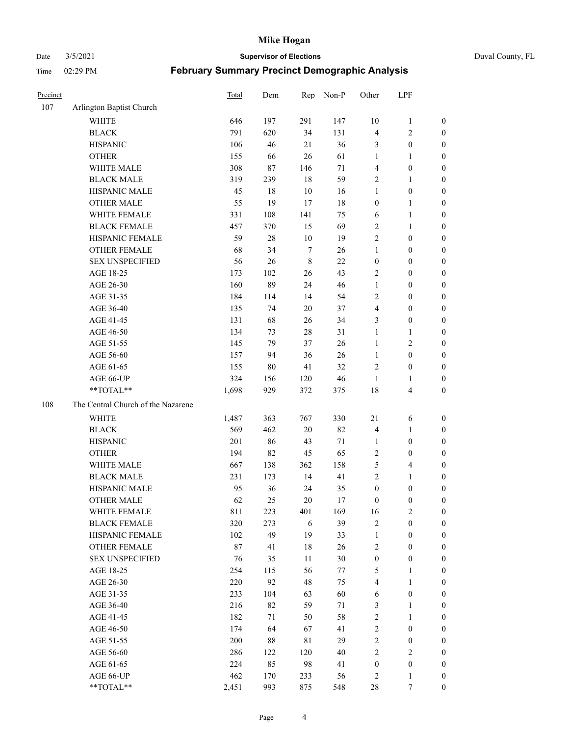# Mike Hogan

Date 3/5/2021 **Supervisor of Elections** Duval County, FL

Time 02:29 PM **February Summary Precinct Demographic Analysis**

| Precinct | | Total | Dem | Rep | Non-P | Other | LPF | |
|---|---|---|---|---|---|---|---|---|
| 107 | Arlington Baptist Church | | | | | | | |
| | WHITE | 646 | 197 | 291 | 147 | 10 | 1 | 0 |
| | BLACK | 791 | 620 | 34 | 131 | 4 | 2 | 0 |
| | HISPANIC | 106 | 46 | 21 | 36 | 3 | 0 | 0 |
| | OTHER | 155 | 66 | 26 | 61 | 1 | 1 | 0 |
| | WHITE MALE | 308 | 87 | 146 | 71 | 4 | 0 | 0 |
| | BLACK MALE | 319 | 239 | 18 | 59 | 2 | 1 | 0 |
| | HISPANIC MALE | 45 | 18 | 10 | 16 | 1 | 0 | 0 |
| | OTHER MALE | 55 | 19 | 17 | 18 | 0 | 1 | 0 |
| | WHITE FEMALE | 331 | 108 | 141 | 75 | 6 | 1 | 0 |
| | BLACK FEMALE | 457 | 370 | 15 | 69 | 2 | 1 | 0 |
| | HISPANIC FEMALE | 59 | 28 | 10 | 19 | 2 | 0 | 0 |
| | OTHER FEMALE | 68 | 34 | 7 | 26 | 1 | 0 | 0 |
| | SEX UNSPECIFIED | 56 | 26 | 8 | 22 | 0 | 0 | 0 |
| | AGE 18-25 | 173 | 102 | 26 | 43 | 2 | 0 | 0 |
| | AGE 26-30 | 160 | 89 | 24 | 46 | 1 | 0 | 0 |
| | AGE 31-35 | 184 | 114 | 14 | 54 | 2 | 0 | 0 |
| | AGE 36-40 | 135 | 74 | 20 | 37 | 4 | 0 | 0 |
| | AGE 41-45 | 131 | 68 | 26 | 34 | 3 | 0 | 0 |
| | AGE 46-50 | 134 | 73 | 28 | 31 | 1 | 1 | 0 |
| | AGE 51-55 | 145 | 79 | 37 | 26 | 1 | 2 | 0 |
| | AGE 56-60 | 157 | 94 | 36 | 26 | 1 | 0 | 0 |
| | AGE 61-65 | 155 | 80 | 41 | 32 | 2 | 0 | 0 |
| | AGE 66-UP | 324 | 156 | 120 | 46 | 1 | 1 | 0 |
| | **TOTAL** | 1,698 | 929 | 372 | 375 | 18 | 4 | 0 |
| 108 | The Central Church of the Nazarene | | | | | | | |
| | WHITE | 1,487 | 363 | 767 | 330 | 21 | 6 | 0 |
| | BLACK | 569 | 462 | 20 | 82 | 4 | 1 | 0 |
| | HISPANIC | 201 | 86 | 43 | 71 | 1 | 0 | 0 |
| | OTHER | 194 | 82 | 45 | 65 | 2 | 0 | 0 |
| | WHITE MALE | 667 | 138 | 362 | 158 | 5 | 4 | 0 |
| | BLACK MALE | 231 | 173 | 14 | 41 | 2 | 1 | 0 |
| | HISPANIC MALE | 95 | 36 | 24 | 35 | 0 | 0 | 0 |
| | OTHER MALE | 62 | 25 | 20 | 17 | 0 | 0 | 0 |
| | WHITE FEMALE | 811 | 223 | 401 | 169 | 16 | 2 | 0 |
| | BLACK FEMALE | 320 | 273 | 6 | 39 | 2 | 0 | 0 |
| | HISPANIC FEMALE | 102 | 49 | 19 | 33 | 1 | 0 | 0 |
| | OTHER FEMALE | 87 | 41 | 18 | 26 | 2 | 0 | 0 |
| | SEX UNSPECIFIED | 76 | 35 | 11 | 30 | 0 | 0 | 0 |
| | AGE 18-25 | 254 | 115 | 56 | 77 | 5 | 1 | 0 |
| | AGE 26-30 | 220 | 92 | 48 | 75 | 4 | 1 | 0 |
| | AGE 31-35 | 233 | 104 | 63 | 60 | 6 | 0 | 0 |
| | AGE 36-40 | 216 | 82 | 59 | 71 | 3 | 1 | 0 |
| | AGE 41-45 | 182 | 71 | 50 | 58 | 2 | 1 | 0 |
| | AGE 46-50 | 174 | 64 | 67 | 41 | 2 | 0 | 0 |
| | AGE 51-55 | 200 | 88 | 81 | 29 | 2 | 0 | 0 |
| | AGE 56-60 | 286 | 122 | 120 | 40 | 2 | 2 | 0 |
| | AGE 61-65 | 224 | 85 | 98 | 41 | 0 | 0 | 0 |
| | AGE 66-UP | 462 | 170 | 233 | 56 | 2 | 1 | 0 |
| | **TOTAL** | 2,451 | 993 | 875 | 548 | 28 | 7 | 0 |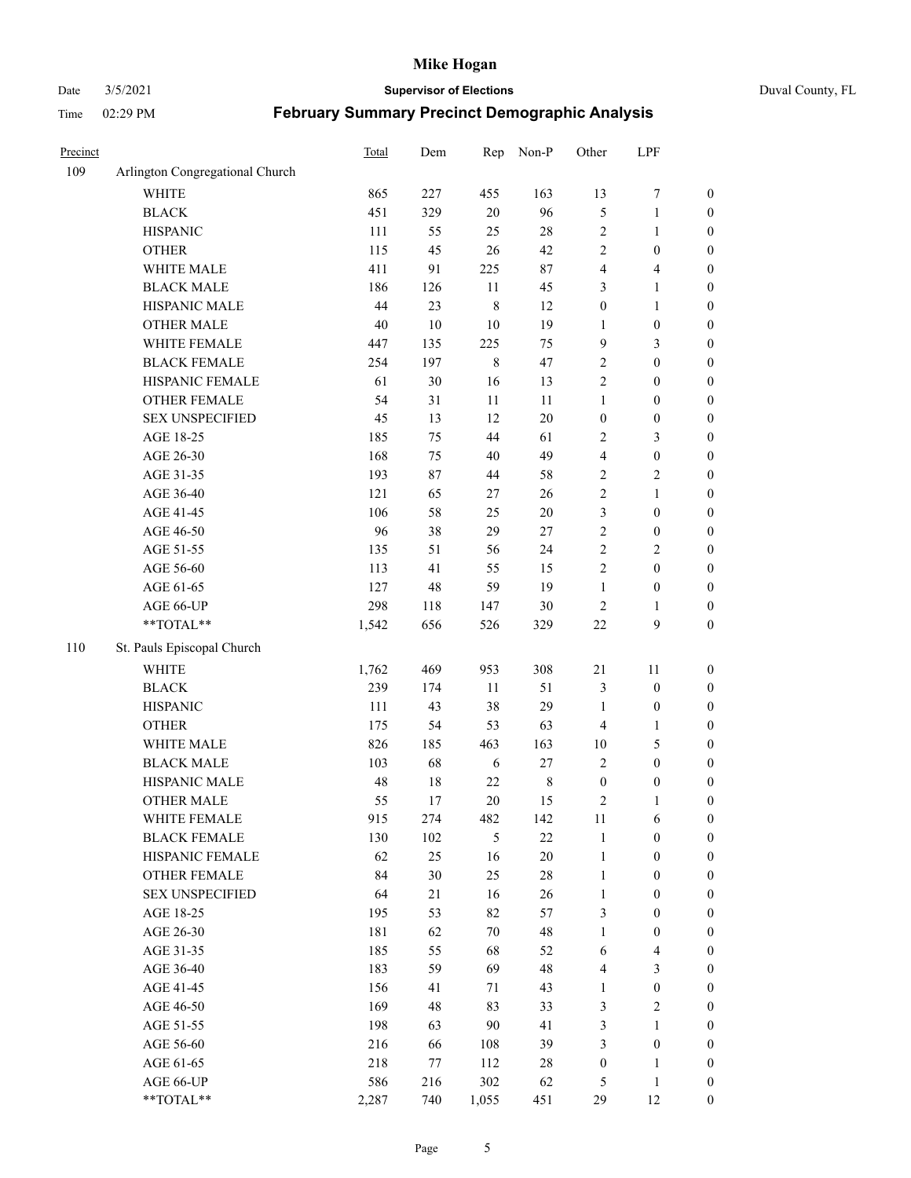| Precinct | | Total | Dem | Rep | Non-P | Other | LPF | |
|---|---|---|---|---|---|---|---|---|
| 109 | Arlington Congregational Church | | | | | | | |
| | WHITE | 865 | 227 | 455 | 163 | 13 | 7 | 0 |
| | BLACK | 451 | 329 | 20 | 96 | 5 | 1 | 0 |
| | HISPANIC | 111 | 55 | 25 | 28 | 2 | 1 | 0 |
| | OTHER | 115 | 45 | 26 | 42 | 2 | 0 | 0 |
| | WHITE MALE | 411 | 91 | 225 | 87 | 4 | 4 | 0 |
| | BLACK MALE | 186 | 126 | 11 | 45 | 3 | 1 | 0 |
| | HISPANIC MALE | 44 | 23 | 8 | 12 | 0 | 1 | 0 |
| | OTHER MALE | 40 | 10 | 10 | 19 | 1 | 0 | 0 |
| | WHITE FEMALE | 447 | 135 | 225 | 75 | 9 | 3 | 0 |
| | BLACK FEMALE | 254 | 197 | 8 | 47 | 2 | 0 | 0 |
| | HISPANIC FEMALE | 61 | 30 | 16 | 13 | 2 | 0 | 0 |
| | OTHER FEMALE | 54 | 31 | 11 | 11 | 1 | 0 | 0 |
| | SEX UNSPECIFIED | 45 | 13 | 12 | 20 | 0 | 0 | 0 |
| | AGE 18-25 | 185 | 75 | 44 | 61 | 2 | 3 | 0 |
| | AGE 26-30 | 168 | 75 | 40 | 49 | 4 | 0 | 0 |
| | AGE 31-35 | 193 | 87 | 44 | 58 | 2 | 2 | 0 |
| | AGE 36-40 | 121 | 65 | 27 | 26 | 2 | 1 | 0 |
| | AGE 41-45 | 106 | 58 | 25 | 20 | 3 | 0 | 0 |
| | AGE 46-50 | 96 | 38 | 29 | 27 | 2 | 0 | 0 |
| | AGE 51-55 | 135 | 51 | 56 | 24 | 2 | 2 | 0 |
| | AGE 56-60 | 113 | 41 | 55 | 15 | 2 | 0 | 0 |
| | AGE 61-65 | 127 | 48 | 59 | 19 | 1 | 0 | 0 |
| | AGE 66-UP | 298 | 118 | 147 | 30 | 2 | 1 | 0 |
| | **TOTAL** | 1,542 | 656 | 526 | 329 | 22 | 9 | 0 |
| 110 | St. Pauls Episcopal Church | | | | | | | |
| | WHITE | 1,762 | 469 | 953 | 308 | 21 | 11 | 0 |
| | BLACK | 239 | 174 | 11 | 51 | 3 | 0 | 0 |
| | HISPANIC | 111 | 43 | 38 | 29 | 1 | 0 | 0 |
| | OTHER | 175 | 54 | 53 | 63 | 4 | 1 | 0 |
| | WHITE MALE | 826 | 185 | 463 | 163 | 10 | 5 | 0 |
| | BLACK MALE | 103 | 68 | 6 | 27 | 2 | 0 | 0 |
| | HISPANIC MALE | 48 | 18 | 22 | 8 | 0 | 0 | 0 |
| | OTHER MALE | 55 | 17 | 20 | 15 | 2 | 1 | 0 |
| | WHITE FEMALE | 915 | 274 | 482 | 142 | 11 | 6 | 0 |
| | BLACK FEMALE | 130 | 102 | 5 | 22 | 1 | 0 | 0 |
| | HISPANIC FEMALE | 62 | 25 | 16 | 20 | 1 | 0 | 0 |
| | OTHER FEMALE | 84 | 30 | 25 | 28 | 1 | 0 | 0 |
| | SEX UNSPECIFIED | 64 | 21 | 16 | 26 | 1 | 0 | 0 |
| | AGE 18-25 | 195 | 53 | 82 | 57 | 3 | 0 | 0 |
| | AGE 26-30 | 181 | 62 | 70 | 48 | 1 | 0 | 0 |
| | AGE 31-35 | 185 | 55 | 68 | 52 | 6 | 4 | 0 |
| | AGE 36-40 | 183 | 59 | 69 | 48 | 4 | 3 | 0 |
| | AGE 41-45 | 156 | 41 | 71 | 43 | 1 | 0 | 0 |
| | AGE 46-50 | 169 | 48 | 83 | 33 | 3 | 2 | 0 |
| | AGE 51-55 | 198 | 63 | 90 | 41 | 3 | 1 | 0 |
| | AGE 56-60 | 216 | 66 | 108 | 39 | 3 | 0 | 0 |
| | AGE 61-65 | 218 | 77 | 112 | 28 | 0 | 1 | 0 |
| | AGE 66-UP | 586 | 216 | 302 | 62 | 5 | 1 | 0 |
| | **TOTAL** | 2,287 | 740 | 1,055 | 451 | 29 | 12 | 0 |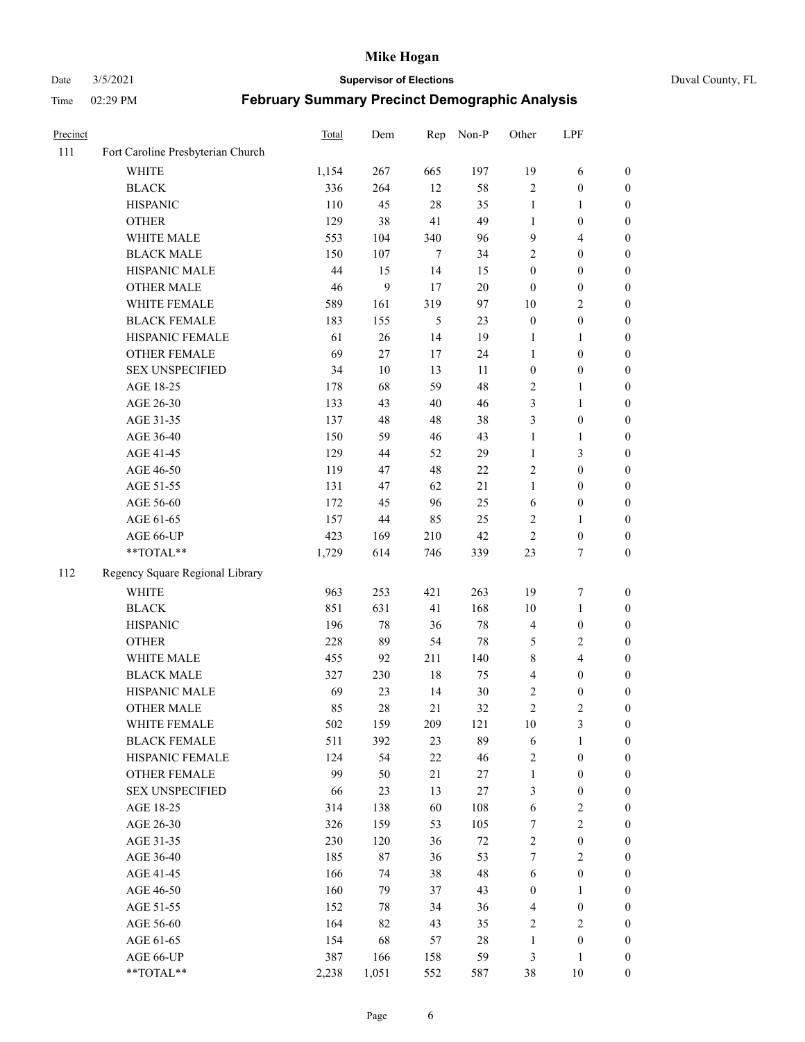# Mike Hogan

Date 3/5/2021 **Supervisor of Elections** Duval County, FL

Time 02:29 PM **February Summary Precinct Demographic Analysis**

| Precinct | | Total | Dem | Rep | Non-P | Other | LPF | |
|---|---|---|---|---|---|---|---|---|
| 111 | Fort Caroline Presbyterian Church | | | | | | | |
| | WHITE | 1,154 | 267 | 665 | 197 | 19 | 6 | 0 |
| | BLACK | 336 | 264 | 12 | 58 | 2 | 0 | 0 |
| | HISPANIC | 110 | 45 | 28 | 35 | 1 | 1 | 0 |
| | OTHER | 129 | 38 | 41 | 49 | 1 | 0 | 0 |
| | WHITE MALE | 553 | 104 | 340 | 96 | 9 | 4 | 0 |
| | BLACK MALE | 150 | 107 | 7 | 34 | 2 | 0 | 0 |
| | HISPANIC MALE | 44 | 15 | 14 | 15 | 0 | 0 | 0 |
| | OTHER MALE | 46 | 9 | 17 | 20 | 0 | 0 | 0 |
| | WHITE FEMALE | 589 | 161 | 319 | 97 | 10 | 2 | 0 |
| | BLACK FEMALE | 183 | 155 | 5 | 23 | 0 | 0 | 0 |
| | HISPANIC FEMALE | 61 | 26 | 14 | 19 | 1 | 1 | 0 |
| | OTHER FEMALE | 69 | 27 | 17 | 24 | 1 | 0 | 0 |
| | SEX UNSPECIFIED | 34 | 10 | 13 | 11 | 0 | 0 | 0 |
| | AGE 18-25 | 178 | 68 | 59 | 48 | 2 | 1 | 0 |
| | AGE 26-30 | 133 | 43 | 40 | 46 | 3 | 1 | 0 |
| | AGE 31-35 | 137 | 48 | 48 | 38 | 3 | 0 | 0 |
| | AGE 36-40 | 150 | 59 | 46 | 43 | 1 | 1 | 0 |
| | AGE 41-45 | 129 | 44 | 52 | 29 | 1 | 3 | 0 |
| | AGE 46-50 | 119 | 47 | 48 | 22 | 2 | 0 | 0 |
| | AGE 51-55 | 131 | 47 | 62 | 21 | 1 | 0 | 0 |
| | AGE 56-60 | 172 | 45 | 96 | 25 | 6 | 0 | 0 |
| | AGE 61-65 | 157 | 44 | 85 | 25 | 2 | 1 | 0 |
| | AGE 66-UP | 423 | 169 | 210 | 42 | 2 | 0 | 0 |
| | **TOTAL** | 1,729 | 614 | 746 | 339 | 23 | 7 | 0 |
| 112 | Regency Square Regional Library | | | | | | | |
| | WHITE | 963 | 253 | 421 | 263 | 19 | 7 | 0 |
| | BLACK | 851 | 631 | 41 | 168 | 10 | 1 | 0 |
| | HISPANIC | 196 | 78 | 36 | 78 | 4 | 0 | 0 |
| | OTHER | 228 | 89 | 54 | 78 | 5 | 2 | 0 |
| | WHITE MALE | 455 | 92 | 211 | 140 | 8 | 4 | 0 |
| | BLACK MALE | 327 | 230 | 18 | 75 | 4 | 0 | 0 |
| | HISPANIC MALE | 69 | 23 | 14 | 30 | 2 | 0 | 0 |
| | OTHER MALE | 85 | 28 | 21 | 32 | 2 | 2 | 0 |
| | WHITE FEMALE | 502 | 159 | 209 | 121 | 10 | 3 | 0 |
| | BLACK FEMALE | 511 | 392 | 23 | 89 | 6 | 1 | 0 |
| | HISPANIC FEMALE | 124 | 54 | 22 | 46 | 2 | 0 | 0 |
| | OTHER FEMALE | 99 | 50 | 21 | 27 | 1 | 0 | 0 |
| | SEX UNSPECIFIED | 66 | 23 | 13 | 27 | 3 | 0 | 0 |
| | AGE 18-25 | 314 | 138 | 60 | 108 | 6 | 2 | 0 |
| | AGE 26-30 | 326 | 159 | 53 | 105 | 7 | 2 | 0 |
| | AGE 31-35 | 230 | 120 | 36 | 72 | 2 | 0 | 0 |
| | AGE 36-40 | 185 | 87 | 36 | 53 | 7 | 2 | 0 |
| | AGE 41-45 | 166 | 74 | 38 | 48 | 6 | 0 | 0 |
| | AGE 46-50 | 160 | 79 | 37 | 43 | 0 | 1 | 0 |
| | AGE 51-55 | 152 | 78 | 34 | 36 | 4 | 0 | 0 |
| | AGE 56-60 | 164 | 82 | 43 | 35 | 2 | 2 | 0 |
| | AGE 61-65 | 154 | 68 | 57 | 28 | 1 | 0 | 0 |
| | AGE 66-UP | 387 | 166 | 158 | 59 | 3 | 1 | 0 |
| | **TOTAL** | 2,238 | 1,051 | 552 | 587 | 38 | 10 | 0 |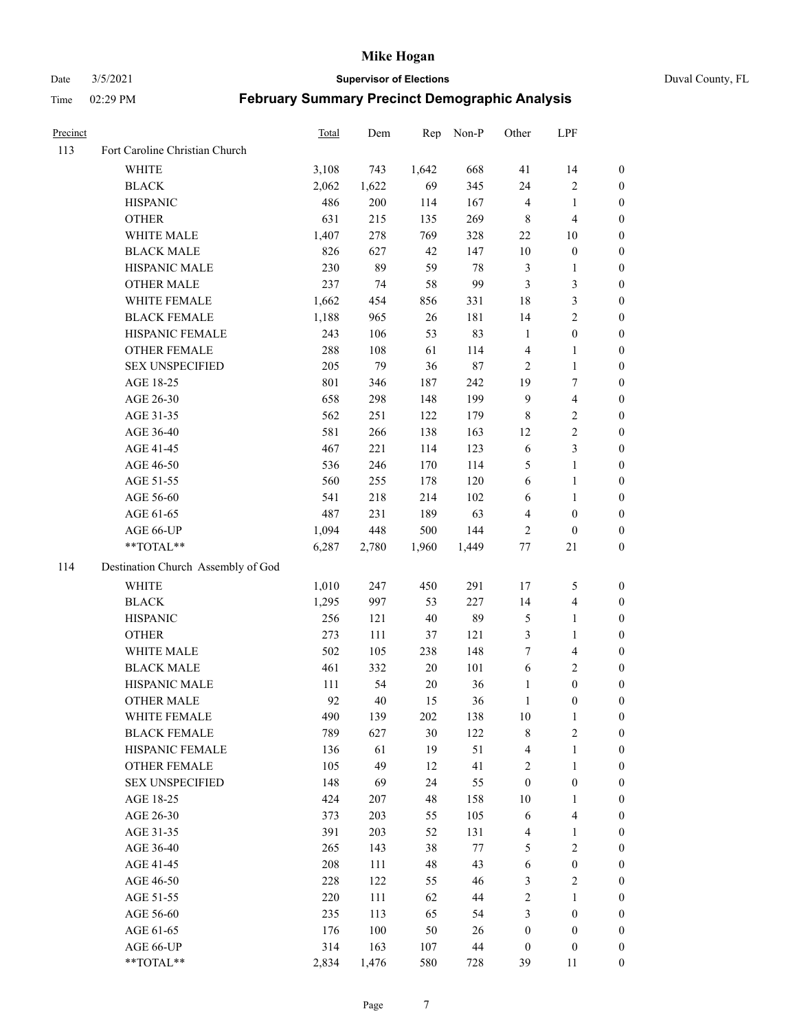# Mike Hogan

Date 3/5/2021 **Supervisor of Elections** Duval County, FL

Time 02:29 PM **February Summary Precinct Demographic Analysis**

| Precinct | | Total | Dem | Rep | Non-P | Other | LPF | |
|---|---|---|---|---|---|---|---|---|
| 113 | Fort Caroline Christian Church | | | | | | | |
| | WHITE | 3,108 | 743 | 1,642 | 668 | 41 | 14 | 0 |
| | BLACK | 2,062 | 1,622 | 69 | 345 | 24 | 2 | 0 |
| | HISPANIC | 486 | 200 | 114 | 167 | 4 | 1 | 0 |
| | OTHER | 631 | 215 | 135 | 269 | 8 | 4 | 0 |
| | WHITE MALE | 1,407 | 278 | 769 | 328 | 22 | 10 | 0 |
| | BLACK MALE | 826 | 627 | 42 | 147 | 10 | 0 | 0 |
| | HISPANIC MALE | 230 | 89 | 59 | 78 | 3 | 1 | 0 |
| | OTHER MALE | 237 | 74 | 58 | 99 | 3 | 3 | 0 |
| | WHITE FEMALE | 1,662 | 454 | 856 | 331 | 18 | 3 | 0 |
| | BLACK FEMALE | 1,188 | 965 | 26 | 181 | 14 | 2 | 0 |
| | HISPANIC FEMALE | 243 | 106 | 53 | 83 | 1 | 0 | 0 |
| | OTHER FEMALE | 288 | 108 | 61 | 114 | 4 | 1 | 0 |
| | SEX UNSPECIFIED | 205 | 79 | 36 | 87 | 2 | 1 | 0 |
| | AGE 18-25 | 801 | 346 | 187 | 242 | 19 | 7 | 0 |
| | AGE 26-30 | 658 | 298 | 148 | 199 | 9 | 4 | 0 |
| | AGE 31-35 | 562 | 251 | 122 | 179 | 8 | 2 | 0 |
| | AGE 36-40 | 581 | 266 | 138 | 163 | 12 | 2 | 0 |
| | AGE 41-45 | 467 | 221 | 114 | 123 | 6 | 3 | 0 |
| | AGE 46-50 | 536 | 246 | 170 | 114 | 5 | 1 | 0 |
| | AGE 51-55 | 560 | 255 | 178 | 120 | 6 | 1 | 0 |
| | AGE 56-60 | 541 | 218 | 214 | 102 | 6 | 1 | 0 |
| | AGE 61-65 | 487 | 231 | 189 | 63 | 4 | 0 | 0 |
| | AGE 66-UP | 1,094 | 448 | 500 | 144 | 2 | 0 | 0 |
| | **TOTAL** | 6,287 | 2,780 | 1,960 | 1,449 | 77 | 21 | 0 |
| 114 | Destination Church Assembly of God | | | | | | | |
| | WHITE | 1,010 | 247 | 450 | 291 | 17 | 5 | 0 |
| | BLACK | 1,295 | 997 | 53 | 227 | 14 | 4 | 0 |
| | HISPANIC | 256 | 121 | 40 | 89 | 5 | 1 | 0 |
| | OTHER | 273 | 111 | 37 | 121 | 3 | 1 | 0 |
| | WHITE MALE | 502 | 105 | 238 | 148 | 7 | 4 | 0 |
| | BLACK MALE | 461 | 332 | 20 | 101 | 6 | 2 | 0 |
| | HISPANIC MALE | 111 | 54 | 20 | 36 | 1 | 0 | 0 |
| | OTHER MALE | 92 | 40 | 15 | 36 | 1 | 0 | 0 |
| | WHITE FEMALE | 490 | 139 | 202 | 138 | 10 | 1 | 0 |
| | BLACK FEMALE | 789 | 627 | 30 | 122 | 8 | 2 | 0 |
| | HISPANIC FEMALE | 136 | 61 | 19 | 51 | 4 | 1 | 0 |
| | OTHER FEMALE | 105 | 49 | 12 | 41 | 2 | 1 | 0 |
| | SEX UNSPECIFIED | 148 | 69 | 24 | 55 | 0 | 0 | 0 |
| | AGE 18-25 | 424 | 207 | 48 | 158 | 10 | 1 | 0 |
| | AGE 26-30 | 373 | 203 | 55 | 105 | 6 | 4 | 0 |
| | AGE 31-35 | 391 | 203 | 52 | 131 | 4 | 1 | 0 |
| | AGE 36-40 | 265 | 143 | 38 | 77 | 5 | 2 | 0 |
| | AGE 41-45 | 208 | 111 | 48 | 43 | 6 | 0 | 0 |
| | AGE 46-50 | 228 | 122 | 55 | 46 | 3 | 2 | 0 |
| | AGE 51-55 | 220 | 111 | 62 | 44 | 2 | 1 | 0 |
| | AGE 56-60 | 235 | 113 | 65 | 54 | 3 | 0 | 0 |
| | AGE 61-65 | 176 | 100 | 50 | 26 | 0 | 0 | 0 |
| | AGE 66-UP | 314 | 163 | 107 | 44 | 0 | 0 | 0 |
| | **TOTAL** | 2,834 | 1,476 | 580 | 728 | 39 | 11 | 0 |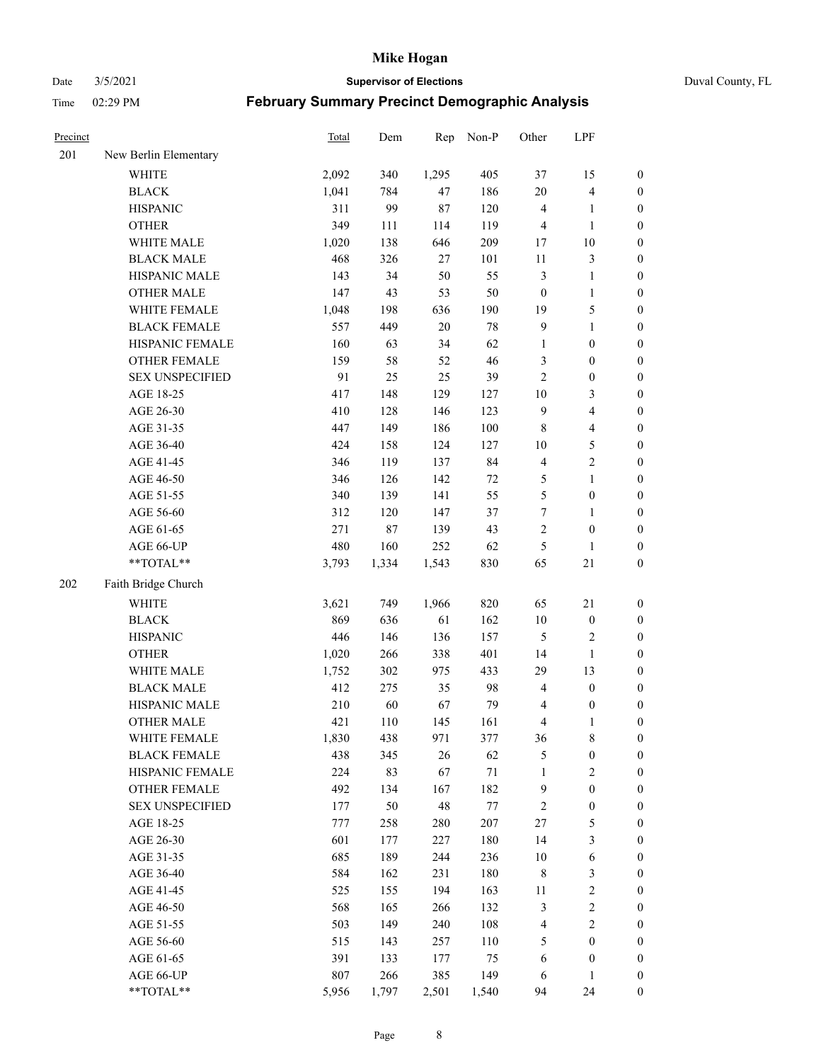# Mike Hogan

Date 3/5/2021 **Supervisor of Elections** Duval County, FL

Time 02:29 PM **February Summary Precinct Demographic Analysis**

| Precinct | | Total | Dem | Rep | Non-P | Other | LPF | |
|---|---|---|---|---|---|---|---|---|
| 201 | New Berlin Elementary | | | | | | | |
| | WHITE | 2,092 | 340 | 1,295 | 405 | 37 | 15 | 0 |
| | BLACK | 1,041 | 784 | 47 | 186 | 20 | 4 | 0 |
| | HISPANIC | 311 | 99 | 87 | 120 | 4 | 1 | 0 |
| | OTHER | 349 | 111 | 114 | 119 | 4 | 1 | 0 |
| | WHITE MALE | 1,020 | 138 | 646 | 209 | 17 | 10 | 0 |
| | BLACK MALE | 468 | 326 | 27 | 101 | 11 | 3 | 0 |
| | HISPANIC MALE | 143 | 34 | 50 | 55 | 3 | 1 | 0 |
| | OTHER MALE | 147 | 43 | 53 | 50 | 0 | 1 | 0 |
| | WHITE FEMALE | 1,048 | 198 | 636 | 190 | 19 | 5 | 0 |
| | BLACK FEMALE | 557 | 449 | 20 | 78 | 9 | 1 | 0 |
| | HISPANIC FEMALE | 160 | 63 | 34 | 62 | 1 | 0 | 0 |
| | OTHER FEMALE | 159 | 58 | 52 | 46 | 3 | 0 | 0 |
| | SEX UNSPECIFIED | 91 | 25 | 25 | 39 | 2 | 0 | 0 |
| | AGE 18-25 | 417 | 148 | 129 | 127 | 10 | 3 | 0 |
| | AGE 26-30 | 410 | 128 | 146 | 123 | 9 | 4 | 0 |
| | AGE 31-35 | 447 | 149 | 186 | 100 | 8 | 4 | 0 |
| | AGE 36-40 | 424 | 158 | 124 | 127 | 10 | 5 | 0 |
| | AGE 41-45 | 346 | 119 | 137 | 84 | 4 | 2 | 0 |
| | AGE 46-50 | 346 | 126 | 142 | 72 | 5 | 1 | 0 |
| | AGE 51-55 | 340 | 139 | 141 | 55 | 5 | 0 | 0 |
| | AGE 56-60 | 312 | 120 | 147 | 37 | 7 | 1 | 0 |
| | AGE 61-65 | 271 | 87 | 139 | 43 | 2 | 0 | 0 |
| | AGE 66-UP | 480 | 160 | 252 | 62 | 5 | 1 | 0 |
| | **TOTAL** | 3,793 | 1,334 | 1,543 | 830 | 65 | 21 | 0 |
| 202 | Faith Bridge Church | | | | | | | |
| | WHITE | 3,621 | 749 | 1,966 | 820 | 65 | 21 | 0 |
| | BLACK | 869 | 636 | 61 | 162 | 10 | 0 | 0 |
| | HISPANIC | 446 | 146 | 136 | 157 | 5 | 2 | 0 |
| | OTHER | 1,020 | 266 | 338 | 401 | 14 | 1 | 0 |
| | WHITE MALE | 1,752 | 302 | 975 | 433 | 29 | 13 | 0 |
| | BLACK MALE | 412 | 275 | 35 | 98 | 4 | 0 | 0 |
| | HISPANIC MALE | 210 | 60 | 67 | 79 | 4 | 0 | 0 |
| | OTHER MALE | 421 | 110 | 145 | 161 | 4 | 1 | 0 |
| | WHITE FEMALE | 1,830 | 438 | 971 | 377 | 36 | 8 | 0 |
| | BLACK FEMALE | 438 | 345 | 26 | 62 | 5 | 0 | 0 |
| | HISPANIC FEMALE | 224 | 83 | 67 | 71 | 1 | 2 | 0 |
| | OTHER FEMALE | 492 | 134 | 167 | 182 | 9 | 0 | 0 |
| | SEX UNSPECIFIED | 177 | 50 | 48 | 77 | 2 | 0 | 0 |
| | AGE 18-25 | 777 | 258 | 280 | 207 | 27 | 5 | 0 |
| | AGE 26-30 | 601 | 177 | 227 | 180 | 14 | 3 | 0 |
| | AGE 31-35 | 685 | 189 | 244 | 236 | 10 | 6 | 0 |
| | AGE 36-40 | 584 | 162 | 231 | 180 | 8 | 3 | 0 |
| | AGE 41-45 | 525 | 155 | 194 | 163 | 11 | 2 | 0 |
| | AGE 46-50 | 568 | 165 | 266 | 132 | 3 | 2 | 0 |
| | AGE 51-55 | 503 | 149 | 240 | 108 | 4 | 2 | 0 |
| | AGE 56-60 | 515 | 143 | 257 | 110 | 5 | 0 | 0 |
| | AGE 61-65 | 391 | 133 | 177 | 75 | 6 | 0 | 0 |
| | AGE 66-UP | 807 | 266 | 385 | 149 | 6 | 1 | 0 |
| | **TOTAL** | 5,956 | 1,797 | 2,501 | 1,540 | 94 | 24 | 0 |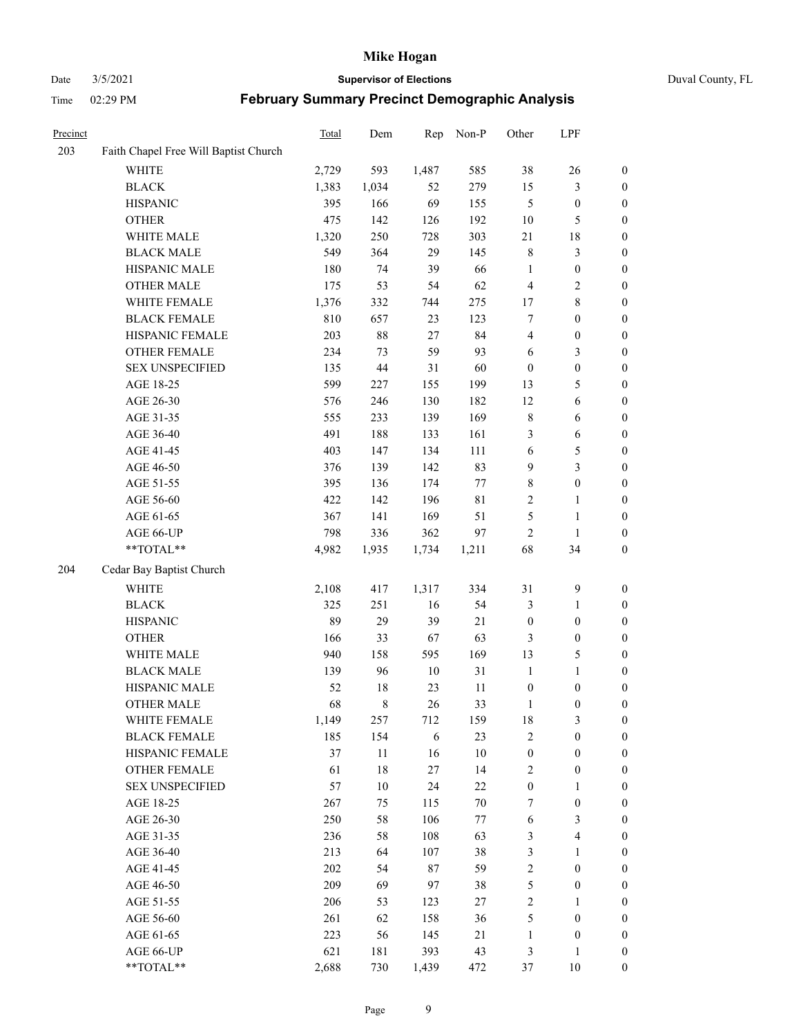# Mike Hogan

Date 3/5/2021 **Supervisor of Elections** Duval County, FL

Time 02:29 PM **February Summary Precinct Demographic Analysis**

| Precinct | | Total | Dem | Rep | Non-P | Other | LPF | |
|---|---|---|---|---|---|---|---|---|
| 203 | Faith Chapel Free Will Baptist Church | | | | | | | |
| | WHITE | 2,729 | 593 | 1,487 | 585 | 38 | 26 | 0 |
| | BLACK | 1,383 | 1,034 | 52 | 279 | 15 | 3 | 0 |
| | HISPANIC | 395 | 166 | 69 | 155 | 5 | 0 | 0 |
| | OTHER | 475 | 142 | 126 | 192 | 10 | 5 | 0 |
| | WHITE MALE | 1,320 | 250 | 728 | 303 | 21 | 18 | 0 |
| | BLACK MALE | 549 | 364 | 29 | 145 | 8 | 3 | 0 |
| | HISPANIC MALE | 180 | 74 | 39 | 66 | 1 | 0 | 0 |
| | OTHER MALE | 175 | 53 | 54 | 62 | 4 | 2 | 0 |
| | WHITE FEMALE | 1,376 | 332 | 744 | 275 | 17 | 8 | 0 |
| | BLACK FEMALE | 810 | 657 | 23 | 123 | 7 | 0 | 0 |
| | HISPANIC FEMALE | 203 | 88 | 27 | 84 | 4 | 0 | 0 |
| | OTHER FEMALE | 234 | 73 | 59 | 93 | 6 | 3 | 0 |
| | SEX UNSPECIFIED | 135 | 44 | 31 | 60 | 0 | 0 | 0 |
| | AGE 18-25 | 599 | 227 | 155 | 199 | 13 | 5 | 0 |
| | AGE 26-30 | 576 | 246 | 130 | 182 | 12 | 6 | 0 |
| | AGE 31-35 | 555 | 233 | 139 | 169 | 8 | 6 | 0 |
| | AGE 36-40 | 491 | 188 | 133 | 161 | 3 | 6 | 0 |
| | AGE 41-45 | 403 | 147 | 134 | 111 | 6 | 5 | 0 |
| | AGE 46-50 | 376 | 139 | 142 | 83 | 9 | 3 | 0 |
| | AGE 51-55 | 395 | 136 | 174 | 77 | 8 | 0 | 0 |
| | AGE 56-60 | 422 | 142 | 196 | 81 | 2 | 1 | 0 |
| | AGE 61-65 | 367 | 141 | 169 | 51 | 5 | 1 | 0 |
| | AGE 66-UP | 798 | 336 | 362 | 97 | 2 | 1 | 0 |
| | **TOTAL** | 4,982 | 1,935 | 1,734 | 1,211 | 68 | 34 | 0 |
| 204 | Cedar Bay Baptist Church | | | | | | | |
| | WHITE | 2,108 | 417 | 1,317 | 334 | 31 | 9 | 0 |
| | BLACK | 325 | 251 | 16 | 54 | 3 | 1 | 0 |
| | HISPANIC | 89 | 29 | 39 | 21 | 0 | 0 | 0 |
| | OTHER | 166 | 33 | 67 | 63 | 3 | 0 | 0 |
| | WHITE MALE | 940 | 158 | 595 | 169 | 13 | 5 | 0 |
| | BLACK MALE | 139 | 96 | 10 | 31 | 1 | 1 | 0 |
| | HISPANIC MALE | 52 | 18 | 23 | 11 | 0 | 0 | 0 |
| | OTHER MALE | 68 | 8 | 26 | 33 | 1 | 0 | 0 |
| | WHITE FEMALE | 1,149 | 257 | 712 | 159 | 18 | 3 | 0 |
| | BLACK FEMALE | 185 | 154 | 6 | 23 | 2 | 0 | 0 |
| | HISPANIC FEMALE | 37 | 11 | 16 | 10 | 0 | 0 | 0 |
| | OTHER FEMALE | 61 | 18 | 27 | 14 | 2 | 0 | 0 |
| | SEX UNSPECIFIED | 57 | 10 | 24 | 22 | 0 | 1 | 0 |
| | AGE 18-25 | 267 | 75 | 115 | 70 | 7 | 0 | 0 |
| | AGE 26-30 | 250 | 58 | 106 | 77 | 6 | 3 | 0 |
| | AGE 31-35 | 236 | 58 | 108 | 63 | 3 | 4 | 0 |
| | AGE 36-40 | 213 | 64 | 107 | 38 | 3 | 1 | 0 |
| | AGE 41-45 | 202 | 54 | 87 | 59 | 2 | 0 | 0 |
| | AGE 46-50 | 209 | 69 | 97 | 38 | 5 | 0 | 0 |
| | AGE 51-55 | 206 | 53 | 123 | 27 | 2 | 1 | 0 |
| | AGE 56-60 | 261 | 62 | 158 | 36 | 5 | 0 | 0 |
| | AGE 61-65 | 223 | 56 | 145 | 21 | 1 | 0 | 0 |
| | AGE 66-UP | 621 | 181 | 393 | 43 | 3 | 1 | 0 |
| | **TOTAL** | 2,688 | 730 | 1,439 | 472 | 37 | 10 | 0 |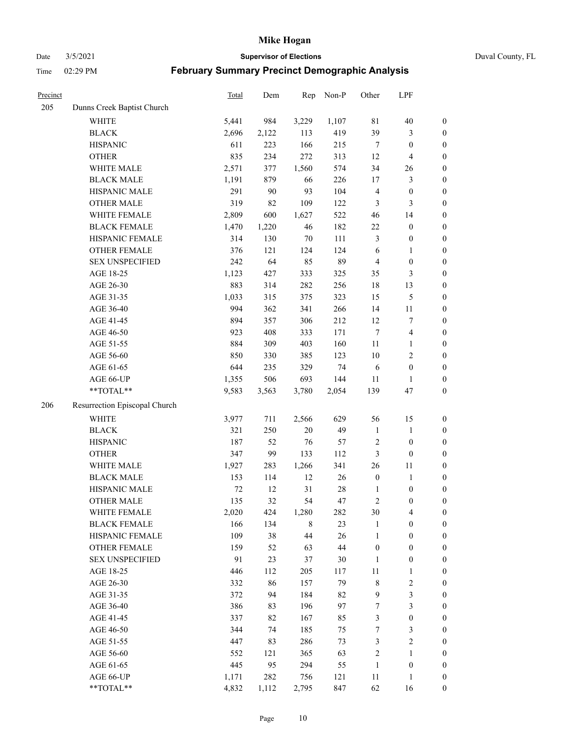# Mike Hogan

Date 3/5/2021 **Supervisor of Elections** Duval County, FL

Time 02:29 PM **February Summary Precinct Demographic Analysis**

| Precinct | | Total | Dem | Rep | Non-P | Other | LPF | |
|---|---|---|---|---|---|---|---|---|
| 205 | Dunns Creek Baptist Church | | | | | | | |
| | WHITE | 5,441 | 984 | 3,229 | 1,107 | 81 | 40 | 0 |
| | BLACK | 2,696 | 2,122 | 113 | 419 | 39 | 3 | 0 |
| | HISPANIC | 611 | 223 | 166 | 215 | 7 | 0 | 0 |
| | OTHER | 835 | 234 | 272 | 313 | 12 | 4 | 0 |
| | WHITE MALE | 2,571 | 377 | 1,560 | 574 | 34 | 26 | 0 |
| | BLACK MALE | 1,191 | 879 | 66 | 226 | 17 | 3 | 0 |
| | HISPANIC MALE | 291 | 90 | 93 | 104 | 4 | 0 | 0 |
| | OTHER MALE | 319 | 82 | 109 | 122 | 3 | 3 | 0 |
| | WHITE FEMALE | 2,809 | 600 | 1,627 | 522 | 46 | 14 | 0 |
| | BLACK FEMALE | 1,470 | 1,220 | 46 | 182 | 22 | 0 | 0 |
| | HISPANIC FEMALE | 314 | 130 | 70 | 111 | 3 | 0 | 0 |
| | OTHER FEMALE | 376 | 121 | 124 | 124 | 6 | 1 | 0 |
| | SEX UNSPECIFIED | 242 | 64 | 85 | 89 | 4 | 0 | 0 |
| | AGE 18-25 | 1,123 | 427 | 333 | 325 | 35 | 3 | 0 |
| | AGE 26-30 | 883 | 314 | 282 | 256 | 18 | 13 | 0 |
| | AGE 31-35 | 1,033 | 315 | 375 | 323 | 15 | 5 | 0 |
| | AGE 36-40 | 994 | 362 | 341 | 266 | 14 | 11 | 0 |
| | AGE 41-45 | 894 | 357 | 306 | 212 | 12 | 7 | 0 |
| | AGE 46-50 | 923 | 408 | 333 | 171 | 7 | 4 | 0 |
| | AGE 51-55 | 884 | 309 | 403 | 160 | 11 | 1 | 0 |
| | AGE 56-60 | 850 | 330 | 385 | 123 | 10 | 2 | 0 |
| | AGE 61-65 | 644 | 235 | 329 | 74 | 6 | 0 | 0 |
| | AGE 66-UP | 1,355 | 506 | 693 | 144 | 11 | 1 | 0 |
| | **TOTAL** | 9,583 | 3,563 | 3,780 | 2,054 | 139 | 47 | 0 |
| 206 | Resurrection Episcopal Church | | | | | | | |
| | WHITE | 3,977 | 711 | 2,566 | 629 | 56 | 15 | 0 |
| | BLACK | 321 | 250 | 20 | 49 | 1 | 1 | 0 |
| | HISPANIC | 187 | 52 | 76 | 57 | 2 | 0 | 0 |
| | OTHER | 347 | 99 | 133 | 112 | 3 | 0 | 0 |
| | WHITE MALE | 1,927 | 283 | 1,266 | 341 | 26 | 11 | 0 |
| | BLACK MALE | 153 | 114 | 12 | 26 | 0 | 1 | 0 |
| | HISPANIC MALE | 72 | 12 | 31 | 28 | 1 | 0 | 0 |
| | OTHER MALE | 135 | 32 | 54 | 47 | 2 | 0 | 0 |
| | WHITE FEMALE | 2,020 | 424 | 1,280 | 282 | 30 | 4 | 0 |
| | BLACK FEMALE | 166 | 134 | 8 | 23 | 1 | 0 | 0 |
| | HISPANIC FEMALE | 109 | 38 | 44 | 26 | 1 | 0 | 0 |
| | OTHER FEMALE | 159 | 52 | 63 | 44 | 0 | 0 | 0 |
| | SEX UNSPECIFIED | 91 | 23 | 37 | 30 | 1 | 0 | 0 |
| | AGE 18-25 | 446 | 112 | 205 | 117 | 11 | 1 | 0 |
| | AGE 26-30 | 332 | 86 | 157 | 79 | 8 | 2 | 0 |
| | AGE 31-35 | 372 | 94 | 184 | 82 | 9 | 3 | 0 |
| | AGE 36-40 | 386 | 83 | 196 | 97 | 7 | 3 | 0 |
| | AGE 41-45 | 337 | 82 | 167 | 85 | 3 | 0 | 0 |
| | AGE 46-50 | 344 | 74 | 185 | 75 | 7 | 3 | 0 |
| | AGE 51-55 | 447 | 83 | 286 | 73 | 3 | 2 | 0 |
| | AGE 56-60 | 552 | 121 | 365 | 63 | 2 | 1 | 0 |
| | AGE 61-65 | 445 | 95 | 294 | 55 | 1 | 0 | 0 |
| | AGE 66-UP | 1,171 | 282 | 756 | 121 | 11 | 1 | 0 |
| | **TOTAL** | 4,832 | 1,112 | 2,795 | 847 | 62 | 16 | 0 |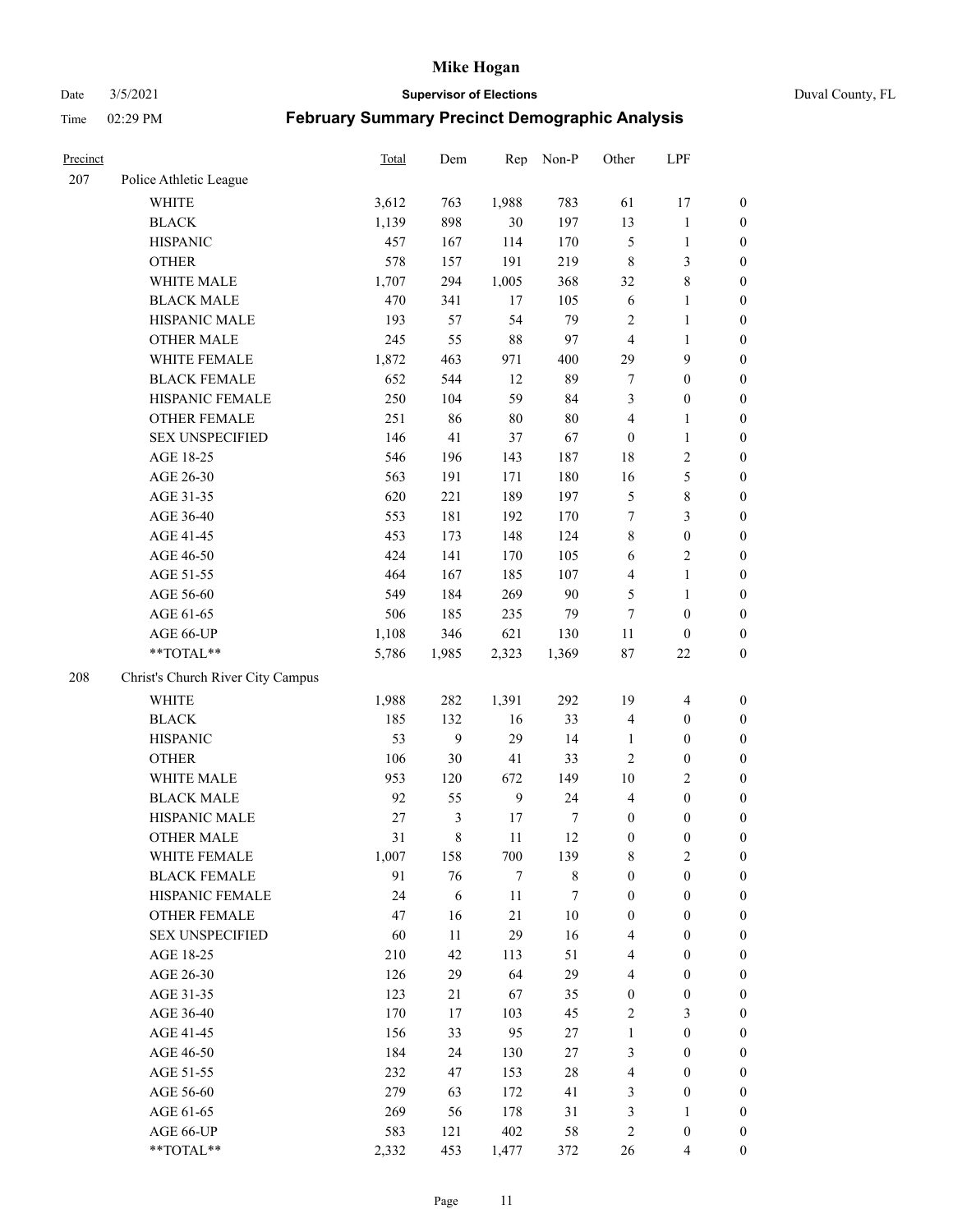# Mike Hogan

Date 3/5/2021 **Supervisor of Elections** Duval County, FL

Time 02:29 PM **February Summary Precinct Demographic Analysis**

| Precinct | | Total | Dem | Rep | Non-P | Other | LPF | |
|---|---|---|---|---|---|---|---|---|
| 207 | Police Athletic League | | | | | | | |
| | WHITE | 3,612 | 763 | 1,988 | 783 | 61 | 17 | 0 |
| | BLACK | 1,139 | 898 | 30 | 197 | 13 | 1 | 0 |
| | HISPANIC | 457 | 167 | 114 | 170 | 5 | 1 | 0 |
| | OTHER | 578 | 157 | 191 | 219 | 8 | 3 | 0 |
| | WHITE MALE | 1,707 | 294 | 1,005 | 368 | 32 | 8 | 0 |
| | BLACK MALE | 470 | 341 | 17 | 105 | 6 | 1 | 0 |
| | HISPANIC MALE | 193 | 57 | 54 | 79 | 2 | 1 | 0 |
| | OTHER MALE | 245 | 55 | 88 | 97 | 4 | 1 | 0 |
| | WHITE FEMALE | 1,872 | 463 | 971 | 400 | 29 | 9 | 0 |
| | BLACK FEMALE | 652 | 544 | 12 | 89 | 7 | 0 | 0 |
| | HISPANIC FEMALE | 250 | 104 | 59 | 84 | 3 | 0 | 0 |
| | OTHER FEMALE | 251 | 86 | 80 | 80 | 4 | 1 | 0 |
| | SEX UNSPECIFIED | 146 | 41 | 37 | 67 | 0 | 1 | 0 |
| | AGE 18-25 | 546 | 196 | 143 | 187 | 18 | 2 | 0 |
| | AGE 26-30 | 563 | 191 | 171 | 180 | 16 | 5 | 0 |
| | AGE 31-35 | 620 | 221 | 189 | 197 | 5 | 8 | 0 |
| | AGE 36-40 | 553 | 181 | 192 | 170 | 7 | 3 | 0 |
| | AGE 41-45 | 453 | 173 | 148 | 124 | 8 | 0 | 0 |
| | AGE 46-50 | 424 | 141 | 170 | 105 | 6 | 2 | 0 |
| | AGE 51-55 | 464 | 167 | 185 | 107 | 4 | 1 | 0 |
| | AGE 56-60 | 549 | 184 | 269 | 90 | 5 | 1 | 0 |
| | AGE 61-65 | 506 | 185 | 235 | 79 | 7 | 0 | 0 |
| | AGE 66-UP | 1,108 | 346 | 621 | 130 | 11 | 0 | 0 |
| | **TOTAL** | 5,786 | 1,985 | 2,323 | 1,369 | 87 | 22 | 0 |
| 208 | Christ's Church River City Campus | | | | | | | |
| | WHITE | 1,988 | 282 | 1,391 | 292 | 19 | 4 | 0 |
| | BLACK | 185 | 132 | 16 | 33 | 4 | 0 | 0 |
| | HISPANIC | 53 | 9 | 29 | 14 | 1 | 0 | 0 |
| | OTHER | 106 | 30 | 41 | 33 | 2 | 0 | 0 |
| | WHITE MALE | 953 | 120 | 672 | 149 | 10 | 2 | 0 |
| | BLACK MALE | 92 | 55 | 9 | 24 | 4 | 0 | 0 |
| | HISPANIC MALE | 27 | 3 | 17 | 7 | 0 | 0 | 0 |
| | OTHER MALE | 31 | 8 | 11 | 12 | 0 | 0 | 0 |
| | WHITE FEMALE | 1,007 | 158 | 700 | 139 | 8 | 2 | 0 |
| | BLACK FEMALE | 91 | 76 | 7 | 8 | 0 | 0 | 0 |
| | HISPANIC FEMALE | 24 | 6 | 11 | 7 | 0 | 0 | 0 |
| | OTHER FEMALE | 47 | 16 | 21 | 10 | 0 | 0 | 0 |
| | SEX UNSPECIFIED | 60 | 11 | 29 | 16 | 4 | 0 | 0 |
| | AGE 18-25 | 210 | 42 | 113 | 51 | 4 | 0 | 0 |
| | AGE 26-30 | 126 | 29 | 64 | 29 | 4 | 0 | 0 |
| | AGE 31-35 | 123 | 21 | 67 | 35 | 0 | 0 | 0 |
| | AGE 36-40 | 170 | 17 | 103 | 45 | 2 | 3 | 0 |
| | AGE 41-45 | 156 | 33 | 95 | 27 | 1 | 0 | 0 |
| | AGE 46-50 | 184 | 24 | 130 | 27 | 3 | 0 | 0 |
| | AGE 51-55 | 232 | 47 | 153 | 28 | 4 | 0 | 0 |
| | AGE 56-60 | 279 | 63 | 172 | 41 | 3 | 0 | 0 |
| | AGE 61-65 | 269 | 56 | 178 | 31 | 3 | 1 | 0 |
| | AGE 66-UP | 583 | 121 | 402 | 58 | 2 | 0 | 0 |
| | **TOTAL** | 2,332 | 453 | 1,477 | 372 | 26 | 4 | 0 |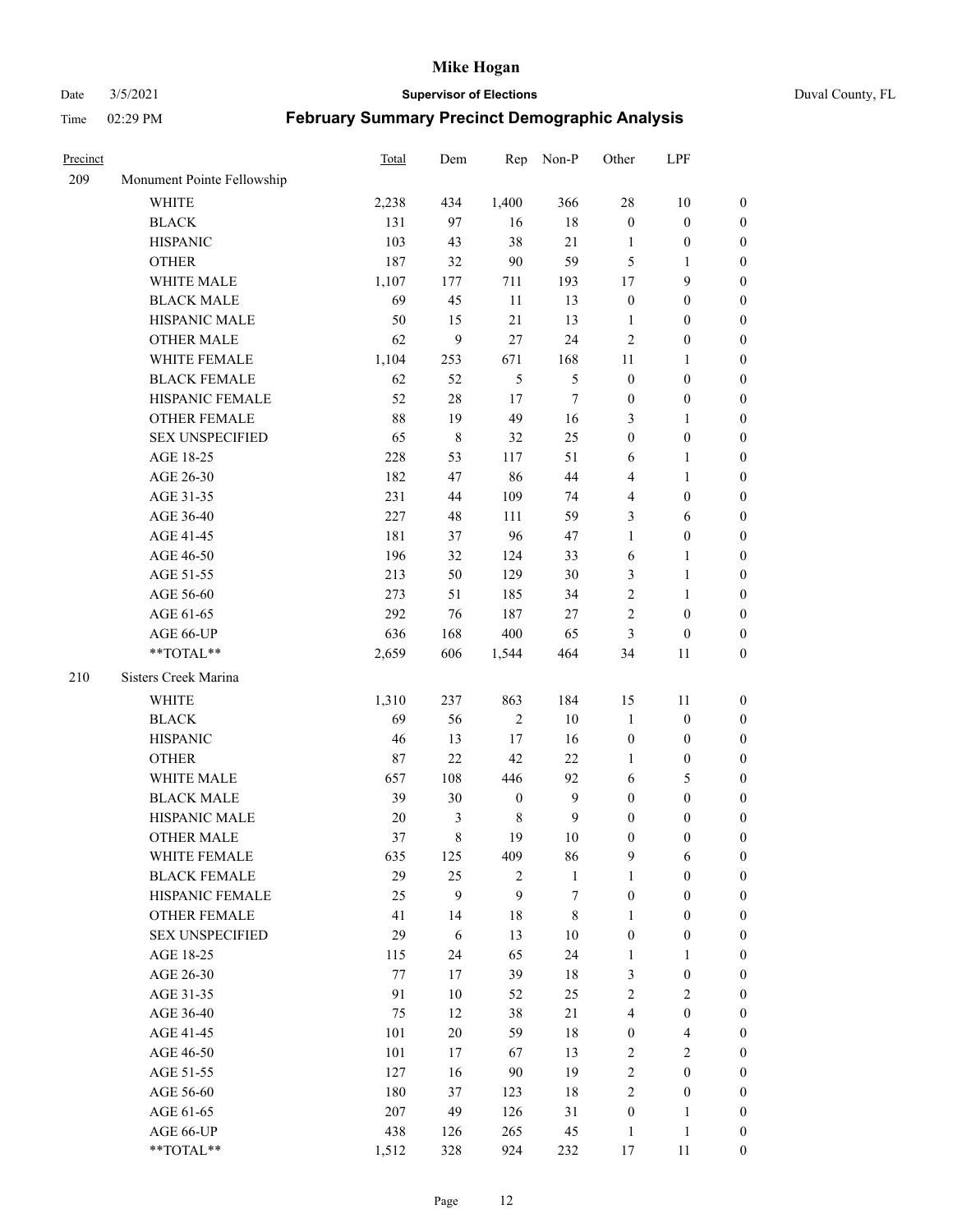# Mike Hogan

Date 3/5/2021 **Supervisor of Elections** Duval County, FL

Time 02:29 PM **February Summary Precinct Demographic Analysis**

| Precinct | | Total | Dem | Rep | Non-P | Other | LPF | |
|---|---|---|---|---|---|---|---|---|
| 209 | Monument Pointe Fellowship | | | | | | | |
| | WHITE | 2,238 | 434 | 1,400 | 366 | 28 | 10 | 0 |
| | BLACK | 131 | 97 | 16 | 18 | 0 | 0 | 0 |
| | HISPANIC | 103 | 43 | 38 | 21 | 1 | 0 | 0 |
| | OTHER | 187 | 32 | 90 | 59 | 5 | 1 | 0 |
| | WHITE MALE | 1,107 | 177 | 711 | 193 | 17 | 9 | 0 |
| | BLACK MALE | 69 | 45 | 11 | 13 | 0 | 0 | 0 |
| | HISPANIC MALE | 50 | 15 | 21 | 13 | 1 | 0 | 0 |
| | OTHER MALE | 62 | 9 | 27 | 24 | 2 | 0 | 0 |
| | WHITE FEMALE | 1,104 | 253 | 671 | 168 | 11 | 1 | 0 |
| | BLACK FEMALE | 62 | 52 | 5 | 5 | 0 | 0 | 0 |
| | HISPANIC FEMALE | 52 | 28 | 17 | 7 | 0 | 0 | 0 |
| | OTHER FEMALE | 88 | 19 | 49 | 16 | 3 | 1 | 0 |
| | SEX UNSPECIFIED | 65 | 8 | 32 | 25 | 0 | 0 | 0 |
| | AGE 18-25 | 228 | 53 | 117 | 51 | 6 | 1 | 0 |
| | AGE 26-30 | 182 | 47 | 86 | 44 | 4 | 1 | 0 |
| | AGE 31-35 | 231 | 44 | 109 | 74 | 4 | 0 | 0 |
| | AGE 36-40 | 227 | 48 | 111 | 59 | 3 | 6 | 0 |
| | AGE 41-45 | 181 | 37 | 96 | 47 | 1 | 0 | 0 |
| | AGE 46-50 | 196 | 32 | 124 | 33 | 6 | 1 | 0 |
| | AGE 51-55 | 213 | 50 | 129 | 30 | 3 | 1 | 0 |
| | AGE 56-60 | 273 | 51 | 185 | 34 | 2 | 1 | 0 |
| | AGE 61-65 | 292 | 76 | 187 | 27 | 2 | 0 | 0 |
| | AGE 66-UP | 636 | 168 | 400 | 65 | 3 | 0 | 0 |
| | **TOTAL** | 2,659 | 606 | 1,544 | 464 | 34 | 11 | 0 |
| 210 | Sisters Creek Marina | | | | | | | |
| | WHITE | 1,310 | 237 | 863 | 184 | 15 | 11 | 0 |
| | BLACK | 69 | 56 | 2 | 10 | 1 | 0 | 0 |
| | HISPANIC | 46 | 13 | 17 | 16 | 0 | 0 | 0 |
| | OTHER | 87 | 22 | 42 | 22 | 1 | 0 | 0 |
| | WHITE MALE | 657 | 108 | 446 | 92 | 6 | 5 | 0 |
| | BLACK MALE | 39 | 30 | 0 | 9 | 0 | 0 | 0 |
| | HISPANIC MALE | 20 | 3 | 8 | 9 | 0 | 0 | 0 |
| | OTHER MALE | 37 | 8 | 19 | 10 | 0 | 0 | 0 |
| | WHITE FEMALE | 635 | 125 | 409 | 86 | 9 | 6 | 0 |
| | BLACK FEMALE | 29 | 25 | 2 | 1 | 1 | 0 | 0 |
| | HISPANIC FEMALE | 25 | 9 | 9 | 7 | 0 | 0 | 0 |
| | OTHER FEMALE | 41 | 14 | 18 | 8 | 1 | 0 | 0 |
| | SEX UNSPECIFIED | 29 | 6 | 13 | 10 | 0 | 0 | 0 |
| | AGE 18-25 | 115 | 24 | 65 | 24 | 1 | 1 | 0 |
| | AGE 26-30 | 77 | 17 | 39 | 18 | 3 | 0 | 0 |
| | AGE 31-35 | 91 | 10 | 52 | 25 | 2 | 2 | 0 |
| | AGE 36-40 | 75 | 12 | 38 | 21 | 4 | 0 | 0 |
| | AGE 41-45 | 101 | 20 | 59 | 18 | 0 | 4 | 0 |
| | AGE 46-50 | 101 | 17 | 67 | 13 | 2 | 2 | 0 |
| | AGE 51-55 | 127 | 16 | 90 | 19 | 2 | 0 | 0 |
| | AGE 56-60 | 180 | 37 | 123 | 18 | 2 | 0 | 0 |
| | AGE 61-65 | 207 | 49 | 126 | 31 | 0 | 1 | 0 |
| | AGE 66-UP | 438 | 126 | 265 | 45 | 1 | 1 | 0 |
| | **TOTAL** | 1,512 | 328 | 924 | 232 | 17 | 11 | 0 |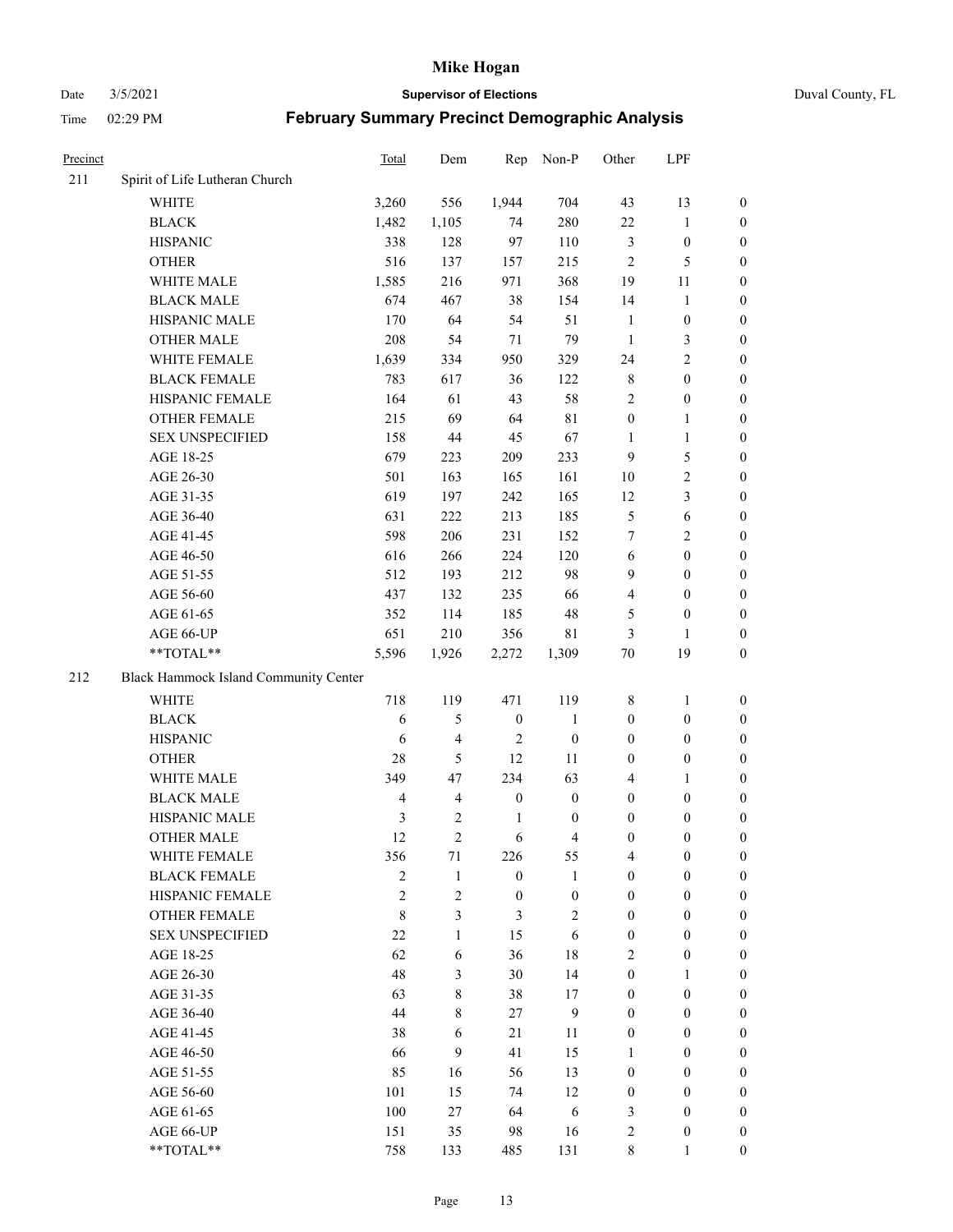# Mike Hogan

Date 3/5/2021 **Supervisor of Elections** Duval County, FL

Time 02:29 PM **February Summary Precinct Demographic Analysis**

| Precinct | | Total | Dem | Rep | Non-P | Other | LPF | |
|---|---|---|---|---|---|---|---|---|
| 211 | Spirit of Life Lutheran Church | | | | | | | |
| | WHITE | 3,260 | 556 | 1,944 | 704 | 43 | 13 | 0 |
| | BLACK | 1,482 | 1,105 | 74 | 280 | 22 | 1 | 0 |
| | HISPANIC | 338 | 128 | 97 | 110 | 3 | 0 | 0 |
| | OTHER | 516 | 137 | 157 | 215 | 2 | 5 | 0 |
| | WHITE MALE | 1,585 | 216 | 971 | 368 | 19 | 11 | 0 |
| | BLACK MALE | 674 | 467 | 38 | 154 | 14 | 1 | 0 |
| | HISPANIC MALE | 170 | 64 | 54 | 51 | 1 | 0 | 0 |
| | OTHER MALE | 208 | 54 | 71 | 79 | 1 | 3 | 0 |
| | WHITE FEMALE | 1,639 | 334 | 950 | 329 | 24 | 2 | 0 |
| | BLACK FEMALE | 783 | 617 | 36 | 122 | 8 | 0 | 0 |
| | HISPANIC FEMALE | 164 | 61 | 43 | 58 | 2 | 0 | 0 |
| | OTHER FEMALE | 215 | 69 | 64 | 81 | 0 | 1 | 0 |
| | SEX UNSPECIFIED | 158 | 44 | 45 | 67 | 1 | 1 | 0 |
| | AGE 18-25 | 679 | 223 | 209 | 233 | 9 | 5 | 0 |
| | AGE 26-30 | 501 | 163 | 165 | 161 | 10 | 2 | 0 |
| | AGE 31-35 | 619 | 197 | 242 | 165 | 12 | 3 | 0 |
| | AGE 36-40 | 631 | 222 | 213 | 185 | 5 | 6 | 0 |
| | AGE 41-45 | 598 | 206 | 231 | 152 | 7 | 2 | 0 |
| | AGE 46-50 | 616 | 266 | 224 | 120 | 6 | 0 | 0 |
| | AGE 51-55 | 512 | 193 | 212 | 98 | 9 | 0 | 0 |
| | AGE 56-60 | 437 | 132 | 235 | 66 | 4 | 0 | 0 |
| | AGE 61-65 | 352 | 114 | 185 | 48 | 5 | 0 | 0 |
| | AGE 66-UP | 651 | 210 | 356 | 81 | 3 | 1 | 0 |
| | **TOTAL** | 5,596 | 1,926 | 2,272 | 1,309 | 70 | 19 | 0 |
| 212 | Black Hammock Island Community Center | | | | | | | |
| | WHITE | 718 | 119 | 471 | 119 | 8 | 1 | 0 |
| | BLACK | 6 | 5 | 0 | 1 | 0 | 0 | 0 |
| | HISPANIC | 6 | 4 | 2 | 0 | 0 | 0 | 0 |
| | OTHER | 28 | 5 | 12 | 11 | 0 | 0 | 0 |
| | WHITE MALE | 349 | 47 | 234 | 63 | 4 | 1 | 0 |
| | BLACK MALE | 4 | 4 | 0 | 0 | 0 | 0 | 0 |
| | HISPANIC MALE | 3 | 2 | 1 | 0 | 0 | 0 | 0 |
| | OTHER MALE | 12 | 2 | 6 | 4 | 0 | 0 | 0 |
| | WHITE FEMALE | 356 | 71 | 226 | 55 | 4 | 0 | 0 |
| | BLACK FEMALE | 2 | 1 | 0 | 1 | 0 | 0 | 0 |
| | HISPANIC FEMALE | 2 | 2 | 0 | 0 | 0 | 0 | 0 |
| | OTHER FEMALE | 8 | 3 | 3 | 2 | 0 | 0 | 0 |
| | SEX UNSPECIFIED | 22 | 1 | 15 | 6 | 0 | 0 | 0 |
| | AGE 18-25 | 62 | 6 | 36 | 18 | 2 | 0 | 0 |
| | AGE 26-30 | 48 | 3 | 30 | 14 | 0 | 1 | 0 |
| | AGE 31-35 | 63 | 8 | 38 | 17 | 0 | 0 | 0 |
| | AGE 36-40 | 44 | 8 | 27 | 9 | 0 | 0 | 0 |
| | AGE 41-45 | 38 | 6 | 21 | 11 | 0 | 0 | 0 |
| | AGE 46-50 | 66 | 9 | 41 | 15 | 1 | 0 | 0 |
| | AGE 51-55 | 85 | 16 | 56 | 13 | 0 | 0 | 0 |
| | AGE 56-60 | 101 | 15 | 74 | 12 | 0 | 0 | 0 |
| | AGE 61-65 | 100 | 27 | 64 | 6 | 3 | 0 | 0 |
| | AGE 66-UP | 151 | 35 | 98 | 16 | 2 | 0 | 0 |
| | **TOTAL** | 758 | 133 | 485 | 131 | 8 | 1 | 0 |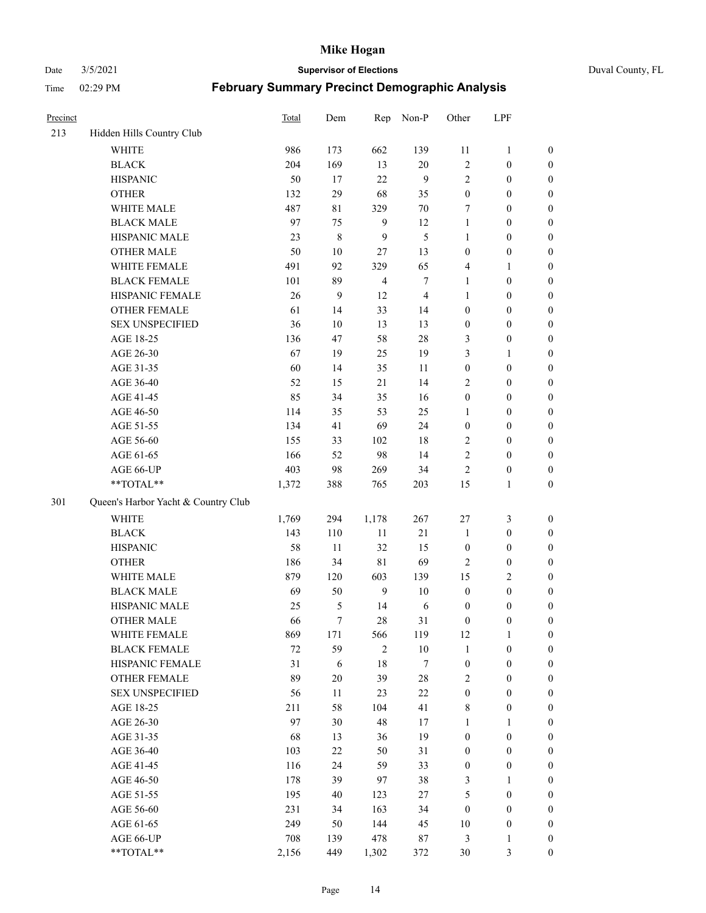# Mike Hogan

Date 3/5/2021 **Supervisor of Elections** Duval County, FL

Time 02:29 PM **February Summary Precinct Demographic Analysis**

| Precinct | | Total | Dem | Rep | Non-P | Other | LPF | |
|---|---|---|---|---|---|---|---|---|
| 213 | Hidden Hills Country Club | | | | | | | |
| | WHITE | 986 | 173 | 662 | 139 | 11 | 1 | 0 |
| | BLACK | 204 | 169 | 13 | 20 | 2 | 0 | 0 |
| | HISPANIC | 50 | 17 | 22 | 9 | 2 | 0 | 0 |
| | OTHER | 132 | 29 | 68 | 35 | 0 | 0 | 0 |
| | WHITE MALE | 487 | 81 | 329 | 70 | 7 | 0 | 0 |
| | BLACK MALE | 97 | 75 | 9 | 12 | 1 | 0 | 0 |
| | HISPANIC MALE | 23 | 8 | 9 | 5 | 1 | 0 | 0 |
| | OTHER MALE | 50 | 10 | 27 | 13 | 0 | 0 | 0 |
| | WHITE FEMALE | 491 | 92 | 329 | 65 | 4 | 1 | 0 |
| | BLACK FEMALE | 101 | 89 | 4 | 7 | 1 | 0 | 0 |
| | HISPANIC FEMALE | 26 | 9 | 12 | 4 | 1 | 0 | 0 |
| | OTHER FEMALE | 61 | 14 | 33 | 14 | 0 | 0 | 0 |
| | SEX UNSPECIFIED | 36 | 10 | 13 | 13 | 0 | 0 | 0 |
| | AGE 18-25 | 136 | 47 | 58 | 28 | 3 | 0 | 0 |
| | AGE 26-30 | 67 | 19 | 25 | 19 | 3 | 1 | 0 |
| | AGE 31-35 | 60 | 14 | 35 | 11 | 0 | 0 | 0 |
| | AGE 36-40 | 52 | 15 | 21 | 14 | 2 | 0 | 0 |
| | AGE 41-45 | 85 | 34 | 35 | 16 | 0 | 0 | 0 |
| | AGE 46-50 | 114 | 35 | 53 | 25 | 1 | 0 | 0 |
| | AGE 51-55 | 134 | 41 | 69 | 24 | 0 | 0 | 0 |
| | AGE 56-60 | 155 | 33 | 102 | 18 | 2 | 0 | 0 |
| | AGE 61-65 | 166 | 52 | 98 | 14 | 2 | 0 | 0 |
| | AGE 66-UP | 403 | 98 | 269 | 34 | 2 | 0 | 0 |
| | **TOTAL** | 1,372 | 388 | 765 | 203 | 15 | 1 | 0 |
| 301 | Queen's Harbor Yacht & Country Club | | | | | | | |
| | WHITE | 1,769 | 294 | 1,178 | 267 | 27 | 3 | 0 |
| | BLACK | 143 | 110 | 11 | 21 | 1 | 0 | 0 |
| | HISPANIC | 58 | 11 | 32 | 15 | 0 | 0 | 0 |
| | OTHER | 186 | 34 | 81 | 69 | 2 | 0 | 0 |
| | WHITE MALE | 879 | 120 | 603 | 139 | 15 | 2 | 0 |
| | BLACK MALE | 69 | 50 | 9 | 10 | 0 | 0 | 0 |
| | HISPANIC MALE | 25 | 5 | 14 | 6 | 0 | 0 | 0 |
| | OTHER MALE | 66 | 7 | 28 | 31 | 0 | 0 | 0 |
| | WHITE FEMALE | 869 | 171 | 566 | 119 | 12 | 1 | 0 |
| | BLACK FEMALE | 72 | 59 | 2 | 10 | 1 | 0 | 0 |
| | HISPANIC FEMALE | 31 | 6 | 18 | 7 | 0 | 0 | 0 |
| | OTHER FEMALE | 89 | 20 | 39 | 28 | 2 | 0 | 0 |
| | SEX UNSPECIFIED | 56 | 11 | 23 | 22 | 0 | 0 | 0 |
| | AGE 18-25 | 211 | 58 | 104 | 41 | 8 | 0 | 0 |
| | AGE 26-30 | 97 | 30 | 48 | 17 | 1 | 1 | 0 |
| | AGE 31-35 | 68 | 13 | 36 | 19 | 0 | 0 | 0 |
| | AGE 36-40 | 103 | 22 | 50 | 31 | 0 | 0 | 0 |
| | AGE 41-45 | 116 | 24 | 59 | 33 | 0 | 0 | 0 |
| | AGE 46-50 | 178 | 39 | 97 | 38 | 3 | 1 | 0 |
| | AGE 51-55 | 195 | 40 | 123 | 27 | 5 | 0 | 0 |
| | AGE 56-60 | 231 | 34 | 163 | 34 | 0 | 0 | 0 |
| | AGE 61-65 | 249 | 50 | 144 | 45 | 10 | 0 | 0 |
| | AGE 66-UP | 708 | 139 | 478 | 87 | 3 | 1 | 0 |
| | **TOTAL** | 2,156 | 449 | 1,302 | 372 | 30 | 3 | 0 |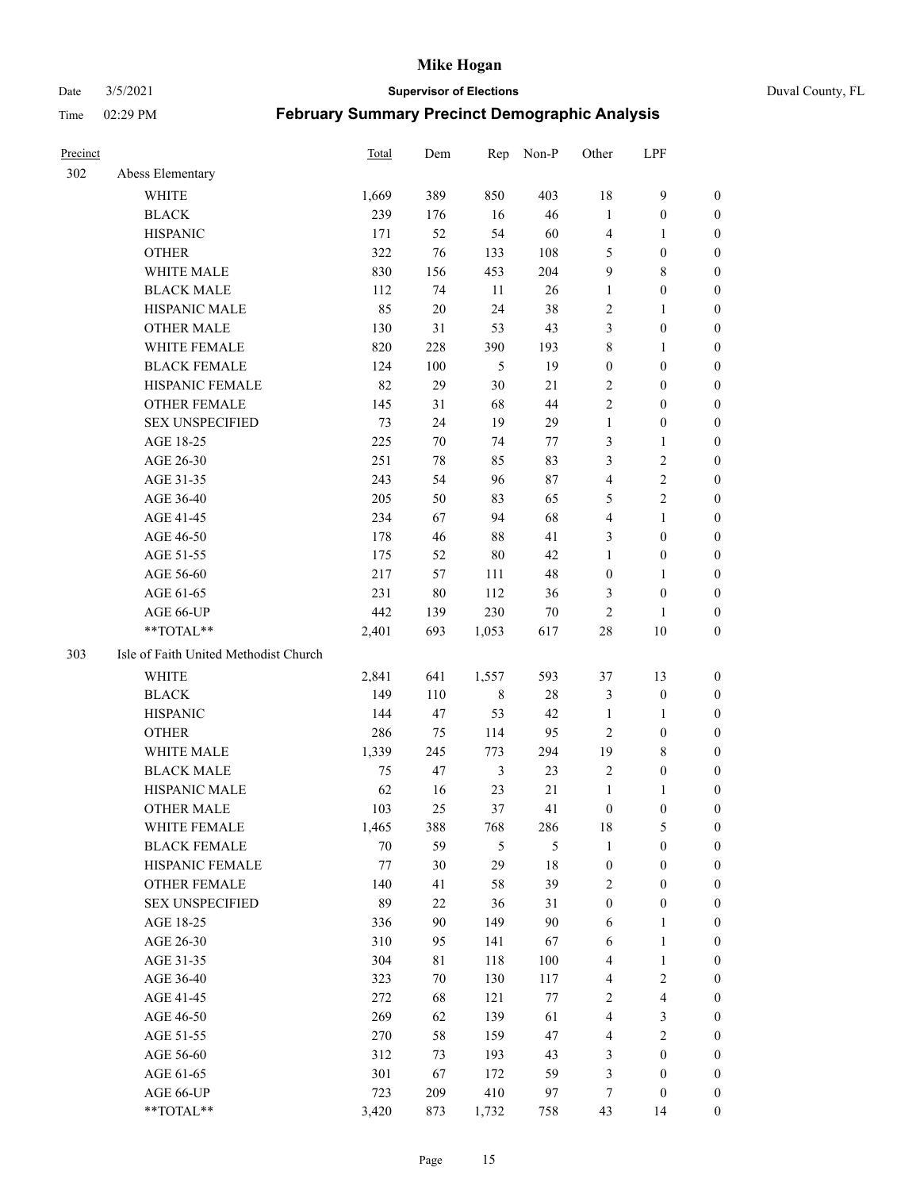# Mike Hogan

Date 3/5/2021 **Supervisor of Elections** Duval County, FL

Time 02:29 PM **February Summary Precinct Demographic Analysis**

| Precinct | | Total | Dem | Rep | Non-P | Other | LPF | |
|---|---|---|---|---|---|---|---|---|
| 302 | Abess Elementary | | | | | | | |
| | WHITE | 1,669 | 389 | 850 | 403 | 18 | 9 | 0 |
| | BLACK | 239 | 176 | 16 | 46 | 1 | 0 | 0 |
| | HISPANIC | 171 | 52 | 54 | 60 | 4 | 1 | 0 |
| | OTHER | 322 | 76 | 133 | 108 | 5 | 0 | 0 |
| | WHITE MALE | 830 | 156 | 453 | 204 | 9 | 8 | 0 |
| | BLACK MALE | 112 | 74 | 11 | 26 | 1 | 0 | 0 |
| | HISPANIC MALE | 85 | 20 | 24 | 38 | 2 | 1 | 0 |
| | OTHER MALE | 130 | 31 | 53 | 43 | 3 | 0 | 0 |
| | WHITE FEMALE | 820 | 228 | 390 | 193 | 8 | 1 | 0 |
| | BLACK FEMALE | 124 | 100 | 5 | 19 | 0 | 0 | 0 |
| | HISPANIC FEMALE | 82 | 29 | 30 | 21 | 2 | 0 | 0 |
| | OTHER FEMALE | 145 | 31 | 68 | 44 | 2 | 0 | 0 |
| | SEX UNSPECIFIED | 73 | 24 | 19 | 29 | 1 | 0 | 0 |
| | AGE 18-25 | 225 | 70 | 74 | 77 | 3 | 1 | 0 |
| | AGE 26-30 | 251 | 78 | 85 | 83 | 3 | 2 | 0 |
| | AGE 31-35 | 243 | 54 | 96 | 87 | 4 | 2 | 0 |
| | AGE 36-40 | 205 | 50 | 83 | 65 | 5 | 2 | 0 |
| | AGE 41-45 | 234 | 67 | 94 | 68 | 4 | 1 | 0 |
| | AGE 46-50 | 178 | 46 | 88 | 41 | 3 | 0 | 0 |
| | AGE 51-55 | 175 | 52 | 80 | 42 | 1 | 0 | 0 |
| | AGE 56-60 | 217 | 57 | 111 | 48 | 0 | 1 | 0 |
| | AGE 61-65 | 231 | 80 | 112 | 36 | 3 | 0 | 0 |
| | AGE 66-UP | 442 | 139 | 230 | 70 | 2 | 1 | 0 |
| | **TOTAL** | 2,401 | 693 | 1,053 | 617 | 28 | 10 | 0 |
| 303 | Isle of Faith United Methodist Church | | | | | | | |
| | WHITE | 2,841 | 641 | 1,557 | 593 | 37 | 13 | 0 |
| | BLACK | 149 | 110 | 8 | 28 | 3 | 0 | 0 |
| | HISPANIC | 144 | 47 | 53 | 42 | 1 | 1 | 0 |
| | OTHER | 286 | 75 | 114 | 95 | 2 | 0 | 0 |
| | WHITE MALE | 1,339 | 245 | 773 | 294 | 19 | 8 | 0 |
| | BLACK MALE | 75 | 47 | 3 | 23 | 2 | 0 | 0 |
| | HISPANIC MALE | 62 | 16 | 23 | 21 | 1 | 1 | 0 |
| | OTHER MALE | 103 | 25 | 37 | 41 | 0 | 0 | 0 |
| | WHITE FEMALE | 1,465 | 388 | 768 | 286 | 18 | 5 | 0 |
| | BLACK FEMALE | 70 | 59 | 5 | 5 | 1 | 0 | 0 |
| | HISPANIC FEMALE | 77 | 30 | 29 | 18 | 0 | 0 | 0 |
| | OTHER FEMALE | 140 | 41 | 58 | 39 | 2 | 0 | 0 |
| | SEX UNSPECIFIED | 89 | 22 | 36 | 31 | 0 | 0 | 0 |
| | AGE 18-25 | 336 | 90 | 149 | 90 | 6 | 1 | 0 |
| | AGE 26-30 | 310 | 95 | 141 | 67 | 6 | 1 | 0 |
| | AGE 31-35 | 304 | 81 | 118 | 100 | 4 | 1 | 0 |
| | AGE 36-40 | 323 | 70 | 130 | 117 | 4 | 2 | 0 |
| | AGE 41-45 | 272 | 68 | 121 | 77 | 2 | 4 | 0 |
| | AGE 46-50 | 269 | 62 | 139 | 61 | 4 | 3 | 0 |
| | AGE 51-55 | 270 | 58 | 159 | 47 | 4 | 2 | 0 |
| | AGE 56-60 | 312 | 73 | 193 | 43 | 3 | 0 | 0 |
| | AGE 61-65 | 301 | 67 | 172 | 59 | 3 | 0 | 0 |
| | AGE 66-UP | 723 | 209 | 410 | 97 | 7 | 0 | 0 |
| | **TOTAL** | 3,420 | 873 | 1,732 | 758 | 43 | 14 | 0 |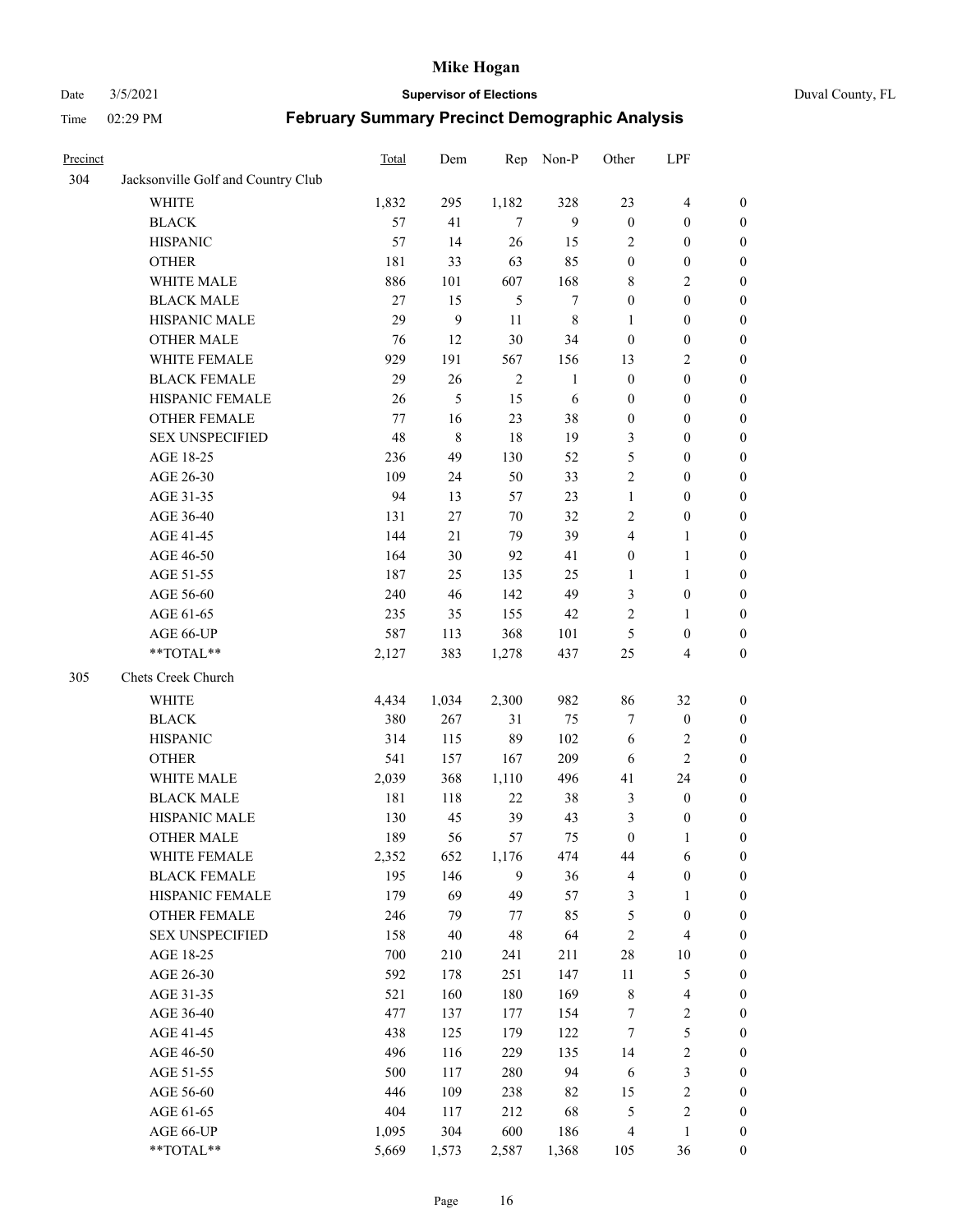# February Summary Precinct Demographic Analysis

| Precinct | | Total | Dem | Rep | Non-P | Other | LPF | |
|---|---|---|---|---|---|---|---|---|
| 304 | Jacksonville Golf and Country Club | | | | | | | |
| | WHITE | 1,832 | 295 | 1,182 | 328 | 23 | 4 | 0 |
| | BLACK | 57 | 41 | 7 | 9 | 0 | 0 | 0 |
| | HISPANIC | 57 | 14 | 26 | 15 | 2 | 0 | 0 |
| | OTHER | 181 | 33 | 63 | 85 | 0 | 0 | 0 |
| | WHITE MALE | 886 | 101 | 607 | 168 | 8 | 2 | 0 |
| | BLACK MALE | 27 | 15 | 5 | 7 | 0 | 0 | 0 |
| | HISPANIC MALE | 29 | 9 | 11 | 8 | 1 | 0 | 0 |
| | OTHER MALE | 76 | 12 | 30 | 34 | 0 | 0 | 0 |
| | WHITE FEMALE | 929 | 191 | 567 | 156 | 13 | 2 | 0 |
| | BLACK FEMALE | 29 | 26 | 2 | 1 | 0 | 0 | 0 |
| | HISPANIC FEMALE | 26 | 5 | 15 | 6 | 0 | 0 | 0 |
| | OTHER FEMALE | 77 | 16 | 23 | 38 | 0 | 0 | 0 |
| | SEX UNSPECIFIED | 48 | 8 | 18 | 19 | 3 | 0 | 0 |
| | AGE 18-25 | 236 | 49 | 130 | 52 | 5 | 0 | 0 |
| | AGE 26-30 | 109 | 24 | 50 | 33 | 2 | 0 | 0 |
| | AGE 31-35 | 94 | 13 | 57 | 23 | 1 | 0 | 0 |
| | AGE 36-40 | 131 | 27 | 70 | 32 | 2 | 0 | 0 |
| | AGE 41-45 | 144 | 21 | 79 | 39 | 4 | 1 | 0 |
| | AGE 46-50 | 164 | 30 | 92 | 41 | 0 | 1 | 0 |
| | AGE 51-55 | 187 | 25 | 135 | 25 | 1 | 1 | 0 |
| | AGE 56-60 | 240 | 46 | 142 | 49 | 3 | 0 | 0 |
| | AGE 61-65 | 235 | 35 | 155 | 42 | 2 | 1 | 0 |
| | AGE 66-UP | 587 | 113 | 368 | 101 | 5 | 0 | 0 |
| | **TOTAL** | 2,127 | 383 | 1,278 | 437 | 25 | 4 | 0 |
| 305 | Chets Creek Church | | | | | | | |
| | WHITE | 4,434 | 1,034 | 2,300 | 982 | 86 | 32 | 0 |
| | BLACK | 380 | 267 | 31 | 75 | 7 | 0 | 0 |
| | HISPANIC | 314 | 115 | 89 | 102 | 6 | 2 | 0 |
| | OTHER | 541 | 157 | 167 | 209 | 6 | 2 | 0 |
| | WHITE MALE | 2,039 | 368 | 1,110 | 496 | 41 | 24 | 0 |
| | BLACK MALE | 181 | 118 | 22 | 38 | 3 | 0 | 0 |
| | HISPANIC MALE | 130 | 45 | 39 | 43 | 3 | 0 | 0 |
| | OTHER MALE | 189 | 56 | 57 | 75 | 0 | 1 | 0 |
| | WHITE FEMALE | 2,352 | 652 | 1,176 | 474 | 44 | 6 | 0 |
| | BLACK FEMALE | 195 | 146 | 9 | 36 | 4 | 0 | 0 |
| | HISPANIC FEMALE | 179 | 69 | 49 | 57 | 3 | 1 | 0 |
| | OTHER FEMALE | 246 | 79 | 77 | 85 | 5 | 0 | 0 |
| | SEX UNSPECIFIED | 158 | 40 | 48 | 64 | 2 | 4 | 0 |
| | AGE 18-25 | 700 | 210 | 241 | 211 | 28 | 10 | 0 |
| | AGE 26-30 | 592 | 178 | 251 | 147 | 11 | 5 | 0 |
| | AGE 31-35 | 521 | 160 | 180 | 169 | 8 | 4 | 0 |
| | AGE 36-40 | 477 | 137 | 177 | 154 | 7 | 2 | 0 |
| | AGE 41-45 | 438 | 125 | 179 | 122 | 7 | 5 | 0 |
| | AGE 46-50 | 496 | 116 | 229 | 135 | 14 | 2 | 0 |
| | AGE 51-55 | 500 | 117 | 280 | 94 | 6 | 3 | 0 |
| | AGE 56-60 | 446 | 109 | 238 | 82 | 15 | 2 | 0 |
| | AGE 61-65 | 404 | 117 | 212 | 68 | 5 | 2 | 0 |
| | AGE 66-UP | 1,095 | 304 | 600 | 186 | 4 | 1 | 0 |
| | **TOTAL** | 5,669 | 1,573 | 2,587 | 1,368 | 105 | 36 | 0 |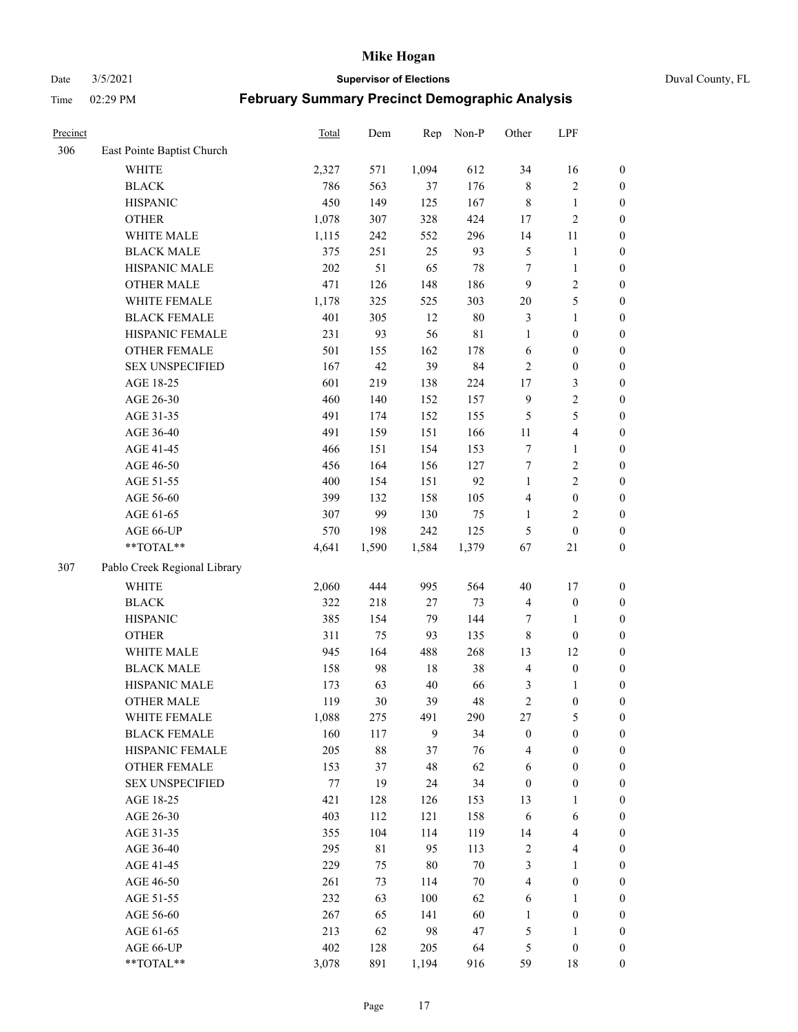# Mike Hogan

Date 3/5/2021 **Supervisor of Elections** Duval County, FL

Time 02:29 PM **February Summary Precinct Demographic Analysis**

| Precinct | | Total | Dem | Rep | Non-P | Other | LPF | |
|---|---|---|---|---|---|---|---|---|
| 306 | East Pointe Baptist Church | | | | | | | |
| | WHITE | 2,327 | 571 | 1,094 | 612 | 34 | 16 | 0 |
| | BLACK | 786 | 563 | 37 | 176 | 8 | 2 | 0 |
| | HISPANIC | 450 | 149 | 125 | 167 | 8 | 1 | 0 |
| | OTHER | 1,078 | 307 | 328 | 424 | 17 | 2 | 0 |
| | WHITE MALE | 1,115 | 242 | 552 | 296 | 14 | 11 | 0 |
| | BLACK MALE | 375 | 251 | 25 | 93 | 5 | 1 | 0 |
| | HISPANIC MALE | 202 | 51 | 65 | 78 | 7 | 1 | 0 |
| | OTHER MALE | 471 | 126 | 148 | 186 | 9 | 2 | 0 |
| | WHITE FEMALE | 1,178 | 325 | 525 | 303 | 20 | 5 | 0 |
| | BLACK FEMALE | 401 | 305 | 12 | 80 | 3 | 1 | 0 |
| | HISPANIC FEMALE | 231 | 93 | 56 | 81 | 1 | 0 | 0 |
| | OTHER FEMALE | 501 | 155 | 162 | 178 | 6 | 0 | 0 |
| | SEX UNSPECIFIED | 167 | 42 | 39 | 84 | 2 | 0 | 0 |
| | AGE 18-25 | 601 | 219 | 138 | 224 | 17 | 3 | 0 |
| | AGE 26-30 | 460 | 140 | 152 | 157 | 9 | 2 | 0 |
| | AGE 31-35 | 491 | 174 | 152 | 155 | 5 | 5 | 0 |
| | AGE 36-40 | 491 | 159 | 151 | 166 | 11 | 4 | 0 |
| | AGE 41-45 | 466 | 151 | 154 | 153 | 7 | 1 | 0 |
| | AGE 46-50 | 456 | 164 | 156 | 127 | 7 | 2 | 0 |
| | AGE 51-55 | 400 | 154 | 151 | 92 | 1 | 2 | 0 |
| | AGE 56-60 | 399 | 132 | 158 | 105 | 4 | 0 | 0 |
| | AGE 61-65 | 307 | 99 | 130 | 75 | 1 | 2 | 0 |
| | AGE 66-UP | 570 | 198 | 242 | 125 | 5 | 0 | 0 |
| | **TOTAL** | 4,641 | 1,590 | 1,584 | 1,379 | 67 | 21 | 0 |
| 307 | Pablo Creek Regional Library | | | | | | | |
| | WHITE | 2,060 | 444 | 995 | 564 | 40 | 17 | 0 |
| | BLACK | 322 | 218 | 27 | 73 | 4 | 0 | 0 |
| | HISPANIC | 385 | 154 | 79 | 144 | 7 | 1 | 0 |
| | OTHER | 311 | 75 | 93 | 135 | 8 | 0 | 0 |
| | WHITE MALE | 945 | 164 | 488 | 268 | 13 | 12 | 0 |
| | BLACK MALE | 158 | 98 | 18 | 38 | 4 | 0 | 0 |
| | HISPANIC MALE | 173 | 63 | 40 | 66 | 3 | 1 | 0 |
| | OTHER MALE | 119 | 30 | 39 | 48 | 2 | 0 | 0 |
| | WHITE FEMALE | 1,088 | 275 | 491 | 290 | 27 | 5 | 0 |
| | BLACK FEMALE | 160 | 117 | 9 | 34 | 0 | 0 | 0 |
| | HISPANIC FEMALE | 205 | 88 | 37 | 76 | 4 | 0 | 0 |
| | OTHER FEMALE | 153 | 37 | 48 | 62 | 6 | 0 | 0 |
| | SEX UNSPECIFIED | 77 | 19 | 24 | 34 | 0 | 0 | 0 |
| | AGE 18-25 | 421 | 128 | 126 | 153 | 13 | 1 | 0 |
| | AGE 26-30 | 403 | 112 | 121 | 158 | 6 | 6 | 0 |
| | AGE 31-35 | 355 | 104 | 114 | 119 | 14 | 4 | 0 |
| | AGE 36-40 | 295 | 81 | 95 | 113 | 2 | 4 | 0 |
| | AGE 41-45 | 229 | 75 | 80 | 70 | 3 | 1 | 0 |
| | AGE 46-50 | 261 | 73 | 114 | 70 | 4 | 0 | 0 |
| | AGE 51-55 | 232 | 63 | 100 | 62 | 6 | 1 | 0 |
| | AGE 56-60 | 267 | 65 | 141 | 60 | 1 | 0 | 0 |
| | AGE 61-65 | 213 | 62 | 98 | 47 | 5 | 1 | 0 |
| | AGE 66-UP | 402 | 128 | 205 | 64 | 5 | 0 | 0 |
| | **TOTAL** | 3,078 | 891 | 1,194 | 916 | 59 | 18 | 0 |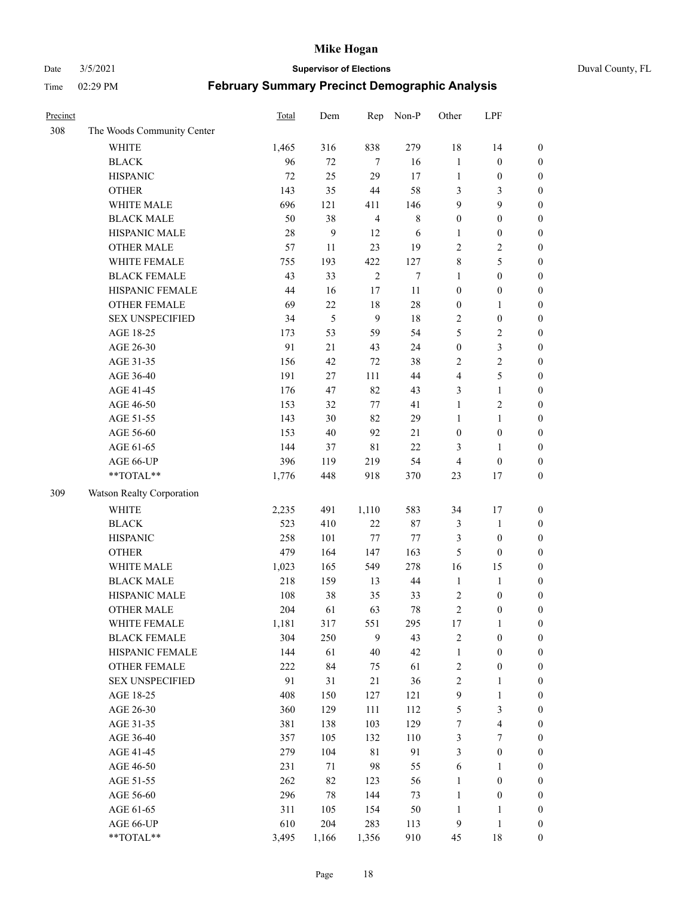| Precinct | | Total | Dem | Rep | Non-P | Other | LPF | |
|---|---|---|---|---|---|---|---|---|
| 308 | The Woods Community Center | | | | | | | |
| | WHITE | 1,465 | 316 | 838 | 279 | 18 | 14 | 0 |
| | BLACK | 96 | 72 | 7 | 16 | 1 | 0 | 0 |
| | HISPANIC | 72 | 25 | 29 | 17 | 1 | 0 | 0 |
| | OTHER | 143 | 35 | 44 | 58 | 3 | 3 | 0 |
| | WHITE MALE | 696 | 121 | 411 | 146 | 9 | 9 | 0 |
| | BLACK MALE | 50 | 38 | 4 | 8 | 0 | 0 | 0 |
| | HISPANIC MALE | 28 | 9 | 12 | 6 | 1 | 0 | 0 |
| | OTHER MALE | 57 | 11 | 23 | 19 | 2 | 2 | 0 |
| | WHITE FEMALE | 755 | 193 | 422 | 127 | 8 | 5 | 0 |
| | BLACK FEMALE | 43 | 33 | 2 | 7 | 1 | 0 | 0 |
| | HISPANIC FEMALE | 44 | 16 | 17 | 11 | 0 | 0 | 0 |
| | OTHER FEMALE | 69 | 22 | 18 | 28 | 0 | 1 | 0 |
| | SEX UNSPECIFIED | 34 | 5 | 9 | 18 | 2 | 0 | 0 |
| | AGE 18-25 | 173 | 53 | 59 | 54 | 5 | 2 | 0 |
| | AGE 26-30 | 91 | 21 | 43 | 24 | 0 | 3 | 0 |
| | AGE 31-35 | 156 | 42 | 72 | 38 | 2 | 2 | 0 |
| | AGE 36-40 | 191 | 27 | 111 | 44 | 4 | 5 | 0 |
| | AGE 41-45 | 176 | 47 | 82 | 43 | 3 | 1 | 0 |
| | AGE 46-50 | 153 | 32 | 77 | 41 | 1 | 2 | 0 |
| | AGE 51-55 | 143 | 30 | 82 | 29 | 1 | 1 | 0 |
| | AGE 56-60 | 153 | 40 | 92 | 21 | 0 | 0 | 0 |
| | AGE 61-65 | 144 | 37 | 81 | 22 | 3 | 1 | 0 |
| | AGE 66-UP | 396 | 119 | 219 | 54 | 4 | 0 | 0 |
| | **TOTAL** | 1,776 | 448 | 918 | 370 | 23 | 17 | 0 |
| 309 | Watson Realty Corporation | | | | | | | |
| | WHITE | 2,235 | 491 | 1,110 | 583 | 34 | 17 | 0 |
| | BLACK | 523 | 410 | 22 | 87 | 3 | 1 | 0 |
| | HISPANIC | 258 | 101 | 77 | 77 | 3 | 0 | 0 |
| | OTHER | 479 | 164 | 147 | 163 | 5 | 0 | 0 |
| | WHITE MALE | 1,023 | 165 | 549 | 278 | 16 | 15 | 0 |
| | BLACK MALE | 218 | 159 | 13 | 44 | 1 | 1 | 0 |
| | HISPANIC MALE | 108 | 38 | 35 | 33 | 2 | 0 | 0 |
| | OTHER MALE | 204 | 61 | 63 | 78 | 2 | 0 | 0 |
| | WHITE FEMALE | 1,181 | 317 | 551 | 295 | 17 | 1 | 0 |
| | BLACK FEMALE | 304 | 250 | 9 | 43 | 2 | 0 | 0 |
| | HISPANIC FEMALE | 144 | 61 | 40 | 42 | 1 | 0 | 0 |
| | OTHER FEMALE | 222 | 84 | 75 | 61 | 2 | 0 | 0 |
| | SEX UNSPECIFIED | 91 | 31 | 21 | 36 | 2 | 1 | 0 |
| | AGE 18-25 | 408 | 150 | 127 | 121 | 9 | 1 | 0 |
| | AGE 26-30 | 360 | 129 | 111 | 112 | 5 | 3 | 0 |
| | AGE 31-35 | 381 | 138 | 103 | 129 | 7 | 4 | 0 |
| | AGE 36-40 | 357 | 105 | 132 | 110 | 3 | 7 | 0 |
| | AGE 41-45 | 279 | 104 | 81 | 91 | 3 | 0 | 0 |
| | AGE 46-50 | 231 | 71 | 98 | 55 | 6 | 1 | 0 |
| | AGE 51-55 | 262 | 82 | 123 | 56 | 1 | 0 | 0 |
| | AGE 56-60 | 296 | 78 | 144 | 73 | 1 | 0 | 0 |
| | AGE 61-65 | 311 | 105 | 154 | 50 | 1 | 1 | 0 |
| | AGE 66-UP | 610 | 204 | 283 | 113 | 9 | 1 | 0 |
| | **TOTAL** | 3,495 | 1,166 | 1,356 | 910 | 45 | 18 | 0 |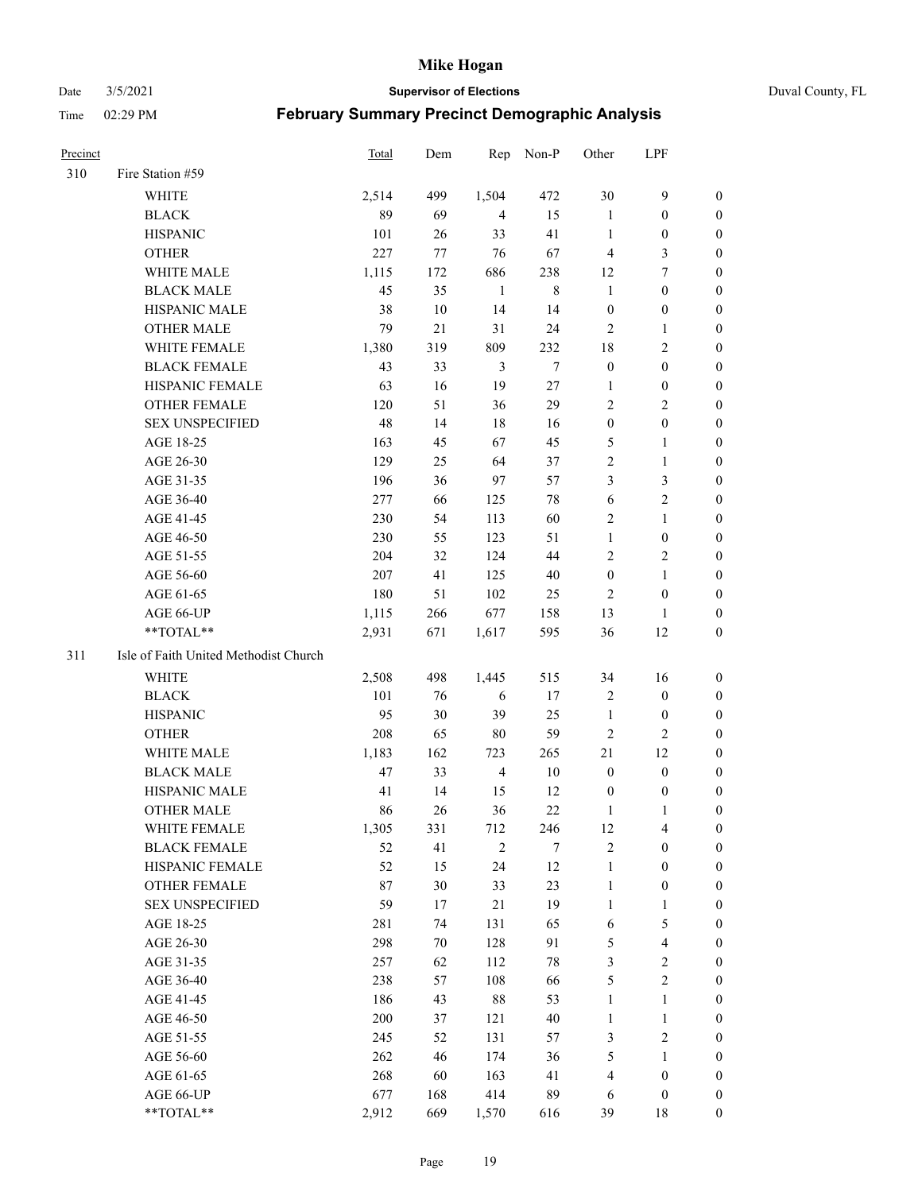| Precinct | | Total | Dem | Rep | Non-P | Other | LPF | |
|---|---|---|---|---|---|---|---|---|
| 310 | Fire Station #59 | | | | | | | |
| | WHITE | 2,514 | 499 | 1,504 | 472 | 30 | 9 | 0 |
| | BLACK | 89 | 69 | 4 | 15 | 1 | 0 | 0 |
| | HISPANIC | 101 | 26 | 33 | 41 | 1 | 0 | 0 |
| | OTHER | 227 | 77 | 76 | 67 | 4 | 3 | 0 |
| | WHITE MALE | 1,115 | 172 | 686 | 238 | 12 | 7 | 0 |
| | BLACK MALE | 45 | 35 | 1 | 8 | 1 | 0 | 0 |
| | HISPANIC MALE | 38 | 10 | 14 | 14 | 0 | 0 | 0 |
| | OTHER MALE | 79 | 21 | 31 | 24 | 2 | 1 | 0 |
| | WHITE FEMALE | 1,380 | 319 | 809 | 232 | 18 | 2 | 0 |
| | BLACK FEMALE | 43 | 33 | 3 | 7 | 0 | 0 | 0 |
| | HISPANIC FEMALE | 63 | 16 | 19 | 27 | 1 | 0 | 0 |
| | OTHER FEMALE | 120 | 51 | 36 | 29 | 2 | 2 | 0 |
| | SEX UNSPECIFIED | 48 | 14 | 18 | 16 | 0 | 0 | 0 |
| | AGE 18-25 | 163 | 45 | 67 | 45 | 5 | 1 | 0 |
| | AGE 26-30 | 129 | 25 | 64 | 37 | 2 | 1 | 0 |
| | AGE 31-35 | 196 | 36 | 97 | 57 | 3 | 3 | 0 |
| | AGE 36-40 | 277 | 66 | 125 | 78 | 6 | 2 | 0 |
| | AGE 41-45 | 230 | 54 | 113 | 60 | 2 | 1 | 0 |
| | AGE 46-50 | 230 | 55 | 123 | 51 | 1 | 0 | 0 |
| | AGE 51-55 | 204 | 32 | 124 | 44 | 2 | 2 | 0 |
| | AGE 56-60 | 207 | 41 | 125 | 40 | 0 | 1 | 0 |
| | AGE 61-65 | 180 | 51 | 102 | 25 | 2 | 0 | 0 |
| | AGE 66-UP | 1,115 | 266 | 677 | 158 | 13 | 1 | 0 |
| | **TOTAL** | 2,931 | 671 | 1,617 | 595 | 36 | 12 | 0 |
| 311 | Isle of Faith United Methodist Church | | | | | | | |
| | WHITE | 2,508 | 498 | 1,445 | 515 | 34 | 16 | 0 |
| | BLACK | 101 | 76 | 6 | 17 | 2 | 0 | 0 |
| | HISPANIC | 95 | 30 | 39 | 25 | 1 | 0 | 0 |
| | OTHER | 208 | 65 | 80 | 59 | 2 | 2 | 0 |
| | WHITE MALE | 1,183 | 162 | 723 | 265 | 21 | 12 | 0 |
| | BLACK MALE | 47 | 33 | 4 | 10 | 0 | 0 | 0 |
| | HISPANIC MALE | 41 | 14 | 15 | 12 | 0 | 0 | 0 |
| | OTHER MALE | 86 | 26 | 36 | 22 | 1 | 1 | 0 |
| | WHITE FEMALE | 1,305 | 331 | 712 | 246 | 12 | 4 | 0 |
| | BLACK FEMALE | 52 | 41 | 2 | 7 | 2 | 0 | 0 |
| | HISPANIC FEMALE | 52 | 15 | 24 | 12 | 1 | 0 | 0 |
| | OTHER FEMALE | 87 | 30 | 33 | 23 | 1 | 0 | 0 |
| | SEX UNSPECIFIED | 59 | 17 | 21 | 19 | 1 | 1 | 0 |
| | AGE 18-25 | 281 | 74 | 131 | 65 | 6 | 5 | 0 |
| | AGE 26-30 | 298 | 70 | 128 | 91 | 5 | 4 | 0 |
| | AGE 31-35 | 257 | 62 | 112 | 78 | 3 | 2 | 0 |
| | AGE 36-40 | 238 | 57 | 108 | 66 | 5 | 2 | 0 |
| | AGE 41-45 | 186 | 43 | 88 | 53 | 1 | 1 | 0 |
| | AGE 46-50 | 200 | 37 | 121 | 40 | 1 | 1 | 0 |
| | AGE 51-55 | 245 | 52 | 131 | 57 | 3 | 2 | 0 |
| | AGE 56-60 | 262 | 46 | 174 | 36 | 5 | 1 | 0 |
| | AGE 61-65 | 268 | 60 | 163 | 41 | 4 | 0 | 0 |
| | AGE 66-UP | 677 | 168 | 414 | 89 | 6 | 0 | 0 |
| | **TOTAL** | 2,912 | 669 | 1,570 | 616 | 39 | 18 | 0 |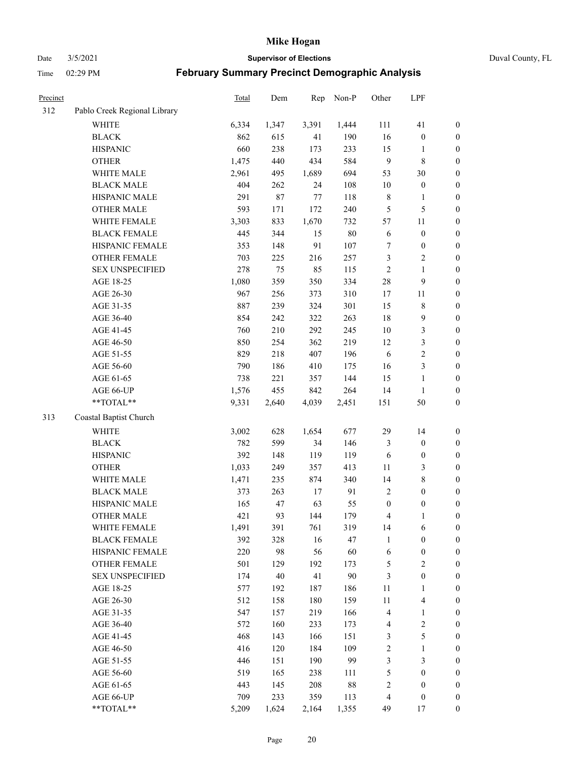| Precinct | | Total | Dem | Rep | Non-P | Other | LPF | |
|---|---|---|---|---|---|---|---|---|
| 312 | Pablo Creek Regional Library | | | | | | | |
| | WHITE | 6,334 | 1,347 | 3,391 | 1,444 | 111 | 41 | 0 |
| | BLACK | 862 | 615 | 41 | 190 | 16 | 0 | 0 |
| | HISPANIC | 660 | 238 | 173 | 233 | 15 | 1 | 0 |
| | OTHER | 1,475 | 440 | 434 | 584 | 9 | 8 | 0 |
| | WHITE MALE | 2,961 | 495 | 1,689 | 694 | 53 | 30 | 0 |
| | BLACK MALE | 404 | 262 | 24 | 108 | 10 | 0 | 0 |
| | HISPANIC MALE | 291 | 87 | 77 | 118 | 8 | 1 | 0 |
| | OTHER MALE | 593 | 171 | 172 | 240 | 5 | 5 | 0 |
| | WHITE FEMALE | 3,303 | 833 | 1,670 | 732 | 57 | 11 | 0 |
| | BLACK FEMALE | 445 | 344 | 15 | 80 | 6 | 0 | 0 |
| | HISPANIC FEMALE | 353 | 148 | 91 | 107 | 7 | 0 | 0 |
| | OTHER FEMALE | 703 | 225 | 216 | 257 | 3 | 2 | 0 |
| | SEX UNSPECIFIED | 278 | 75 | 85 | 115 | 2 | 1 | 0 |
| | AGE 18-25 | 1,080 | 359 | 350 | 334 | 28 | 9 | 0 |
| | AGE 26-30 | 967 | 256 | 373 | 310 | 17 | 11 | 0 |
| | AGE 31-35 | 887 | 239 | 324 | 301 | 15 | 8 | 0 |
| | AGE 36-40 | 854 | 242 | 322 | 263 | 18 | 9 | 0 |
| | AGE 41-45 | 760 | 210 | 292 | 245 | 10 | 3 | 0 |
| | AGE 46-50 | 850 | 254 | 362 | 219 | 12 | 3 | 0 |
| | AGE 51-55 | 829 | 218 | 407 | 196 | 6 | 2 | 0 |
| | AGE 56-60 | 790 | 186 | 410 | 175 | 16 | 3 | 0 |
| | AGE 61-65 | 738 | 221 | 357 | 144 | 15 | 1 | 0 |
| | AGE 66-UP | 1,576 | 455 | 842 | 264 | 14 | 1 | 0 |
| | **TOTAL** | 9,331 | 2,640 | 4,039 | 2,451 | 151 | 50 | 0 |
| 313 | Coastal Baptist Church | | | | | | | |
| | WHITE | 3,002 | 628 | 1,654 | 677 | 29 | 14 | 0 |
| | BLACK | 782 | 599 | 34 | 146 | 3 | 0 | 0 |
| | HISPANIC | 392 | 148 | 119 | 119 | 6 | 0 | 0 |
| | OTHER | 1,033 | 249 | 357 | 413 | 11 | 3 | 0 |
| | WHITE MALE | 1,471 | 235 | 874 | 340 | 14 | 8 | 0 |
| | BLACK MALE | 373 | 263 | 17 | 91 | 2 | 0 | 0 |
| | HISPANIC MALE | 165 | 47 | 63 | 55 | 0 | 0 | 0 |
| | OTHER MALE | 421 | 93 | 144 | 179 | 4 | 1 | 0 |
| | WHITE FEMALE | 1,491 | 391 | 761 | 319 | 14 | 6 | 0 |
| | BLACK FEMALE | 392 | 328 | 16 | 47 | 1 | 0 | 0 |
| | HISPANIC FEMALE | 220 | 98 | 56 | 60 | 6 | 0 | 0 |
| | OTHER FEMALE | 501 | 129 | 192 | 173 | 5 | 2 | 0 |
| | SEX UNSPECIFIED | 174 | 40 | 41 | 90 | 3 | 0 | 0 |
| | AGE 18-25 | 577 | 192 | 187 | 186 | 11 | 1 | 0 |
| | AGE 26-30 | 512 | 158 | 180 | 159 | 11 | 4 | 0 |
| | AGE 31-35 | 547 | 157 | 219 | 166 | 4 | 1 | 0 |
| | AGE 36-40 | 572 | 160 | 233 | 173 | 4 | 2 | 0 |
| | AGE 41-45 | 468 | 143 | 166 | 151 | 3 | 5 | 0 |
| | AGE 46-50 | 416 | 120 | 184 | 109 | 2 | 1 | 0 |
| | AGE 51-55 | 446 | 151 | 190 | 99 | 3 | 3 | 0 |
| | AGE 56-60 | 519 | 165 | 238 | 111 | 5 | 0 | 0 |
| | AGE 61-65 | 443 | 145 | 208 | 88 | 2 | 0 | 0 |
| | AGE 66-UP | 709 | 233 | 359 | 113 | 4 | 0 | 0 |
| | **TOTAL** | 5,209 | 1,624 | 2,164 | 1,355 | 49 | 17 | 0 |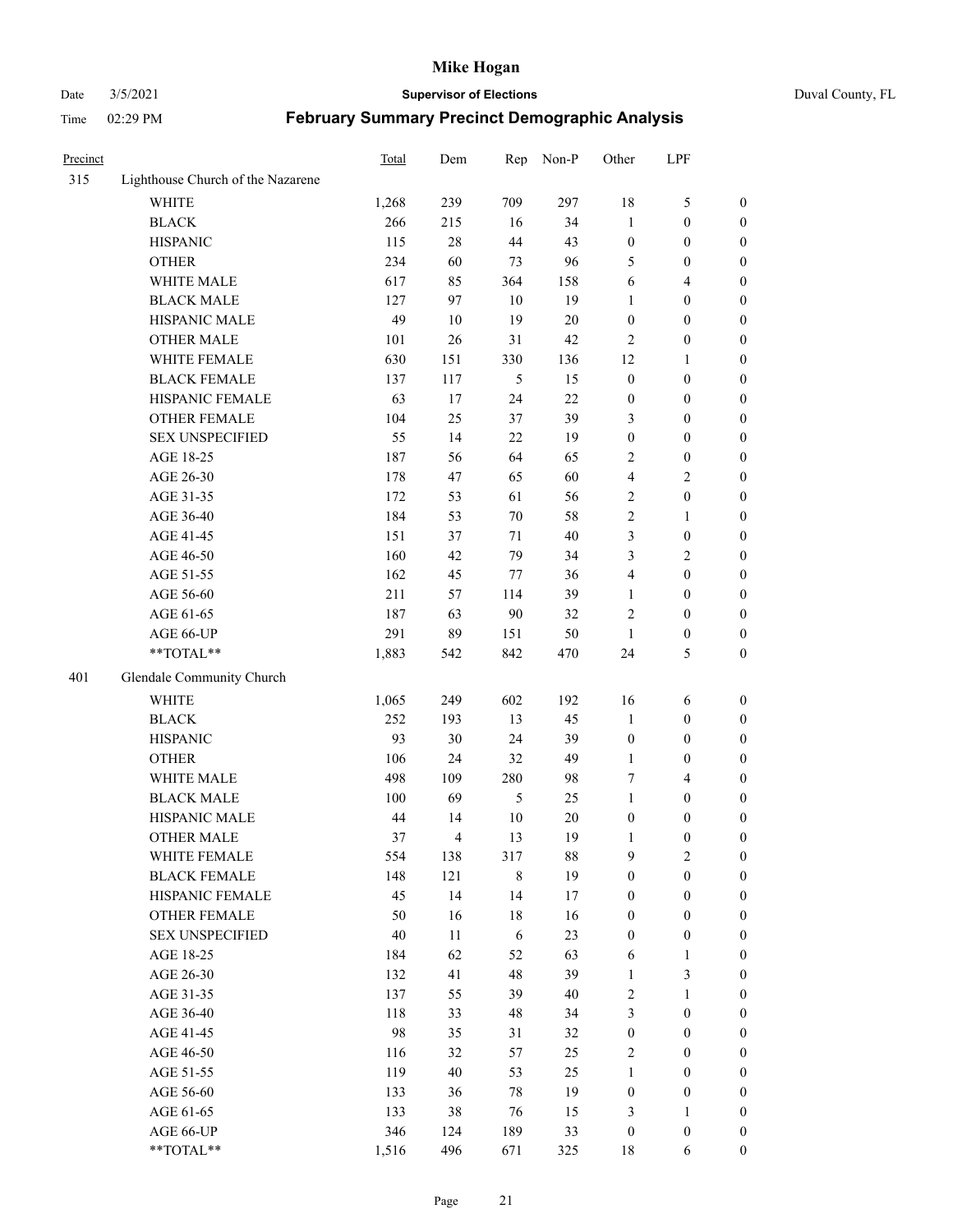# Mike Hogan

Date 3/5/2021 **Supervisor of Elections** Duval County, FL

Time 02:29 PM **February Summary Precinct Demographic Analysis**

| Precinct | | Total | Dem | Rep | Non-P | Other | LPF | |
|---|---|---|---|---|---|---|---|---|
| 315 | Lighthouse Church of the Nazarene | | | | | | | |
| | WHITE | 1,268 | 239 | 709 | 297 | 18 | 5 | 0 |
| | BLACK | 266 | 215 | 16 | 34 | 1 | 0 | 0 |
| | HISPANIC | 115 | 28 | 44 | 43 | 0 | 0 | 0 |
| | OTHER | 234 | 60 | 73 | 96 | 5 | 0 | 0 |
| | WHITE MALE | 617 | 85 | 364 | 158 | 6 | 4 | 0 |
| | BLACK MALE | 127 | 97 | 10 | 19 | 1 | 0 | 0 |
| | HISPANIC MALE | 49 | 10 | 19 | 20 | 0 | 0 | 0 |
| | OTHER MALE | 101 | 26 | 31 | 42 | 2 | 0 | 0 |
| | WHITE FEMALE | 630 | 151 | 330 | 136 | 12 | 1 | 0 |
| | BLACK FEMALE | 137 | 117 | 5 | 15 | 0 | 0 | 0 |
| | HISPANIC FEMALE | 63 | 17 | 24 | 22 | 0 | 0 | 0 |
| | OTHER FEMALE | 104 | 25 | 37 | 39 | 3 | 0 | 0 |
| | SEX UNSPECIFIED | 55 | 14 | 22 | 19 | 0 | 0 | 0 |
| | AGE 18-25 | 187 | 56 | 64 | 65 | 2 | 0 | 0 |
| | AGE 26-30 | 178 | 47 | 65 | 60 | 4 | 2 | 0 |
| | AGE 31-35 | 172 | 53 | 61 | 56 | 2 | 0 | 0 |
| | AGE 36-40 | 184 | 53 | 70 | 58 | 2 | 1 | 0 |
| | AGE 41-45 | 151 | 37 | 71 | 40 | 3 | 0 | 0 |
| | AGE 46-50 | 160 | 42 | 79 | 34 | 3 | 2 | 0 |
| | AGE 51-55 | 162 | 45 | 77 | 36 | 4 | 0 | 0 |
| | AGE 56-60 | 211 | 57 | 114 | 39 | 1 | 0 | 0 |
| | AGE 61-65 | 187 | 63 | 90 | 32 | 2 | 0 | 0 |
| | AGE 66-UP | 291 | 89 | 151 | 50 | 1 | 0 | 0 |
| | **TOTAL** | 1,883 | 542 | 842 | 470 | 24 | 5 | 0 |
| 401 | Glendale Community Church | | | | | | | |
| | WHITE | 1,065 | 249 | 602 | 192 | 16 | 6 | 0 |
| | BLACK | 252 | 193 | 13 | 45 | 1 | 0 | 0 |
| | HISPANIC | 93 | 30 | 24 | 39 | 0 | 0 | 0 |
| | OTHER | 106 | 24 | 32 | 49 | 1 | 0 | 0 |
| | WHITE MALE | 498 | 109 | 280 | 98 | 7 | 4 | 0 |
| | BLACK MALE | 100 | 69 | 5 | 25 | 1 | 0 | 0 |
| | HISPANIC MALE | 44 | 14 | 10 | 20 | 0 | 0 | 0 |
| | OTHER MALE | 37 | 4 | 13 | 19 | 1 | 0 | 0 |
| | WHITE FEMALE | 554 | 138 | 317 | 88 | 9 | 2 | 0 |
| | BLACK FEMALE | 148 | 121 | 8 | 19 | 0 | 0 | 0 |
| | HISPANIC FEMALE | 45 | 14 | 14 | 17 | 0 | 0 | 0 |
| | OTHER FEMALE | 50 | 16 | 18 | 16 | 0 | 0 | 0 |
| | SEX UNSPECIFIED | 40 | 11 | 6 | 23 | 0 | 0 | 0 |
| | AGE 18-25 | 184 | 62 | 52 | 63 | 6 | 1 | 0 |
| | AGE 26-30 | 132 | 41 | 48 | 39 | 1 | 3 | 0 |
| | AGE 31-35 | 137 | 55 | 39 | 40 | 2 | 1 | 0 |
| | AGE 36-40 | 118 | 33 | 48 | 34 | 3 | 0 | 0 |
| | AGE 41-45 | 98 | 35 | 31 | 32 | 0 | 0 | 0 |
| | AGE 46-50 | 116 | 32 | 57 | 25 | 2 | 0 | 0 |
| | AGE 51-55 | 119 | 40 | 53 | 25 | 1 | 0 | 0 |
| | AGE 56-60 | 133 | 36 | 78 | 19 | 0 | 0 | 0 |
| | AGE 61-65 | 133 | 38 | 76 | 15 | 3 | 1 | 0 |
| | AGE 66-UP | 346 | 124 | 189 | 33 | 0 | 0 | 0 |
| | **TOTAL** | 1,516 | 496 | 671 | 325 | 18 | 6 | 0 |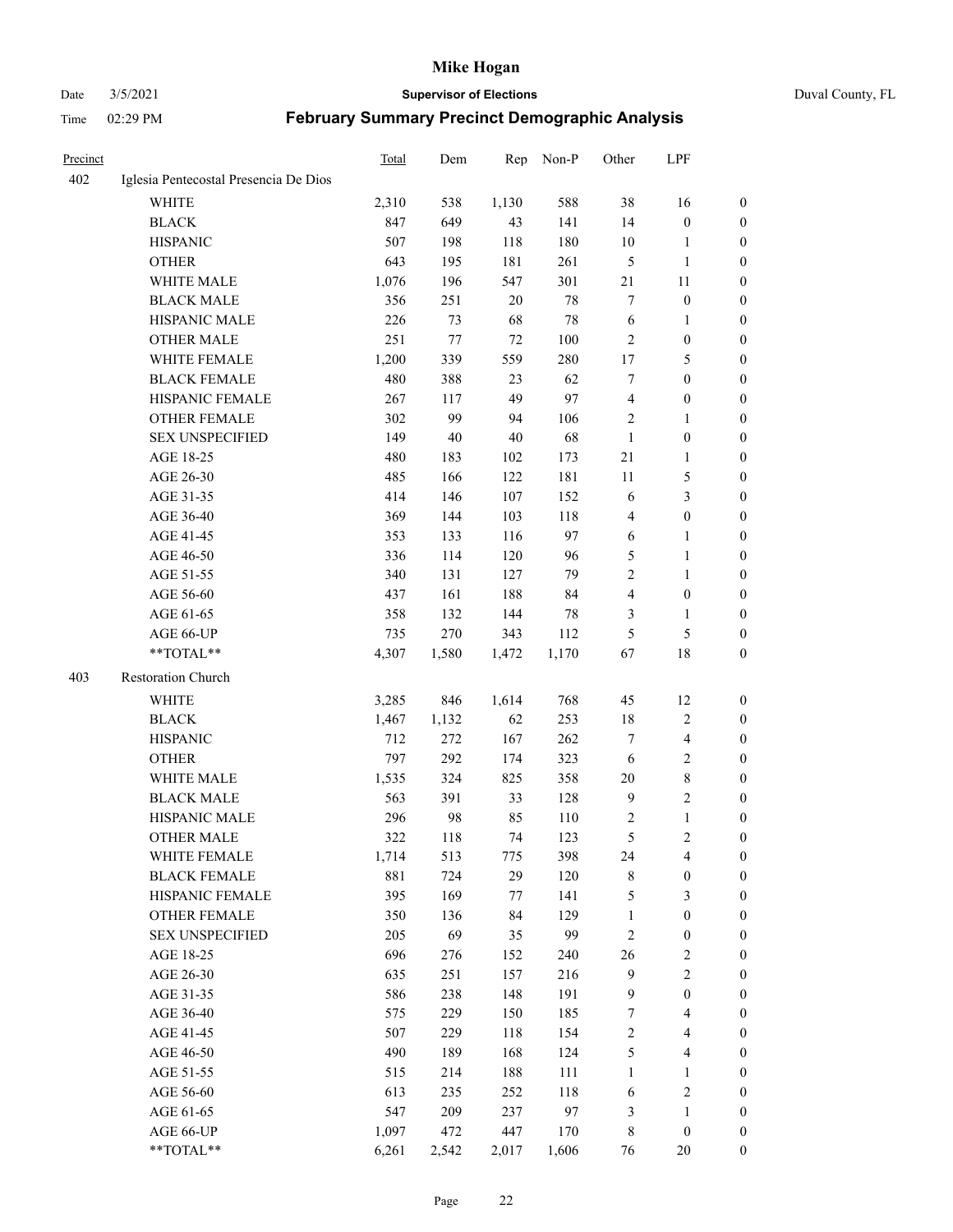# Mike Hogan

Date 3/5/2021 **Supervisor of Elections** Duval County, FL

Time 02:29 PM **February Summary Precinct Demographic Analysis**

| Precinct | | Total | Dem | Rep | Non-P | Other | LPF | |
|---|---|---|---|---|---|---|---|---|
| 402 | Iglesia Pentecostal Presencia De Dios | | | | | | | |
| | WHITE | 2,310 | 538 | 1,130 | 588 | 38 | 16 | 0 |
| | BLACK | 847 | 649 | 43 | 141 | 14 | 0 | 0 |
| | HISPANIC | 507 | 198 | 118 | 180 | 10 | 1 | 0 |
| | OTHER | 643 | 195 | 181 | 261 | 5 | 1 | 0 |
| | WHITE MALE | 1,076 | 196 | 547 | 301 | 21 | 11 | 0 |
| | BLACK MALE | 356 | 251 | 20 | 78 | 7 | 0 | 0 |
| | HISPANIC MALE | 226 | 73 | 68 | 78 | 6 | 1 | 0 |
| | OTHER MALE | 251 | 77 | 72 | 100 | 2 | 0 | 0 |
| | WHITE FEMALE | 1,200 | 339 | 559 | 280 | 17 | 5 | 0 |
| | BLACK FEMALE | 480 | 388 | 23 | 62 | 7 | 0 | 0 |
| | HISPANIC FEMALE | 267 | 117 | 49 | 97 | 4 | 0 | 0 |
| | OTHER FEMALE | 302 | 99 | 94 | 106 | 2 | 1 | 0 |
| | SEX UNSPECIFIED | 149 | 40 | 40 | 68 | 1 | 0 | 0 |
| | AGE 18-25 | 480 | 183 | 102 | 173 | 21 | 1 | 0 |
| | AGE 26-30 | 485 | 166 | 122 | 181 | 11 | 5 | 0 |
| | AGE 31-35 | 414 | 146 | 107 | 152 | 6 | 3 | 0 |
| | AGE 36-40 | 369 | 144 | 103 | 118 | 4 | 0 | 0 |
| | AGE 41-45 | 353 | 133 | 116 | 97 | 6 | 1 | 0 |
| | AGE 46-50 | 336 | 114 | 120 | 96 | 5 | 1 | 0 |
| | AGE 51-55 | 340 | 131 | 127 | 79 | 2 | 1 | 0 |
| | AGE 56-60 | 437 | 161 | 188 | 84 | 4 | 0 | 0 |
| | AGE 61-65 | 358 | 132 | 144 | 78 | 3 | 1 | 0 |
| | AGE 66-UP | 735 | 270 | 343 | 112 | 5 | 5 | 0 |
| | **TOTAL** | 4,307 | 1,580 | 1,472 | 1,170 | 67 | 18 | 0 |
| 403 | Restoration Church | | | | | | | |
| | WHITE | 3,285 | 846 | 1,614 | 768 | 45 | 12 | 0 |
| | BLACK | 1,467 | 1,132 | 62 | 253 | 18 | 2 | 0 |
| | HISPANIC | 712 | 272 | 167 | 262 | 7 | 4 | 0 |
| | OTHER | 797 | 292 | 174 | 323 | 6 | 2 | 0 |
| | WHITE MALE | 1,535 | 324 | 825 | 358 | 20 | 8 | 0 |
| | BLACK MALE | 563 | 391 | 33 | 128 | 9 | 2 | 0 |
| | HISPANIC MALE | 296 | 98 | 85 | 110 | 2 | 1 | 0 |
| | OTHER MALE | 322 | 118 | 74 | 123 | 5 | 2 | 0 |
| | WHITE FEMALE | 1,714 | 513 | 775 | 398 | 24 | 4 | 0 |
| | BLACK FEMALE | 881 | 724 | 29 | 120 | 8 | 0 | 0 |
| | HISPANIC FEMALE | 395 | 169 | 77 | 141 | 5 | 3 | 0 |
| | OTHER FEMALE | 350 | 136 | 84 | 129 | 1 | 0 | 0 |
| | SEX UNSPECIFIED | 205 | 69 | 35 | 99 | 2 | 0 | 0 |
| | AGE 18-25 | 696 | 276 | 152 | 240 | 26 | 2 | 0 |
| | AGE 26-30 | 635 | 251 | 157 | 216 | 9 | 2 | 0 |
| | AGE 31-35 | 586 | 238 | 148 | 191 | 9 | 0 | 0 |
| | AGE 36-40 | 575 | 229 | 150 | 185 | 7 | 4 | 0 |
| | AGE 41-45 | 507 | 229 | 118 | 154 | 2 | 4 | 0 |
| | AGE 46-50 | 490 | 189 | 168 | 124 | 5 | 4 | 0 |
| | AGE 51-55 | 515 | 214 | 188 | 111 | 1 | 1 | 0 |
| | AGE 56-60 | 613 | 235 | 252 | 118 | 6 | 2 | 0 |
| | AGE 61-65 | 547 | 209 | 237 | 97 | 3 | 1 | 0 |
| | AGE 66-UP | 1,097 | 472 | 447 | 170 | 8 | 0 | 0 |
| | **TOTAL** | 6,261 | 2,542 | 2,017 | 1,606 | 76 | 20 | 0 |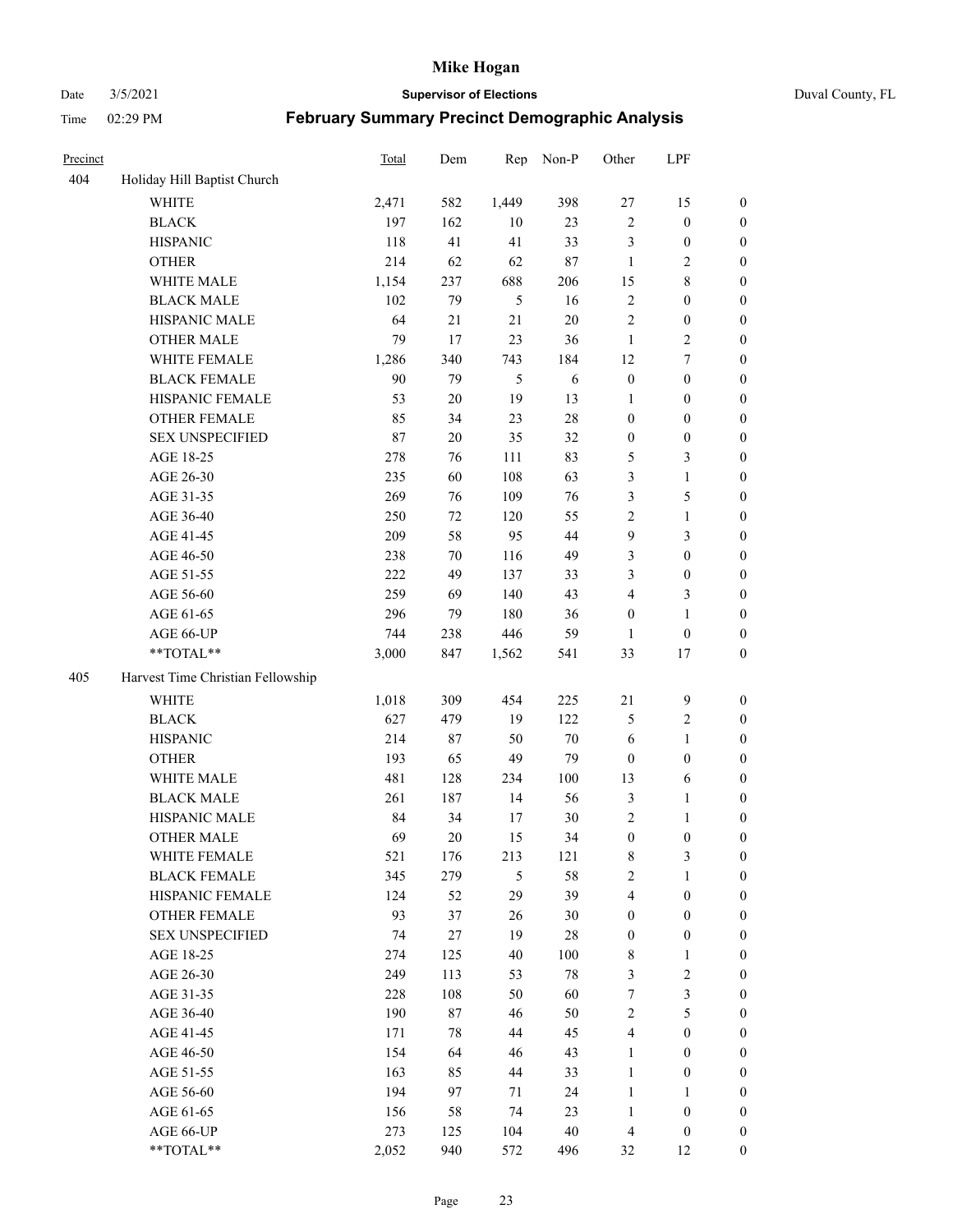| Precinct | | Total | Dem | Rep | Non-P | Other | LPF | |
|---|---|---|---|---|---|---|---|---|
| 404 | Holiday Hill Baptist Church | | | | | | | |
| | WHITE | 2,471 | 582 | 1,449 | 398 | 27 | 15 | 0 |
| | BLACK | 197 | 162 | 10 | 23 | 2 | 0 | 0 |
| | HISPANIC | 118 | 41 | 41 | 33 | 3 | 0 | 0 |
| | OTHER | 214 | 62 | 62 | 87 | 1 | 2 | 0 |
| | WHITE MALE | 1,154 | 237 | 688 | 206 | 15 | 8 | 0 |
| | BLACK MALE | 102 | 79 | 5 | 16 | 2 | 0 | 0 |
| | HISPANIC MALE | 64 | 21 | 21 | 20 | 2 | 0 | 0 |
| | OTHER MALE | 79 | 17 | 23 | 36 | 1 | 2 | 0 |
| | WHITE FEMALE | 1,286 | 340 | 743 | 184 | 12 | 7 | 0 |
| | BLACK FEMALE | 90 | 79 | 5 | 6 | 0 | 0 | 0 |
| | HISPANIC FEMALE | 53 | 20 | 19 | 13 | 1 | 0 | 0 |
| | OTHER FEMALE | 85 | 34 | 23 | 28 | 0 | 0 | 0 |
| | SEX UNSPECIFIED | 87 | 20 | 35 | 32 | 0 | 0 | 0 |
| | AGE 18-25 | 278 | 76 | 111 | 83 | 5 | 3 | 0 |
| | AGE 26-30 | 235 | 60 | 108 | 63 | 3 | 1 | 0 |
| | AGE 31-35 | 269 | 76 | 109 | 76 | 3 | 5 | 0 |
| | AGE 36-40 | 250 | 72 | 120 | 55 | 2 | 1 | 0 |
| | AGE 41-45 | 209 | 58 | 95 | 44 | 9 | 3 | 0 |
| | AGE 46-50 | 238 | 70 | 116 | 49 | 3 | 0 | 0 |
| | AGE 51-55 | 222 | 49 | 137 | 33 | 3 | 0 | 0 |
| | AGE 56-60 | 259 | 69 | 140 | 43 | 4 | 3 | 0 |
| | AGE 61-65 | 296 | 79 | 180 | 36 | 0 | 1 | 0 |
| | AGE 66-UP | 744 | 238 | 446 | 59 | 1 | 0 | 0 |
| | **TOTAL** | 3,000 | 847 | 1,562 | 541 | 33 | 17 | 0 |
| 405 | Harvest Time Christian Fellowship | | | | | | | |
| | WHITE | 1,018 | 309 | 454 | 225 | 21 | 9 | 0 |
| | BLACK | 627 | 479 | 19 | 122 | 5 | 2 | 0 |
| | HISPANIC | 214 | 87 | 50 | 70 | 6 | 1 | 0 |
| | OTHER | 193 | 65 | 49 | 79 | 0 | 0 | 0 |
| | WHITE MALE | 481 | 128 | 234 | 100 | 13 | 6 | 0 |
| | BLACK MALE | 261 | 187 | 14 | 56 | 3 | 1 | 0 |
| | HISPANIC MALE | 84 | 34 | 17 | 30 | 2 | 1 | 0 |
| | OTHER MALE | 69 | 20 | 15 | 34 | 0 | 0 | 0 |
| | WHITE FEMALE | 521 | 176 | 213 | 121 | 8 | 3 | 0 |
| | BLACK FEMALE | 345 | 279 | 5 | 58 | 2 | 1 | 0 |
| | HISPANIC FEMALE | 124 | 52 | 29 | 39 | 4 | 0 | 0 |
| | OTHER FEMALE | 93 | 37 | 26 | 30 | 0 | 0 | 0 |
| | SEX UNSPECIFIED | 74 | 27 | 19 | 28 | 0 | 0 | 0 |
| | AGE 18-25 | 274 | 125 | 40 | 100 | 8 | 1 | 0 |
| | AGE 26-30 | 249 | 113 | 53 | 78 | 3 | 2 | 0 |
| | AGE 31-35 | 228 | 108 | 50 | 60 | 7 | 3 | 0 |
| | AGE 36-40 | 190 | 87 | 46 | 50 | 2 | 5 | 0 |
| | AGE 41-45 | 171 | 78 | 44 | 45 | 4 | 0 | 0 |
| | AGE 46-50 | 154 | 64 | 46 | 43 | 1 | 0 | 0 |
| | AGE 51-55 | 163 | 85 | 44 | 33 | 1 | 0 | 0 |
| | AGE 56-60 | 194 | 97 | 71 | 24 | 1 | 1 | 0 |
| | AGE 61-65 | 156 | 58 | 74 | 23 | 1 | 0 | 0 |
| | AGE 66-UP | 273 | 125 | 104 | 40 | 4 | 0 | 0 |
| | **TOTAL** | 2,052 | 940 | 572 | 496 | 32 | 12 | 0 |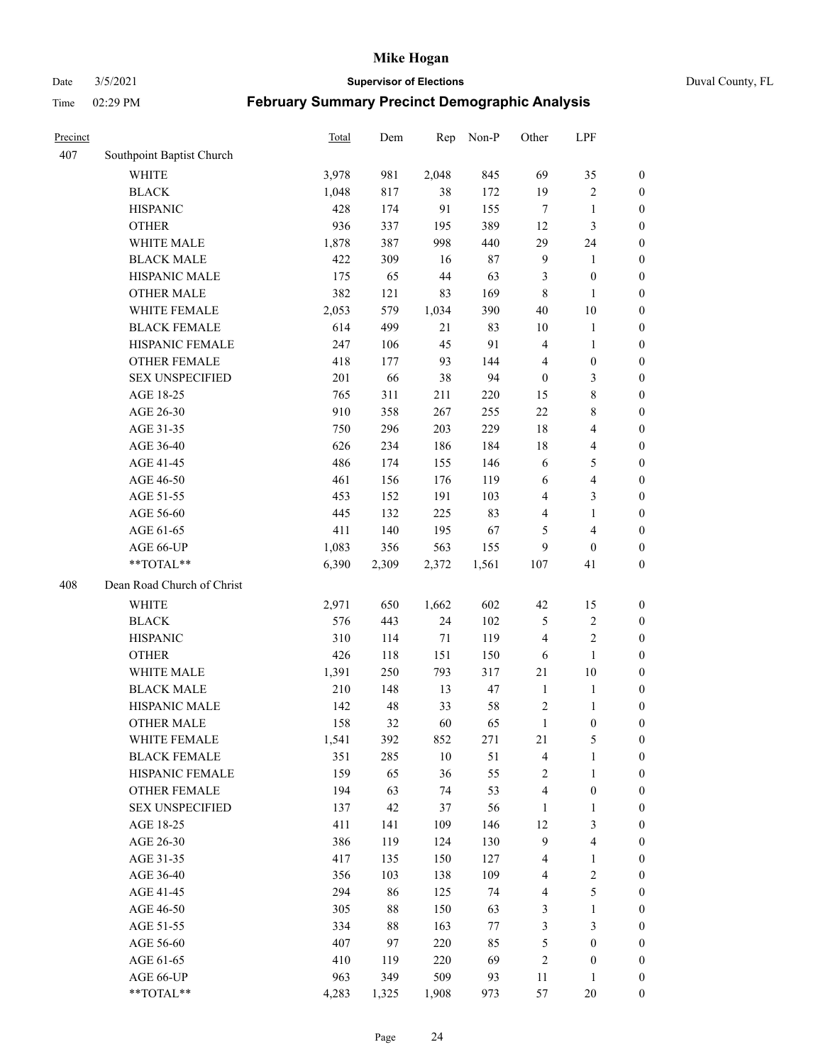# Mike Hogan

Date 3/5/2021 **Supervisor of Elections** Duval County, FL

Time 02:29 PM **February Summary Precinct Demographic Analysis**

| Precinct | | Total | Dem | Rep | Non-P | Other | LPF | |
|---|---|---|---|---|---|---|---|---|
| 407 | Southpoint Baptist Church | | | | | | | |
| | WHITE | 3,978 | 981 | 2,048 | 845 | 69 | 35 | 0 |
| | BLACK | 1,048 | 817 | 38 | 172 | 19 | 2 | 0 |
| | HISPANIC | 428 | 174 | 91 | 155 | 7 | 1 | 0 |
| | OTHER | 936 | 337 | 195 | 389 | 12 | 3 | 0 |
| | WHITE MALE | 1,878 | 387 | 998 | 440 | 29 | 24 | 0 |
| | BLACK MALE | 422 | 309 | 16 | 87 | 9 | 1 | 0 |
| | HISPANIC MALE | 175 | 65 | 44 | 63 | 3 | 0 | 0 |
| | OTHER MALE | 382 | 121 | 83 | 169 | 8 | 1 | 0 |
| | WHITE FEMALE | 2,053 | 579 | 1,034 | 390 | 40 | 10 | 0 |
| | BLACK FEMALE | 614 | 499 | 21 | 83 | 10 | 1 | 0 |
| | HISPANIC FEMALE | 247 | 106 | 45 | 91 | 4 | 1 | 0 |
| | OTHER FEMALE | 418 | 177 | 93 | 144 | 4 | 0 | 0 |
| | SEX UNSPECIFIED | 201 | 66 | 38 | 94 | 0 | 3 | 0 |
| | AGE 18-25 | 765 | 311 | 211 | 220 | 15 | 8 | 0 |
| | AGE 26-30 | 910 | 358 | 267 | 255 | 22 | 8 | 0 |
| | AGE 31-35 | 750 | 296 | 203 | 229 | 18 | 4 | 0 |
| | AGE 36-40 | 626 | 234 | 186 | 184 | 18 | 4 | 0 |
| | AGE 41-45 | 486 | 174 | 155 | 146 | 6 | 5 | 0 |
| | AGE 46-50 | 461 | 156 | 176 | 119 | 6 | 4 | 0 |
| | AGE 51-55 | 453 | 152 | 191 | 103 | 4 | 3 | 0 |
| | AGE 56-60 | 445 | 132 | 225 | 83 | 4 | 1 | 0 |
| | AGE 61-65 | 411 | 140 | 195 | 67 | 5 | 4 | 0 |
| | AGE 66-UP | 1,083 | 356 | 563 | 155 | 9 | 0 | 0 |
| | **TOTAL** | 6,390 | 2,309 | 2,372 | 1,561 | 107 | 41 | 0 |
| 408 | Dean Road Church of Christ | | | | | | | |
| | WHITE | 2,971 | 650 | 1,662 | 602 | 42 | 15 | 0 |
| | BLACK | 576 | 443 | 24 | 102 | 5 | 2 | 0 |
| | HISPANIC | 310 | 114 | 71 | 119 | 4 | 2 | 0 |
| | OTHER | 426 | 118 | 151 | 150 | 6 | 1 | 0 |
| | WHITE MALE | 1,391 | 250 | 793 | 317 | 21 | 10 | 0 |
| | BLACK MALE | 210 | 148 | 13 | 47 | 1 | 1 | 0 |
| | HISPANIC MALE | 142 | 48 | 33 | 58 | 2 | 1 | 0 |
| | OTHER MALE | 158 | 32 | 60 | 65 | 1 | 0 | 0 |
| | WHITE FEMALE | 1,541 | 392 | 852 | 271 | 21 | 5 | 0 |
| | BLACK FEMALE | 351 | 285 | 10 | 51 | 4 | 1 | 0 |
| | HISPANIC FEMALE | 159 | 65 | 36 | 55 | 2 | 1 | 0 |
| | OTHER FEMALE | 194 | 63 | 74 | 53 | 4 | 0 | 0 |
| | SEX UNSPECIFIED | 137 | 42 | 37 | 56 | 1 | 1 | 0 |
| | AGE 18-25 | 411 | 141 | 109 | 146 | 12 | 3 | 0 |
| | AGE 26-30 | 386 | 119 | 124 | 130 | 9 | 4 | 0 |
| | AGE 31-35 | 417 | 135 | 150 | 127 | 4 | 1 | 0 |
| | AGE 36-40 | 356 | 103 | 138 | 109 | 4 | 2 | 0 |
| | AGE 41-45 | 294 | 86 | 125 | 74 | 4 | 5 | 0 |
| | AGE 46-50 | 305 | 88 | 150 | 63 | 3 | 1 | 0 |
| | AGE 51-55 | 334 | 88 | 163 | 77 | 3 | 3 | 0 |
| | AGE 56-60 | 407 | 97 | 220 | 85 | 5 | 0 | 0 |
| | AGE 61-65 | 410 | 119 | 220 | 69 | 2 | 0 | 0 |
| | AGE 66-UP | 963 | 349 | 509 | 93 | 11 | 1 | 0 |
| | **TOTAL** | 4,283 | 1,325 | 1,908 | 973 | 57 | 20 | 0 |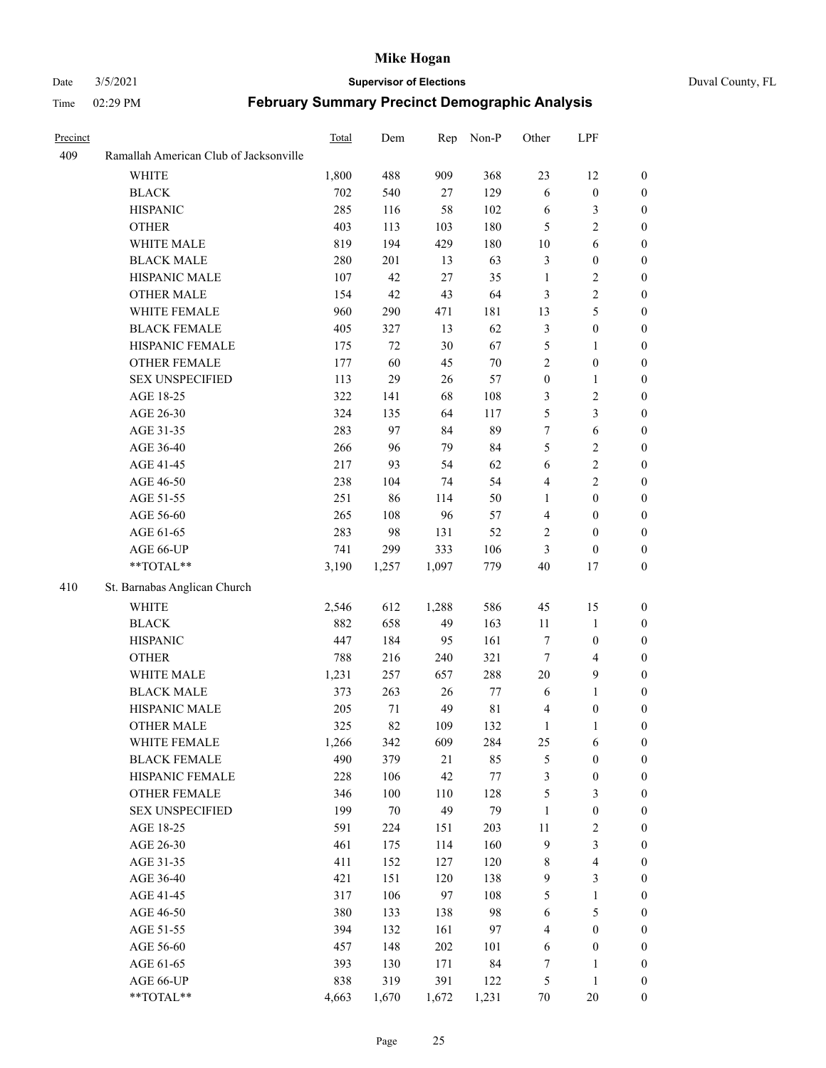# Mike Hogan

Date 3/5/2021 **Supervisor of Elections** Duval County, FL

Time 02:29 PM **February Summary Precinct Demographic Analysis**

| Precinct | | Total | Dem | Rep | Non-P | Other | LPF | |
|---|---|---|---|---|---|---|---|---|
| 409 | Ramallah American Club of Jacksonville | | | | | | | |
| | WHITE | 1,800 | 488 | 909 | 368 | 23 | 12 | 0 |
| | BLACK | 702 | 540 | 27 | 129 | 6 | 0 | 0 |
| | HISPANIC | 285 | 116 | 58 | 102 | 6 | 3 | 0 |
| | OTHER | 403 | 113 | 103 | 180 | 5 | 2 | 0 |
| | WHITE MALE | 819 | 194 | 429 | 180 | 10 | 6 | 0 |
| | BLACK MALE | 280 | 201 | 13 | 63 | 3 | 0 | 0 |
| | HISPANIC MALE | 107 | 42 | 27 | 35 | 1 | 2 | 0 |
| | OTHER MALE | 154 | 42 | 43 | 64 | 3 | 2 | 0 |
| | WHITE FEMALE | 960 | 290 | 471 | 181 | 13 | 5 | 0 |
| | BLACK FEMALE | 405 | 327 | 13 | 62 | 3 | 0 | 0 |
| | HISPANIC FEMALE | 175 | 72 | 30 | 67 | 5 | 1 | 0 |
| | OTHER FEMALE | 177 | 60 | 45 | 70 | 2 | 0 | 0 |
| | SEX UNSPECIFIED | 113 | 29 | 26 | 57 | 0 | 1 | 0 |
| | AGE 18-25 | 322 | 141 | 68 | 108 | 3 | 2 | 0 |
| | AGE 26-30 | 324 | 135 | 64 | 117 | 5 | 3 | 0 |
| | AGE 31-35 | 283 | 97 | 84 | 89 | 7 | 6 | 0 |
| | AGE 36-40 | 266 | 96 | 79 | 84 | 5 | 2 | 0 |
| | AGE 41-45 | 217 | 93 | 54 | 62 | 6 | 2 | 0 |
| | AGE 46-50 | 238 | 104 | 74 | 54 | 4 | 2 | 0 |
| | AGE 51-55 | 251 | 86 | 114 | 50 | 1 | 0 | 0 |
| | AGE 56-60 | 265 | 108 | 96 | 57 | 4 | 0 | 0 |
| | AGE 61-65 | 283 | 98 | 131 | 52 | 2 | 0 | 0 |
| | AGE 66-UP | 741 | 299 | 333 | 106 | 3 | 0 | 0 |
| | **TOTAL** | 3,190 | 1,257 | 1,097 | 779 | 40 | 17 | 0 |
| 410 | St. Barnabas Anglican Church | | | | | | | |
| | WHITE | 2,546 | 612 | 1,288 | 586 | 45 | 15 | 0 |
| | BLACK | 882 | 658 | 49 | 163 | 11 | 1 | 0 |
| | HISPANIC | 447 | 184 | 95 | 161 | 7 | 0 | 0 |
| | OTHER | 788 | 216 | 240 | 321 | 7 | 4 | 0 |
| | WHITE MALE | 1,231 | 257 | 657 | 288 | 20 | 9 | 0 |
| | BLACK MALE | 373 | 263 | 26 | 77 | 6 | 1 | 0 |
| | HISPANIC MALE | 205 | 71 | 49 | 81 | 4 | 0 | 0 |
| | OTHER MALE | 325 | 82 | 109 | 132 | 1 | 1 | 0 |
| | WHITE FEMALE | 1,266 | 342 | 609 | 284 | 25 | 6 | 0 |
| | BLACK FEMALE | 490 | 379 | 21 | 85 | 5 | 0 | 0 |
| | HISPANIC FEMALE | 228 | 106 | 42 | 77 | 3 | 0 | 0 |
| | OTHER FEMALE | 346 | 100 | 110 | 128 | 5 | 3 | 0 |
| | SEX UNSPECIFIED | 199 | 70 | 49 | 79 | 1 | 0 | 0 |
| | AGE 18-25 | 591 | 224 | 151 | 203 | 11 | 2 | 0 |
| | AGE 26-30 | 461 | 175 | 114 | 160 | 9 | 3 | 0 |
| | AGE 31-35 | 411 | 152 | 127 | 120 | 8 | 4 | 0 |
| | AGE 36-40 | 421 | 151 | 120 | 138 | 9 | 3 | 0 |
| | AGE 41-45 | 317 | 106 | 97 | 108 | 5 | 1 | 0 |
| | AGE 46-50 | 380 | 133 | 138 | 98 | 6 | 5 | 0 |
| | AGE 51-55 | 394 | 132 | 161 | 97 | 4 | 0 | 0 |
| | AGE 56-60 | 457 | 148 | 202 | 101 | 6 | 0 | 0 |
| | AGE 61-65 | 393 | 130 | 171 | 84 | 7 | 1 | 0 |
| | AGE 66-UP | 838 | 319 | 391 | 122 | 5 | 1 | 0 |
| | **TOTAL** | 4,663 | 1,670 | 1,672 | 1,231 | 70 | 20 | 0 |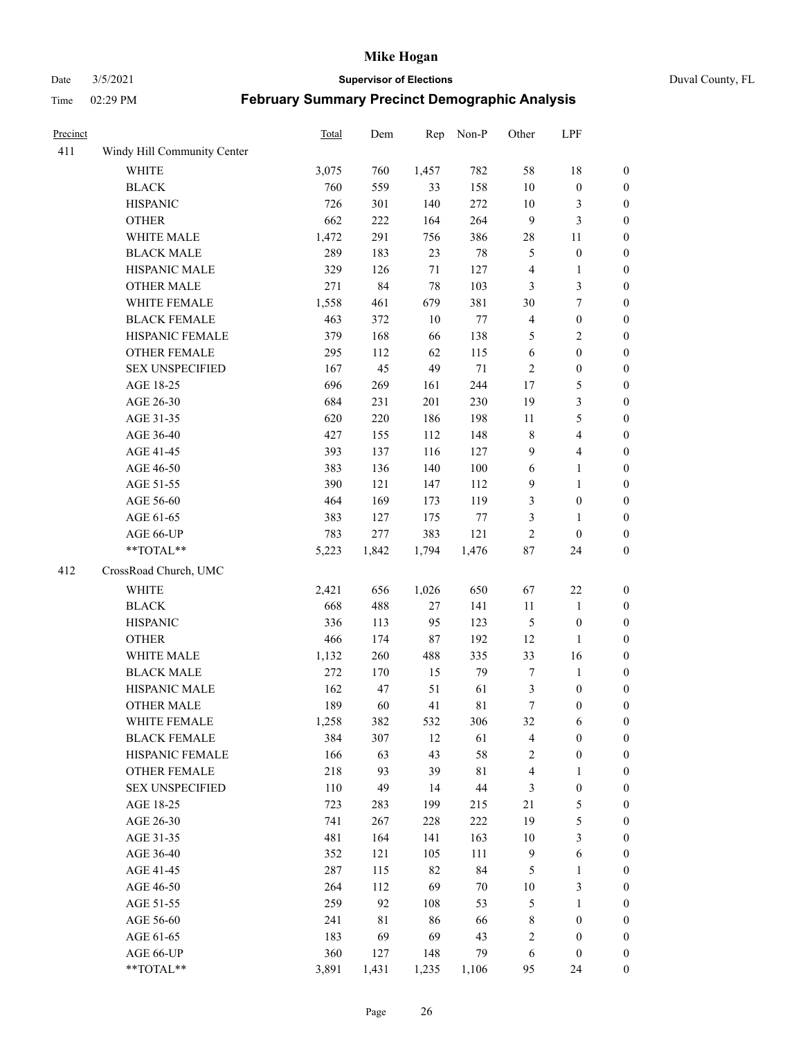| Precinct | | Total | Dem | Rep | Non-P | Other | LPF | |
|---|---|---|---|---|---|---|---|---|
| 411 | Windy Hill Community Center | | | | | | | |
| | WHITE | 3,075 | 760 | 1,457 | 782 | 58 | 18 | 0 |
| | BLACK | 760 | 559 | 33 | 158 | 10 | 0 | 0 |
| | HISPANIC | 726 | 301 | 140 | 272 | 10 | 3 | 0 |
| | OTHER | 662 | 222 | 164 | 264 | 9 | 3 | 0 |
| | WHITE MALE | 1,472 | 291 | 756 | 386 | 28 | 11 | 0 |
| | BLACK MALE | 289 | 183 | 23 | 78 | 5 | 0 | 0 |
| | HISPANIC MALE | 329 | 126 | 71 | 127 | 4 | 1 | 0 |
| | OTHER MALE | 271 | 84 | 78 | 103 | 3 | 3 | 0 |
| | WHITE FEMALE | 1,558 | 461 | 679 | 381 | 30 | 7 | 0 |
| | BLACK FEMALE | 463 | 372 | 10 | 77 | 4 | 0 | 0 |
| | HISPANIC FEMALE | 379 | 168 | 66 | 138 | 5 | 2 | 0 |
| | OTHER FEMALE | 295 | 112 | 62 | 115 | 6 | 0 | 0 |
| | SEX UNSPECIFIED | 167 | 45 | 49 | 71 | 2 | 0 | 0 |
| | AGE 18-25 | 696 | 269 | 161 | 244 | 17 | 5 | 0 |
| | AGE 26-30 | 684 | 231 | 201 | 230 | 19 | 3 | 0 |
| | AGE 31-35 | 620 | 220 | 186 | 198 | 11 | 5 | 0 |
| | AGE 36-40 | 427 | 155 | 112 | 148 | 8 | 4 | 0 |
| | AGE 41-45 | 393 | 137 | 116 | 127 | 9 | 4 | 0 |
| | AGE 46-50 | 383 | 136 | 140 | 100 | 6 | 1 | 0 |
| | AGE 51-55 | 390 | 121 | 147 | 112 | 9 | 1 | 0 |
| | AGE 56-60 | 464 | 169 | 173 | 119 | 3 | 0 | 0 |
| | AGE 61-65 | 383 | 127 | 175 | 77 | 3 | 1 | 0 |
| | AGE 66-UP | 783 | 277 | 383 | 121 | 2 | 0 | 0 |
| | **TOTAL** | 5,223 | 1,842 | 1,794 | 1,476 | 87 | 24 | 0 |
| 412 | CrossRoad Church, UMC | | | | | | | |
| | WHITE | 2,421 | 656 | 1,026 | 650 | 67 | 22 | 0 |
| | BLACK | 668 | 488 | 27 | 141 | 11 | 1 | 0 |
| | HISPANIC | 336 | 113 | 95 | 123 | 5 | 0 | 0 |
| | OTHER | 466 | 174 | 87 | 192 | 12 | 1 | 0 |
| | WHITE MALE | 1,132 | 260 | 488 | 335 | 33 | 16 | 0 |
| | BLACK MALE | 272 | 170 | 15 | 79 | 7 | 1 | 0 |
| | HISPANIC MALE | 162 | 47 | 51 | 61 | 3 | 0 | 0 |
| | OTHER MALE | 189 | 60 | 41 | 81 | 7 | 0 | 0 |
| | WHITE FEMALE | 1,258 | 382 | 532 | 306 | 32 | 6 | 0 |
| | BLACK FEMALE | 384 | 307 | 12 | 61 | 4 | 0 | 0 |
| | HISPANIC FEMALE | 166 | 63 | 43 | 58 | 2 | 0 | 0 |
| | OTHER FEMALE | 218 | 93 | 39 | 81 | 4 | 1 | 0 |
| | SEX UNSPECIFIED | 110 | 49 | 14 | 44 | 3 | 0 | 0 |
| | AGE 18-25 | 723 | 283 | 199 | 215 | 21 | 5 | 0 |
| | AGE 26-30 | 741 | 267 | 228 | 222 | 19 | 5 | 0 |
| | AGE 31-35 | 481 | 164 | 141 | 163 | 10 | 3 | 0 |
| | AGE 36-40 | 352 | 121 | 105 | 111 | 9 | 6 | 0 |
| | AGE 41-45 | 287 | 115 | 82 | 84 | 5 | 1 | 0 |
| | AGE 46-50 | 264 | 112 | 69 | 70 | 10 | 3 | 0 |
| | AGE 51-55 | 259 | 92 | 108 | 53 | 5 | 1 | 0 |
| | AGE 56-60 | 241 | 81 | 86 | 66 | 8 | 0 | 0 |
| | AGE 61-65 | 183 | 69 | 69 | 43 | 2 | 0 | 0 |
| | AGE 66-UP | 360 | 127 | 148 | 79 | 6 | 0 | 0 |
| | **TOTAL** | 3,891 | 1,431 | 1,235 | 1,106 | 95 | 24 | 0 |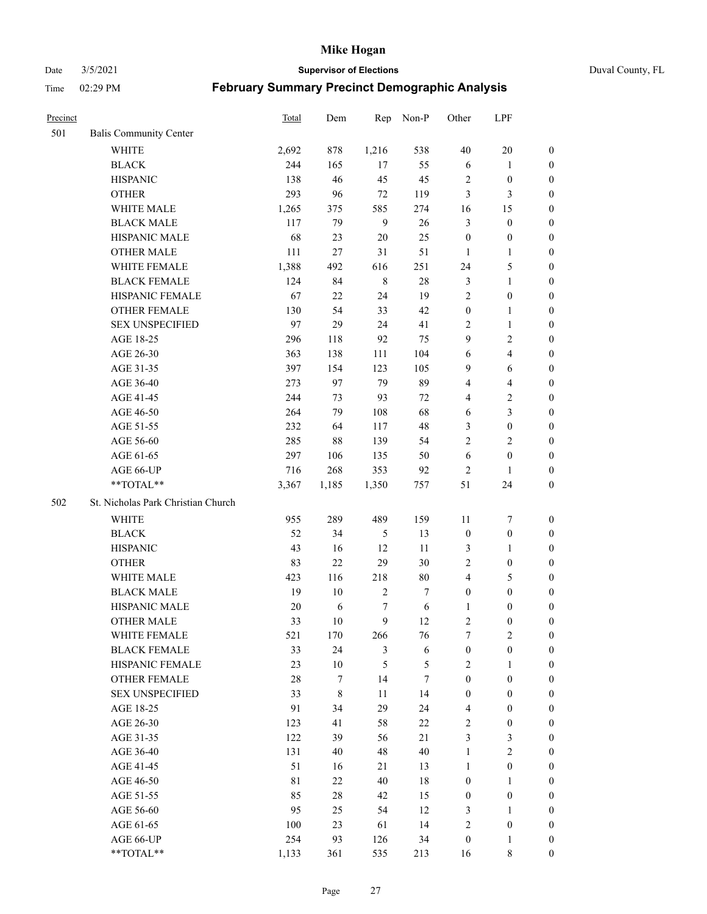# Mike Hogan

Date 3/5/2021 **Supervisor of Elections** Duval County, FL

Time 02:29 PM **February Summary Precinct Demographic Analysis**

| Precinct | | Total | Dem | Rep | Non-P | Other | LPF | |
|---|---|---|---|---|---|---|---|---|
| 501 | Balis Community Center | | | | | | | |
| | WHITE | 2,692 | 878 | 1,216 | 538 | 40 | 20 | 0 |
| | BLACK | 244 | 165 | 17 | 55 | 6 | 1 | 0 |
| | HISPANIC | 138 | 46 | 45 | 45 | 2 | 0 | 0 |
| | OTHER | 293 | 96 | 72 | 119 | 3 | 3 | 0 |
| | WHITE MALE | 1,265 | 375 | 585 | 274 | 16 | 15 | 0 |
| | BLACK MALE | 117 | 79 | 9 | 26 | 3 | 0 | 0 |
| | HISPANIC MALE | 68 | 23 | 20 | 25 | 0 | 0 | 0 |
| | OTHER MALE | 111 | 27 | 31 | 51 | 1 | 1 | 0 |
| | WHITE FEMALE | 1,388 | 492 | 616 | 251 | 24 | 5 | 0 |
| | BLACK FEMALE | 124 | 84 | 8 | 28 | 3 | 1 | 0 |
| | HISPANIC FEMALE | 67 | 22 | 24 | 19 | 2 | 0 | 0 |
| | OTHER FEMALE | 130 | 54 | 33 | 42 | 0 | 1 | 0 |
| | SEX UNSPECIFIED | 97 | 29 | 24 | 41 | 2 | 1 | 0 |
| | AGE 18-25 | 296 | 118 | 92 | 75 | 9 | 2 | 0 |
| | AGE 26-30 | 363 | 138 | 111 | 104 | 6 | 4 | 0 |
| | AGE 31-35 | 397 | 154 | 123 | 105 | 9 | 6 | 0 |
| | AGE 36-40 | 273 | 97 | 79 | 89 | 4 | 4 | 0 |
| | AGE 41-45 | 244 | 73 | 93 | 72 | 4 | 2 | 0 |
| | AGE 46-50 | 264 | 79 | 108 | 68 | 6 | 3 | 0 |
| | AGE 51-55 | 232 | 64 | 117 | 48 | 3 | 0 | 0 |
| | AGE 56-60 | 285 | 88 | 139 | 54 | 2 | 2 | 0 |
| | AGE 61-65 | 297 | 106 | 135 | 50 | 6 | 0 | 0 |
| | AGE 66-UP | 716 | 268 | 353 | 92 | 2 | 1 | 0 |
| | **TOTAL** | 3,367 | 1,185 | 1,350 | 757 | 51 | 24 | 0 |
| 502 | St. Nicholas Park Christian Church | | | | | | | |
| | WHITE | 955 | 289 | 489 | 159 | 11 | 7 | 0 |
| | BLACK | 52 | 34 | 5 | 13 | 0 | 0 | 0 |
| | HISPANIC | 43 | 16 | 12 | 11 | 3 | 1 | 0 |
| | OTHER | 83 | 22 | 29 | 30 | 2 | 0 | 0 |
| | WHITE MALE | 423 | 116 | 218 | 80 | 4 | 5 | 0 |
| | BLACK MALE | 19 | 10 | 2 | 7 | 0 | 0 | 0 |
| | HISPANIC MALE | 20 | 6 | 7 | 6 | 1 | 0 | 0 |
| | OTHER MALE | 33 | 10 | 9 | 12 | 2 | 0 | 0 |
| | WHITE FEMALE | 521 | 170 | 266 | 76 | 7 | 2 | 0 |
| | BLACK FEMALE | 33 | 24 | 3 | 6 | 0 | 0 | 0 |
| | HISPANIC FEMALE | 23 | 10 | 5 | 5 | 2 | 1 | 0 |
| | OTHER FEMALE | 28 | 7 | 14 | 7 | 0 | 0 | 0 |
| | SEX UNSPECIFIED | 33 | 8 | 11 | 14 | 0 | 0 | 0 |
| | AGE 18-25 | 91 | 34 | 29 | 24 | 4 | 0 | 0 |
| | AGE 26-30 | 123 | 41 | 58 | 22 | 2 | 0 | 0 |
| | AGE 31-35 | 122 | 39 | 56 | 21 | 3 | 3 | 0 |
| | AGE 36-40 | 131 | 40 | 48 | 40 | 1 | 2 | 0 |
| | AGE 41-45 | 51 | 16 | 21 | 13 | 1 | 0 | 0 |
| | AGE 46-50 | 81 | 22 | 40 | 18 | 0 | 1 | 0 |
| | AGE 51-55 | 85 | 28 | 42 | 15 | 0 | 0 | 0 |
| | AGE 56-60 | 95 | 25 | 54 | 12 | 3 | 1 | 0 |
| | AGE 61-65 | 100 | 23 | 61 | 14 | 2 | 0 | 0 |
| | AGE 66-UP | 254 | 93 | 126 | 34 | 0 | 1 | 0 |
| | **TOTAL** | 1,133 | 361 | 535 | 213 | 16 | 8 | 0 |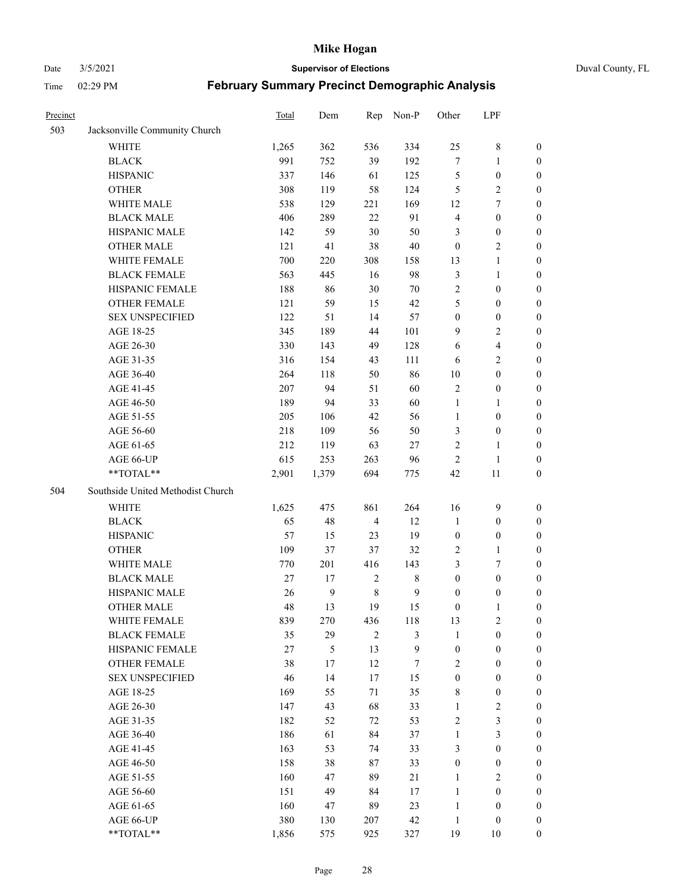| Precinct | | Total | Dem | Rep | Non-P | Other | LPF | |
|---|---|---|---|---|---|---|---|---|
| 503 | Jacksonville Community Church | | | | | | | |
| | WHITE | 1,265 | 362 | 536 | 334 | 25 | 8 | 0 |
| | BLACK | 991 | 752 | 39 | 192 | 7 | 1 | 0 |
| | HISPANIC | 337 | 146 | 61 | 125 | 5 | 0 | 0 |
| | OTHER | 308 | 119 | 58 | 124 | 5 | 2 | 0 |
| | WHITE MALE | 538 | 129 | 221 | 169 | 12 | 7 | 0 |
| | BLACK MALE | 406 | 289 | 22 | 91 | 4 | 0 | 0 |
| | HISPANIC MALE | 142 | 59 | 30 | 50 | 3 | 0 | 0 |
| | OTHER MALE | 121 | 41 | 38 | 40 | 0 | 2 | 0 |
| | WHITE FEMALE | 700 | 220 | 308 | 158 | 13 | 1 | 0 |
| | BLACK FEMALE | 563 | 445 | 16 | 98 | 3 | 1 | 0 |
| | HISPANIC FEMALE | 188 | 86 | 30 | 70 | 2 | 0 | 0 |
| | OTHER FEMALE | 121 | 59 | 15 | 42 | 5 | 0 | 0 |
| | SEX UNSPECIFIED | 122 | 51 | 14 | 57 | 0 | 0 | 0 |
| | AGE 18-25 | 345 | 189 | 44 | 101 | 9 | 2 | 0 |
| | AGE 26-30 | 330 | 143 | 49 | 128 | 6 | 4 | 0 |
| | AGE 31-35 | 316 | 154 | 43 | 111 | 6 | 2 | 0 |
| | AGE 36-40 | 264 | 118 | 50 | 86 | 10 | 0 | 0 |
| | AGE 41-45 | 207 | 94 | 51 | 60 | 2 | 0 | 0 |
| | AGE 46-50 | 189 | 94 | 33 | 60 | 1 | 1 | 0 |
| | AGE 51-55 | 205 | 106 | 42 | 56 | 1 | 0 | 0 |
| | AGE 56-60 | 218 | 109 | 56 | 50 | 3 | 0 | 0 |
| | AGE 61-65 | 212 | 119 | 63 | 27 | 2 | 1 | 0 |
| | AGE 66-UP | 615 | 253 | 263 | 96 | 2 | 1 | 0 |
| | **TOTAL** | 2,901 | 1,379 | 694 | 775 | 42 | 11 | 0 |
| 504 | Southside United Methodist Church | | | | | | | |
| | WHITE | 1,625 | 475 | 861 | 264 | 16 | 9 | 0 |
| | BLACK | 65 | 48 | 4 | 12 | 1 | 0 | 0 |
| | HISPANIC | 57 | 15 | 23 | 19 | 0 | 0 | 0 |
| | OTHER | 109 | 37 | 37 | 32 | 2 | 1 | 0 |
| | WHITE MALE | 770 | 201 | 416 | 143 | 3 | 7 | 0 |
| | BLACK MALE | 27 | 17 | 2 | 8 | 0 | 0 | 0 |
| | HISPANIC MALE | 26 | 9 | 8 | 9 | 0 | 0 | 0 |
| | OTHER MALE | 48 | 13 | 19 | 15 | 0 | 1 | 0 |
| | WHITE FEMALE | 839 | 270 | 436 | 118 | 13 | 2 | 0 |
| | BLACK FEMALE | 35 | 29 | 2 | 3 | 1 | 0 | 0 |
| | HISPANIC FEMALE | 27 | 5 | 13 | 9 | 0 | 0 | 0 |
| | OTHER FEMALE | 38 | 17 | 12 | 7 | 2 | 0 | 0 |
| | SEX UNSPECIFIED | 46 | 14 | 17 | 15 | 0 | 0 | 0 |
| | AGE 18-25 | 169 | 55 | 71 | 35 | 8 | 0 | 0 |
| | AGE 26-30 | 147 | 43 | 68 | 33 | 1 | 2 | 0 |
| | AGE 31-35 | 182 | 52 | 72 | 53 | 2 | 3 | 0 |
| | AGE 36-40 | 186 | 61 | 84 | 37 | 1 | 3 | 0 |
| | AGE 41-45 | 163 | 53 | 74 | 33 | 3 | 0 | 0 |
| | AGE 46-50 | 158 | 38 | 87 | 33 | 0 | 0 | 0 |
| | AGE 51-55 | 160 | 47 | 89 | 21 | 1 | 2 | 0 |
| | AGE 56-60 | 151 | 49 | 84 | 17 | 1 | 0 | 0 |
| | AGE 61-65 | 160 | 47 | 89 | 23 | 1 | 0 | 0 |
| | AGE 66-UP | 380 | 130 | 207 | 42 | 1 | 0 | 0 |
| | **TOTAL** | 1,856 | 575 | 925 | 327 | 19 | 10 | 0 |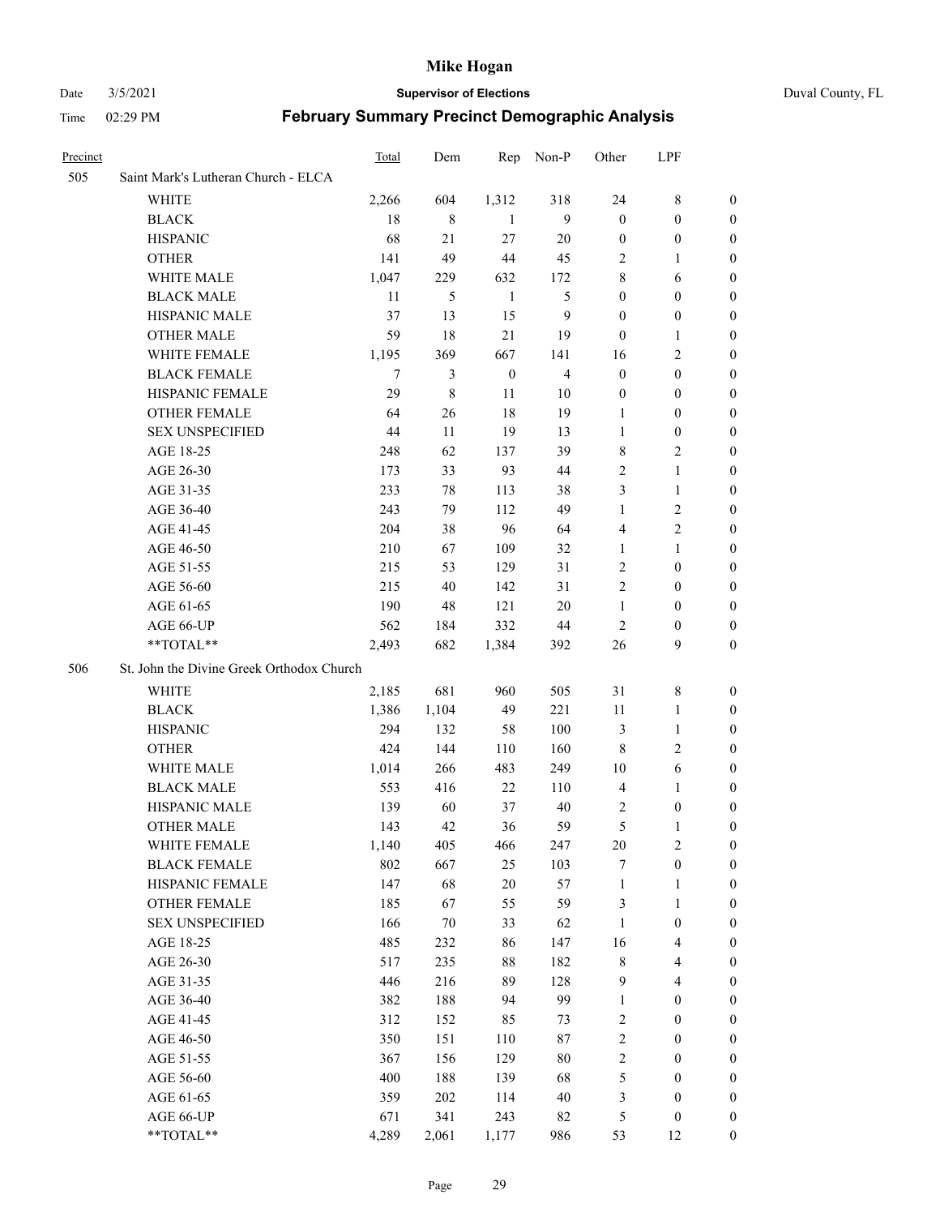# Mike Hogan

Date 3/5/2021 | **Supervisor of Elections** | Duval County, FL

Time 02:29 PM | **February Summary Precinct Demographic Analysis**

| Precinct | | Total | Dem | Rep | Non-P | Other | LPF | |
|---|---|---|---|---|---|---|---|---|
| 505 | Saint Mark's Lutheran Church - ELCA | | | | | | | |
| | WHITE | 2,266 | 604 | 1,312 | 318 | 24 | 8 | 0 |
| | BLACK | 18 | 8 | 1 | 9 | 0 | 0 | 0 |
| | HISPANIC | 68 | 21 | 27 | 20 | 0 | 0 | 0 |
| | OTHER | 141 | 49 | 44 | 45 | 2 | 1 | 0 |
| | WHITE MALE | 1,047 | 229 | 632 | 172 | 8 | 6 | 0 |
| | BLACK MALE | 11 | 5 | 1 | 5 | 0 | 0 | 0 |
| | HISPANIC MALE | 37 | 13 | 15 | 9 | 0 | 0 | 0 |
| | OTHER MALE | 59 | 18 | 21 | 19 | 0 | 1 | 0 |
| | WHITE FEMALE | 1,195 | 369 | 667 | 141 | 16 | 2 | 0 |
| | BLACK FEMALE | 7 | 3 | 0 | 4 | 0 | 0 | 0 |
| | HISPANIC FEMALE | 29 | 8 | 11 | 10 | 0 | 0 | 0 |
| | OTHER FEMALE | 64 | 26 | 18 | 19 | 1 | 0 | 0 |
| | SEX UNSPECIFIED | 44 | 11 | 19 | 13 | 1 | 0 | 0 |
| | AGE 18-25 | 248 | 62 | 137 | 39 | 8 | 2 | 0 |
| | AGE 26-30 | 173 | 33 | 93 | 44 | 2 | 1 | 0 |
| | AGE 31-35 | 233 | 78 | 113 | 38 | 3 | 1 | 0 |
| | AGE 36-40 | 243 | 79 | 112 | 49 | 1 | 2 | 0 |
| | AGE 41-45 | 204 | 38 | 96 | 64 | 4 | 2 | 0 |
| | AGE 46-50 | 210 | 67 | 109 | 32 | 1 | 1 | 0 |
| | AGE 51-55 | 215 | 53 | 129 | 31 | 2 | 0 | 0 |
| | AGE 56-60 | 215 | 40 | 142 | 31 | 2 | 0 | 0 |
| | AGE 61-65 | 190 | 48 | 121 | 20 | 1 | 0 | 0 |
| | AGE 66-UP | 562 | 184 | 332 | 44 | 2 | 0 | 0 |
| | **TOTAL** | 2,493 | 682 | 1,384 | 392 | 26 | 9 | 0 |
| 506 | St. John the Divine Greek Orthodox Church | | | | | | | |
| | WHITE | 2,185 | 681 | 960 | 505 | 31 | 8 | 0 |
| | BLACK | 1,386 | 1,104 | 49 | 221 | 11 | 1 | 0 |
| | HISPANIC | 294 | 132 | 58 | 100 | 3 | 1 | 0 |
| | OTHER | 424 | 144 | 110 | 160 | 8 | 2 | 0 |
| | WHITE MALE | 1,014 | 266 | 483 | 249 | 10 | 6 | 0 |
| | BLACK MALE | 553 | 416 | 22 | 110 | 4 | 1 | 0 |
| | HISPANIC MALE | 139 | 60 | 37 | 40 | 2 | 0 | 0 |
| | OTHER MALE | 143 | 42 | 36 | 59 | 5 | 1 | 0 |
| | WHITE FEMALE | 1,140 | 405 | 466 | 247 | 20 | 2 | 0 |
| | BLACK FEMALE | 802 | 667 | 25 | 103 | 7 | 0 | 0 |
| | HISPANIC FEMALE | 147 | 68 | 20 | 57 | 1 | 1 | 0 |
| | OTHER FEMALE | 185 | 67 | 55 | 59 | 3 | 1 | 0 |
| | SEX UNSPECIFIED | 166 | 70 | 33 | 62 | 1 | 0 | 0 |
| | AGE 18-25 | 485 | 232 | 86 | 147 | 16 | 4 | 0 |
| | AGE 26-30 | 517 | 235 | 88 | 182 | 8 | 4 | 0 |
| | AGE 31-35 | 446 | 216 | 89 | 128 | 9 | 4 | 0 |
| | AGE 36-40 | 382 | 188 | 94 | 99 | 1 | 0 | 0 |
| | AGE 41-45 | 312 | 152 | 85 | 73 | 2 | 0 | 0 |
| | AGE 46-50 | 350 | 151 | 110 | 87 | 2 | 0 | 0 |
| | AGE 51-55 | 367 | 156 | 129 | 80 | 2 | 0 | 0 |
| | AGE 56-60 | 400 | 188 | 139 | 68 | 5 | 0 | 0 |
| | AGE 61-65 | 359 | 202 | 114 | 40 | 3 | 0 | 0 |
| | AGE 66-UP | 671 | 341 | 243 | 82 | 5 | 0 | 0 |
| | **TOTAL** | 4,289 | 2,061 | 1,177 | 986 | 53 | 12 | 0 |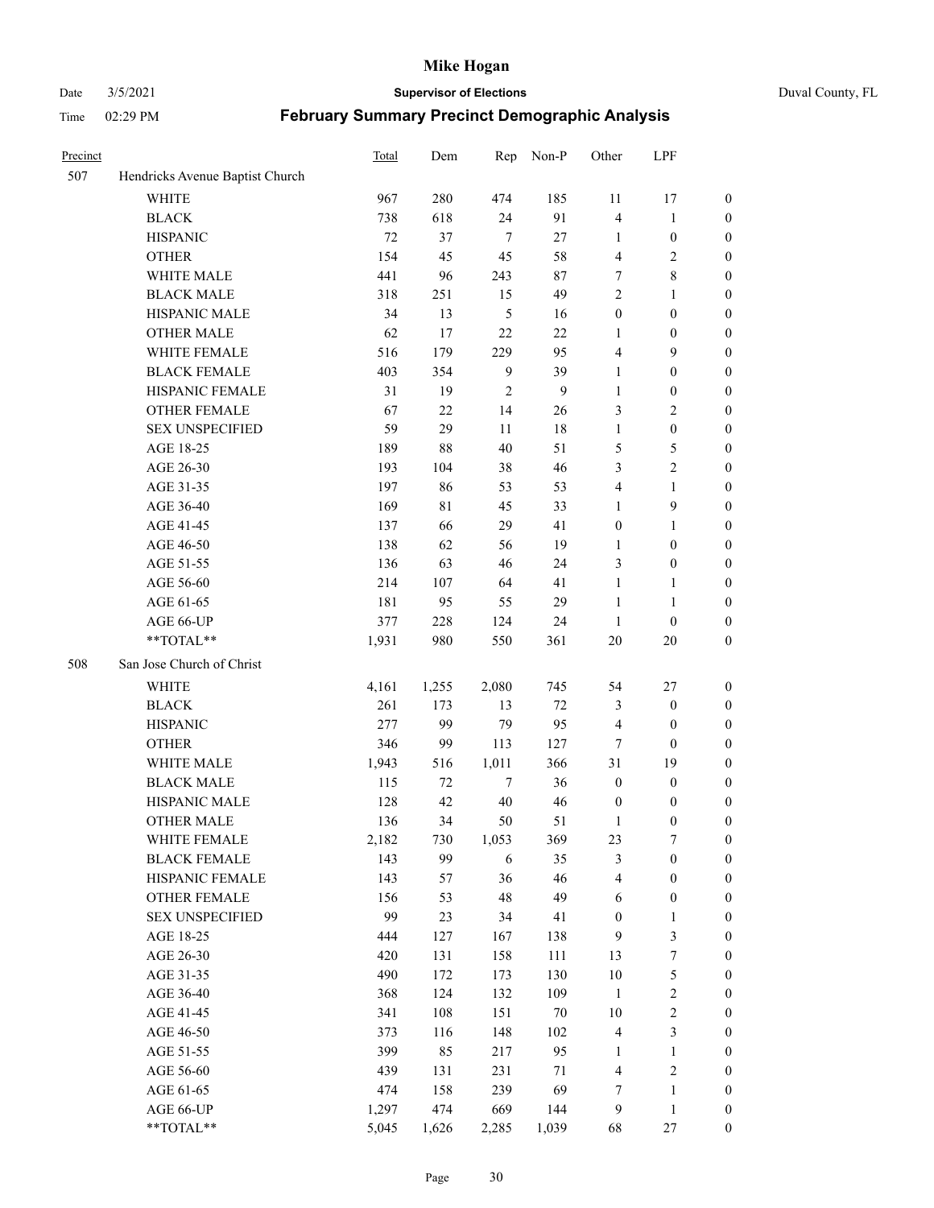# Mike Hogan

Date 3/5/2021 **Supervisor of Elections** Duval County, FL

Time 02:29 PM **February Summary Precinct Demographic Analysis**

| Precinct | | Total | Dem | Rep | Non-P | Other | LPF | |
|---|---|---|---|---|---|---|---|---|
| 507 | Hendricks Avenue Baptist Church | | | | | | | |
| | WHITE | 967 | 280 | 474 | 185 | 11 | 17 | 0 |
| | BLACK | 738 | 618 | 24 | 91 | 4 | 1 | 0 |
| | HISPANIC | 72 | 37 | 7 | 27 | 1 | 0 | 0 |
| | OTHER | 154 | 45 | 45 | 58 | 4 | 2 | 0 |
| | WHITE MALE | 441 | 96 | 243 | 87 | 7 | 8 | 0 |
| | BLACK MALE | 318 | 251 | 15 | 49 | 2 | 1 | 0 |
| | HISPANIC MALE | 34 | 13 | 5 | 16 | 0 | 0 | 0 |
| | OTHER MALE | 62 | 17 | 22 | 22 | 1 | 0 | 0 |
| | WHITE FEMALE | 516 | 179 | 229 | 95 | 4 | 9 | 0 |
| | BLACK FEMALE | 403 | 354 | 9 | 39 | 1 | 0 | 0 |
| | HISPANIC FEMALE | 31 | 19 | 2 | 9 | 1 | 0 | 0 |
| | OTHER FEMALE | 67 | 22 | 14 | 26 | 3 | 2 | 0 |
| | SEX UNSPECIFIED | 59 | 29 | 11 | 18 | 1 | 0 | 0 |
| | AGE 18-25 | 189 | 88 | 40 | 51 | 5 | 5 | 0 |
| | AGE 26-30 | 193 | 104 | 38 | 46 | 3 | 2 | 0 |
| | AGE 31-35 | 197 | 86 | 53 | 53 | 4 | 1 | 0 |
| | AGE 36-40 | 169 | 81 | 45 | 33 | 1 | 9 | 0 |
| | AGE 41-45 | 137 | 66 | 29 | 41 | 0 | 1 | 0 |
| | AGE 46-50 | 138 | 62 | 56 | 19 | 1 | 0 | 0 |
| | AGE 51-55 | 136 | 63 | 46 | 24 | 3 | 0 | 0 |
| | AGE 56-60 | 214 | 107 | 64 | 41 | 1 | 1 | 0 |
| | AGE 61-65 | 181 | 95 | 55 | 29 | 1 | 1 | 0 |
| | AGE 66-UP | 377 | 228 | 124 | 24 | 1 | 0 | 0 |
| | **TOTAL** | 1,931 | 980 | 550 | 361 | 20 | 20 | 0 |
| 508 | San Jose Church of Christ | | | | | | | |
| | WHITE | 4,161 | 1,255 | 2,080 | 745 | 54 | 27 | 0 |
| | BLACK | 261 | 173 | 13 | 72 | 3 | 0 | 0 |
| | HISPANIC | 277 | 99 | 79 | 95 | 4 | 0 | 0 |
| | OTHER | 346 | 99 | 113 | 127 | 7 | 0 | 0 |
| | WHITE MALE | 1,943 | 516 | 1,011 | 366 | 31 | 19 | 0 |
| | BLACK MALE | 115 | 72 | 7 | 36 | 0 | 0 | 0 |
| | HISPANIC MALE | 128 | 42 | 40 | 46 | 0 | 0 | 0 |
| | OTHER MALE | 136 | 34 | 50 | 51 | 1 | 0 | 0 |
| | WHITE FEMALE | 2,182 | 730 | 1,053 | 369 | 23 | 7 | 0 |
| | BLACK FEMALE | 143 | 99 | 6 | 35 | 3 | 0 | 0 |
| | HISPANIC FEMALE | 143 | 57 | 36 | 46 | 4 | 0 | 0 |
| | OTHER FEMALE | 156 | 53 | 48 | 49 | 6 | 0 | 0 |
| | SEX UNSPECIFIED | 99 | 23 | 34 | 41 | 0 | 1 | 0 |
| | AGE 18-25 | 444 | 127 | 167 | 138 | 9 | 3 | 0 |
| | AGE 26-30 | 420 | 131 | 158 | 111 | 13 | 7 | 0 |
| | AGE 31-35 | 490 | 172 | 173 | 130 | 10 | 5 | 0 |
| | AGE 36-40 | 368 | 124 | 132 | 109 | 1 | 2 | 0 |
| | AGE 41-45 | 341 | 108 | 151 | 70 | 10 | 2 | 0 |
| | AGE 46-50 | 373 | 116 | 148 | 102 | 4 | 3 | 0 |
| | AGE 51-55 | 399 | 85 | 217 | 95 | 1 | 1 | 0 |
| | AGE 56-60 | 439 | 131 | 231 | 71 | 4 | 2 | 0 |
| | AGE 61-65 | 474 | 158 | 239 | 69 | 7 | 1 | 0 |
| | AGE 66-UP | 1,297 | 474 | 669 | 144 | 9 | 1 | 0 |
| | **TOTAL** | 5,045 | 1,626 | 2,285 | 1,039 | 68 | 27 | 0 |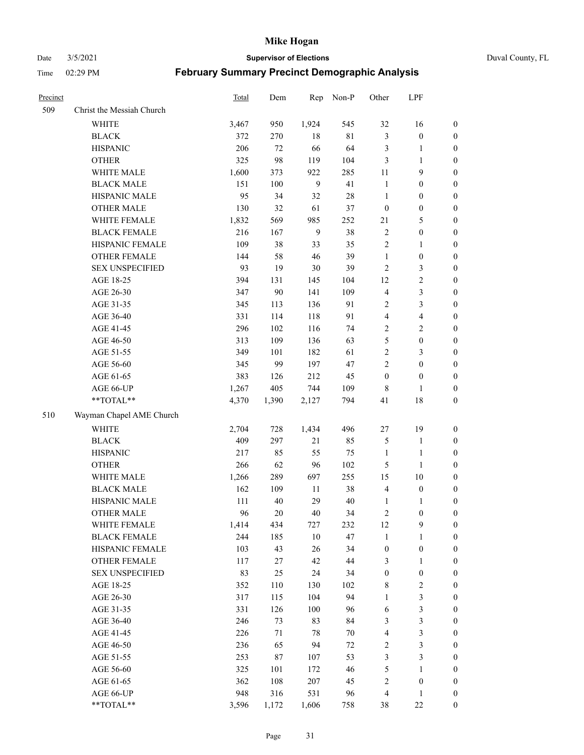# Mike Hogan

Date 3/5/2021 **Supervisor of Elections** Duval County, FL

Time 02:29 PM **February Summary Precinct Demographic Analysis**

| Precinct | | Total | Dem | Rep | Non-P | Other | LPF | |
|---|---|---|---|---|---|---|---|---|
| 509 | Christ the Messiah Church | | | | | | | |
| | WHITE | 3,467 | 950 | 1,924 | 545 | 32 | 16 | 0 |
| | BLACK | 372 | 270 | 18 | 81 | 3 | 0 | 0 |
| | HISPANIC | 206 | 72 | 66 | 64 | 3 | 1 | 0 |
| | OTHER | 325 | 98 | 119 | 104 | 3 | 1 | 0 |
| | WHITE MALE | 1,600 | 373 | 922 | 285 | 11 | 9 | 0 |
| | BLACK MALE | 151 | 100 | 9 | 41 | 1 | 0 | 0 |
| | HISPANIC MALE | 95 | 34 | 32 | 28 | 1 | 0 | 0 |
| | OTHER MALE | 130 | 32 | 61 | 37 | 0 | 0 | 0 |
| | WHITE FEMALE | 1,832 | 569 | 985 | 252 | 21 | 5 | 0 |
| | BLACK FEMALE | 216 | 167 | 9 | 38 | 2 | 0 | 0 |
| | HISPANIC FEMALE | 109 | 38 | 33 | 35 | 2 | 1 | 0 |
| | OTHER FEMALE | 144 | 58 | 46 | 39 | 1 | 0 | 0 |
| | SEX UNSPECIFIED | 93 | 19 | 30 | 39 | 2 | 3 | 0 |
| | AGE 18-25 | 394 | 131 | 145 | 104 | 12 | 2 | 0 |
| | AGE 26-30 | 347 | 90 | 141 | 109 | 4 | 3 | 0 |
| | AGE 31-35 | 345 | 113 | 136 | 91 | 2 | 3 | 0 |
| | AGE 36-40 | 331 | 114 | 118 | 91 | 4 | 4 | 0 |
| | AGE 41-45 | 296 | 102 | 116 | 74 | 2 | 2 | 0 |
| | AGE 46-50 | 313 | 109 | 136 | 63 | 5 | 0 | 0 |
| | AGE 51-55 | 349 | 101 | 182 | 61 | 2 | 3 | 0 |
| | AGE 56-60 | 345 | 99 | 197 | 47 | 2 | 0 | 0 |
| | AGE 61-65 | 383 | 126 | 212 | 45 | 0 | 0 | 0 |
| | AGE 66-UP | 1,267 | 405 | 744 | 109 | 8 | 1 | 0 |
| | **TOTAL** | 4,370 | 1,390 | 2,127 | 794 | 41 | 18 | 0 |
| 510 | Wayman Chapel AME Church | | | | | | | |
| | WHITE | 2,704 | 728 | 1,434 | 496 | 27 | 19 | 0 |
| | BLACK | 409 | 297 | 21 | 85 | 5 | 1 | 0 |
| | HISPANIC | 217 | 85 | 55 | 75 | 1 | 1 | 0 |
| | OTHER | 266 | 62 | 96 | 102 | 5 | 1 | 0 |
| | WHITE MALE | 1,266 | 289 | 697 | 255 | 15 | 10 | 0 |
| | BLACK MALE | 162 | 109 | 11 | 38 | 4 | 0 | 0 |
| | HISPANIC MALE | 111 | 40 | 29 | 40 | 1 | 1 | 0 |
| | OTHER MALE | 96 | 20 | 40 | 34 | 2 | 0 | 0 |
| | WHITE FEMALE | 1,414 | 434 | 727 | 232 | 12 | 9 | 0 |
| | BLACK FEMALE | 244 | 185 | 10 | 47 | 1 | 1 | 0 |
| | HISPANIC FEMALE | 103 | 43 | 26 | 34 | 0 | 0 | 0 |
| | OTHER FEMALE | 117 | 27 | 42 | 44 | 3 | 1 | 0 |
| | SEX UNSPECIFIED | 83 | 25 | 24 | 34 | 0 | 0 | 0 |
| | AGE 18-25 | 352 | 110 | 130 | 102 | 8 | 2 | 0 |
| | AGE 26-30 | 317 | 115 | 104 | 94 | 1 | 3 | 0 |
| | AGE 31-35 | 331 | 126 | 100 | 96 | 6 | 3 | 0 |
| | AGE 36-40 | 246 | 73 | 83 | 84 | 3 | 3 | 0 |
| | AGE 41-45 | 226 | 71 | 78 | 70 | 4 | 3 | 0 |
| | AGE 46-50 | 236 | 65 | 94 | 72 | 2 | 3 | 0 |
| | AGE 51-55 | 253 | 87 | 107 | 53 | 3 | 3 | 0 |
| | AGE 56-60 | 325 | 101 | 172 | 46 | 5 | 1 | 0 |
| | AGE 61-65 | 362 | 108 | 207 | 45 | 2 | 0 | 0 |
| | AGE 66-UP | 948 | 316 | 531 | 96 | 4 | 1 | 0 |
| | **TOTAL** | 3,596 | 1,172 | 1,606 | 758 | 38 | 22 | 0 |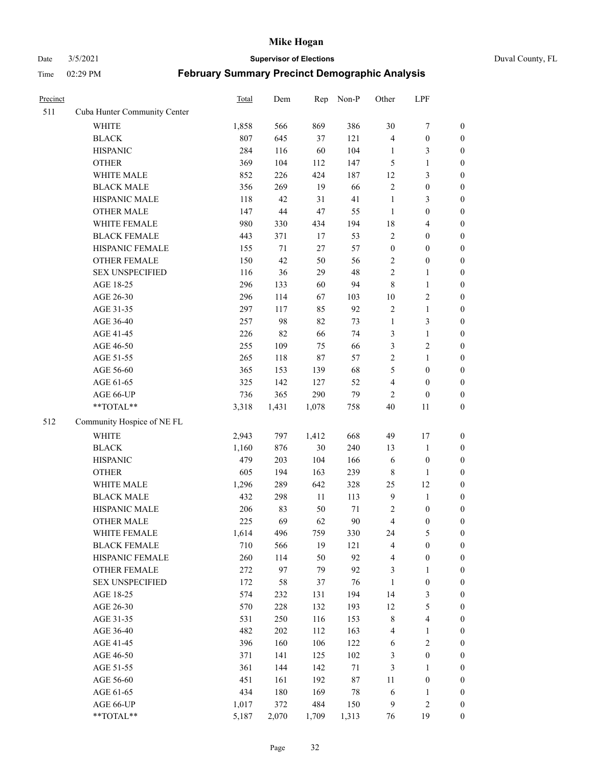# February Summary Precinct Demographic Analysis

| Precinct | | Total | Dem | Rep | Non-P | Other | LPF | |
|---|---|---|---|---|---|---|---|---|
| 511 | Cuba Hunter Community Center | | | | | | | |
| | WHITE | 1,858 | 566 | 869 | 386 | 30 | 7 | 0 |
| | BLACK | 807 | 645 | 37 | 121 | 4 | 0 | 0 |
| | HISPANIC | 284 | 116 | 60 | 104 | 1 | 3 | 0 |
| | OTHER | 369 | 104 | 112 | 147 | 5 | 1 | 0 |
| | WHITE MALE | 852 | 226 | 424 | 187 | 12 | 3 | 0 |
| | BLACK MALE | 356 | 269 | 19 | 66 | 2 | 0 | 0 |
| | HISPANIC MALE | 118 | 42 | 31 | 41 | 1 | 3 | 0 |
| | OTHER MALE | 147 | 44 | 47 | 55 | 1 | 0 | 0 |
| | WHITE FEMALE | 980 | 330 | 434 | 194 | 18 | 4 | 0 |
| | BLACK FEMALE | 443 | 371 | 17 | 53 | 2 | 0 | 0 |
| | HISPANIC FEMALE | 155 | 71 | 27 | 57 | 0 | 0 | 0 |
| | OTHER FEMALE | 150 | 42 | 50 | 56 | 2 | 0 | 0 |
| | SEX UNSPECIFIED | 116 | 36 | 29 | 48 | 2 | 1 | 0 |
| | AGE 18-25 | 296 | 133 | 60 | 94 | 8 | 1 | 0 |
| | AGE 26-30 | 296 | 114 | 67 | 103 | 10 | 2 | 0 |
| | AGE 31-35 | 297 | 117 | 85 | 92 | 2 | 1 | 0 |
| | AGE 36-40 | 257 | 98 | 82 | 73 | 1 | 3 | 0 |
| | AGE 41-45 | 226 | 82 | 66 | 74 | 3 | 1 | 0 |
| | AGE 46-50 | 255 | 109 | 75 | 66 | 3 | 2 | 0 |
| | AGE 51-55 | 265 | 118 | 87 | 57 | 2 | 1 | 0 |
| | AGE 56-60 | 365 | 153 | 139 | 68 | 5 | 0 | 0 |
| | AGE 61-65 | 325 | 142 | 127 | 52 | 4 | 0 | 0 |
| | AGE 66-UP | 736 | 365 | 290 | 79 | 2 | 0 | 0 |
| | **TOTAL** | 3,318 | 1,431 | 1,078 | 758 | 40 | 11 | 0 |
| 512 | Community Hospice of NE FL | | | | | | | |
| | WHITE | 2,943 | 797 | 1,412 | 668 | 49 | 17 | 0 |
| | BLACK | 1,160 | 876 | 30 | 240 | 13 | 1 | 0 |
| | HISPANIC | 479 | 203 | 104 | 166 | 6 | 0 | 0 |
| | OTHER | 605 | 194 | 163 | 239 | 8 | 1 | 0 |
| | WHITE MALE | 1,296 | 289 | 642 | 328 | 25 | 12 | 0 |
| | BLACK MALE | 432 | 298 | 11 | 113 | 9 | 1 | 0 |
| | HISPANIC MALE | 206 | 83 | 50 | 71 | 2 | 0 | 0 |
| | OTHER MALE | 225 | 69 | 62 | 90 | 4 | 0 | 0 |
| | WHITE FEMALE | 1,614 | 496 | 759 | 330 | 24 | 5 | 0 |
| | BLACK FEMALE | 710 | 566 | 19 | 121 | 4 | 0 | 0 |
| | HISPANIC FEMALE | 260 | 114 | 50 | 92 | 4 | 0 | 0 |
| | OTHER FEMALE | 272 | 97 | 79 | 92 | 3 | 1 | 0 |
| | SEX UNSPECIFIED | 172 | 58 | 37 | 76 | 1 | 0 | 0 |
| | AGE 18-25 | 574 | 232 | 131 | 194 | 14 | 3 | 0 |
| | AGE 26-30 | 570 | 228 | 132 | 193 | 12 | 5 | 0 |
| | AGE 31-35 | 531 | 250 | 116 | 153 | 8 | 4 | 0 |
| | AGE 36-40 | 482 | 202 | 112 | 163 | 4 | 1 | 0 |
| | AGE 41-45 | 396 | 160 | 106 | 122 | 6 | 2 | 0 |
| | AGE 46-50 | 371 | 141 | 125 | 102 | 3 | 0 | 0 |
| | AGE 51-55 | 361 | 144 | 142 | 71 | 3 | 1 | 0 |
| | AGE 56-60 | 451 | 161 | 192 | 87 | 11 | 0 | 0 |
| | AGE 61-65 | 434 | 180 | 169 | 78 | 6 | 1 | 0 |
| | AGE 66-UP | 1,017 | 372 | 484 | 150 | 9 | 2 | 0 |
| | **TOTAL** | 5,187 | 2,070 | 1,709 | 1,313 | 76 | 19 | 0 |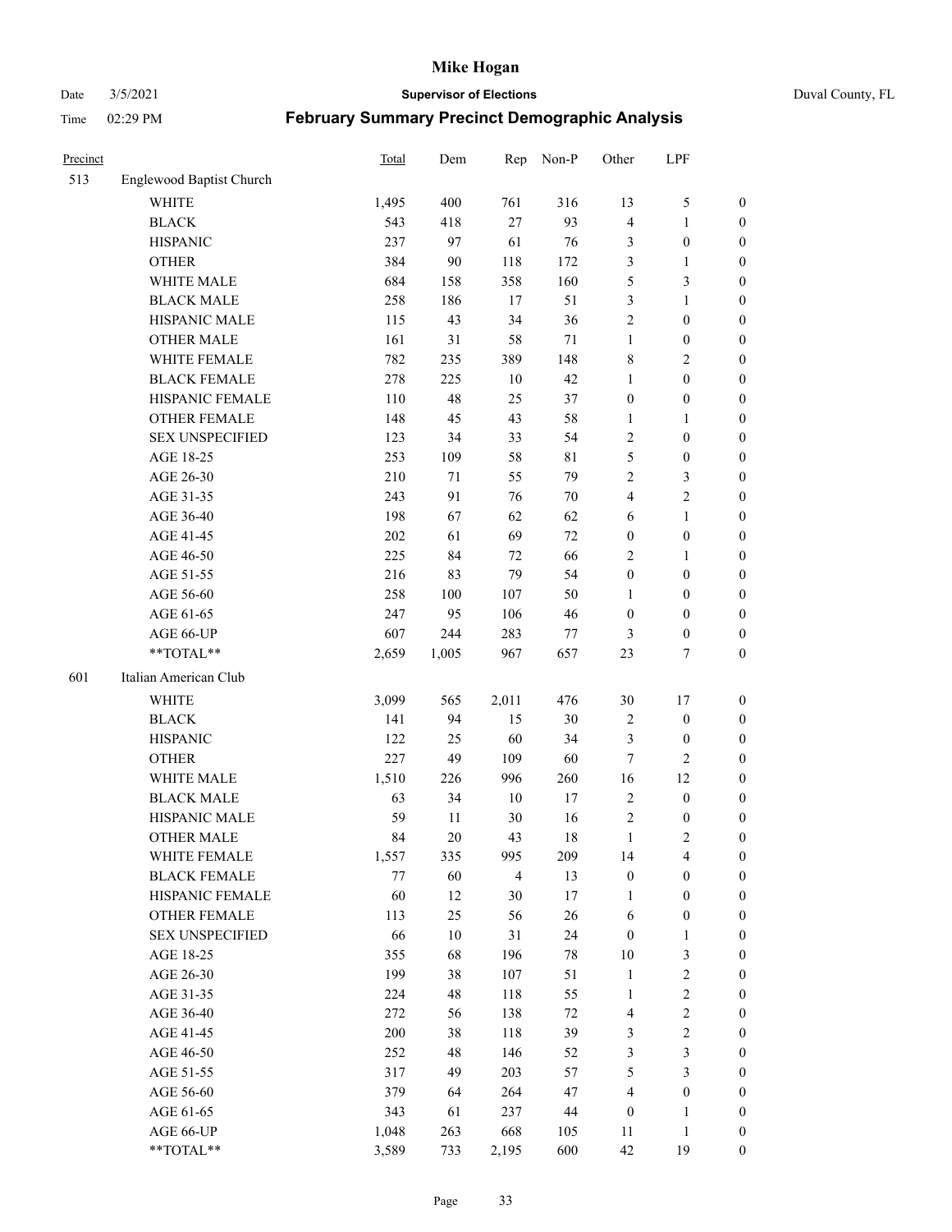# Mike Hogan

Date 3/5/2021 **Supervisor of Elections** Duval County, FL

Time 02:29 PM **February Summary Precinct Demographic Analysis**

| Precinct | | Total | Dem | Rep | Non-P | Other | LPF | |
|---|---|---|---|---|---|---|---|---|
| 513 | Englewood Baptist Church | | | | | | | |
| | WHITE | 1,495 | 400 | 761 | 316 | 13 | 5 | 0 |
| | BLACK | 543 | 418 | 27 | 93 | 4 | 1 | 0 |
| | HISPANIC | 237 | 97 | 61 | 76 | 3 | 0 | 0 |
| | OTHER | 384 | 90 | 118 | 172 | 3 | 1 | 0 |
| | WHITE MALE | 684 | 158 | 358 | 160 | 5 | 3 | 0 |
| | BLACK MALE | 258 | 186 | 17 | 51 | 3 | 1 | 0 |
| | HISPANIC MALE | 115 | 43 | 34 | 36 | 2 | 0 | 0 |
| | OTHER MALE | 161 | 31 | 58 | 71 | 1 | 0 | 0 |
| | WHITE FEMALE | 782 | 235 | 389 | 148 | 8 | 2 | 0 |
| | BLACK FEMALE | 278 | 225 | 10 | 42 | 1 | 0 | 0 |
| | HISPANIC FEMALE | 110 | 48 | 25 | 37 | 0 | 0 | 0 |
| | OTHER FEMALE | 148 | 45 | 43 | 58 | 1 | 1 | 0 |
| | SEX UNSPECIFIED | 123 | 34 | 33 | 54 | 2 | 0 | 0 |
| | AGE 18-25 | 253 | 109 | 58 | 81 | 5 | 0 | 0 |
| | AGE 26-30 | 210 | 71 | 55 | 79 | 2 | 3 | 0 |
| | AGE 31-35 | 243 | 91 | 76 | 70 | 4 | 2 | 0 |
| | AGE 36-40 | 198 | 67 | 62 | 62 | 6 | 1 | 0 |
| | AGE 41-45 | 202 | 61 | 69 | 72 | 0 | 0 | 0 |
| | AGE 46-50 | 225 | 84 | 72 | 66 | 2 | 1 | 0 |
| | AGE 51-55 | 216 | 83 | 79 | 54 | 0 | 0 | 0 |
| | AGE 56-60 | 258 | 100 | 107 | 50 | 1 | 0 | 0 |
| | AGE 61-65 | 247 | 95 | 106 | 46 | 0 | 0 | 0 |
| | AGE 66-UP | 607 | 244 | 283 | 77 | 3 | 0 | 0 |
| | **TOTAL** | 2,659 | 1,005 | 967 | 657 | 23 | 7 | 0 |
| 601 | Italian American Club | | | | | | | |
| | WHITE | 3,099 | 565 | 2,011 | 476 | 30 | 17 | 0 |
| | BLACK | 141 | 94 | 15 | 30 | 2 | 0 | 0 |
| | HISPANIC | 122 | 25 | 60 | 34 | 3 | 0 | 0 |
| | OTHER | 227 | 49 | 109 | 60 | 7 | 2 | 0 |
| | WHITE MALE | 1,510 | 226 | 996 | 260 | 16 | 12 | 0 |
| | BLACK MALE | 63 | 34 | 10 | 17 | 2 | 0 | 0 |
| | HISPANIC MALE | 59 | 11 | 30 | 16 | 2 | 0 | 0 |
| | OTHER MALE | 84 | 20 | 43 | 18 | 1 | 2 | 0 |
| | WHITE FEMALE | 1,557 | 335 | 995 | 209 | 14 | 4 | 0 |
| | BLACK FEMALE | 77 | 60 | 4 | 13 | 0 | 0 | 0 |
| | HISPANIC FEMALE | 60 | 12 | 30 | 17 | 1 | 0 | 0 |
| | OTHER FEMALE | 113 | 25 | 56 | 26 | 6 | 0 | 0 |
| | SEX UNSPECIFIED | 66 | 10 | 31 | 24 | 0 | 1 | 0 |
| | AGE 18-25 | 355 | 68 | 196 | 78 | 10 | 3 | 0 |
| | AGE 26-30 | 199 | 38 | 107 | 51 | 1 | 2 | 0 |
| | AGE 31-35 | 224 | 48 | 118 | 55 | 1 | 2 | 0 |
| | AGE 36-40 | 272 | 56 | 138 | 72 | 4 | 2 | 0 |
| | AGE 41-45 | 200 | 38 | 118 | 39 | 3 | 2 | 0 |
| | AGE 46-50 | 252 | 48 | 146 | 52 | 3 | 3 | 0 |
| | AGE 51-55 | 317 | 49 | 203 | 57 | 5 | 3 | 0 |
| | AGE 56-60 | 379 | 64 | 264 | 47 | 4 | 0 | 0 |
| | AGE 61-65 | 343 | 61 | 237 | 44 | 0 | 1 | 0 |
| | AGE 66-UP | 1,048 | 263 | 668 | 105 | 11 | 1 | 0 |
| | **TOTAL** | 3,589 | 733 | 2,195 | 600 | 42 | 19 | 0 |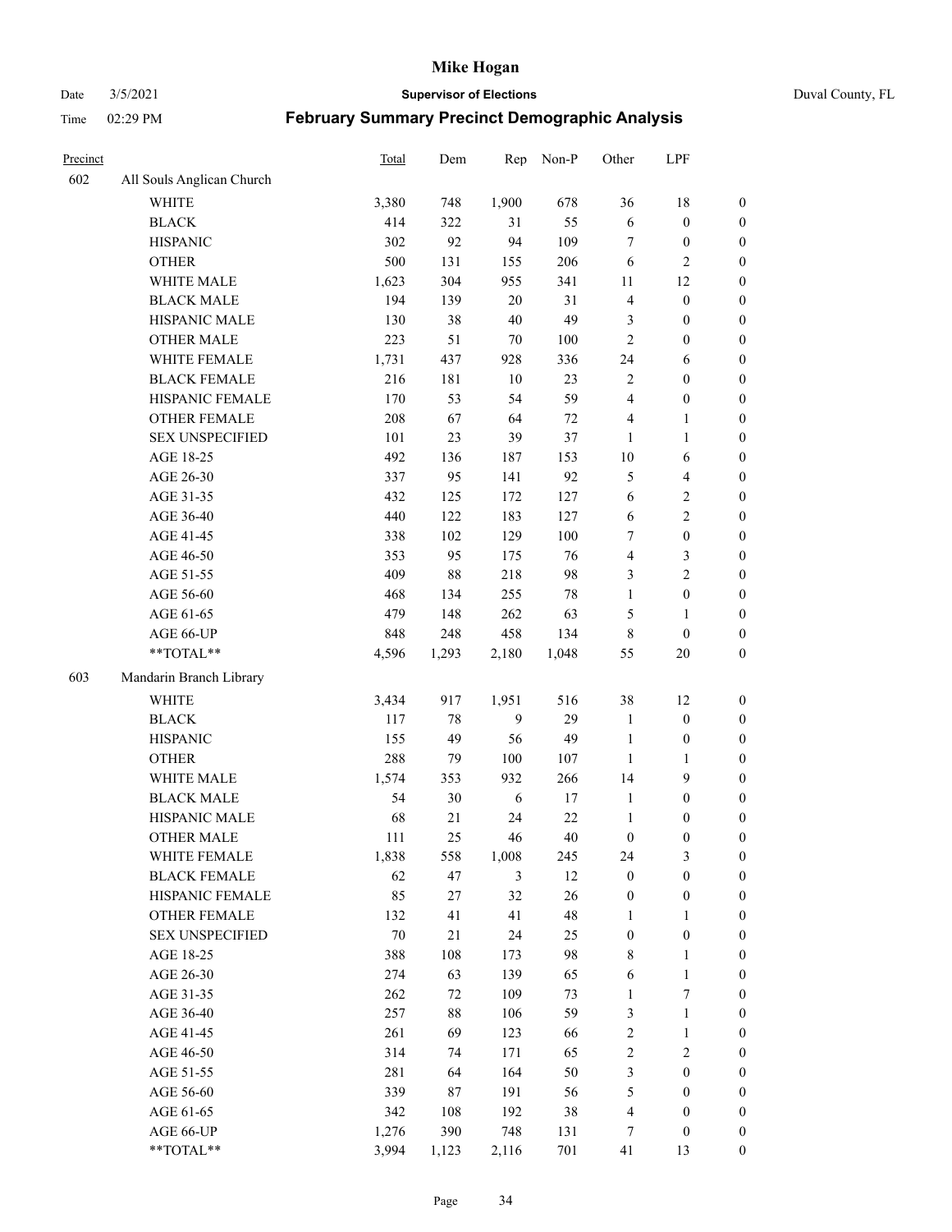# Mike Hogan

Date 3/5/2021 **Supervisor of Elections** Duval County, FL

Time 02:29 PM **February Summary Precinct Demographic Analysis**

| Precinct | | Total | Dem | Rep | Non-P | Other | LPF | |
|---|---|---|---|---|---|---|---|---|
| 602 | All Souls Anglican Church | | | | | | | |
| | WHITE | 3,380 | 748 | 1,900 | 678 | 36 | 18 | 0 |
| | BLACK | 414 | 322 | 31 | 55 | 6 | 0 | 0 |
| | HISPANIC | 302 | 92 | 94 | 109 | 7 | 0 | 0 |
| | OTHER | 500 | 131 | 155 | 206 | 6 | 2 | 0 |
| | WHITE MALE | 1,623 | 304 | 955 | 341 | 11 | 12 | 0 |
| | BLACK MALE | 194 | 139 | 20 | 31 | 4 | 0 | 0 |
| | HISPANIC MALE | 130 | 38 | 40 | 49 | 3 | 0 | 0 |
| | OTHER MALE | 223 | 51 | 70 | 100 | 2 | 0 | 0 |
| | WHITE FEMALE | 1,731 | 437 | 928 | 336 | 24 | 6 | 0 |
| | BLACK FEMALE | 216 | 181 | 10 | 23 | 2 | 0 | 0 |
| | HISPANIC FEMALE | 170 | 53 | 54 | 59 | 4 | 0 | 0 |
| | OTHER FEMALE | 208 | 67 | 64 | 72 | 4 | 1 | 0 |
| | SEX UNSPECIFIED | 101 | 23 | 39 | 37 | 1 | 1 | 0 |
| | AGE 18-25 | 492 | 136 | 187 | 153 | 10 | 6 | 0 |
| | AGE 26-30 | 337 | 95 | 141 | 92 | 5 | 4 | 0 |
| | AGE 31-35 | 432 | 125 | 172 | 127 | 6 | 2 | 0 |
| | AGE 36-40 | 440 | 122 | 183 | 127 | 6 | 2 | 0 |
| | AGE 41-45 | 338 | 102 | 129 | 100 | 7 | 0 | 0 |
| | AGE 46-50 | 353 | 95 | 175 | 76 | 4 | 3 | 0 |
| | AGE 51-55 | 409 | 88 | 218 | 98 | 3 | 2 | 0 |
| | AGE 56-60 | 468 | 134 | 255 | 78 | 1 | 0 | 0 |
| | AGE 61-65 | 479 | 148 | 262 | 63 | 5 | 1 | 0 |
| | AGE 66-UP | 848 | 248 | 458 | 134 | 8 | 0 | 0 |
| | **TOTAL** | 4,596 | 1,293 | 2,180 | 1,048 | 55 | 20 | 0 |
| 603 | Mandarin Branch Library | | | | | | | |
| | WHITE | 3,434 | 917 | 1,951 | 516 | 38 | 12 | 0 |
| | BLACK | 117 | 78 | 9 | 29 | 1 | 0 | 0 |
| | HISPANIC | 155 | 49 | 56 | 49 | 1 | 0 | 0 |
| | OTHER | 288 | 79 | 100 | 107 | 1 | 1 | 0 |
| | WHITE MALE | 1,574 | 353 | 932 | 266 | 14 | 9 | 0 |
| | BLACK MALE | 54 | 30 | 6 | 17 | 1 | 0 | 0 |
| | HISPANIC MALE | 68 | 21 | 24 | 22 | 1 | 0 | 0 |
| | OTHER MALE | 111 | 25 | 46 | 40 | 0 | 0 | 0 |
| | WHITE FEMALE | 1,838 | 558 | 1,008 | 245 | 24 | 3 | 0 |
| | BLACK FEMALE | 62 | 47 | 3 | 12 | 0 | 0 | 0 |
| | HISPANIC FEMALE | 85 | 27 | 32 | 26 | 0 | 0 | 0 |
| | OTHER FEMALE | 132 | 41 | 41 | 48 | 1 | 1 | 0 |
| | SEX UNSPECIFIED | 70 | 21 | 24 | 25 | 0 | 0 | 0 |
| | AGE 18-25 | 388 | 108 | 173 | 98 | 8 | 1 | 0 |
| | AGE 26-30 | 274 | 63 | 139 | 65 | 6 | 1 | 0 |
| | AGE 31-35 | 262 | 72 | 109 | 73 | 1 | 7 | 0 |
| | AGE 36-40 | 257 | 88 | 106 | 59 | 3 | 1 | 0 |
| | AGE 41-45 | 261 | 69 | 123 | 66 | 2 | 1 | 0 |
| | AGE 46-50 | 314 | 74 | 171 | 65 | 2 | 2 | 0 |
| | AGE 51-55 | 281 | 64 | 164 | 50 | 3 | 0 | 0 |
| | AGE 56-60 | 339 | 87 | 191 | 56 | 5 | 0 | 0 |
| | AGE 61-65 | 342 | 108 | 192 | 38 | 4 | 0 | 0 |
| | AGE 66-UP | 1,276 | 390 | 748 | 131 | 7 | 0 | 0 |
| | **TOTAL** | 3,994 | 1,123 | 2,116 | 701 | 41 | 13 | 0 |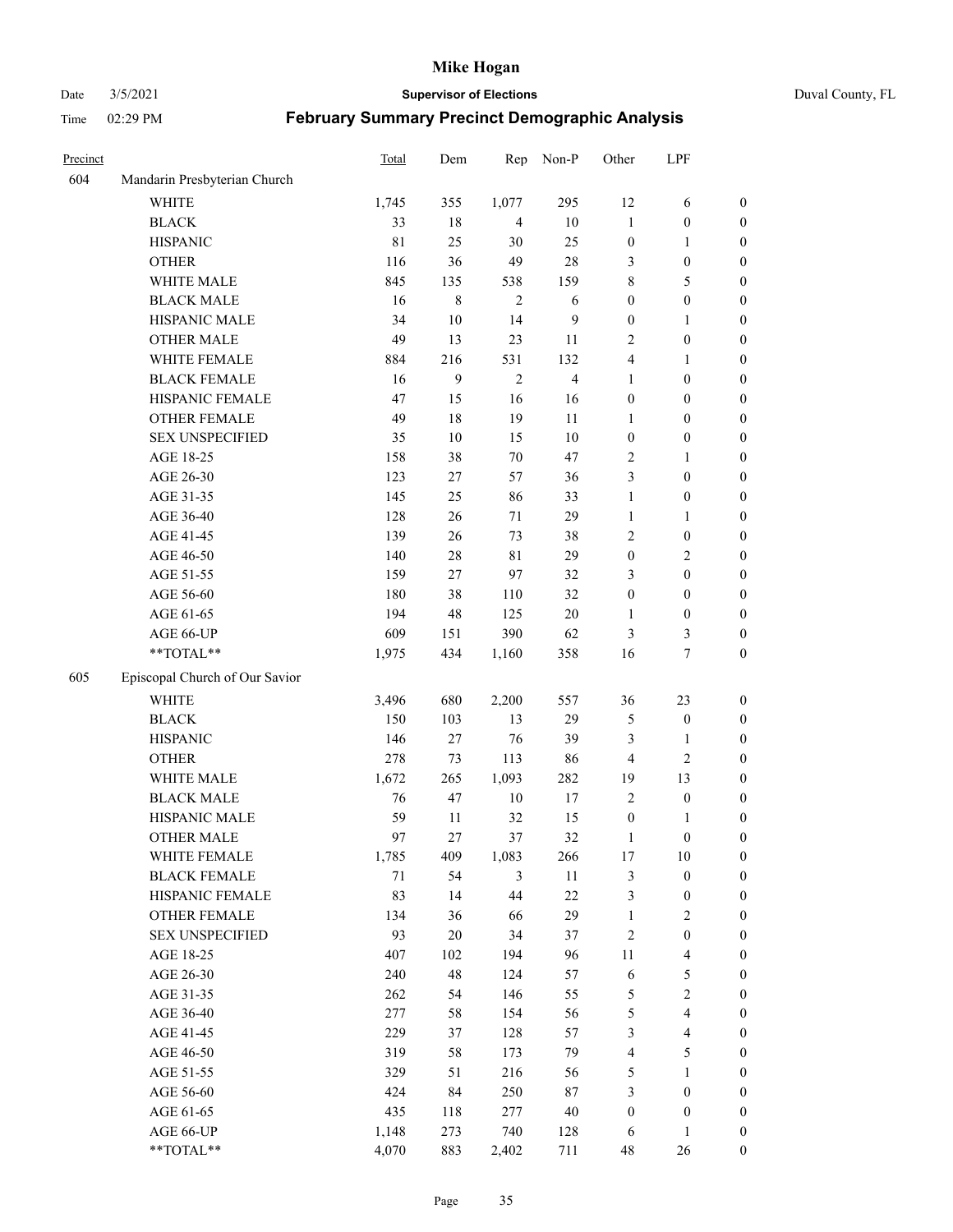# Mike Hogan

Date 3/5/2021 **Supervisor of Elections** Duval County, FL

Time 02:29 PM **February Summary Precinct Demographic Analysis**

| Precinct | | Total | Dem | Rep | Non-P | Other | LPF | |
|---|---|---|---|---|---|---|---|---|
| 604 | Mandarin Presbyterian Church | | | | | | | |
| | WHITE | 1,745 | 355 | 1,077 | 295 | 12 | 6 | 0 |
| | BLACK | 33 | 18 | 4 | 10 | 1 | 0 | 0 |
| | HISPANIC | 81 | 25 | 30 | 25 | 0 | 1 | 0 |
| | OTHER | 116 | 36 | 49 | 28 | 3 | 0 | 0 |
| | WHITE MALE | 845 | 135 | 538 | 159 | 8 | 5 | 0 |
| | BLACK MALE | 16 | 8 | 2 | 6 | 0 | 0 | 0 |
| | HISPANIC MALE | 34 | 10 | 14 | 9 | 0 | 1 | 0 |
| | OTHER MALE | 49 | 13 | 23 | 11 | 2 | 0 | 0 |
| | WHITE FEMALE | 884 | 216 | 531 | 132 | 4 | 1 | 0 |
| | BLACK FEMALE | 16 | 9 | 2 | 4 | 1 | 0 | 0 |
| | HISPANIC FEMALE | 47 | 15 | 16 | 16 | 0 | 0 | 0 |
| | OTHER FEMALE | 49 | 18 | 19 | 11 | 1 | 0 | 0 |
| | SEX UNSPECIFIED | 35 | 10 | 15 | 10 | 0 | 0 | 0 |
| | AGE 18-25 | 158 | 38 | 70 | 47 | 2 | 1 | 0 |
| | AGE 26-30 | 123 | 27 | 57 | 36 | 3 | 0 | 0 |
| | AGE 31-35 | 145 | 25 | 86 | 33 | 1 | 0 | 0 |
| | AGE 36-40 | 128 | 26 | 71 | 29 | 1 | 1 | 0 |
| | AGE 41-45 | 139 | 26 | 73 | 38 | 2 | 0 | 0 |
| | AGE 46-50 | 140 | 28 | 81 | 29 | 0 | 2 | 0 |
| | AGE 51-55 | 159 | 27 | 97 | 32 | 3 | 0 | 0 |
| | AGE 56-60 | 180 | 38 | 110 | 32 | 0 | 0 | 0 |
| | AGE 61-65 | 194 | 48 | 125 | 20 | 1 | 0 | 0 |
| | AGE 66-UP | 609 | 151 | 390 | 62 | 3 | 3 | 0 |
| | **TOTAL** | 1,975 | 434 | 1,160 | 358 | 16 | 7 | 0 |
| 605 | Episcopal Church of Our Savior | | | | | | | |
| | WHITE | 3,496 | 680 | 2,200 | 557 | 36 | 23 | 0 |
| | BLACK | 150 | 103 | 13 | 29 | 5 | 0 | 0 |
| | HISPANIC | 146 | 27 | 76 | 39 | 3 | 1 | 0 |
| | OTHER | 278 | 73 | 113 | 86 | 4 | 2 | 0 |
| | WHITE MALE | 1,672 | 265 | 1,093 | 282 | 19 | 13 | 0 |
| | BLACK MALE | 76 | 47 | 10 | 17 | 2 | 0 | 0 |
| | HISPANIC MALE | 59 | 11 | 32 | 15 | 0 | 1 | 0 |
| | OTHER MALE | 97 | 27 | 37 | 32 | 1 | 0 | 0 |
| | WHITE FEMALE | 1,785 | 409 | 1,083 | 266 | 17 | 10 | 0 |
| | BLACK FEMALE | 71 | 54 | 3 | 11 | 3 | 0 | 0 |
| | HISPANIC FEMALE | 83 | 14 | 44 | 22 | 3 | 0 | 0 |
| | OTHER FEMALE | 134 | 36 | 66 | 29 | 1 | 2 | 0 |
| | SEX UNSPECIFIED | 93 | 20 | 34 | 37 | 2 | 0 | 0 |
| | AGE 18-25 | 407 | 102 | 194 | 96 | 11 | 4 | 0 |
| | AGE 26-30 | 240 | 48 | 124 | 57 | 6 | 5 | 0 |
| | AGE 31-35 | 262 | 54 | 146 | 55 | 5 | 2 | 0 |
| | AGE 36-40 | 277 | 58 | 154 | 56 | 5 | 4 | 0 |
| | AGE 41-45 | 229 | 37 | 128 | 57 | 3 | 4 | 0 |
| | AGE 46-50 | 319 | 58 | 173 | 79 | 4 | 5 | 0 |
| | AGE 51-55 | 329 | 51 | 216 | 56 | 5 | 1 | 0 |
| | AGE 56-60 | 424 | 84 | 250 | 87 | 3 | 0 | 0 |
| | AGE 61-65 | 435 | 118 | 277 | 40 | 0 | 0 | 0 |
| | AGE 66-UP | 1,148 | 273 | 740 | 128 | 6 | 1 | 0 |
| | **TOTAL** | 4,070 | 883 | 2,402 | 711 | 48 | 26 | 0 |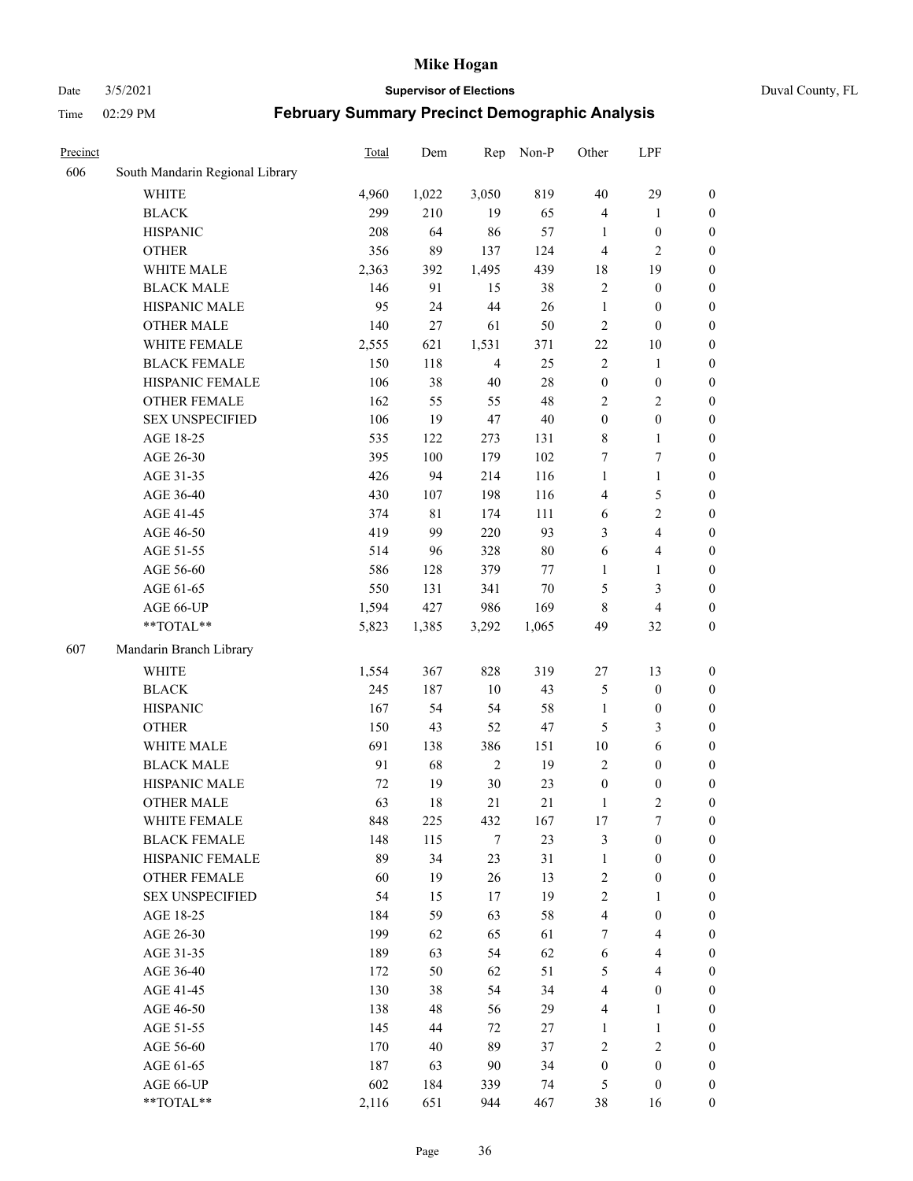# Mike Hogan

Date 3/5/2021 **Supervisor of Elections** Duval County, FL

Time 02:29 PM **February Summary Precinct Demographic Analysis**

| Precinct | | Total | Dem | Rep | Non-P | Other | LPF | |
|---|---|---|---|---|---|---|---|---|
| 606 | South Mandarin Regional Library | | | | | | | |
| | WHITE | 4,960 | 1,022 | 3,050 | 819 | 40 | 29 | 0 |
| | BLACK | 299 | 210 | 19 | 65 | 4 | 1 | 0 |
| | HISPANIC | 208 | 64 | 86 | 57 | 1 | 0 | 0 |
| | OTHER | 356 | 89 | 137 | 124 | 4 | 2 | 0 |
| | WHITE MALE | 2,363 | 392 | 1,495 | 439 | 18 | 19 | 0 |
| | BLACK MALE | 146 | 91 | 15 | 38 | 2 | 0 | 0 |
| | HISPANIC MALE | 95 | 24 | 44 | 26 | 1 | 0 | 0 |
| | OTHER MALE | 140 | 27 | 61 | 50 | 2 | 0 | 0 |
| | WHITE FEMALE | 2,555 | 621 | 1,531 | 371 | 22 | 10 | 0 |
| | BLACK FEMALE | 150 | 118 | 4 | 25 | 2 | 1 | 0 |
| | HISPANIC FEMALE | 106 | 38 | 40 | 28 | 0 | 0 | 0 |
| | OTHER FEMALE | 162 | 55 | 55 | 48 | 2 | 2 | 0 |
| | SEX UNSPECIFIED | 106 | 19 | 47 | 40 | 0 | 0 | 0 |
| | AGE 18-25 | 535 | 122 | 273 | 131 | 8 | 1 | 0 |
| | AGE 26-30 | 395 | 100 | 179 | 102 | 7 | 7 | 0 |
| | AGE 31-35 | 426 | 94 | 214 | 116 | 1 | 1 | 0 |
| | AGE 36-40 | 430 | 107 | 198 | 116 | 4 | 5 | 0 |
| | AGE 41-45 | 374 | 81 | 174 | 111 | 6 | 2 | 0 |
| | AGE 46-50 | 419 | 99 | 220 | 93 | 3 | 4 | 0 |
| | AGE 51-55 | 514 | 96 | 328 | 80 | 6 | 4 | 0 |
| | AGE 56-60 | 586 | 128 | 379 | 77 | 1 | 1 | 0 |
| | AGE 61-65 | 550 | 131 | 341 | 70 | 5 | 3 | 0 |
| | AGE 66-UP | 1,594 | 427 | 986 | 169 | 8 | 4 | 0 |
| | **TOTAL** | 5,823 | 1,385 | 3,292 | 1,065 | 49 | 32 | 0 |
| 607 | Mandarin Branch Library | | | | | | | |
| | WHITE | 1,554 | 367 | 828 | 319 | 27 | 13 | 0 |
| | BLACK | 245 | 187 | 10 | 43 | 5 | 0 | 0 |
| | HISPANIC | 167 | 54 | 54 | 58 | 1 | 0 | 0 |
| | OTHER | 150 | 43 | 52 | 47 | 5 | 3 | 0 |
| | WHITE MALE | 691 | 138 | 386 | 151 | 10 | 6 | 0 |
| | BLACK MALE | 91 | 68 | 2 | 19 | 2 | 0 | 0 |
| | HISPANIC MALE | 72 | 19 | 30 | 23 | 0 | 0 | 0 |
| | OTHER MALE | 63 | 18 | 21 | 21 | 1 | 2 | 0 |
| | WHITE FEMALE | 848 | 225 | 432 | 167 | 17 | 7 | 0 |
| | BLACK FEMALE | 148 | 115 | 7 | 23 | 3 | 0 | 0 |
| | HISPANIC FEMALE | 89 | 34 | 23 | 31 | 1 | 0 | 0 |
| | OTHER FEMALE | 60 | 19 | 26 | 13 | 2 | 0 | 0 |
| | SEX UNSPECIFIED | 54 | 15 | 17 | 19 | 2 | 1 | 0 |
| | AGE 18-25 | 184 | 59 | 63 | 58 | 4 | 0 | 0 |
| | AGE 26-30 | 199 | 62 | 65 | 61 | 7 | 4 | 0 |
| | AGE 31-35 | 189 | 63 | 54 | 62 | 6 | 4 | 0 |
| | AGE 36-40 | 172 | 50 | 62 | 51 | 5 | 4 | 0 |
| | AGE 41-45 | 130 | 38 | 54 | 34 | 4 | 0 | 0 |
| | AGE 46-50 | 138 | 48 | 56 | 29 | 4 | 1 | 0 |
| | AGE 51-55 | 145 | 44 | 72 | 27 | 1 | 1 | 0 |
| | AGE 56-60 | 170 | 40 | 89 | 37 | 2 | 2 | 0 |
| | AGE 61-65 | 187 | 63 | 90 | 34 | 0 | 0 | 0 |
| | AGE 66-UP | 602 | 184 | 339 | 74 | 5 | 0 | 0 |
| | **TOTAL** | 2,116 | 651 | 944 | 467 | 38 | 16 | 0 |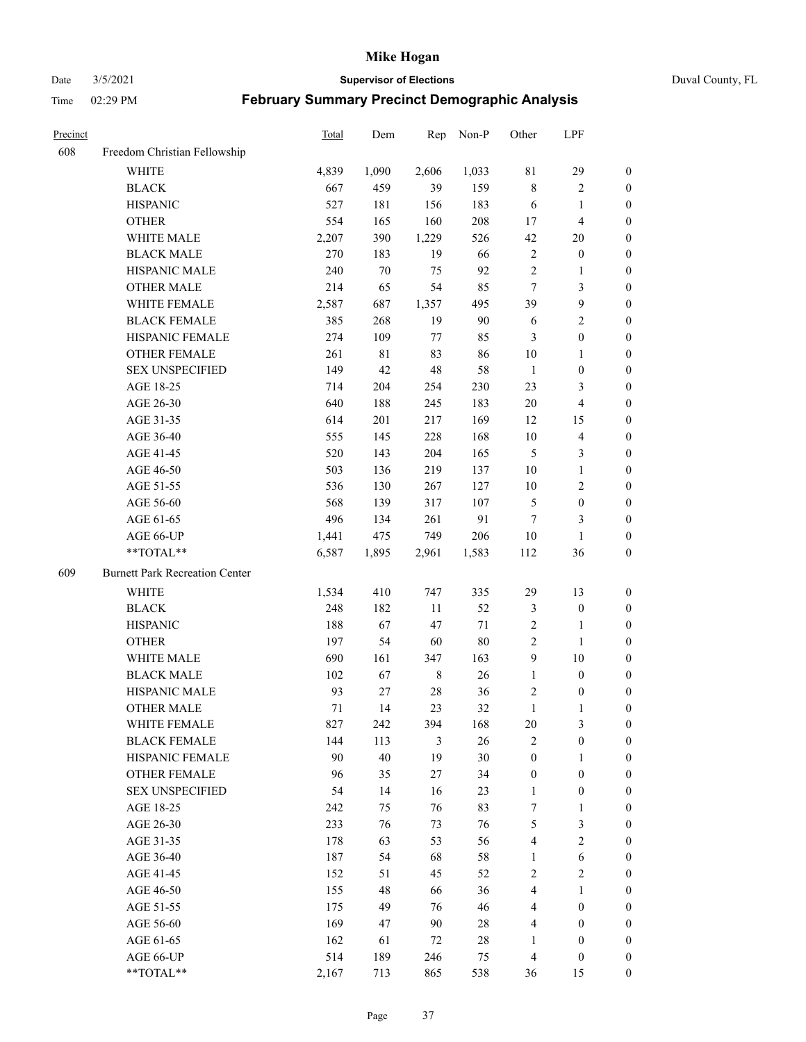| Precinct | | Total | Dem | Rep | Non-P | Other | LPF | |
|---|---|---|---|---|---|---|---|---|
| 608 | Freedom Christian Fellowship | | | | | | | |
| | WHITE | 4,839 | 1,090 | 2,606 | 1,033 | 81 | 29 | 0 |
| | BLACK | 667 | 459 | 39 | 159 | 8 | 2 | 0 |
| | HISPANIC | 527 | 181 | 156 | 183 | 6 | 1 | 0 |
| | OTHER | 554 | 165 | 160 | 208 | 17 | 4 | 0 |
| | WHITE MALE | 2,207 | 390 | 1,229 | 526 | 42 | 20 | 0 |
| | BLACK MALE | 270 | 183 | 19 | 66 | 2 | 0 | 0 |
| | HISPANIC MALE | 240 | 70 | 75 | 92 | 2 | 1 | 0 |
| | OTHER MALE | 214 | 65 | 54 | 85 | 7 | 3 | 0 |
| | WHITE FEMALE | 2,587 | 687 | 1,357 | 495 | 39 | 9 | 0 |
| | BLACK FEMALE | 385 | 268 | 19 | 90 | 6 | 2 | 0 |
| | HISPANIC FEMALE | 274 | 109 | 77 | 85 | 3 | 0 | 0 |
| | OTHER FEMALE | 261 | 81 | 83 | 86 | 10 | 1 | 0 |
| | SEX UNSPECIFIED | 149 | 42 | 48 | 58 | 1 | 0 | 0 |
| | AGE 18-25 | 714 | 204 | 254 | 230 | 23 | 3 | 0 |
| | AGE 26-30 | 640 | 188 | 245 | 183 | 20 | 4 | 0 |
| | AGE 31-35 | 614 | 201 | 217 | 169 | 12 | 15 | 0 |
| | AGE 36-40 | 555 | 145 | 228 | 168 | 10 | 4 | 0 |
| | AGE 41-45 | 520 | 143 | 204 | 165 | 5 | 3 | 0 |
| | AGE 46-50 | 503 | 136 | 219 | 137 | 10 | 1 | 0 |
| | AGE 51-55 | 536 | 130 | 267 | 127 | 10 | 2 | 0 |
| | AGE 56-60 | 568 | 139 | 317 | 107 | 5 | 0 | 0 |
| | AGE 61-65 | 496 | 134 | 261 | 91 | 7 | 3 | 0 |
| | AGE 66-UP | 1,441 | 475 | 749 | 206 | 10 | 1 | 0 |
| | **TOTAL** | 6,587 | 1,895 | 2,961 | 1,583 | 112 | 36 | 0 |
| 609 | Burnett Park Recreation Center | | | | | | | |
| | WHITE | 1,534 | 410 | 747 | 335 | 29 | 13 | 0 |
| | BLACK | 248 | 182 | 11 | 52 | 3 | 0 | 0 |
| | HISPANIC | 188 | 67 | 47 | 71 | 2 | 1 | 0 |
| | OTHER | 197 | 54 | 60 | 80 | 2 | 1 | 0 |
| | WHITE MALE | 690 | 161 | 347 | 163 | 9 | 10 | 0 |
| | BLACK MALE | 102 | 67 | 8 | 26 | 1 | 0 | 0 |
| | HISPANIC MALE | 93 | 27 | 28 | 36 | 2 | 0 | 0 |
| | OTHER MALE | 71 | 14 | 23 | 32 | 1 | 1 | 0 |
| | WHITE FEMALE | 827 | 242 | 394 | 168 | 20 | 3 | 0 |
| | BLACK FEMALE | 144 | 113 | 3 | 26 | 2 | 0 | 0 |
| | HISPANIC FEMALE | 90 | 40 | 19 | 30 | 0 | 1 | 0 |
| | OTHER FEMALE | 96 | 35 | 27 | 34 | 0 | 0 | 0 |
| | SEX UNSPECIFIED | 54 | 14 | 16 | 23 | 1 | 0 | 0 |
| | AGE 18-25 | 242 | 75 | 76 | 83 | 7 | 1 | 0 |
| | AGE 26-30 | 233 | 76 | 73 | 76 | 5 | 3 | 0 |
| | AGE 31-35 | 178 | 63 | 53 | 56 | 4 | 2 | 0 |
| | AGE 36-40 | 187 | 54 | 68 | 58 | 1 | 6 | 0 |
| | AGE 41-45 | 152 | 51 | 45 | 52 | 2 | 2 | 0 |
| | AGE 46-50 | 155 | 48 | 66 | 36 | 4 | 1 | 0 |
| | AGE 51-55 | 175 | 49 | 76 | 46 | 4 | 0 | 0 |
| | AGE 56-60 | 169 | 47 | 90 | 28 | 4 | 0 | 0 |
| | AGE 61-65 | 162 | 61 | 72 | 28 | 1 | 0 | 0 |
| | AGE 66-UP | 514 | 189 | 246 | 75 | 4 | 0 | 0 |
| | **TOTAL** | 2,167 | 713 | 865 | 538 | 36 | 15 | 0 |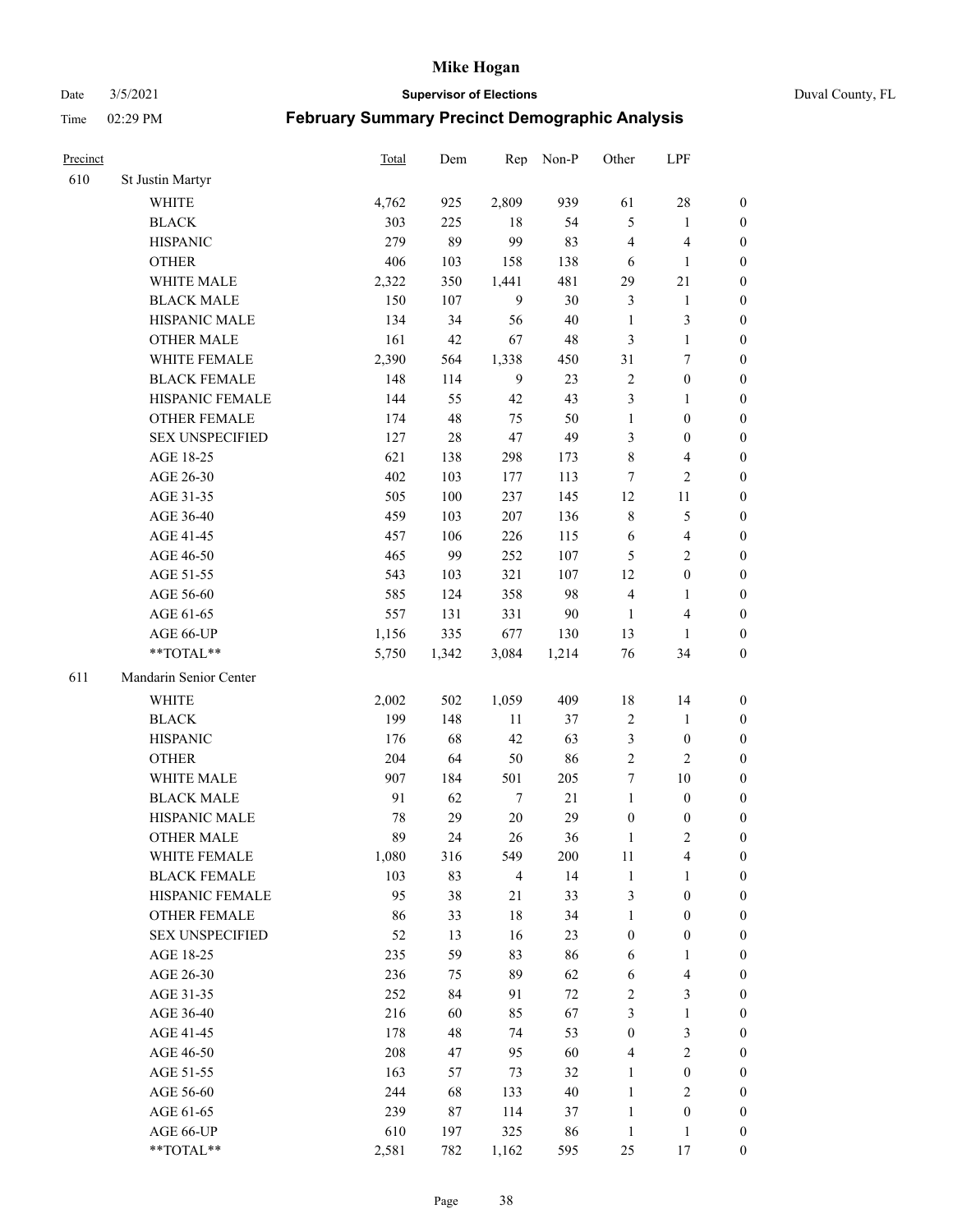| Precinct | | Total | Dem | Rep | Non-P | Other | LPF | |
|---|---|---|---|---|---|---|---|---|
| 610 | St Justin Martyr | | | | | | | |
| | WHITE | 4,762 | 925 | 2,809 | 939 | 61 | 28 | 0 |
| | BLACK | 303 | 225 | 18 | 54 | 5 | 1 | 0 |
| | HISPANIC | 279 | 89 | 99 | 83 | 4 | 4 | 0 |
| | OTHER | 406 | 103 | 158 | 138 | 6 | 1 | 0 |
| | WHITE MALE | 2,322 | 350 | 1,441 | 481 | 29 | 21 | 0 |
| | BLACK MALE | 150 | 107 | 9 | 30 | 3 | 1 | 0 |
| | HISPANIC MALE | 134 | 34 | 56 | 40 | 1 | 3 | 0 |
| | OTHER MALE | 161 | 42 | 67 | 48 | 3 | 1 | 0 |
| | WHITE FEMALE | 2,390 | 564 | 1,338 | 450 | 31 | 7 | 0 |
| | BLACK FEMALE | 148 | 114 | 9 | 23 | 2 | 0 | 0 |
| | HISPANIC FEMALE | 144 | 55 | 42 | 43 | 3 | 1 | 0 |
| | OTHER FEMALE | 174 | 48 | 75 | 50 | 1 | 0 | 0 |
| | SEX UNSPECIFIED | 127 | 28 | 47 | 49 | 3 | 0 | 0 |
| | AGE 18-25 | 621 | 138 | 298 | 173 | 8 | 4 | 0 |
| | AGE 26-30 | 402 | 103 | 177 | 113 | 7 | 2 | 0 |
| | AGE 31-35 | 505 | 100 | 237 | 145 | 12 | 11 | 0 |
| | AGE 36-40 | 459 | 103 | 207 | 136 | 8 | 5 | 0 |
| | AGE 41-45 | 457 | 106 | 226 | 115 | 6 | 4 | 0 |
| | AGE 46-50 | 465 | 99 | 252 | 107 | 5 | 2 | 0 |
| | AGE 51-55 | 543 | 103 | 321 | 107 | 12 | 0 | 0 |
| | AGE 56-60 | 585 | 124 | 358 | 98 | 4 | 1 | 0 |
| | AGE 61-65 | 557 | 131 | 331 | 90 | 1 | 4 | 0 |
| | AGE 66-UP | 1,156 | 335 | 677 | 130 | 13 | 1 | 0 |
| | **TOTAL** | 5,750 | 1,342 | 3,084 | 1,214 | 76 | 34 | 0 |
| 611 | Mandarin Senior Center | | | | | | | |
| | WHITE | 2,002 | 502 | 1,059 | 409 | 18 | 14 | 0 |
| | BLACK | 199 | 148 | 11 | 37 | 2 | 1 | 0 |
| | HISPANIC | 176 | 68 | 42 | 63 | 3 | 0 | 0 |
| | OTHER | 204 | 64 | 50 | 86 | 2 | 2 | 0 |
| | WHITE MALE | 907 | 184 | 501 | 205 | 7 | 10 | 0 |
| | BLACK MALE | 91 | 62 | 7 | 21 | 1 | 0 | 0 |
| | HISPANIC MALE | 78 | 29 | 20 | 29 | 0 | 0 | 0 |
| | OTHER MALE | 89 | 24 | 26 | 36 | 1 | 2 | 0 |
| | WHITE FEMALE | 1,080 | 316 | 549 | 200 | 11 | 4 | 0 |
| | BLACK FEMALE | 103 | 83 | 4 | 14 | 1 | 1 | 0 |
| | HISPANIC FEMALE | 95 | 38 | 21 | 33 | 3 | 0 | 0 |
| | OTHER FEMALE | 86 | 33 | 18 | 34 | 1 | 0 | 0 |
| | SEX UNSPECIFIED | 52 | 13 | 16 | 23 | 0 | 0 | 0 |
| | AGE 18-25 | 235 | 59 | 83 | 86 | 6 | 1 | 0 |
| | AGE 26-30 | 236 | 75 | 89 | 62 | 6 | 4 | 0 |
| | AGE 31-35 | 252 | 84 | 91 | 72 | 2 | 3 | 0 |
| | AGE 36-40 | 216 | 60 | 85 | 67 | 3 | 1 | 0 |
| | AGE 41-45 | 178 | 48 | 74 | 53 | 0 | 3 | 0 |
| | AGE 46-50 | 208 | 47 | 95 | 60 | 4 | 2 | 0 |
| | AGE 51-55 | 163 | 57 | 73 | 32 | 1 | 0 | 0 |
| | AGE 56-60 | 244 | 68 | 133 | 40 | 1 | 2 | 0 |
| | AGE 61-65 | 239 | 87 | 114 | 37 | 1 | 0 | 0 |
| | AGE 66-UP | 610 | 197 | 325 | 86 | 1 | 1 | 0 |
| | **TOTAL** | 2,581 | 782 | 1,162 | 595 | 25 | 17 | 0 |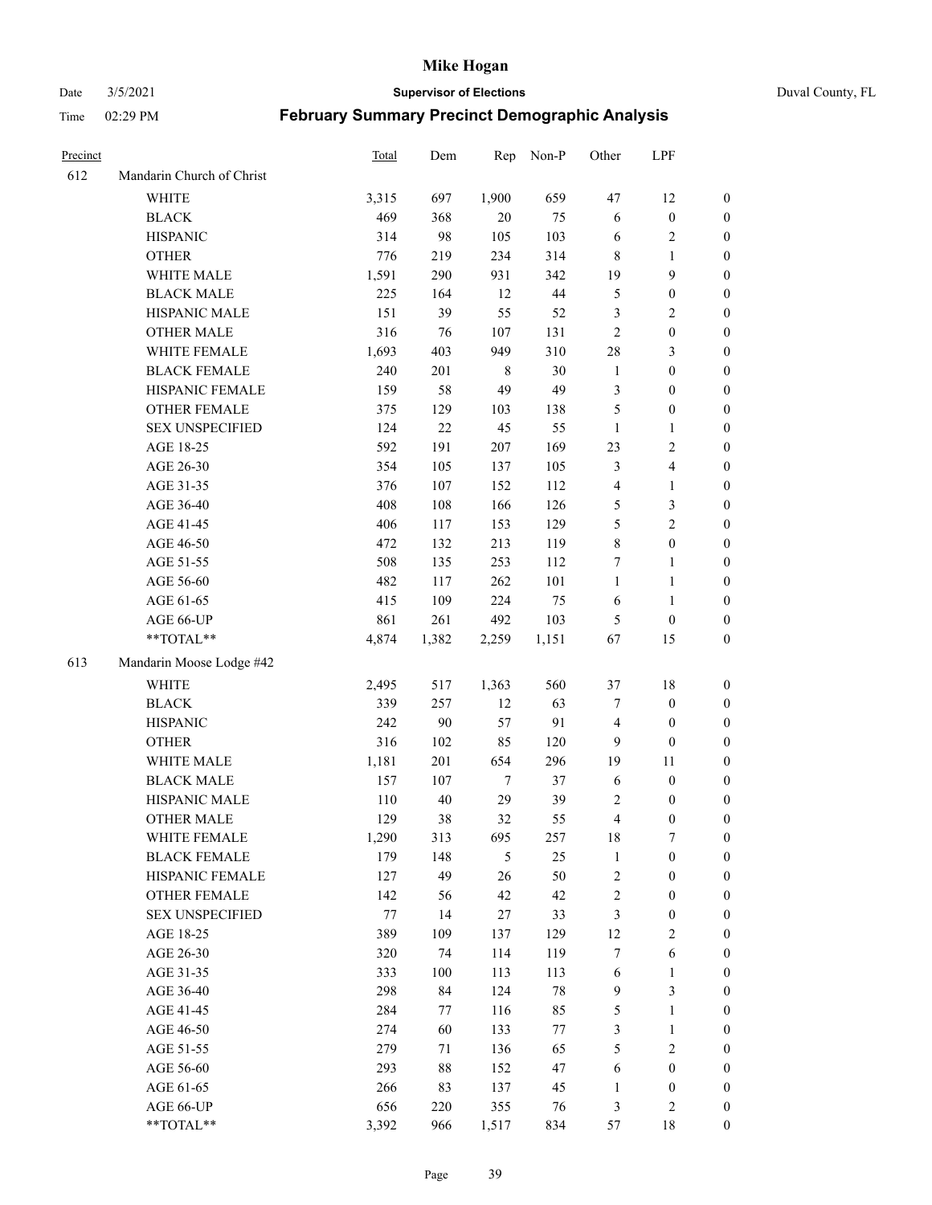# Mike Hogan

Date 3/5/2021 **Supervisor of Elections** Duval County, FL

Time 02:29 PM **February Summary Precinct Demographic Analysis**

| Precinct | | Total | Dem | Rep | Non-P | Other | LPF | |
|---|---|---|---|---|---|---|---|---|
| 612 | Mandarin Church of Christ | | | | | | | |
| | WHITE | 3,315 | 697 | 1,900 | 659 | 47 | 12 | 0 |
| | BLACK | 469 | 368 | 20 | 75 | 6 | 0 | 0 |
| | HISPANIC | 314 | 98 | 105 | 103 | 6 | 2 | 0 |
| | OTHER | 776 | 219 | 234 | 314 | 8 | 1 | 0 |
| | WHITE MALE | 1,591 | 290 | 931 | 342 | 19 | 9 | 0 |
| | BLACK MALE | 225 | 164 | 12 | 44 | 5 | 0 | 0 |
| | HISPANIC MALE | 151 | 39 | 55 | 52 | 3 | 2 | 0 |
| | OTHER MALE | 316 | 76 | 107 | 131 | 2 | 0 | 0 |
| | WHITE FEMALE | 1,693 | 403 | 949 | 310 | 28 | 3 | 0 |
| | BLACK FEMALE | 240 | 201 | 8 | 30 | 1 | 0 | 0 |
| | HISPANIC FEMALE | 159 | 58 | 49 | 49 | 3 | 0 | 0 |
| | OTHER FEMALE | 375 | 129 | 103 | 138 | 5 | 0 | 0 |
| | SEX UNSPECIFIED | 124 | 22 | 45 | 55 | 1 | 1 | 0 |
| | AGE 18-25 | 592 | 191 | 207 | 169 | 23 | 2 | 0 |
| | AGE 26-30 | 354 | 105 | 137 | 105 | 3 | 4 | 0 |
| | AGE 31-35 | 376 | 107 | 152 | 112 | 4 | 1 | 0 |
| | AGE 36-40 | 408 | 108 | 166 | 126 | 5 | 3 | 0 |
| | AGE 41-45 | 406 | 117 | 153 | 129 | 5 | 2 | 0 |
| | AGE 46-50 | 472 | 132 | 213 | 119 | 8 | 0 | 0 |
| | AGE 51-55 | 508 | 135 | 253 | 112 | 7 | 1 | 0 |
| | AGE 56-60 | 482 | 117 | 262 | 101 | 1 | 1 | 0 |
| | AGE 61-65 | 415 | 109 | 224 | 75 | 6 | 1 | 0 |
| | AGE 66-UP | 861 | 261 | 492 | 103 | 5 | 0 | 0 |
| | **TOTAL** | 4,874 | 1,382 | 2,259 | 1,151 | 67 | 15 | 0 |
| 613 | Mandarin Moose Lodge #42 | | | | | | | |
| | WHITE | 2,495 | 517 | 1,363 | 560 | 37 | 18 | 0 |
| | BLACK | 339 | 257 | 12 | 63 | 7 | 0 | 0 |
| | HISPANIC | 242 | 90 | 57 | 91 | 4 | 0 | 0 |
| | OTHER | 316 | 102 | 85 | 120 | 9 | 0 | 0 |
| | WHITE MALE | 1,181 | 201 | 654 | 296 | 19 | 11 | 0 |
| | BLACK MALE | 157 | 107 | 7 | 37 | 6 | 0 | 0 |
| | HISPANIC MALE | 110 | 40 | 29 | 39 | 2 | 0 | 0 |
| | OTHER MALE | 129 | 38 | 32 | 55 | 4 | 0 | 0 |
| | WHITE FEMALE | 1,290 | 313 | 695 | 257 | 18 | 7 | 0 |
| | BLACK FEMALE | 179 | 148 | 5 | 25 | 1 | 0 | 0 |
| | HISPANIC FEMALE | 127 | 49 | 26 | 50 | 2 | 0 | 0 |
| | OTHER FEMALE | 142 | 56 | 42 | 42 | 2 | 0 | 0 |
| | SEX UNSPECIFIED | 77 | 14 | 27 | 33 | 3 | 0 | 0 |
| | AGE 18-25 | 389 | 109 | 137 | 129 | 12 | 2 | 0 |
| | AGE 26-30 | 320 | 74 | 114 | 119 | 7 | 6 | 0 |
| | AGE 31-35 | 333 | 100 | 113 | 113 | 6 | 1 | 0 |
| | AGE 36-40 | 298 | 84 | 124 | 78 | 9 | 3 | 0 |
| | AGE 41-45 | 284 | 77 | 116 | 85 | 5 | 1 | 0 |
| | AGE 46-50 | 274 | 60 | 133 | 77 | 3 | 1 | 0 |
| | AGE 51-55 | 279 | 71 | 136 | 65 | 5 | 2 | 0 |
| | AGE 56-60 | 293 | 88 | 152 | 47 | 6 | 0 | 0 |
| | AGE 61-65 | 266 | 83 | 137 | 45 | 1 | 0 | 0 |
| | AGE 66-UP | 656 | 220 | 355 | 76 | 3 | 2 | 0 |
| | **TOTAL** | 3,392 | 966 | 1,517 | 834 | 57 | 18 | 0 |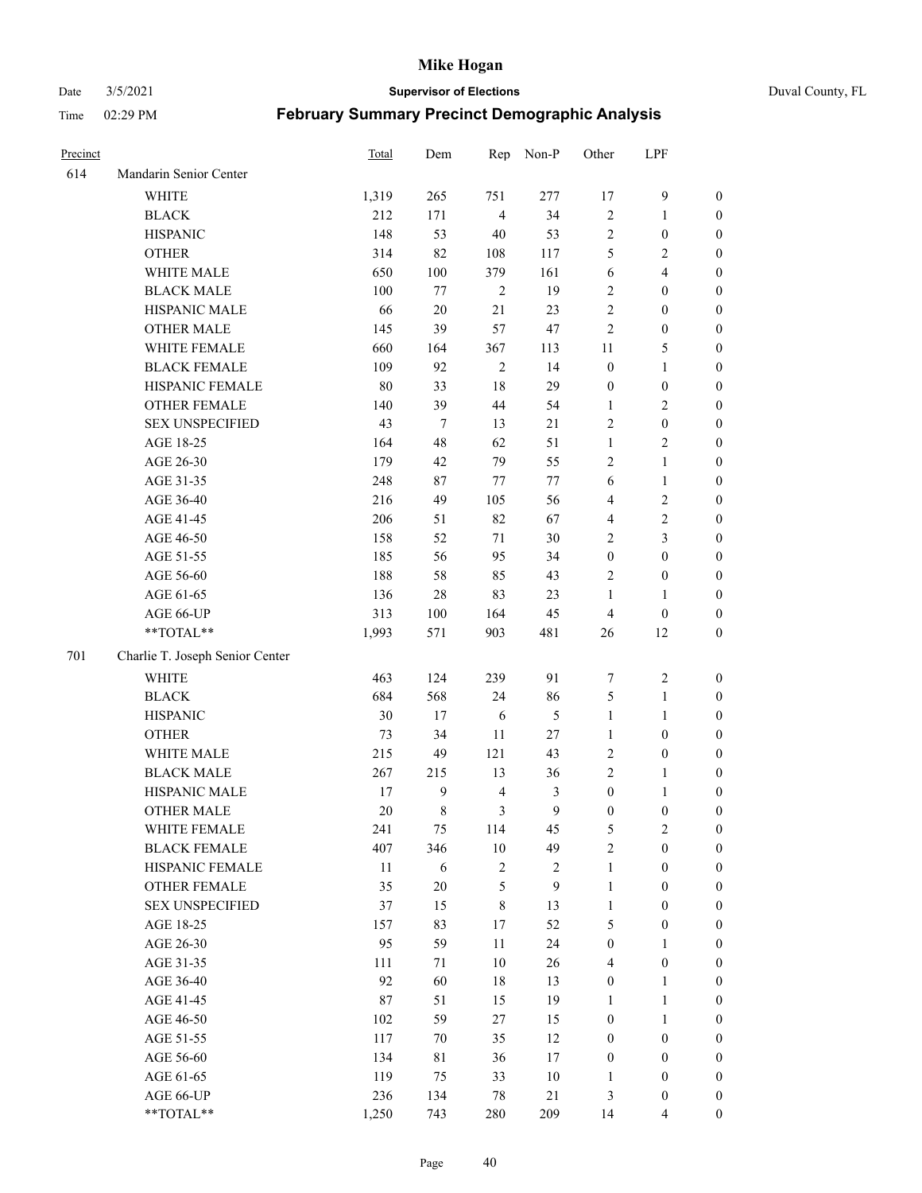| Precinct | | Total | Dem | Rep | Non-P | Other | LPF | |
|---|---|---|---|---|---|---|---|---|
| 614 | Mandarin Senior Center | | | | | | | |
| | WHITE | 1,319 | 265 | 751 | 277 | 17 | 9 | 0 |
| | BLACK | 212 | 171 | 4 | 34 | 2 | 1 | 0 |
| | HISPANIC | 148 | 53 | 40 | 53 | 2 | 0 | 0 |
| | OTHER | 314 | 82 | 108 | 117 | 5 | 2 | 0 |
| | WHITE MALE | 650 | 100 | 379 | 161 | 6 | 4 | 0 |
| | BLACK MALE | 100 | 77 | 2 | 19 | 2 | 0 | 0 |
| | HISPANIC MALE | 66 | 20 | 21 | 23 | 2 | 0 | 0 |
| | OTHER MALE | 145 | 39 | 57 | 47 | 2 | 0 | 0 |
| | WHITE FEMALE | 660 | 164 | 367 | 113 | 11 | 5 | 0 |
| | BLACK FEMALE | 109 | 92 | 2 | 14 | 0 | 1 | 0 |
| | HISPANIC FEMALE | 80 | 33 | 18 | 29 | 0 | 0 | 0 |
| | OTHER FEMALE | 140 | 39 | 44 | 54 | 1 | 2 | 0 |
| | SEX UNSPECIFIED | 43 | 7 | 13 | 21 | 2 | 0 | 0 |
| | AGE 18-25 | 164 | 48 | 62 | 51 | 1 | 2 | 0 |
| | AGE 26-30 | 179 | 42 | 79 | 55 | 2 | 1 | 0 |
| | AGE 31-35 | 248 | 87 | 77 | 77 | 6 | 1 | 0 |
| | AGE 36-40 | 216 | 49 | 105 | 56 | 4 | 2 | 0 |
| | AGE 41-45 | 206 | 51 | 82 | 67 | 4 | 2 | 0 |
| | AGE 46-50 | 158 | 52 | 71 | 30 | 2 | 3 | 0 |
| | AGE 51-55 | 185 | 56 | 95 | 34 | 0 | 0 | 0 |
| | AGE 56-60 | 188 | 58 | 85 | 43 | 2 | 0 | 0 |
| | AGE 61-65 | 136 | 28 | 83 | 23 | 1 | 1 | 0 |
| | AGE 66-UP | 313 | 100 | 164 | 45 | 4 | 0 | 0 |
| | **TOTAL** | 1,993 | 571 | 903 | 481 | 26 | 12 | 0 |
| 701 | Charlie T. Joseph Senior Center | | | | | | | |
| | WHITE | 463 | 124 | 239 | 91 | 7 | 2 | 0 |
| | BLACK | 684 | 568 | 24 | 86 | 5 | 1 | 0 |
| | HISPANIC | 30 | 17 | 6 | 5 | 1 | 1 | 0 |
| | OTHER | 73 | 34 | 11 | 27 | 1 | 0 | 0 |
| | WHITE MALE | 215 | 49 | 121 | 43 | 2 | 0 | 0 |
| | BLACK MALE | 267 | 215 | 13 | 36 | 2 | 1 | 0 |
| | HISPANIC MALE | 17 | 9 | 4 | 3 | 0 | 1 | 0 |
| | OTHER MALE | 20 | 8 | 3 | 9 | 0 | 0 | 0 |
| | WHITE FEMALE | 241 | 75 | 114 | 45 | 5 | 2 | 0 |
| | BLACK FEMALE | 407 | 346 | 10 | 49 | 2 | 0 | 0 |
| | HISPANIC FEMALE | 11 | 6 | 2 | 2 | 1 | 0 | 0 |
| | OTHER FEMALE | 35 | 20 | 5 | 9 | 1 | 0 | 0 |
| | SEX UNSPECIFIED | 37 | 15 | 8 | 13 | 1 | 0 | 0 |
| | AGE 18-25 | 157 | 83 | 17 | 52 | 5 | 0 | 0 |
| | AGE 26-30 | 95 | 59 | 11 | 24 | 0 | 1 | 0 |
| | AGE 31-35 | 111 | 71 | 10 | 26 | 4 | 0 | 0 |
| | AGE 36-40 | 92 | 60 | 18 | 13 | 0 | 1 | 0 |
| | AGE 41-45 | 87 | 51 | 15 | 19 | 1 | 1 | 0 |
| | AGE 46-50 | 102 | 59 | 27 | 15 | 0 | 1 | 0 |
| | AGE 51-55 | 117 | 70 | 35 | 12 | 0 | 0 | 0 |
| | AGE 56-60 | 134 | 81 | 36 | 17 | 0 | 0 | 0 |
| | AGE 61-65 | 119 | 75 | 33 | 10 | 1 | 0 | 0 |
| | AGE 66-UP | 236 | 134 | 78 | 21 | 3 | 0 | 0 |
| | **TOTAL** | 1,250 | 743 | 280 | 209 | 14 | 4 | 0 |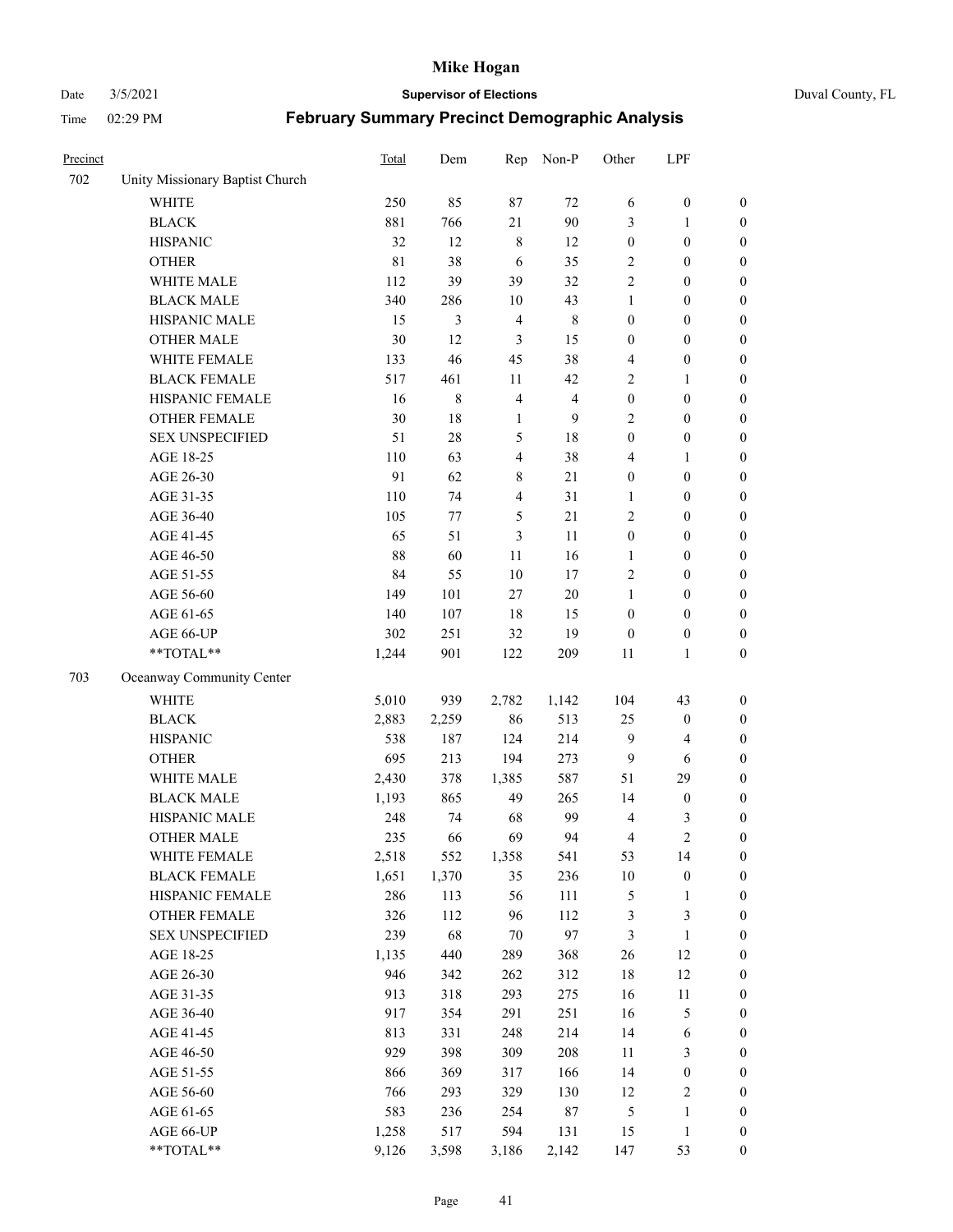# Mike Hogan

Date 3/5/2021 **Supervisor of Elections** Duval County, FL

Time 02:29 PM **February Summary Precinct Demographic Analysis**

| Precinct | | Total | Dem | Rep | Non-P | Other | LPF | |
|---|---|---|---|---|---|---|---|---|
| 702 | Unity Missionary Baptist Church | | | | | | | |
| | WHITE | 250 | 85 | 87 | 72 | 6 | 0 | 0 |
| | BLACK | 881 | 766 | 21 | 90 | 3 | 1 | 0 |
| | HISPANIC | 32 | 12 | 8 | 12 | 0 | 0 | 0 |
| | OTHER | 81 | 38 | 6 | 35 | 2 | 0 | 0 |
| | WHITE MALE | 112 | 39 | 39 | 32 | 2 | 0 | 0 |
| | BLACK MALE | 340 | 286 | 10 | 43 | 1 | 0 | 0 |
| | HISPANIC MALE | 15 | 3 | 4 | 8 | 0 | 0 | 0 |
| | OTHER MALE | 30 | 12 | 3 | 15 | 0 | 0 | 0 |
| | WHITE FEMALE | 133 | 46 | 45 | 38 | 4 | 0 | 0 |
| | BLACK FEMALE | 517 | 461 | 11 | 42 | 2 | 1 | 0 |
| | HISPANIC FEMALE | 16 | 8 | 4 | 4 | 0 | 0 | 0 |
| | OTHER FEMALE | 30 | 18 | 1 | 9 | 2 | 0 | 0 |
| | SEX UNSPECIFIED | 51 | 28 | 5 | 18 | 0 | 0 | 0 |
| | AGE 18-25 | 110 | 63 | 4 | 38 | 4 | 1 | 0 |
| | AGE 26-30 | 91 | 62 | 8 | 21 | 0 | 0 | 0 |
| | AGE 31-35 | 110 | 74 | 4 | 31 | 1 | 0 | 0 |
| | AGE 36-40 | 105 | 77 | 5 | 21 | 2 | 0 | 0 |
| | AGE 41-45 | 65 | 51 | 3 | 11 | 0 | 0 | 0 |
| | AGE 46-50 | 88 | 60 | 11 | 16 | 1 | 0 | 0 |
| | AGE 51-55 | 84 | 55 | 10 | 17 | 2 | 0 | 0 |
| | AGE 56-60 | 149 | 101 | 27 | 20 | 1 | 0 | 0 |
| | AGE 61-65 | 140 | 107 | 18 | 15 | 0 | 0 | 0 |
| | AGE 66-UP | 302 | 251 | 32 | 19 | 0 | 0 | 0 |
| | **TOTAL** | 1,244 | 901 | 122 | 209 | 11 | 1 | 0 |
| 703 | Oceanway Community Center | | | | | | | |
| | WHITE | 5,010 | 939 | 2,782 | 1,142 | 104 | 43 | 0 |
| | BLACK | 2,883 | 2,259 | 86 | 513 | 25 | 0 | 0 |
| | HISPANIC | 538 | 187 | 124 | 214 | 9 | 4 | 0 |
| | OTHER | 695 | 213 | 194 | 273 | 9 | 6 | 0 |
| | WHITE MALE | 2,430 | 378 | 1,385 | 587 | 51 | 29 | 0 |
| | BLACK MALE | 1,193 | 865 | 49 | 265 | 14 | 0 | 0 |
| | HISPANIC MALE | 248 | 74 | 68 | 99 | 4 | 3 | 0 |
| | OTHER MALE | 235 | 66 | 69 | 94 | 4 | 2 | 0 |
| | WHITE FEMALE | 2,518 | 552 | 1,358 | 541 | 53 | 14 | 0 |
| | BLACK FEMALE | 1,651 | 1,370 | 35 | 236 | 10 | 0 | 0 |
| | HISPANIC FEMALE | 286 | 113 | 56 | 111 | 5 | 1 | 0 |
| | OTHER FEMALE | 326 | 112 | 96 | 112 | 3 | 3 | 0 |
| | SEX UNSPECIFIED | 239 | 68 | 70 | 97 | 3 | 1 | 0 |
| | AGE 18-25 | 1,135 | 440 | 289 | 368 | 26 | 12 | 0 |
| | AGE 26-30 | 946 | 342 | 262 | 312 | 18 | 12 | 0 |
| | AGE 31-35 | 913 | 318 | 293 | 275 | 16 | 11 | 0 |
| | AGE 36-40 | 917 | 354 | 291 | 251 | 16 | 5 | 0 |
| | AGE 41-45 | 813 | 331 | 248 | 214 | 14 | 6 | 0 |
| | AGE 46-50 | 929 | 398 | 309 | 208 | 11 | 3 | 0 |
| | AGE 51-55 | 866 | 369 | 317 | 166 | 14 | 0 | 0 |
| | AGE 56-60 | 766 | 293 | 329 | 130 | 12 | 2 | 0 |
| | AGE 61-65 | 583 | 236 | 254 | 87 | 5 | 1 | 0 |
| | AGE 66-UP | 1,258 | 517 | 594 | 131 | 15 | 1 | 0 |
| | **TOTAL** | 9,126 | 3,598 | 3,186 | 2,142 | 147 | 53 | 0 |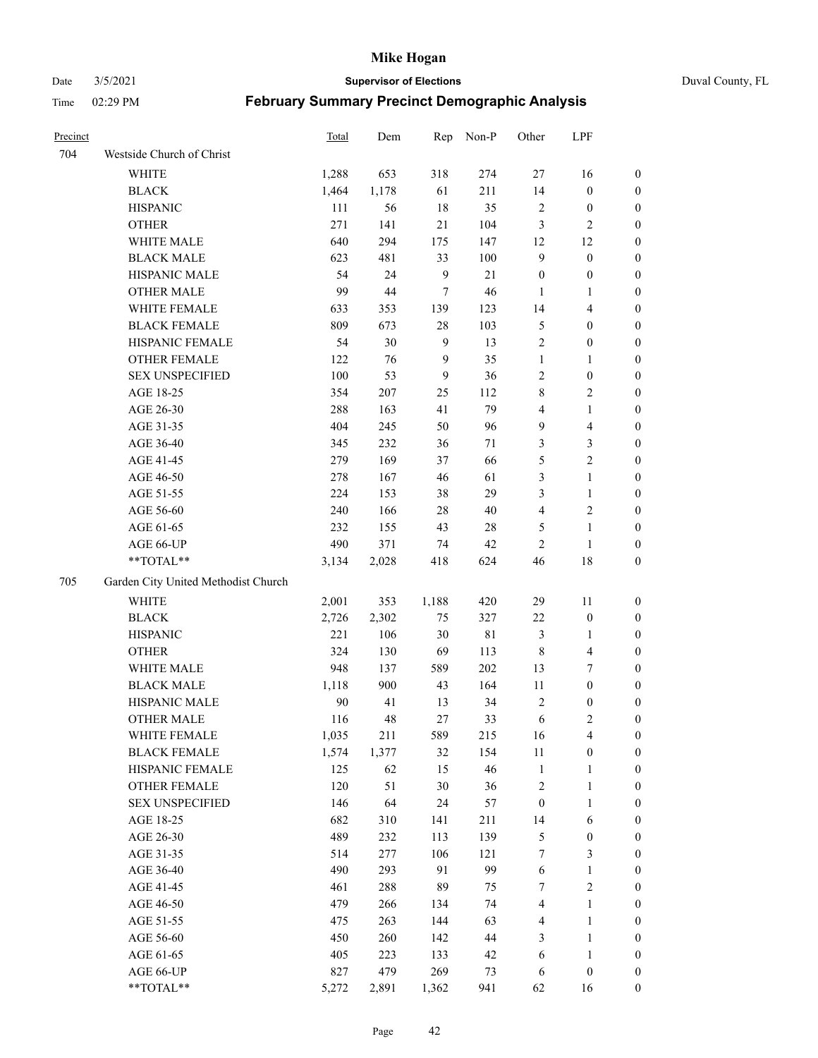| Precinct | | Total | Dem | Rep | Non-P | Other | LPF | |
|---|---|---|---|---|---|---|---|---|
| 704 | Westside Church of Christ | | | | | | | |
| | WHITE | 1,288 | 653 | 318 | 274 | 27 | 16 | 0 |
| | BLACK | 1,464 | 1,178 | 61 | 211 | 14 | 0 | 0 |
| | HISPANIC | 111 | 56 | 18 | 35 | 2 | 0 | 0 |
| | OTHER | 271 | 141 | 21 | 104 | 3 | 2 | 0 |
| | WHITE MALE | 640 | 294 | 175 | 147 | 12 | 12 | 0 |
| | BLACK MALE | 623 | 481 | 33 | 100 | 9 | 0 | 0 |
| | HISPANIC MALE | 54 | 24 | 9 | 21 | 0 | 0 | 0 |
| | OTHER MALE | 99 | 44 | 7 | 46 | 1 | 1 | 0 |
| | WHITE FEMALE | 633 | 353 | 139 | 123 | 14 | 4 | 0 |
| | BLACK FEMALE | 809 | 673 | 28 | 103 | 5 | 0 | 0 |
| | HISPANIC FEMALE | 54 | 30 | 9 | 13 | 2 | 0 | 0 |
| | OTHER FEMALE | 122 | 76 | 9 | 35 | 1 | 1 | 0 |
| | SEX UNSPECIFIED | 100 | 53 | 9 | 36 | 2 | 0 | 0 |
| | AGE 18-25 | 354 | 207 | 25 | 112 | 8 | 2 | 0 |
| | AGE 26-30 | 288 | 163 | 41 | 79 | 4 | 1 | 0 |
| | AGE 31-35 | 404 | 245 | 50 | 96 | 9 | 4 | 0 |
| | AGE 36-40 | 345 | 232 | 36 | 71 | 3 | 3 | 0 |
| | AGE 41-45 | 279 | 169 | 37 | 66 | 5 | 2 | 0 |
| | AGE 46-50 | 278 | 167 | 46 | 61 | 3 | 1 | 0 |
| | AGE 51-55 | 224 | 153 | 38 | 29 | 3 | 1 | 0 |
| | AGE 56-60 | 240 | 166 | 28 | 40 | 4 | 2 | 0 |
| | AGE 61-65 | 232 | 155 | 43 | 28 | 5 | 1 | 0 |
| | AGE 66-UP | 490 | 371 | 74 | 42 | 2 | 1 | 0 |
| | **TOTAL** | 3,134 | 2,028 | 418 | 624 | 46 | 18 | 0 |
| 705 | Garden City United Methodist Church | | | | | | | |
| | WHITE | 2,001 | 353 | 1,188 | 420 | 29 | 11 | 0 |
| | BLACK | 2,726 | 2,302 | 75 | 327 | 22 | 0 | 0 |
| | HISPANIC | 221 | 106 | 30 | 81 | 3 | 1 | 0 |
| | OTHER | 324 | 130 | 69 | 113 | 8 | 4 | 0 |
| | WHITE MALE | 948 | 137 | 589 | 202 | 13 | 7 | 0 |
| | BLACK MALE | 1,118 | 900 | 43 | 164 | 11 | 0 | 0 |
| | HISPANIC MALE | 90 | 41 | 13 | 34 | 2 | 0 | 0 |
| | OTHER MALE | 116 | 48 | 27 | 33 | 6 | 2 | 0 |
| | WHITE FEMALE | 1,035 | 211 | 589 | 215 | 16 | 4 | 0 |
| | BLACK FEMALE | 1,574 | 1,377 | 32 | 154 | 11 | 0 | 0 |
| | HISPANIC FEMALE | 125 | 62 | 15 | 46 | 1 | 1 | 0 |
| | OTHER FEMALE | 120 | 51 | 30 | 36 | 2 | 1 | 0 |
| | SEX UNSPECIFIED | 146 | 64 | 24 | 57 | 0 | 1 | 0 |
| | AGE 18-25 | 682 | 310 | 141 | 211 | 14 | 6 | 0 |
| | AGE 26-30 | 489 | 232 | 113 | 139 | 5 | 0 | 0 |
| | AGE 31-35 | 514 | 277 | 106 | 121 | 7 | 3 | 0 |
| | AGE 36-40 | 490 | 293 | 91 | 99 | 6 | 1 | 0 |
| | AGE 41-45 | 461 | 288 | 89 | 75 | 7 | 2 | 0 |
| | AGE 46-50 | 479 | 266 | 134 | 74 | 4 | 1 | 0 |
| | AGE 51-55 | 475 | 263 | 144 | 63 | 4 | 1 | 0 |
| | AGE 56-60 | 450 | 260 | 142 | 44 | 3 | 1 | 0 |
| | AGE 61-65 | 405 | 223 | 133 | 42 | 6 | 1 | 0 |
| | AGE 66-UP | 827 | 479 | 269 | 73 | 6 | 0 | 0 |
| | **TOTAL** | 5,272 | 2,891 | 1,362 | 941 | 62 | 16 | 0 |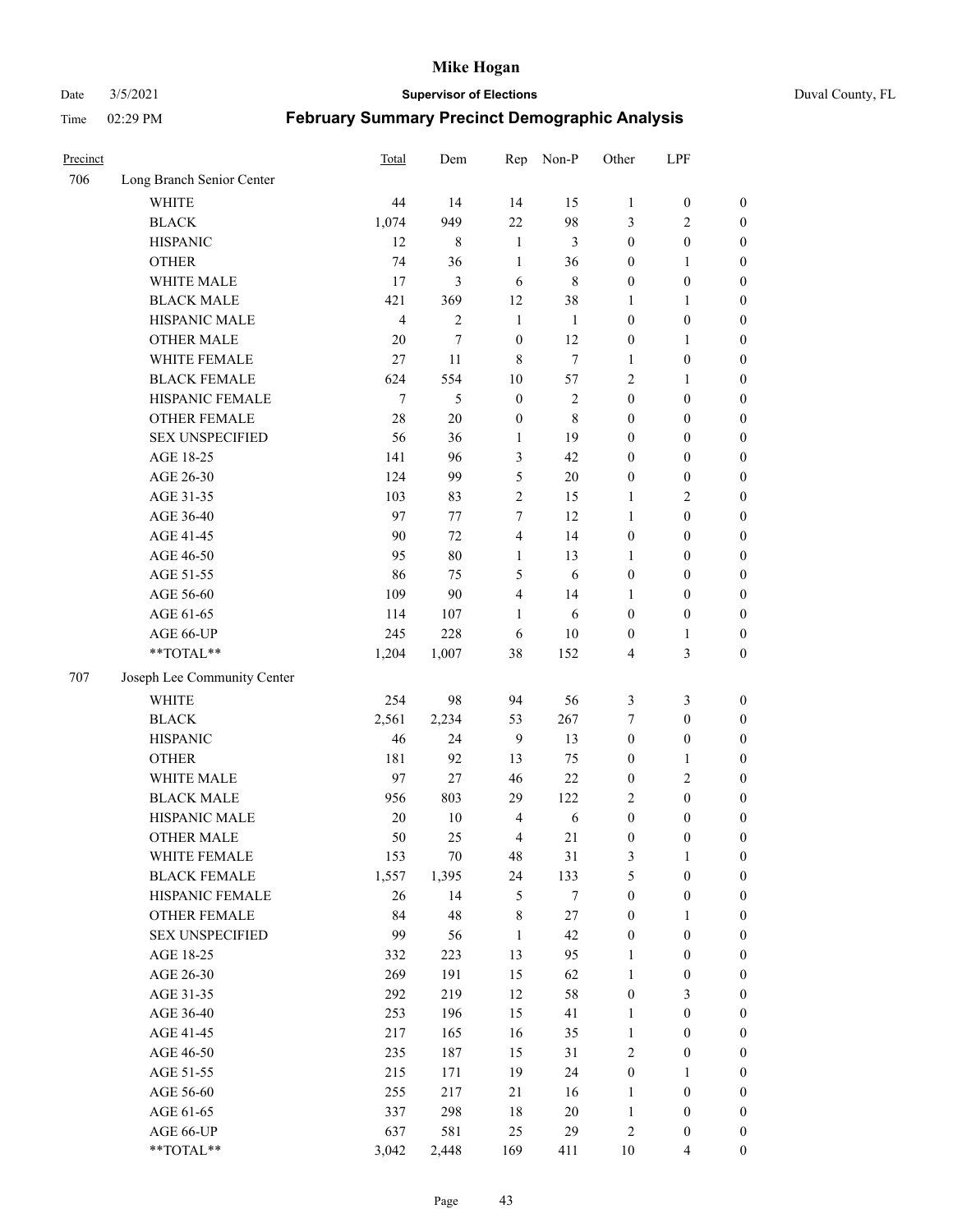# Mike Hogan

Date 3/5/2021 **Supervisor of Elections** Duval County, FL

Time 02:29 PM **February Summary Precinct Demographic Analysis**

| Precinct | | Total | Dem | Rep | Non-P | Other | LPF | |
|---|---|---|---|---|---|---|---|---|
| 706 | Long Branch Senior Center | | | | | | | |
| | WHITE | 44 | 14 | 14 | 15 | 1 | 0 | 0 |
| | BLACK | 1,074 | 949 | 22 | 98 | 3 | 2 | 0 |
| | HISPANIC | 12 | 8 | 1 | 3 | 0 | 0 | 0 |
| | OTHER | 74 | 36 | 1 | 36 | 0 | 1 | 0 |
| | WHITE MALE | 17 | 3 | 6 | 8 | 0 | 0 | 0 |
| | BLACK MALE | 421 | 369 | 12 | 38 | 1 | 1 | 0 |
| | HISPANIC MALE | 4 | 2 | 1 | 1 | 0 | 0 | 0 |
| | OTHER MALE | 20 | 7 | 0 | 12 | 0 | 1 | 0 |
| | WHITE FEMALE | 27 | 11 | 8 | 7 | 1 | 0 | 0 |
| | BLACK FEMALE | 624 | 554 | 10 | 57 | 2 | 1 | 0 |
| | HISPANIC FEMALE | 7 | 5 | 0 | 2 | 0 | 0 | 0 |
| | OTHER FEMALE | 28 | 20 | 0 | 8 | 0 | 0 | 0 |
| | SEX UNSPECIFIED | 56 | 36 | 1 | 19 | 0 | 0 | 0 |
| | AGE 18-25 | 141 | 96 | 3 | 42 | 0 | 0 | 0 |
| | AGE 26-30 | 124 | 99 | 5 | 20 | 0 | 0 | 0 |
| | AGE 31-35 | 103 | 83 | 2 | 15 | 1 | 2 | 0 |
| | AGE 36-40 | 97 | 77 | 7 | 12 | 1 | 0 | 0 |
| | AGE 41-45 | 90 | 72 | 4 | 14 | 0 | 0 | 0 |
| | AGE 46-50 | 95 | 80 | 1 | 13 | 1 | 0 | 0 |
| | AGE 51-55 | 86 | 75 | 5 | 6 | 0 | 0 | 0 |
| | AGE 56-60 | 109 | 90 | 4 | 14 | 1 | 0 | 0 |
| | AGE 61-65 | 114 | 107 | 1 | 6 | 0 | 0 | 0 |
| | AGE 66-UP | 245 | 228 | 6 | 10 | 0 | 1 | 0 |
| | **TOTAL** | 1,204 | 1,007 | 38 | 152 | 4 | 3 | 0 |
| 707 | Joseph Lee Community Center | | | | | | | |
| | WHITE | 254 | 98 | 94 | 56 | 3 | 3 | 0 |
| | BLACK | 2,561 | 2,234 | 53 | 267 | 7 | 0 | 0 |
| | HISPANIC | 46 | 24 | 9 | 13 | 0 | 0 | 0 |
| | OTHER | 181 | 92 | 13 | 75 | 0 | 1 | 0 |
| | WHITE MALE | 97 | 27 | 46 | 22 | 0 | 2 | 0 |
| | BLACK MALE | 956 | 803 | 29 | 122 | 2 | 0 | 0 |
| | HISPANIC MALE | 20 | 10 | 4 | 6 | 0 | 0 | 0 |
| | OTHER MALE | 50 | 25 | 4 | 21 | 0 | 0 | 0 |
| | WHITE FEMALE | 153 | 70 | 48 | 31 | 3 | 1 | 0 |
| | BLACK FEMALE | 1,557 | 1,395 | 24 | 133 | 5 | 0 | 0 |
| | HISPANIC FEMALE | 26 | 14 | 5 | 7 | 0 | 0 | 0 |
| | OTHER FEMALE | 84 | 48 | 8 | 27 | 0 | 1 | 0 |
| | SEX UNSPECIFIED | 99 | 56 | 1 | 42 | 0 | 0 | 0 |
| | AGE 18-25 | 332 | 223 | 13 | 95 | 1 | 0 | 0 |
| | AGE 26-30 | 269 | 191 | 15 | 62 | 1 | 0 | 0 |
| | AGE 31-35 | 292 | 219 | 12 | 58 | 0 | 3 | 0 |
| | AGE 36-40 | 253 | 196 | 15 | 41 | 1 | 0 | 0 |
| | AGE 41-45 | 217 | 165 | 16 | 35 | 1 | 0 | 0 |
| | AGE 46-50 | 235 | 187 | 15 | 31 | 2 | 0 | 0 |
| | AGE 51-55 | 215 | 171 | 19 | 24 | 0 | 1 | 0 |
| | AGE 56-60 | 255 | 217 | 21 | 16 | 1 | 0 | 0 |
| | AGE 61-65 | 337 | 298 | 18 | 20 | 1 | 0 | 0 |
| | AGE 66-UP | 637 | 581 | 25 | 29 | 2 | 0 | 0 |
| | **TOTAL** | 3,042 | 2,448 | 169 | 411 | 10 | 4 | 0 |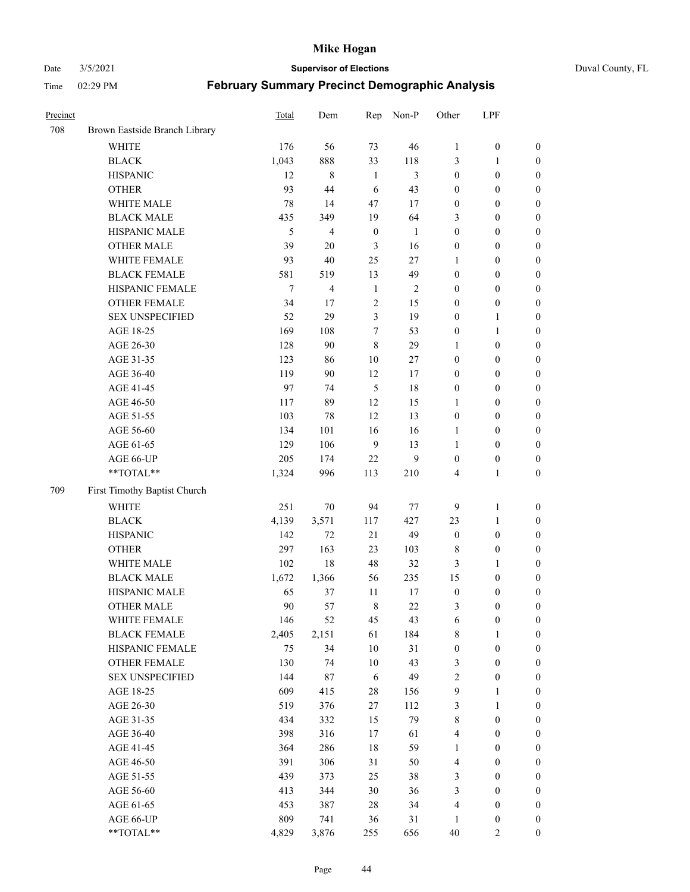# Mike Hogan

Date 3/5/2021 **Supervisor of Elections** Duval County, FL

Time 02:29 PM **February Summary Precinct Demographic Analysis**

| Precinct | | Total | Dem | Rep | Non-P | Other | LPF | |
|---|---|---|---|---|---|---|---|---|
| 708 | Brown Eastside Branch Library | | | | | | | |
| | WHITE | 176 | 56 | 73 | 46 | 1 | 0 | 0 |
| | BLACK | 1,043 | 888 | 33 | 118 | 3 | 1 | 0 |
| | HISPANIC | 12 | 8 | 1 | 3 | 0 | 0 | 0 |
| | OTHER | 93 | 44 | 6 | 43 | 0 | 0 | 0 |
| | WHITE MALE | 78 | 14 | 47 | 17 | 0 | 0 | 0 |
| | BLACK MALE | 435 | 349 | 19 | 64 | 3 | 0 | 0 |
| | HISPANIC MALE | 5 | 4 | 0 | 1 | 0 | 0 | 0 |
| | OTHER MALE | 39 | 20 | 3 | 16 | 0 | 0 | 0 |
| | WHITE FEMALE | 93 | 40 | 25 | 27 | 1 | 0 | 0 |
| | BLACK FEMALE | 581 | 519 | 13 | 49 | 0 | 0 | 0 |
| | HISPANIC FEMALE | 7 | 4 | 1 | 2 | 0 | 0 | 0 |
| | OTHER FEMALE | 34 | 17 | 2 | 15 | 0 | 0 | 0 |
| | SEX UNSPECIFIED | 52 | 29 | 3 | 19 | 0 | 1 | 0 |
| | AGE 18-25 | 169 | 108 | 7 | 53 | 0 | 1 | 0 |
| | AGE 26-30 | 128 | 90 | 8 | 29 | 1 | 0 | 0 |
| | AGE 31-35 | 123 | 86 | 10 | 27 | 0 | 0 | 0 |
| | AGE 36-40 | 119 | 90 | 12 | 17 | 0 | 0 | 0 |
| | AGE 41-45 | 97 | 74 | 5 | 18 | 0 | 0 | 0 |
| | AGE 46-50 | 117 | 89 | 12 | 15 | 1 | 0 | 0 |
| | AGE 51-55 | 103 | 78 | 12 | 13 | 0 | 0 | 0 |
| | AGE 56-60 | 134 | 101 | 16 | 16 | 1 | 0 | 0 |
| | AGE 61-65 | 129 | 106 | 9 | 13 | 1 | 0 | 0 |
| | AGE 66-UP | 205 | 174 | 22 | 9 | 0 | 0 | 0 |
| | **TOTAL** | 1,324 | 996 | 113 | 210 | 4 | 1 | 0 |
| 709 | First Timothy Baptist Church | | | | | | | |
| | WHITE | 251 | 70 | 94 | 77 | 9 | 1 | 0 |
| | BLACK | 4,139 | 3,571 | 117 | 427 | 23 | 1 | 0 |
| | HISPANIC | 142 | 72 | 21 | 49 | 0 | 0 | 0 |
| | OTHER | 297 | 163 | 23 | 103 | 8 | 0 | 0 |
| | WHITE MALE | 102 | 18 | 48 | 32 | 3 | 1 | 0 |
| | BLACK MALE | 1,672 | 1,366 | 56 | 235 | 15 | 0 | 0 |
| | HISPANIC MALE | 65 | 37 | 11 | 17 | 0 | 0 | 0 |
| | OTHER MALE | 90 | 57 | 8 | 22 | 3 | 0 | 0 |
| | WHITE FEMALE | 146 | 52 | 45 | 43 | 6 | 0 | 0 |
| | BLACK FEMALE | 2,405 | 2,151 | 61 | 184 | 8 | 1 | 0 |
| | HISPANIC FEMALE | 75 | 34 | 10 | 31 | 0 | 0 | 0 |
| | OTHER FEMALE | 130 | 74 | 10 | 43 | 3 | 0 | 0 |
| | SEX UNSPECIFIED | 144 | 87 | 6 | 49 | 2 | 0 | 0 |
| | AGE 18-25 | 609 | 415 | 28 | 156 | 9 | 1 | 0 |
| | AGE 26-30 | 519 | 376 | 27 | 112 | 3 | 1 | 0 |
| | AGE 31-35 | 434 | 332 | 15 | 79 | 8 | 0 | 0 |
| | AGE 36-40 | 398 | 316 | 17 | 61 | 4 | 0 | 0 |
| | AGE 41-45 | 364 | 286 | 18 | 59 | 1 | 0 | 0 |
| | AGE 46-50 | 391 | 306 | 31 | 50 | 4 | 0 | 0 |
| | AGE 51-55 | 439 | 373 | 25 | 38 | 3 | 0 | 0 |
| | AGE 56-60 | 413 | 344 | 30 | 36 | 3 | 0 | 0 |
| | AGE 61-65 | 453 | 387 | 28 | 34 | 4 | 0 | 0 |
| | AGE 66-UP | 809 | 741 | 36 | 31 | 1 | 0 | 0 |
| | **TOTAL** | 4,829 | 3,876 | 255 | 656 | 40 | 2 | 0 |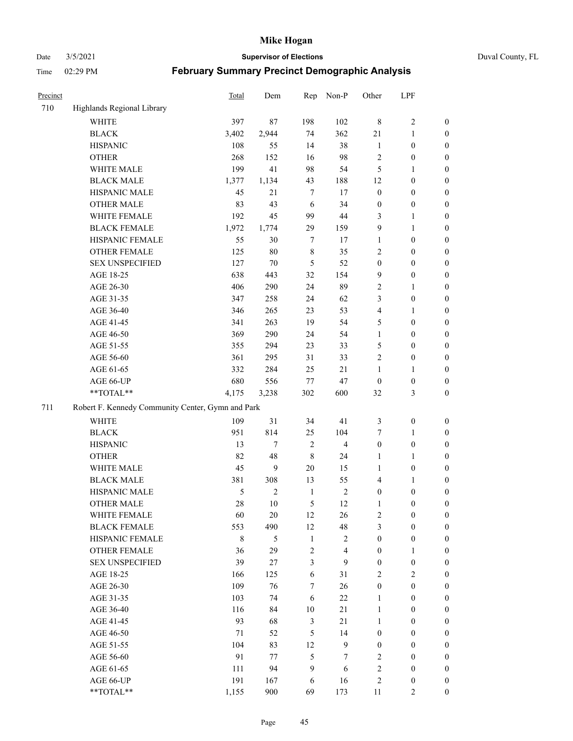| Precinct | | Total | Dem | Rep | Non-P | Other | LPF | |
|---|---|---|---|---|---|---|---|---|
| 710 | Highlands Regional Library | | | | | | | |
| | WHITE | 397 | 87 | 198 | 102 | 8 | 2 | 0 |
| | BLACK | 3,402 | 2,944 | 74 | 362 | 21 | 1 | 0 |
| | HISPANIC | 108 | 55 | 14 | 38 | 1 | 0 | 0 |
| | OTHER | 268 | 152 | 16 | 98 | 2 | 0 | 0 |
| | WHITE MALE | 199 | 41 | 98 | 54 | 5 | 1 | 0 |
| | BLACK MALE | 1,377 | 1,134 | 43 | 188 | 12 | 0 | 0 |
| | HISPANIC MALE | 45 | 21 | 7 | 17 | 0 | 0 | 0 |
| | OTHER MALE | 83 | 43 | 6 | 34 | 0 | 0 | 0 |
| | WHITE FEMALE | 192 | 45 | 99 | 44 | 3 | 1 | 0 |
| | BLACK FEMALE | 1,972 | 1,774 | 29 | 159 | 9 | 1 | 0 |
| | HISPANIC FEMALE | 55 | 30 | 7 | 17 | 1 | 0 | 0 |
| | OTHER FEMALE | 125 | 80 | 8 | 35 | 2 | 0 | 0 |
| | SEX UNSPECIFIED | 127 | 70 | 5 | 52 | 0 | 0 | 0 |
| | AGE 18-25 | 638 | 443 | 32 | 154 | 9 | 0 | 0 |
| | AGE 26-30 | 406 | 290 | 24 | 89 | 2 | 1 | 0 |
| | AGE 31-35 | 347 | 258 | 24 | 62 | 3 | 0 | 0 |
| | AGE 36-40 | 346 | 265 | 23 | 53 | 4 | 1 | 0 |
| | AGE 41-45 | 341 | 263 | 19 | 54 | 5 | 0 | 0 |
| | AGE 46-50 | 369 | 290 | 24 | 54 | 1 | 0 | 0 |
| | AGE 51-55 | 355 | 294 | 23 | 33 | 5 | 0 | 0 |
| | AGE 56-60 | 361 | 295 | 31 | 33 | 2 | 0 | 0 |
| | AGE 61-65 | 332 | 284 | 25 | 21 | 1 | 1 | 0 |
| | AGE 66-UP | 680 | 556 | 77 | 47 | 0 | 0 | 0 |
| | **TOTAL** | 4,175 | 3,238 | 302 | 600 | 32 | 3 | 0 |
| 711 | Robert F. Kennedy Community Center, Gymn and Park | | | | | | | |
| | WHITE | 109 | 31 | 34 | 41 | 3 | 0 | 0 |
| | BLACK | 951 | 814 | 25 | 104 | 7 | 1 | 0 |
| | HISPANIC | 13 | 7 | 2 | 4 | 0 | 0 | 0 |
| | OTHER | 82 | 48 | 8 | 24 | 1 | 1 | 0 |
| | WHITE MALE | 45 | 9 | 20 | 15 | 1 | 0 | 0 |
| | BLACK MALE | 381 | 308 | 13 | 55 | 4 | 1 | 0 |
| | HISPANIC MALE | 5 | 2 | 1 | 2 | 0 | 0 | 0 |
| | OTHER MALE | 28 | 10 | 5 | 12 | 1 | 0 | 0 |
| | WHITE FEMALE | 60 | 20 | 12 | 26 | 2 | 0 | 0 |
| | BLACK FEMALE | 553 | 490 | 12 | 48 | 3 | 0 | 0 |
| | HISPANIC FEMALE | 8 | 5 | 1 | 2 | 0 | 0 | 0 |
| | OTHER FEMALE | 36 | 29 | 2 | 4 | 0 | 1 | 0 |
| | SEX UNSPECIFIED | 39 | 27 | 3 | 9 | 0 | 0 | 0 |
| | AGE 18-25 | 166 | 125 | 6 | 31 | 2 | 2 | 0 |
| | AGE 26-30 | 109 | 76 | 7 | 26 | 0 | 0 | 0 |
| | AGE 31-35 | 103 | 74 | 6 | 22 | 1 | 0 | 0 |
| | AGE 36-40 | 116 | 84 | 10 | 21 | 1 | 0 | 0 |
| | AGE 41-45 | 93 | 68 | 3 | 21 | 1 | 0 | 0 |
| | AGE 46-50 | 71 | 52 | 5 | 14 | 0 | 0 | 0 |
| | AGE 51-55 | 104 | 83 | 12 | 9 | 0 | 0 | 0 |
| | AGE 56-60 | 91 | 77 | 5 | 7 | 2 | 0 | 0 |
| | AGE 61-65 | 111 | 94 | 9 | 6 | 2 | 0 | 0 |
| | AGE 66-UP | 191 | 167 | 6 | 16 | 2 | 0 | 0 |
| | **TOTAL** | 1,155 | 900 | 69 | 173 | 11 | 2 | 0 |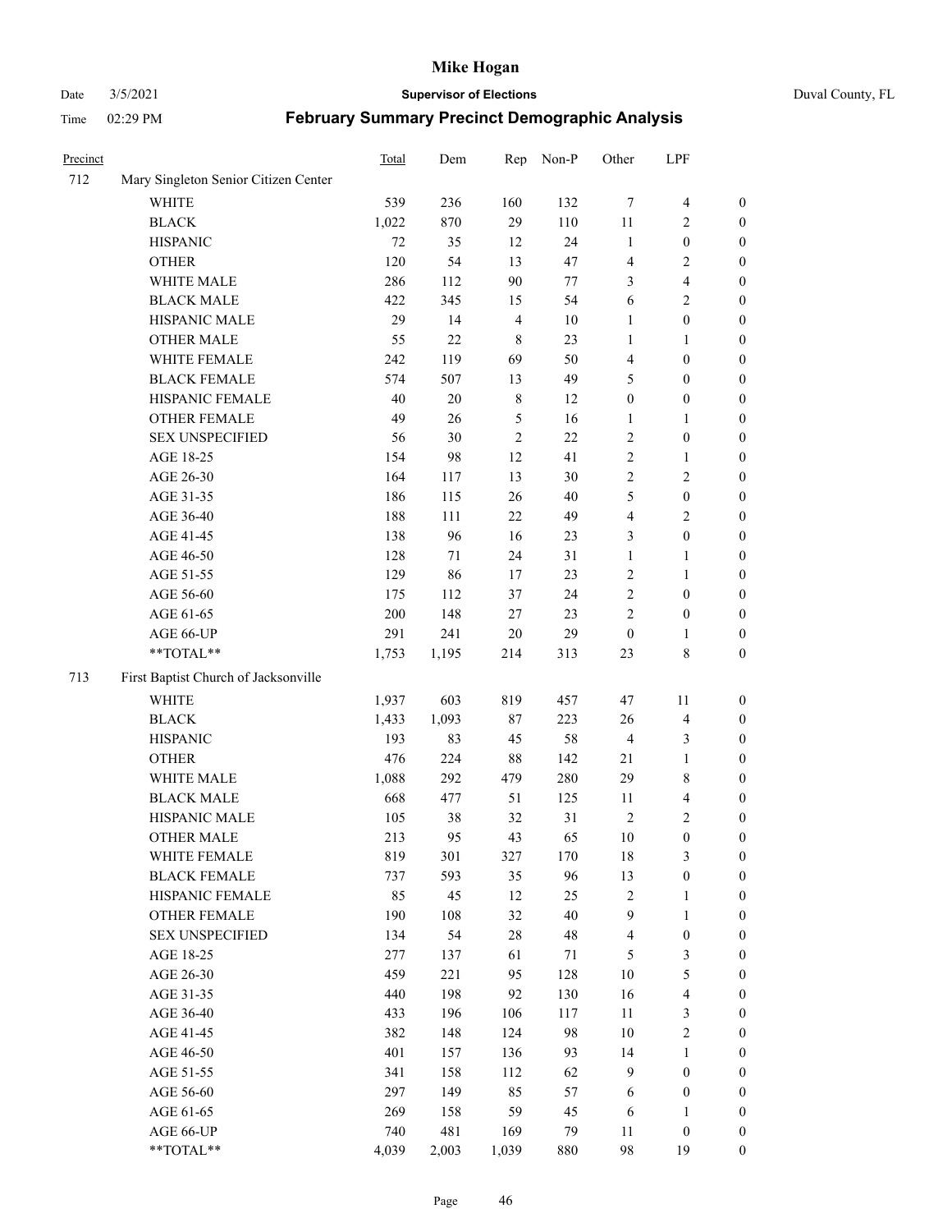# Mike Hogan

Date 3/5/2021 **Supervisor of Elections** Duval County, FL

Time 02:29 PM **February Summary Precinct Demographic Analysis**

| Precinct | | Total | Dem | Rep | Non-P | Other | LPF | |
|---|---|---|---|---|---|---|---|---|
| 712 | Mary Singleton Senior Citizen Center | | | | | | | |
| | WHITE | 539 | 236 | 160 | 132 | 7 | 4 | 0 |
| | BLACK | 1,022 | 870 | 29 | 110 | 11 | 2 | 0 |
| | HISPANIC | 72 | 35 | 12 | 24 | 1 | 0 | 0 |
| | OTHER | 120 | 54 | 13 | 47 | 4 | 2 | 0 |
| | WHITE MALE | 286 | 112 | 90 | 77 | 3 | 4 | 0 |
| | BLACK MALE | 422 | 345 | 15 | 54 | 6 | 2 | 0 |
| | HISPANIC MALE | 29 | 14 | 4 | 10 | 1 | 0 | 0 |
| | OTHER MALE | 55 | 22 | 8 | 23 | 1 | 1 | 0 |
| | WHITE FEMALE | 242 | 119 | 69 | 50 | 4 | 0 | 0 |
| | BLACK FEMALE | 574 | 507 | 13 | 49 | 5 | 0 | 0 |
| | HISPANIC FEMALE | 40 | 20 | 8 | 12 | 0 | 0 | 0 |
| | OTHER FEMALE | 49 | 26 | 5 | 16 | 1 | 1 | 0 |
| | SEX UNSPECIFIED | 56 | 30 | 2 | 22 | 2 | 0 | 0 |
| | AGE 18-25 | 154 | 98 | 12 | 41 | 2 | 1 | 0 |
| | AGE 26-30 | 164 | 117 | 13 | 30 | 2 | 2 | 0 |
| | AGE 31-35 | 186 | 115 | 26 | 40 | 5 | 0 | 0 |
| | AGE 36-40 | 188 | 111 | 22 | 49 | 4 | 2 | 0 |
| | AGE 41-45 | 138 | 96 | 16 | 23 | 3 | 0 | 0 |
| | AGE 46-50 | 128 | 71 | 24 | 31 | 1 | 1 | 0 |
| | AGE 51-55 | 129 | 86 | 17 | 23 | 2 | 1 | 0 |
| | AGE 56-60 | 175 | 112 | 37 | 24 | 2 | 0 | 0 |
| | AGE 61-65 | 200 | 148 | 27 | 23 | 2 | 0 | 0 |
| | AGE 66-UP | 291 | 241 | 20 | 29 | 0 | 1 | 0 |
| | **TOTAL** | 1,753 | 1,195 | 214 | 313 | 23 | 8 | 0 |
| 713 | First Baptist Church of Jacksonville | | | | | | | |
| | WHITE | 1,937 | 603 | 819 | 457 | 47 | 11 | 0 |
| | BLACK | 1,433 | 1,093 | 87 | 223 | 26 | 4 | 0 |
| | HISPANIC | 193 | 83 | 45 | 58 | 4 | 3 | 0 |
| | OTHER | 476 | 224 | 88 | 142 | 21 | 1 | 0 |
| | WHITE MALE | 1,088 | 292 | 479 | 280 | 29 | 8 | 0 |
| | BLACK MALE | 668 | 477 | 51 | 125 | 11 | 4 | 0 |
| | HISPANIC MALE | 105 | 38 | 32 | 31 | 2 | 2 | 0 |
| | OTHER MALE | 213 | 95 | 43 | 65 | 10 | 0 | 0 |
| | WHITE FEMALE | 819 | 301 | 327 | 170 | 18 | 3 | 0 |
| | BLACK FEMALE | 737 | 593 | 35 | 96 | 13 | 0 | 0 |
| | HISPANIC FEMALE | 85 | 45 | 12 | 25 | 2 | 1 | 0 |
| | OTHER FEMALE | 190 | 108 | 32 | 40 | 9 | 1 | 0 |
| | SEX UNSPECIFIED | 134 | 54 | 28 | 48 | 4 | 0 | 0 |
| | AGE 18-25 | 277 | 137 | 61 | 71 | 5 | 3 | 0 |
| | AGE 26-30 | 459 | 221 | 95 | 128 | 10 | 5 | 0 |
| | AGE 31-35 | 440 | 198 | 92 | 130 | 16 | 4 | 0 |
| | AGE 36-40 | 433 | 196 | 106 | 117 | 11 | 3 | 0 |
| | AGE 41-45 | 382 | 148 | 124 | 98 | 10 | 2 | 0 |
| | AGE 46-50 | 401 | 157 | 136 | 93 | 14 | 1 | 0 |
| | AGE 51-55 | 341 | 158 | 112 | 62 | 9 | 0 | 0 |
| | AGE 56-60 | 297 | 149 | 85 | 57 | 6 | 0 | 0 |
| | AGE 61-65 | 269 | 158 | 59 | 45 | 6 | 1 | 0 |
| | AGE 66-UP | 740 | 481 | 169 | 79 | 11 | 0 | 0 |
| | **TOTAL** | 4,039 | 2,003 | 1,039 | 880 | 98 | 19 | 0 |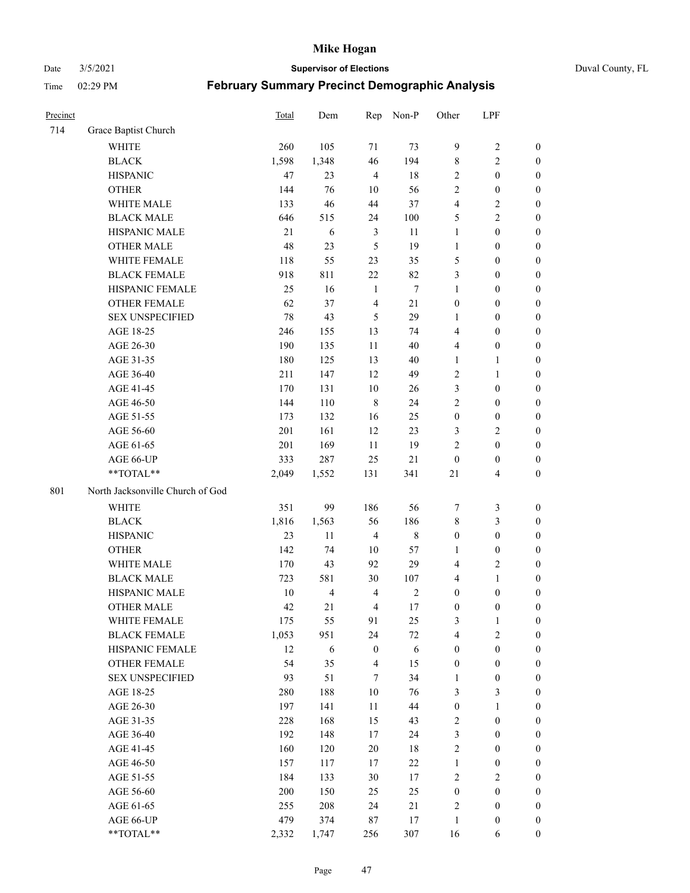# Mike Hogan

Date 3/5/2021 **Supervisor of Elections** Duval County, FL

Time 02:29 PM **February Summary Precinct Demographic Analysis**

| Precinct | | Total | Dem | Rep | Non-P | Other | LPF | |
|---|---|---|---|---|---|---|---|---|
| 714 | Grace Baptist Church | | | | | | | |
| | WHITE | 260 | 105 | 71 | 73 | 9 | 2 | 0 |
| | BLACK | 1,598 | 1,348 | 46 | 194 | 8 | 2 | 0 |
| | HISPANIC | 47 | 23 | 4 | 18 | 2 | 0 | 0 |
| | OTHER | 144 | 76 | 10 | 56 | 2 | 0 | 0 |
| | WHITE MALE | 133 | 46 | 44 | 37 | 4 | 2 | 0 |
| | BLACK MALE | 646 | 515 | 24 | 100 | 5 | 2 | 0 |
| | HISPANIC MALE | 21 | 6 | 3 | 11 | 1 | 0 | 0 |
| | OTHER MALE | 48 | 23 | 5 | 19 | 1 | 0 | 0 |
| | WHITE FEMALE | 118 | 55 | 23 | 35 | 5 | 0 | 0 |
| | BLACK FEMALE | 918 | 811 | 22 | 82 | 3 | 0 | 0 |
| | HISPANIC FEMALE | 25 | 16 | 1 | 7 | 1 | 0 | 0 |
| | OTHER FEMALE | 62 | 37 | 4 | 21 | 0 | 0 | 0 |
| | SEX UNSPECIFIED | 78 | 43 | 5 | 29 | 1 | 0 | 0 |
| | AGE 18-25 | 246 | 155 | 13 | 74 | 4 | 0 | 0 |
| | AGE 26-30 | 190 | 135 | 11 | 40 | 4 | 0 | 0 |
| | AGE 31-35 | 180 | 125 | 13 | 40 | 1 | 1 | 0 |
| | AGE 36-40 | 211 | 147 | 12 | 49 | 2 | 1 | 0 |
| | AGE 41-45 | 170 | 131 | 10 | 26 | 3 | 0 | 0 |
| | AGE 46-50 | 144 | 110 | 8 | 24 | 2 | 0 | 0 |
| | AGE 51-55 | 173 | 132 | 16 | 25 | 0 | 0 | 0 |
| | AGE 56-60 | 201 | 161 | 12 | 23 | 3 | 2 | 0 |
| | AGE 61-65 | 201 | 169 | 11 | 19 | 2 | 0 | 0 |
| | AGE 66-UP | 333 | 287 | 25 | 21 | 0 | 0 | 0 |
| | **TOTAL** | 2,049 | 1,552 | 131 | 341 | 21 | 4 | 0 |
| 801 | North Jacksonville Church of God | | | | | | | |
| | WHITE | 351 | 99 | 186 | 56 | 7 | 3 | 0 |
| | BLACK | 1,816 | 1,563 | 56 | 186 | 8 | 3 | 0 |
| | HISPANIC | 23 | 11 | 4 | 8 | 0 | 0 | 0 |
| | OTHER | 142 | 74 | 10 | 57 | 1 | 0 | 0 |
| | WHITE MALE | 170 | 43 | 92 | 29 | 4 | 2 | 0 |
| | BLACK MALE | 723 | 581 | 30 | 107 | 4 | 1 | 0 |
| | HISPANIC MALE | 10 | 4 | 4 | 2 | 0 | 0 | 0 |
| | OTHER MALE | 42 | 21 | 4 | 17 | 0 | 0 | 0 |
| | WHITE FEMALE | 175 | 55 | 91 | 25 | 3 | 1 | 0 |
| | BLACK FEMALE | 1,053 | 951 | 24 | 72 | 4 | 2 | 0 |
| | HISPANIC FEMALE | 12 | 6 | 0 | 6 | 0 | 0 | 0 |
| | OTHER FEMALE | 54 | 35 | 4 | 15 | 0 | 0 | 0 |
| | SEX UNSPECIFIED | 93 | 51 | 7 | 34 | 1 | 0 | 0 |
| | AGE 18-25 | 280 | 188 | 10 | 76 | 3 | 3 | 0 |
| | AGE 26-30 | 197 | 141 | 11 | 44 | 0 | 1 | 0 |
| | AGE 31-35 | 228 | 168 | 15 | 43 | 2 | 0 | 0 |
| | AGE 36-40 | 192 | 148 | 17 | 24 | 3 | 0 | 0 |
| | AGE 41-45 | 160 | 120 | 20 | 18 | 2 | 0 | 0 |
| | AGE 46-50 | 157 | 117 | 17 | 22 | 1 | 0 | 0 |
| | AGE 51-55 | 184 | 133 | 30 | 17 | 2 | 2 | 0 |
| | AGE 56-60 | 200 | 150 | 25 | 25 | 0 | 0 | 0 |
| | AGE 61-65 | 255 | 208 | 24 | 21 | 2 | 0 | 0 |
| | AGE 66-UP | 479 | 374 | 87 | 17 | 1 | 0 | 0 |
| | **TOTAL** | 2,332 | 1,747 | 256 | 307 | 16 | 6 | 0 |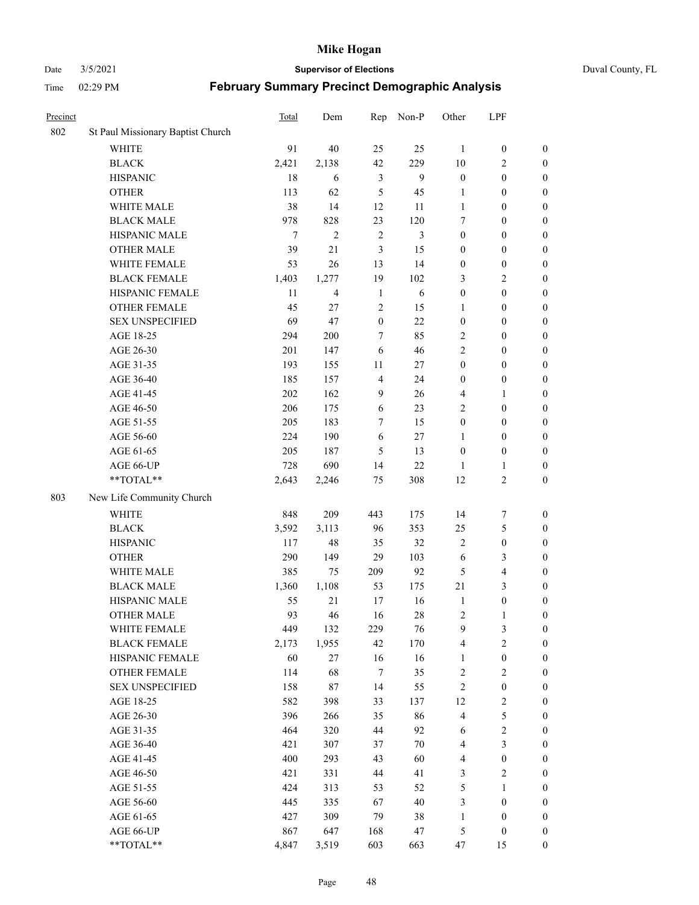# Mike Hogan

Date 3/5/2021 **Supervisor of Elections** Duval County, FL

Time 02:29 PM **February Summary Precinct Demographic Analysis**

| Precinct | | Total | Dem | Rep | Non-P | Other | LPF | |
|---|---|---|---|---|---|---|---|---|
| 802 | St Paul Missionary Baptist Church | | | | | | | |
| | WHITE | 91 | 40 | 25 | 25 | 1 | 0 | 0 |
| | BLACK | 2,421 | 2,138 | 42 | 229 | 10 | 2 | 0 |
| | HISPANIC | 18 | 6 | 3 | 9 | 0 | 0 | 0 |
| | OTHER | 113 | 62 | 5 | 45 | 1 | 0 | 0 |
| | WHITE MALE | 38 | 14 | 12 | 11 | 1 | 0 | 0 |
| | BLACK MALE | 978 | 828 | 23 | 120 | 7 | 0 | 0 |
| | HISPANIC MALE | 7 | 2 | 2 | 3 | 0 | 0 | 0 |
| | OTHER MALE | 39 | 21 | 3 | 15 | 0 | 0 | 0 |
| | WHITE FEMALE | 53 | 26 | 13 | 14 | 0 | 0 | 0 |
| | BLACK FEMALE | 1,403 | 1,277 | 19 | 102 | 3 | 2 | 0 |
| | HISPANIC FEMALE | 11 | 4 | 1 | 6 | 0 | 0 | 0 |
| | OTHER FEMALE | 45 | 27 | 2 | 15 | 1 | 0 | 0 |
| | SEX UNSPECIFIED | 69 | 47 | 0 | 22 | 0 | 0 | 0 |
| | AGE 18-25 | 294 | 200 | 7 | 85 | 2 | 0 | 0 |
| | AGE 26-30 | 201 | 147 | 6 | 46 | 2 | 0 | 0 |
| | AGE 31-35 | 193 | 155 | 11 | 27 | 0 | 0 | 0 |
| | AGE 36-40 | 185 | 157 | 4 | 24 | 0 | 0 | 0 |
| | AGE 41-45 | 202 | 162 | 9 | 26 | 4 | 1 | 0 |
| | AGE 46-50 | 206 | 175 | 6 | 23 | 2 | 0 | 0 |
| | AGE 51-55 | 205 | 183 | 7 | 15 | 0 | 0 | 0 |
| | AGE 56-60 | 224 | 190 | 6 | 27 | 1 | 0 | 0 |
| | AGE 61-65 | 205 | 187 | 5 | 13 | 0 | 0 | 0 |
| | AGE 66-UP | 728 | 690 | 14 | 22 | 1 | 1 | 0 |
| | **TOTAL** | 2,643 | 2,246 | 75 | 308 | 12 | 2 | 0 |
| 803 | New Life Community Church | | | | | | | |
| | WHITE | 848 | 209 | 443 | 175 | 14 | 7 | 0 |
| | BLACK | 3,592 | 3,113 | 96 | 353 | 25 | 5 | 0 |
| | HISPANIC | 117 | 48 | 35 | 32 | 2 | 0 | 0 |
| | OTHER | 290 | 149 | 29 | 103 | 6 | 3 | 0 |
| | WHITE MALE | 385 | 75 | 209 | 92 | 5 | 4 | 0 |
| | BLACK MALE | 1,360 | 1,108 | 53 | 175 | 21 | 3 | 0 |
| | HISPANIC MALE | 55 | 21 | 17 | 16 | 1 | 0 | 0 |
| | OTHER MALE | 93 | 46 | 16 | 28 | 2 | 1 | 0 |
| | WHITE FEMALE | 449 | 132 | 229 | 76 | 9 | 3 | 0 |
| | BLACK FEMALE | 2,173 | 1,955 | 42 | 170 | 4 | 2 | 0 |
| | HISPANIC FEMALE | 60 | 27 | 16 | 16 | 1 | 0 | 0 |
| | OTHER FEMALE | 114 | 68 | 7 | 35 | 2 | 2 | 0 |
| | SEX UNSPECIFIED | 158 | 87 | 14 | 55 | 2 | 0 | 0 |
| | AGE 18-25 | 582 | 398 | 33 | 137 | 12 | 2 | 0 |
| | AGE 26-30 | 396 | 266 | 35 | 86 | 4 | 5 | 0 |
| | AGE 31-35 | 464 | 320 | 44 | 92 | 6 | 2 | 0 |
| | AGE 36-40 | 421 | 307 | 37 | 70 | 4 | 3 | 0 |
| | AGE 41-45 | 400 | 293 | 43 | 60 | 4 | 0 | 0 |
| | AGE 46-50 | 421 | 331 | 44 | 41 | 3 | 2 | 0 |
| | AGE 51-55 | 424 | 313 | 53 | 52 | 5 | 1 | 0 |
| | AGE 56-60 | 445 | 335 | 67 | 40 | 3 | 0 | 0 |
| | AGE 61-65 | 427 | 309 | 79 | 38 | 1 | 0 | 0 |
| | AGE 66-UP | 867 | 647 | 168 | 47 | 5 | 0 | 0 |
| | **TOTAL** | 4,847 | 3,519 | 603 | 663 | 47 | 15 | 0 |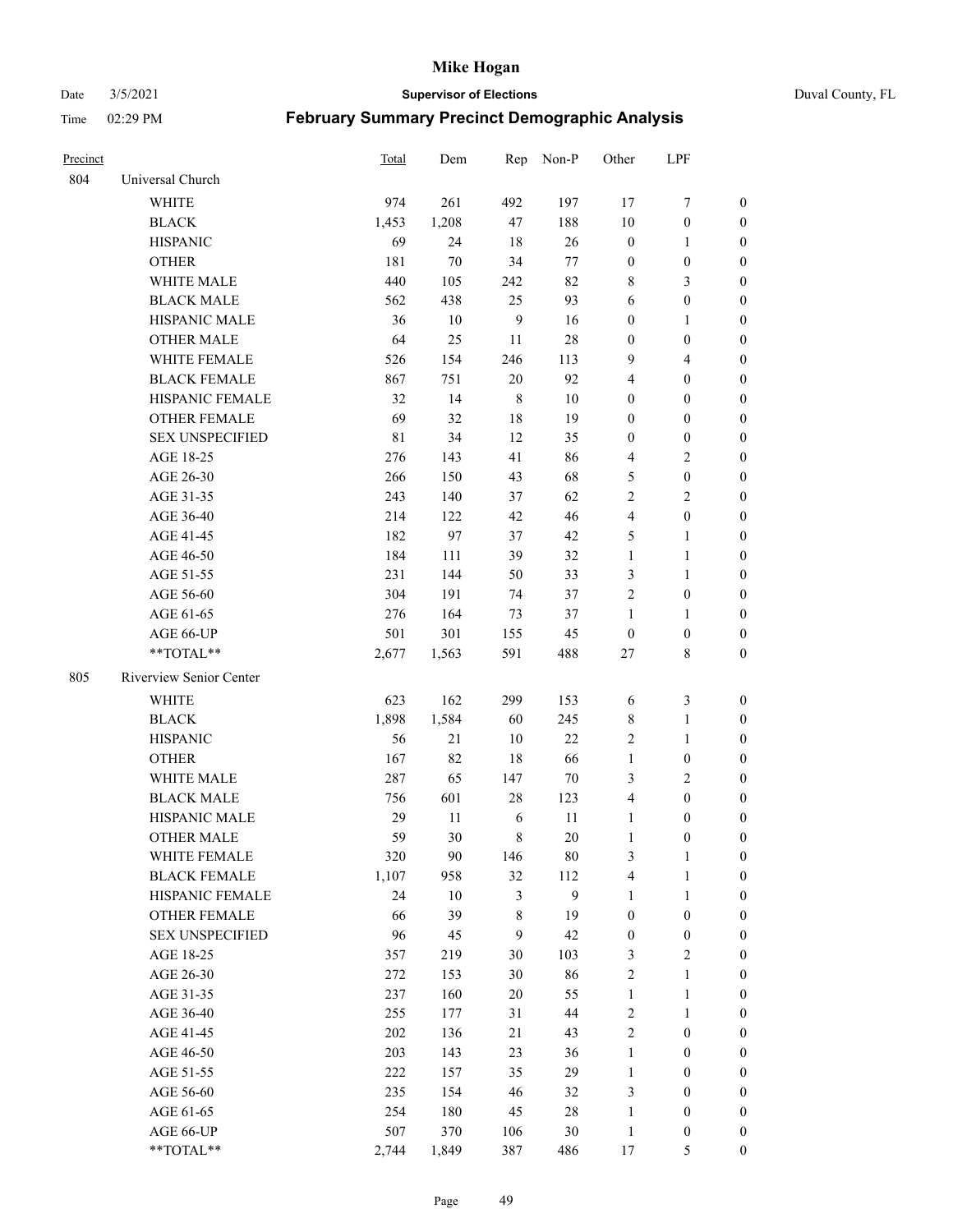# Mike Hogan

Date 3/5/2021 **Supervisor of Elections** Duval County, FL

Time 02:29 PM **February Summary Precinct Demographic Analysis**

| Precinct | | Total | Dem | Rep | Non-P | Other | LPF | |
|---|---|---|---|---|---|---|---|---|
| 804 | Universal Church | | | | | | | |
| | WHITE | 974 | 261 | 492 | 197 | 17 | 7 | 0 |
| | BLACK | 1,453 | 1,208 | 47 | 188 | 10 | 0 | 0 |
| | HISPANIC | 69 | 24 | 18 | 26 | 0 | 1 | 0 |
| | OTHER | 181 | 70 | 34 | 77 | 0 | 0 | 0 |
| | WHITE MALE | 440 | 105 | 242 | 82 | 8 | 3 | 0 |
| | BLACK MALE | 562 | 438 | 25 | 93 | 6 | 0 | 0 |
| | HISPANIC MALE | 36 | 10 | 9 | 16 | 0 | 1 | 0 |
| | OTHER MALE | 64 | 25 | 11 | 28 | 0 | 0 | 0 |
| | WHITE FEMALE | 526 | 154 | 246 | 113 | 9 | 4 | 0 |
| | BLACK FEMALE | 867 | 751 | 20 | 92 | 4 | 0 | 0 |
| | HISPANIC FEMALE | 32 | 14 | 8 | 10 | 0 | 0 | 0 |
| | OTHER FEMALE | 69 | 32 | 18 | 19 | 0 | 0 | 0 |
| | SEX UNSPECIFIED | 81 | 34 | 12 | 35 | 0 | 0 | 0 |
| | AGE 18-25 | 276 | 143 | 41 | 86 | 4 | 2 | 0 |
| | AGE 26-30 | 266 | 150 | 43 | 68 | 5 | 0 | 0 |
| | AGE 31-35 | 243 | 140 | 37 | 62 | 2 | 2 | 0 |
| | AGE 36-40 | 214 | 122 | 42 | 46 | 4 | 0 | 0 |
| | AGE 41-45 | 182 | 97 | 37 | 42 | 5 | 1 | 0 |
| | AGE 46-50 | 184 | 111 | 39 | 32 | 1 | 1 | 0 |
| | AGE 51-55 | 231 | 144 | 50 | 33 | 3 | 1 | 0 |
| | AGE 56-60 | 304 | 191 | 74 | 37 | 2 | 0 | 0 |
| | AGE 61-65 | 276 | 164 | 73 | 37 | 1 | 1 | 0 |
| | AGE 66-UP | 501 | 301 | 155 | 45 | 0 | 0 | 0 |
| | **TOTAL** | 2,677 | 1,563 | 591 | 488 | 27 | 8 | 0 |
| 805 | Riverview Senior Center | | | | | | | |
| | WHITE | 623 | 162 | 299 | 153 | 6 | 3 | 0 |
| | BLACK | 1,898 | 1,584 | 60 | 245 | 8 | 1 | 0 |
| | HISPANIC | 56 | 21 | 10 | 22 | 2 | 1 | 0 |
| | OTHER | 167 | 82 | 18 | 66 | 1 | 0 | 0 |
| | WHITE MALE | 287 | 65 | 147 | 70 | 3 | 2 | 0 |
| | BLACK MALE | 756 | 601 | 28 | 123 | 4 | 0 | 0 |
| | HISPANIC MALE | 29 | 11 | 6 | 11 | 1 | 0 | 0 |
| | OTHER MALE | 59 | 30 | 8 | 20 | 1 | 0 | 0 |
| | WHITE FEMALE | 320 | 90 | 146 | 80 | 3 | 1 | 0 |
| | BLACK FEMALE | 1,107 | 958 | 32 | 112 | 4 | 1 | 0 |
| | HISPANIC FEMALE | 24 | 10 | 3 | 9 | 1 | 1 | 0 |
| | OTHER FEMALE | 66 | 39 | 8 | 19 | 0 | 0 | 0 |
| | SEX UNSPECIFIED | 96 | 45 | 9 | 42 | 0 | 0 | 0 |
| | AGE 18-25 | 357 | 219 | 30 | 103 | 3 | 2 | 0 |
| | AGE 26-30 | 272 | 153 | 30 | 86 | 2 | 1 | 0 |
| | AGE 31-35 | 237 | 160 | 20 | 55 | 1 | 1 | 0 |
| | AGE 36-40 | 255 | 177 | 31 | 44 | 2 | 1 | 0 |
| | AGE 41-45 | 202 | 136 | 21 | 43 | 2 | 0 | 0 |
| | AGE 46-50 | 203 | 143 | 23 | 36 | 1 | 0 | 0 |
| | AGE 51-55 | 222 | 157 | 35 | 29 | 1 | 0 | 0 |
| | AGE 56-60 | 235 | 154 | 46 | 32 | 3 | 0 | 0 |
| | AGE 61-65 | 254 | 180 | 45 | 28 | 1 | 0 | 0 |
| | AGE 66-UP | 507 | 370 | 106 | 30 | 1 | 0 | 0 |
| | **TOTAL** | 2,744 | 1,849 | 387 | 486 | 17 | 5 | 0 |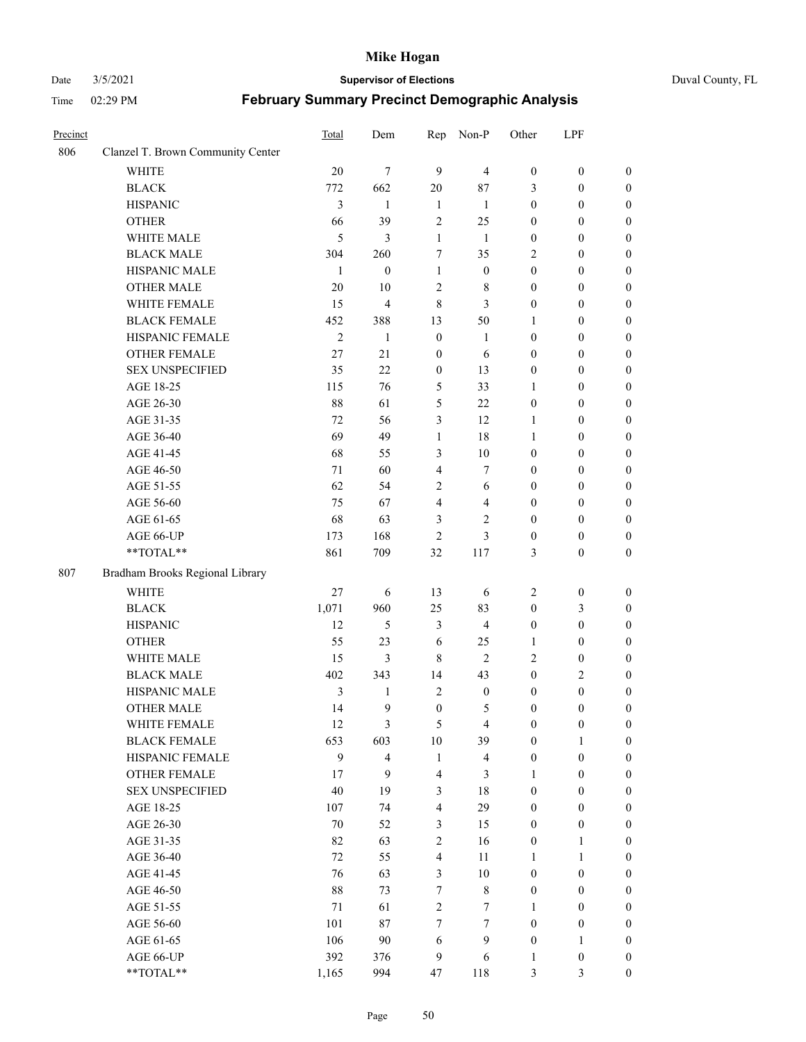# Mike Hogan

Date 3/5/2021 **Supervisor of Elections** Duval County, FL

Time 02:29 PM **February Summary Precinct Demographic Analysis**

| Precinct | | Total | Dem | Rep | Non-P | Other | LPF | |
|---|---|---|---|---|---|---|---|---|
| 806 | Clanzel T. Brown Community Center | | | | | | | |
| | WHITE | 20 | 7 | 9 | 4 | 0 | 0 | 0 |
| | BLACK | 772 | 662 | 20 | 87 | 3 | 0 | 0 |
| | HISPANIC | 3 | 1 | 1 | 1 | 0 | 0 | 0 |
| | OTHER | 66 | 39 | 2 | 25 | 0 | 0 | 0 |
| | WHITE MALE | 5 | 3 | 1 | 1 | 0 | 0 | 0 |
| | BLACK MALE | 304 | 260 | 7 | 35 | 2 | 0 | 0 |
| | HISPANIC MALE | 1 | 0 | 1 | 0 | 0 | 0 | 0 |
| | OTHER MALE | 20 | 10 | 2 | 8 | 0 | 0 | 0 |
| | WHITE FEMALE | 15 | 4 | 8 | 3 | 0 | 0 | 0 |
| | BLACK FEMALE | 452 | 388 | 13 | 50 | 1 | 0 | 0 |
| | HISPANIC FEMALE | 2 | 1 | 0 | 1 | 0 | 0 | 0 |
| | OTHER FEMALE | 27 | 21 | 0 | 6 | 0 | 0 | 0 |
| | SEX UNSPECIFIED | 35 | 22 | 0 | 13 | 0 | 0 | 0 |
| | AGE 18-25 | 115 | 76 | 5 | 33 | 1 | 0 | 0 |
| | AGE 26-30 | 88 | 61 | 5 | 22 | 0 | 0 | 0 |
| | AGE 31-35 | 72 | 56 | 3 | 12 | 1 | 0 | 0 |
| | AGE 36-40 | 69 | 49 | 1 | 18 | 1 | 0 | 0 |
| | AGE 41-45 | 68 | 55 | 3 | 10 | 0 | 0 | 0 |
| | AGE 46-50 | 71 | 60 | 4 | 7 | 0 | 0 | 0 |
| | AGE 51-55 | 62 | 54 | 2 | 6 | 0 | 0 | 0 |
| | AGE 56-60 | 75 | 67 | 4 | 4 | 0 | 0 | 0 |
| | AGE 61-65 | 68 | 63 | 3 | 2 | 0 | 0 | 0 |
| | AGE 66-UP | 173 | 168 | 2 | 3 | 0 | 0 | 0 |
| | **TOTAL** | 861 | 709 | 32 | 117 | 3 | 0 | 0 |
| 807 | Bradham Brooks Regional Library | | | | | | | |
| | WHITE | 27 | 6 | 13 | 6 | 2 | 0 | 0 |
| | BLACK | 1,071 | 960 | 25 | 83 | 0 | 3 | 0 |
| | HISPANIC | 12 | 5 | 3 | 4 | 0 | 0 | 0 |
| | OTHER | 55 | 23 | 6 | 25 | 1 | 0 | 0 |
| | WHITE MALE | 15 | 3 | 8 | 2 | 2 | 0 | 0 |
| | BLACK MALE | 402 | 343 | 14 | 43 | 0 | 2 | 0 |
| | HISPANIC MALE | 3 | 1 | 2 | 0 | 0 | 0 | 0 |
| | OTHER MALE | 14 | 9 | 0 | 5 | 0 | 0 | 0 |
| | WHITE FEMALE | 12 | 3 | 5 | 4 | 0 | 0 | 0 |
| | BLACK FEMALE | 653 | 603 | 10 | 39 | 0 | 1 | 0 |
| | HISPANIC FEMALE | 9 | 4 | 1 | 4 | 0 | 0 | 0 |
| | OTHER FEMALE | 17 | 9 | 4 | 3 | 1 | 0 | 0 |
| | SEX UNSPECIFIED | 40 | 19 | 3 | 18 | 0 | 0 | 0 |
| | AGE 18-25 | 107 | 74 | 4 | 29 | 0 | 0 | 0 |
| | AGE 26-30 | 70 | 52 | 3 | 15 | 0 | 0 | 0 |
| | AGE 31-35 | 82 | 63 | 2 | 16 | 0 | 1 | 0 |
| | AGE 36-40 | 72 | 55 | 4 | 11 | 1 | 1 | 0 |
| | AGE 41-45 | 76 | 63 | 3 | 10 | 0 | 0 | 0 |
| | AGE 46-50 | 88 | 73 | 7 | 8 | 0 | 0 | 0 |
| | AGE 51-55 | 71 | 61 | 2 | 7 | 1 | 0 | 0 |
| | AGE 56-60 | 101 | 87 | 7 | 7 | 0 | 0 | 0 |
| | AGE 61-65 | 106 | 90 | 6 | 9 | 0 | 1 | 0 |
| | AGE 66-UP | 392 | 376 | 9 | 6 | 1 | 0 | 0 |
| | **TOTAL** | 1,165 | 994 | 47 | 118 | 3 | 3 | 0 |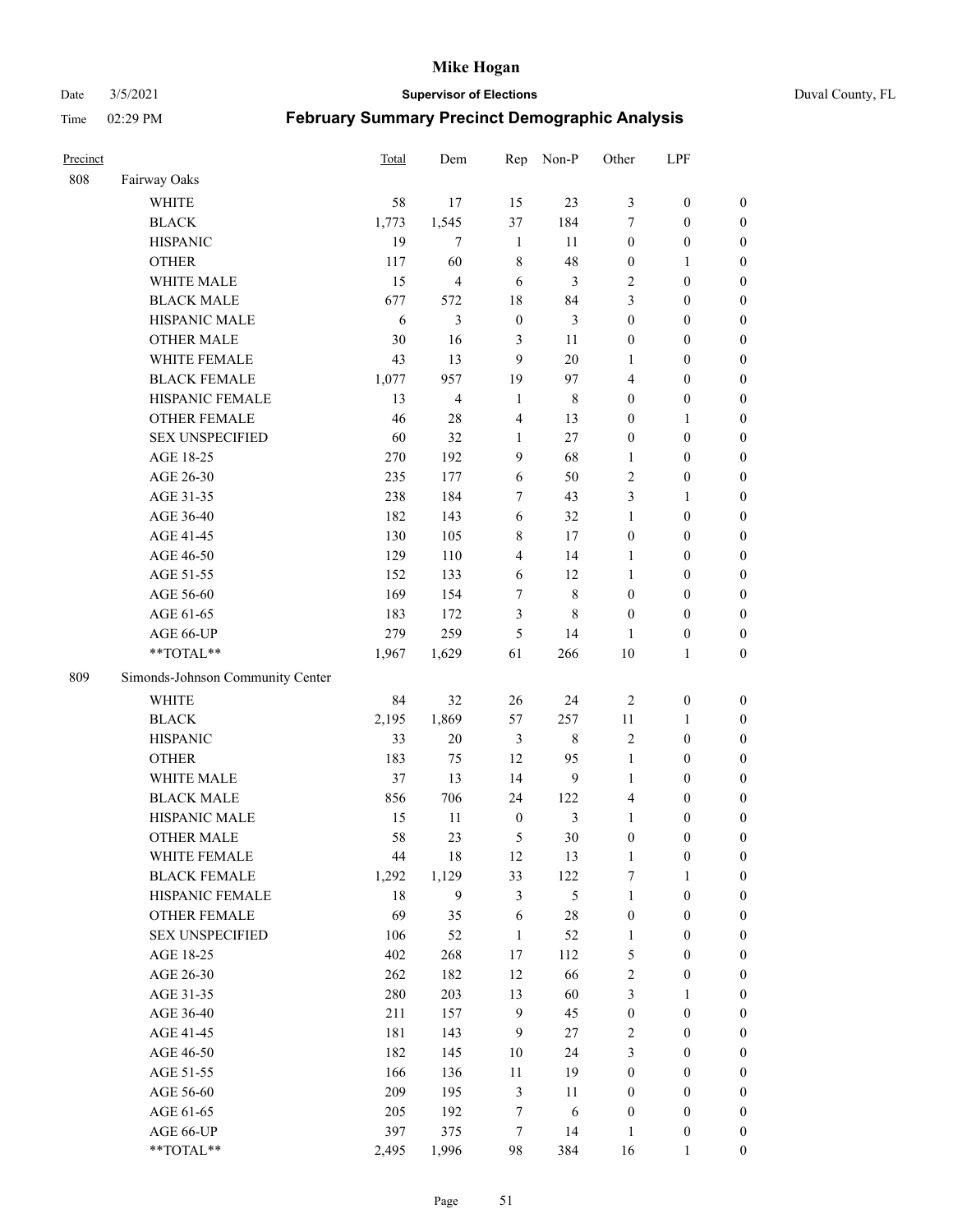# Mike Hogan

Date 3/5/2021 **Supervisor of Elections** Duval County, FL

Time 02:29 PM **February Summary Precinct Demographic Analysis**

| Precinct | | Total | Dem | Rep | Non-P | Other | LPF | |
|---|---|---|---|---|---|---|---|---|
| 808 | Fairway Oaks | | | | | | | |
| | WHITE | 58 | 17 | 15 | 23 | 3 | 0 | 0 |
| | BLACK | 1,773 | 1,545 | 37 | 184 | 7 | 0 | 0 |
| | HISPANIC | 19 | 7 | 1 | 11 | 0 | 0 | 0 |
| | OTHER | 117 | 60 | 8 | 48 | 0 | 1 | 0 |
| | WHITE MALE | 15 | 4 | 6 | 3 | 2 | 0 | 0 |
| | BLACK MALE | 677 | 572 | 18 | 84 | 3 | 0 | 0 |
| | HISPANIC MALE | 6 | 3 | 0 | 3 | 0 | 0 | 0 |
| | OTHER MALE | 30 | 16 | 3 | 11 | 0 | 0 | 0 |
| | WHITE FEMALE | 43 | 13 | 9 | 20 | 1 | 0 | 0 |
| | BLACK FEMALE | 1,077 | 957 | 19 | 97 | 4 | 0 | 0 |
| | HISPANIC FEMALE | 13 | 4 | 1 | 8 | 0 | 0 | 0 |
| | OTHER FEMALE | 46 | 28 | 4 | 13 | 0 | 1 | 0 |
| | SEX UNSPECIFIED | 60 | 32 | 1 | 27 | 0 | 0 | 0 |
| | AGE 18-25 | 270 | 192 | 9 | 68 | 1 | 0 | 0 |
| | AGE 26-30 | 235 | 177 | 6 | 50 | 2 | 0 | 0 |
| | AGE 31-35 | 238 | 184 | 7 | 43 | 3 | 1 | 0 |
| | AGE 36-40 | 182 | 143 | 6 | 32 | 1 | 0 | 0 |
| | AGE 41-45 | 130 | 105 | 8 | 17 | 0 | 0 | 0 |
| | AGE 46-50 | 129 | 110 | 4 | 14 | 1 | 0 | 0 |
| | AGE 51-55 | 152 | 133 | 6 | 12 | 1 | 0 | 0 |
| | AGE 56-60 | 169 | 154 | 7 | 8 | 0 | 0 | 0 |
| | AGE 61-65 | 183 | 172 | 3 | 8 | 0 | 0 | 0 |
| | AGE 66-UP | 279 | 259 | 5 | 14 | 1 | 0 | 0 |
| | **TOTAL** | 1,967 | 1,629 | 61 | 266 | 10 | 1 | 0 |
| 809 | Simonds-Johnson Community Center | | | | | | | |
| | WHITE | 84 | 32 | 26 | 24 | 2 | 0 | 0 |
| | BLACK | 2,195 | 1,869 | 57 | 257 | 11 | 1 | 0 |
| | HISPANIC | 33 | 20 | 3 | 8 | 2 | 0 | 0 |
| | OTHER | 183 | 75 | 12 | 95 | 1 | 0 | 0 |
| | WHITE MALE | 37 | 13 | 14 | 9 | 1 | 0 | 0 |
| | BLACK MALE | 856 | 706 | 24 | 122 | 4 | 0 | 0 |
| | HISPANIC MALE | 15 | 11 | 0 | 3 | 1 | 0 | 0 |
| | OTHER MALE | 58 | 23 | 5 | 30 | 0 | 0 | 0 |
| | WHITE FEMALE | 44 | 18 | 12 | 13 | 1 | 0 | 0 |
| | BLACK FEMALE | 1,292 | 1,129 | 33 | 122 | 7 | 1 | 0 |
| | HISPANIC FEMALE | 18 | 9 | 3 | 5 | 1 | 0 | 0 |
| | OTHER FEMALE | 69 | 35 | 6 | 28 | 0 | 0 | 0 |
| | SEX UNSPECIFIED | 106 | 52 | 1 | 52 | 1 | 0 | 0 |
| | AGE 18-25 | 402 | 268 | 17 | 112 | 5 | 0 | 0 |
| | AGE 26-30 | 262 | 182 | 12 | 66 | 2 | 0 | 0 |
| | AGE 31-35 | 280 | 203 | 13 | 60 | 3 | 1 | 0 |
| | AGE 36-40 | 211 | 157 | 9 | 45 | 0 | 0 | 0 |
| | AGE 41-45 | 181 | 143 | 9 | 27 | 2 | 0 | 0 |
| | AGE 46-50 | 182 | 145 | 10 | 24 | 3 | 0 | 0 |
| | AGE 51-55 | 166 | 136 | 11 | 19 | 0 | 0 | 0 |
| | AGE 56-60 | 209 | 195 | 3 | 11 | 0 | 0 | 0 |
| | AGE 61-65 | 205 | 192 | 7 | 6 | 0 | 0 | 0 |
| | AGE 66-UP | 397 | 375 | 7 | 14 | 1 | 0 | 0 |
| | **TOTAL** | 2,495 | 1,996 | 98 | 384 | 16 | 1 | 0 |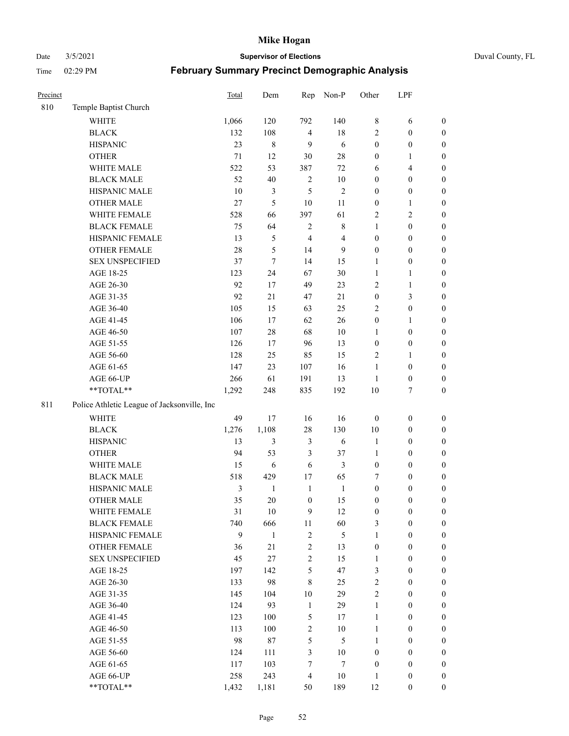# Mike Hogan

Date 3/5/2021 **Supervisor of Elections** Duval County, FL

Time 02:29 PM **February Summary Precinct Demographic Analysis**

| Precinct | | Total | Dem | Rep | Non-P | Other | LPF | |
|---|---|---|---|---|---|---|---|---|
| 810 | Temple Baptist Church | | | | | | | |
| | WHITE | 1,066 | 120 | 792 | 140 | 8 | 6 | 0 |
| | BLACK | 132 | 108 | 4 | 18 | 2 | 0 | 0 |
| | HISPANIC | 23 | 8 | 9 | 6 | 0 | 0 | 0 |
| | OTHER | 71 | 12 | 30 | 28 | 0 | 1 | 0 |
| | WHITE MALE | 522 | 53 | 387 | 72 | 6 | 4 | 0 |
| | BLACK MALE | 52 | 40 | 2 | 10 | 0 | 0 | 0 |
| | HISPANIC MALE | 10 | 3 | 5 | 2 | 0 | 0 | 0 |
| | OTHER MALE | 27 | 5 | 10 | 11 | 0 | 1 | 0 |
| | WHITE FEMALE | 528 | 66 | 397 | 61 | 2 | 2 | 0 |
| | BLACK FEMALE | 75 | 64 | 2 | 8 | 1 | 0 | 0 |
| | HISPANIC FEMALE | 13 | 5 | 4 | 4 | 0 | 0 | 0 |
| | OTHER FEMALE | 28 | 5 | 14 | 9 | 0 | 0 | 0 |
| | SEX UNSPECIFIED | 37 | 7 | 14 | 15 | 1 | 0 | 0 |
| | AGE 18-25 | 123 | 24 | 67 | 30 | 1 | 1 | 0 |
| | AGE 26-30 | 92 | 17 | 49 | 23 | 2 | 1 | 0 |
| | AGE 31-35 | 92 | 21 | 47 | 21 | 0 | 3 | 0 |
| | AGE 36-40 | 105 | 15 | 63 | 25 | 2 | 0 | 0 |
| | AGE 41-45 | 106 | 17 | 62 | 26 | 0 | 1 | 0 |
| | AGE 46-50 | 107 | 28 | 68 | 10 | 1 | 0 | 0 |
| | AGE 51-55 | 126 | 17 | 96 | 13 | 0 | 0 | 0 |
| | AGE 56-60 | 128 | 25 | 85 | 15 | 2 | 1 | 0 |
| | AGE 61-65 | 147 | 23 | 107 | 16 | 1 | 0 | 0 |
| | AGE 66-UP | 266 | 61 | 191 | 13 | 1 | 0 | 0 |
| | **TOTAL** | 1,292 | 248 | 835 | 192 | 10 | 7 | 0 |
| 811 | Police Athletic League of Jacksonville, Inc | | | | | | | |
| | WHITE | 49 | 17 | 16 | 16 | 0 | 0 | 0 |
| | BLACK | 1,276 | 1,108 | 28 | 130 | 10 | 0 | 0 |
| | HISPANIC | 13 | 3 | 3 | 6 | 1 | 0 | 0 |
| | OTHER | 94 | 53 | 3 | 37 | 1 | 0 | 0 |
| | WHITE MALE | 15 | 6 | 6 | 3 | 0 | 0 | 0 |
| | BLACK MALE | 518 | 429 | 17 | 65 | 7 | 0 | 0 |
| | HISPANIC MALE | 3 | 1 | 1 | 1 | 0 | 0 | 0 |
| | OTHER MALE | 35 | 20 | 0 | 15 | 0 | 0 | 0 |
| | WHITE FEMALE | 31 | 10 | 9 | 12 | 0 | 0 | 0 |
| | BLACK FEMALE | 740 | 666 | 11 | 60 | 3 | 0 | 0 |
| | HISPANIC FEMALE | 9 | 1 | 2 | 5 | 1 | 0 | 0 |
| | OTHER FEMALE | 36 | 21 | 2 | 13 | 0 | 0 | 0 |
| | SEX UNSPECIFIED | 45 | 27 | 2 | 15 | 1 | 0 | 0 |
| | AGE 18-25 | 197 | 142 | 5 | 47 | 3 | 0 | 0 |
| | AGE 26-30 | 133 | 98 | 8 | 25 | 2 | 0 | 0 |
| | AGE 31-35 | 145 | 104 | 10 | 29 | 2 | 0 | 0 |
| | AGE 36-40 | 124 | 93 | 1 | 29 | 1 | 0 | 0 |
| | AGE 41-45 | 123 | 100 | 5 | 17 | 1 | 0 | 0 |
| | AGE 46-50 | 113 | 100 | 2 | 10 | 1 | 0 | 0 |
| | AGE 51-55 | 98 | 87 | 5 | 5 | 1 | 0 | 0 |
| | AGE 56-60 | 124 | 111 | 3 | 10 | 0 | 0 | 0 |
| | AGE 61-65 | 117 | 103 | 7 | 7 | 0 | 0 | 0 |
| | AGE 66-UP | 258 | 243 | 4 | 10 | 1 | 0 | 0 |
| | **TOTAL** | 1,432 | 1,181 | 50 | 189 | 12 | 0 | 0 |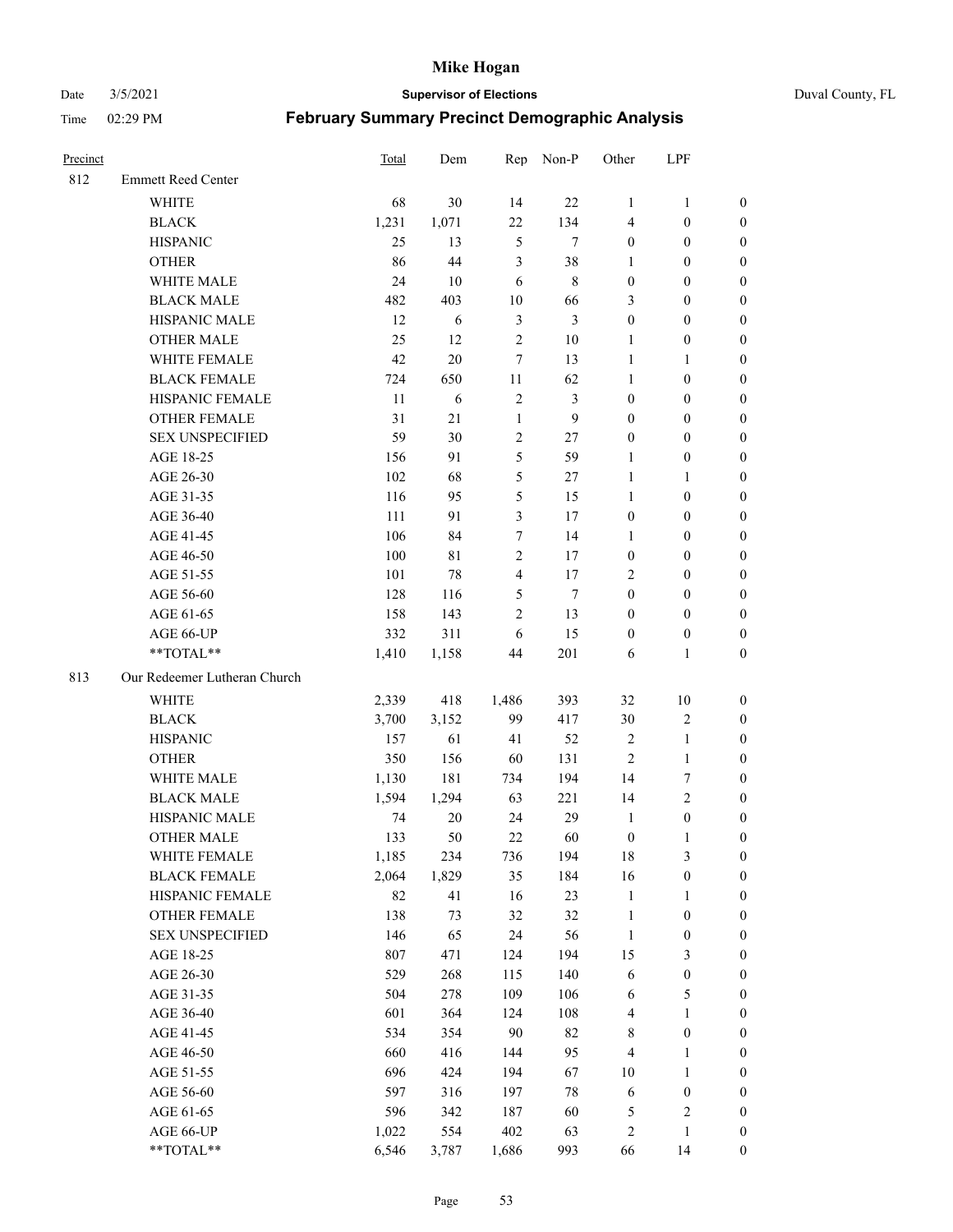# Mike Hogan

Date 3/5/2021 **Supervisor of Elections** Duval County, FL

Time 02:29 PM **February Summary Precinct Demographic Analysis**

| Precinct | | Total | Dem | Rep | Non-P | Other | LPF | |
|---|---|---|---|---|---|---|---|---|
| 812 | Emmett Reed Center | | | | | | | |
| | WHITE | 68 | 30 | 14 | 22 | 1 | 1 | 0 |
| | BLACK | 1,231 | 1,071 | 22 | 134 | 4 | 0 | 0 |
| | HISPANIC | 25 | 13 | 5 | 7 | 0 | 0 | 0 |
| | OTHER | 86 | 44 | 3 | 38 | 1 | 0 | 0 |
| | WHITE MALE | 24 | 10 | 6 | 8 | 0 | 0 | 0 |
| | BLACK MALE | 482 | 403 | 10 | 66 | 3 | 0 | 0 |
| | HISPANIC MALE | 12 | 6 | 3 | 3 | 0 | 0 | 0 |
| | OTHER MALE | 25 | 12 | 2 | 10 | 1 | 0 | 0 |
| | WHITE FEMALE | 42 | 20 | 7 | 13 | 1 | 1 | 0 |
| | BLACK FEMALE | 724 | 650 | 11 | 62 | 1 | 0 | 0 |
| | HISPANIC FEMALE | 11 | 6 | 2 | 3 | 0 | 0 | 0 |
| | OTHER FEMALE | 31 | 21 | 1 | 9 | 0 | 0 | 0 |
| | SEX UNSPECIFIED | 59 | 30 | 2 | 27 | 0 | 0 | 0 |
| | AGE 18-25 | 156 | 91 | 5 | 59 | 1 | 0 | 0 |
| | AGE 26-30 | 102 | 68 | 5 | 27 | 1 | 1 | 0 |
| | AGE 31-35 | 116 | 95 | 5 | 15 | 1 | 0 | 0 |
| | AGE 36-40 | 111 | 91 | 3 | 17 | 0 | 0 | 0 |
| | AGE 41-45 | 106 | 84 | 7 | 14 | 1 | 0 | 0 |
| | AGE 46-50 | 100 | 81 | 2 | 17 | 0 | 0 | 0 |
| | AGE 51-55 | 101 | 78 | 4 | 17 | 2 | 0 | 0 |
| | AGE 56-60 | 128 | 116 | 5 | 7 | 0 | 0 | 0 |
| | AGE 61-65 | 158 | 143 | 2 | 13 | 0 | 0 | 0 |
| | AGE 66-UP | 332 | 311 | 6 | 15 | 0 | 0 | 0 |
| | **TOTAL** | 1,410 | 1,158 | 44 | 201 | 6 | 1 | 0 |
| 813 | Our Redeemer Lutheran Church | | | | | | | |
| | WHITE | 2,339 | 418 | 1,486 | 393 | 32 | 10 | 0 |
| | BLACK | 3,700 | 3,152 | 99 | 417 | 30 | 2 | 0 |
| | HISPANIC | 157 | 61 | 41 | 52 | 2 | 1 | 0 |
| | OTHER | 350 | 156 | 60 | 131 | 2 | 1 | 0 |
| | WHITE MALE | 1,130 | 181 | 734 | 194 | 14 | 7 | 0 |
| | BLACK MALE | 1,594 | 1,294 | 63 | 221 | 14 | 2 | 0 |
| | HISPANIC MALE | 74 | 20 | 24 | 29 | 1 | 0 | 0 |
| | OTHER MALE | 133 | 50 | 22 | 60 | 0 | 1 | 0 |
| | WHITE FEMALE | 1,185 | 234 | 736 | 194 | 18 | 3 | 0 |
| | BLACK FEMALE | 2,064 | 1,829 | 35 | 184 | 16 | 0 | 0 |
| | HISPANIC FEMALE | 82 | 41 | 16 | 23 | 1 | 1 | 0 |
| | OTHER FEMALE | 138 | 73 | 32 | 32 | 1 | 0 | 0 |
| | SEX UNSPECIFIED | 146 | 65 | 24 | 56 | 1 | 0 | 0 |
| | AGE 18-25 | 807 | 471 | 124 | 194 | 15 | 3 | 0 |
| | AGE 26-30 | 529 | 268 | 115 | 140 | 6 | 0 | 0 |
| | AGE 31-35 | 504 | 278 | 109 | 106 | 6 | 5 | 0 |
| | AGE 36-40 | 601 | 364 | 124 | 108 | 4 | 1 | 0 |
| | AGE 41-45 | 534 | 354 | 90 | 82 | 8 | 0 | 0 |
| | AGE 46-50 | 660 | 416 | 144 | 95 | 4 | 1 | 0 |
| | AGE 51-55 | 696 | 424 | 194 | 67 | 10 | 1 | 0 |
| | AGE 56-60 | 597 | 316 | 197 | 78 | 6 | 0 | 0 |
| | AGE 61-65 | 596 | 342 | 187 | 60 | 5 | 2 | 0 |
| | AGE 66-UP | 1,022 | 554 | 402 | 63 | 2 | 1 | 0 |
| | **TOTAL** | 6,546 | 3,787 | 1,686 | 993 | 66 | 14 | 0 |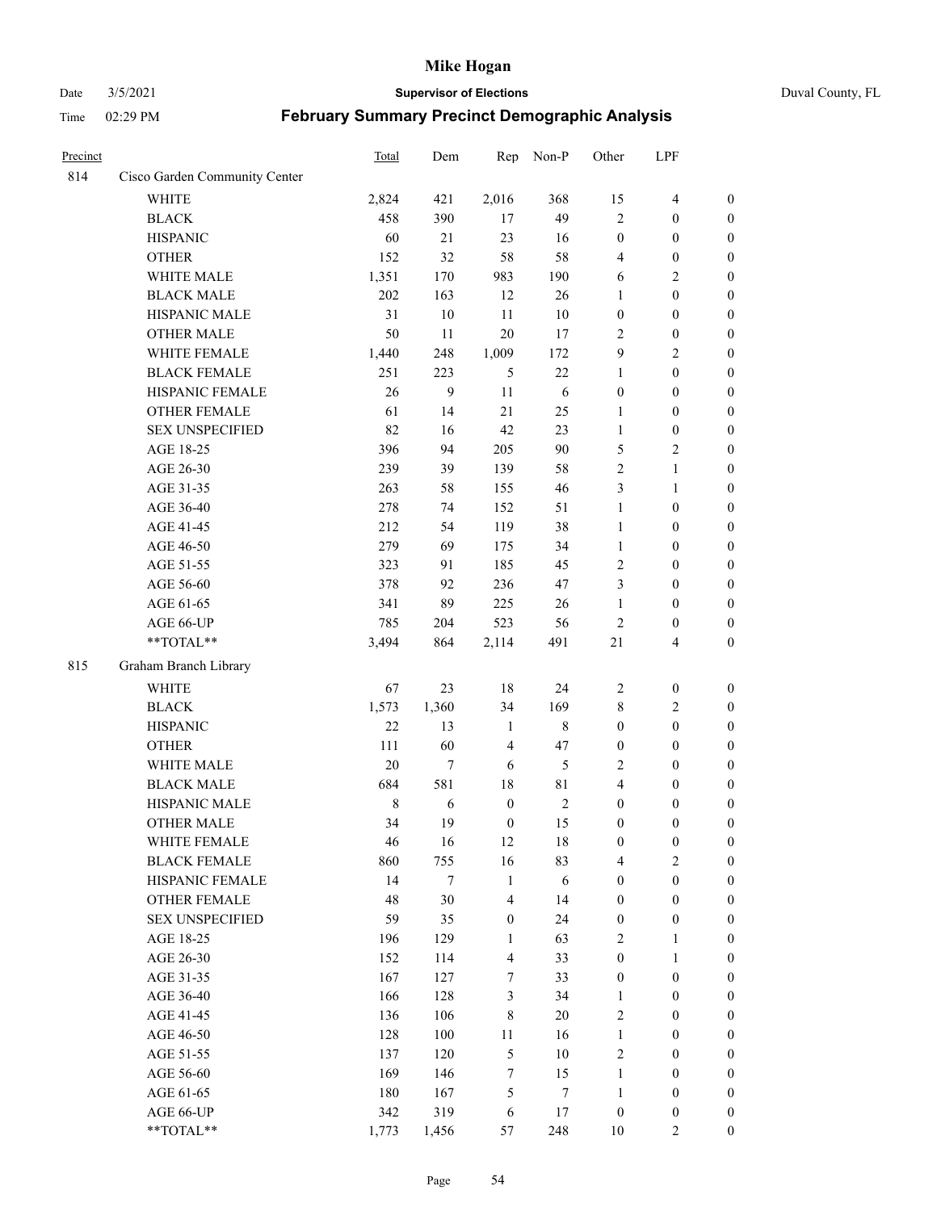| Precinct | | Total | Dem | Rep | Non-P | Other | LPF | |
|---|---|---|---|---|---|---|---|---|
| 814 | Cisco Garden Community Center | | | | | | | |
| | WHITE | 2,824 | 421 | 2,016 | 368 | 15 | 4 | 0 |
| | BLACK | 458 | 390 | 17 | 49 | 2 | 0 | 0 |
| | HISPANIC | 60 | 21 | 23 | 16 | 0 | 0 | 0 |
| | OTHER | 152 | 32 | 58 | 58 | 4 | 0 | 0 |
| | WHITE MALE | 1,351 | 170 | 983 | 190 | 6 | 2 | 0 |
| | BLACK MALE | 202 | 163 | 12 | 26 | 1 | 0 | 0 |
| | HISPANIC MALE | 31 | 10 | 11 | 10 | 0 | 0 | 0 |
| | OTHER MALE | 50 | 11 | 20 | 17 | 2 | 0 | 0 |
| | WHITE FEMALE | 1,440 | 248 | 1,009 | 172 | 9 | 2 | 0 |
| | BLACK FEMALE | 251 | 223 | 5 | 22 | 1 | 0 | 0 |
| | HISPANIC FEMALE | 26 | 9 | 11 | 6 | 0 | 0 | 0 |
| | OTHER FEMALE | 61 | 14 | 21 | 25 | 1 | 0 | 0 |
| | SEX UNSPECIFIED | 82 | 16 | 42 | 23 | 1 | 0 | 0 |
| | AGE 18-25 | 396 | 94 | 205 | 90 | 5 | 2 | 0 |
| | AGE 26-30 | 239 | 39 | 139 | 58 | 2 | 1 | 0 |
| | AGE 31-35 | 263 | 58 | 155 | 46 | 3 | 1 | 0 |
| | AGE 36-40 | 278 | 74 | 152 | 51 | 1 | 0 | 0 |
| | AGE 41-45 | 212 | 54 | 119 | 38 | 1 | 0 | 0 |
| | AGE 46-50 | 279 | 69 | 175 | 34 | 1 | 0 | 0 |
| | AGE 51-55 | 323 | 91 | 185 | 45 | 2 | 0 | 0 |
| | AGE 56-60 | 378 | 92 | 236 | 47 | 3 | 0 | 0 |
| | AGE 61-65 | 341 | 89 | 225 | 26 | 1 | 0 | 0 |
| | AGE 66-UP | 785 | 204 | 523 | 56 | 2 | 0 | 0 |
| | **TOTAL** | 3,494 | 864 | 2,114 | 491 | 21 | 4 | 0 |
| 815 | Graham Branch Library | | | | | | | |
| | WHITE | 67 | 23 | 18 | 24 | 2 | 0 | 0 |
| | BLACK | 1,573 | 1,360 | 34 | 169 | 8 | 2 | 0 |
| | HISPANIC | 22 | 13 | 1 | 8 | 0 | 0 | 0 |
| | OTHER | 111 | 60 | 4 | 47 | 0 | 0 | 0 |
| | WHITE MALE | 20 | 7 | 6 | 5 | 2 | 0 | 0 |
| | BLACK MALE | 684 | 581 | 18 | 81 | 4 | 0 | 0 |
| | HISPANIC MALE | 8 | 6 | 0 | 2 | 0 | 0 | 0 |
| | OTHER MALE | 34 | 19 | 0 | 15 | 0 | 0 | 0 |
| | WHITE FEMALE | 46 | 16 | 12 | 18 | 0 | 0 | 0 |
| | BLACK FEMALE | 860 | 755 | 16 | 83 | 4 | 2 | 0 |
| | HISPANIC FEMALE | 14 | 7 | 1 | 6 | 0 | 0 | 0 |
| | OTHER FEMALE | 48 | 30 | 4 | 14 | 0 | 0 | 0 |
| | SEX UNSPECIFIED | 59 | 35 | 0 | 24 | 0 | 0 | 0 |
| | AGE 18-25 | 196 | 129 | 1 | 63 | 2 | 1 | 0 |
| | AGE 26-30 | 152 | 114 | 4 | 33 | 0 | 1 | 0 |
| | AGE 31-35 | 167 | 127 | 7 | 33 | 0 | 0 | 0 |
| | AGE 36-40 | 166 | 128 | 3 | 34 | 1 | 0 | 0 |
| | AGE 41-45 | 136 | 106 | 8 | 20 | 2 | 0 | 0 |
| | AGE 46-50 | 128 | 100 | 11 | 16 | 1 | 0 | 0 |
| | AGE 51-55 | 137 | 120 | 5 | 10 | 2 | 0 | 0 |
| | AGE 56-60 | 169 | 146 | 7 | 15 | 1 | 0 | 0 |
| | AGE 61-65 | 180 | 167 | 5 | 7 | 1 | 0 | 0 |
| | AGE 66-UP | 342 | 319 | 6 | 17 | 0 | 0 | 0 |
| | **TOTAL** | 1,773 | 1,456 | 57 | 248 | 10 | 2 | 0 |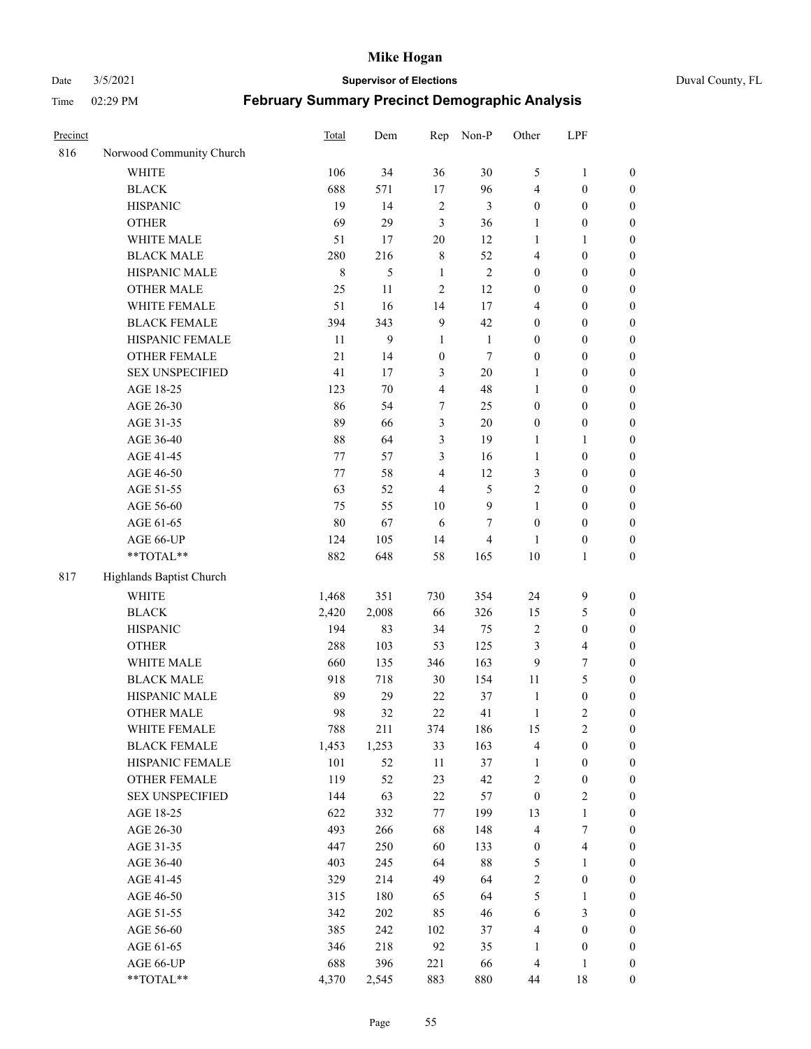# Mike Hogan

Date 3/5/2021 | **Supervisor of Elections** | Duval County, FL

Time 02:29 PM | **February Summary Precinct Demographic Analysis**

| Precinct | | Total | Dem | Rep | Non-P | Other | LPF | |
|---|---|---|---|---|---|---|---|---|
| 816 | Norwood Community Church | | | | | | | |
| | WHITE | 106 | 34 | 36 | 30 | 5 | 1 | 0 |
| | BLACK | 688 | 571 | 17 | 96 | 4 | 0 | 0 |
| | HISPANIC | 19 | 14 | 2 | 3 | 0 | 0 | 0 |
| | OTHER | 69 | 29 | 3 | 36 | 1 | 0 | 0 |
| | WHITE MALE | 51 | 17 | 20 | 12 | 1 | 1 | 0 |
| | BLACK MALE | 280 | 216 | 8 | 52 | 4 | 0 | 0 |
| | HISPANIC MALE | 8 | 5 | 1 | 2 | 0 | 0 | 0 |
| | OTHER MALE | 25 | 11 | 2 | 12 | 0 | 0 | 0 |
| | WHITE FEMALE | 51 | 16 | 14 | 17 | 4 | 0 | 0 |
| | BLACK FEMALE | 394 | 343 | 9 | 42 | 0 | 0 | 0 |
| | HISPANIC FEMALE | 11 | 9 | 1 | 1 | 0 | 0 | 0 |
| | OTHER FEMALE | 21 | 14 | 0 | 7 | 0 | 0 | 0 |
| | SEX UNSPECIFIED | 41 | 17 | 3 | 20 | 1 | 0 | 0 |
| | AGE 18-25 | 123 | 70 | 4 | 48 | 1 | 0 | 0 |
| | AGE 26-30 | 86 | 54 | 7 | 25 | 0 | 0 | 0 |
| | AGE 31-35 | 89 | 66 | 3 | 20 | 0 | 0 | 0 |
| | AGE 36-40 | 88 | 64 | 3 | 19 | 1 | 1 | 0 |
| | AGE 41-45 | 77 | 57 | 3 | 16 | 1 | 0 | 0 |
| | AGE 46-50 | 77 | 58 | 4 | 12 | 3 | 0 | 0 |
| | AGE 51-55 | 63 | 52 | 4 | 5 | 2 | 0 | 0 |
| | AGE 56-60 | 75 | 55 | 10 | 9 | 1 | 0 | 0 |
| | AGE 61-65 | 80 | 67 | 6 | 7 | 0 | 0 | 0 |
| | AGE 66-UP | 124 | 105 | 14 | 4 | 1 | 0 | 0 |
| | **TOTAL** | 882 | 648 | 58 | 165 | 10 | 1 | 0 |
| 817 | Highlands Baptist Church | | | | | | | |
| | WHITE | 1,468 | 351 | 730 | 354 | 24 | 9 | 0 |
| | BLACK | 2,420 | 2,008 | 66 | 326 | 15 | 5 | 0 |
| | HISPANIC | 194 | 83 | 34 | 75 | 2 | 0 | 0 |
| | OTHER | 288 | 103 | 53 | 125 | 3 | 4 | 0 |
| | WHITE MALE | 660 | 135 | 346 | 163 | 9 | 7 | 0 |
| | BLACK MALE | 918 | 718 | 30 | 154 | 11 | 5 | 0 |
| | HISPANIC MALE | 89 | 29 | 22 | 37 | 1 | 0 | 0 |
| | OTHER MALE | 98 | 32 | 22 | 41 | 1 | 2 | 0 |
| | WHITE FEMALE | 788 | 211 | 374 | 186 | 15 | 2 | 0 |
| | BLACK FEMALE | 1,453 | 1,253 | 33 | 163 | 4 | 0 | 0 |
| | HISPANIC FEMALE | 101 | 52 | 11 | 37 | 1 | 0 | 0 |
| | OTHER FEMALE | 119 | 52 | 23 | 42 | 2 | 0 | 0 |
| | SEX UNSPECIFIED | 144 | 63 | 22 | 57 | 0 | 2 | 0 |
| | AGE 18-25 | 622 | 332 | 77 | 199 | 13 | 1 | 0 |
| | AGE 26-30 | 493 | 266 | 68 | 148 | 4 | 7 | 0 |
| | AGE 31-35 | 447 | 250 | 60 | 133 | 0 | 4 | 0 |
| | AGE 36-40 | 403 | 245 | 64 | 88 | 5 | 1 | 0 |
| | AGE 41-45 | 329 | 214 | 49 | 64 | 2 | 0 | 0 |
| | AGE 46-50 | 315 | 180 | 65 | 64 | 5 | 1 | 0 |
| | AGE 51-55 | 342 | 202 | 85 | 46 | 6 | 3 | 0 |
| | AGE 56-60 | 385 | 242 | 102 | 37 | 4 | 0 | 0 |
| | AGE 61-65 | 346 | 218 | 92 | 35 | 1 | 0 | 0 |
| | AGE 66-UP | 688 | 396 | 221 | 66 | 4 | 1 | 0 |
| | **TOTAL** | 4,370 | 2,545 | 883 | 880 | 44 | 18 | 0 |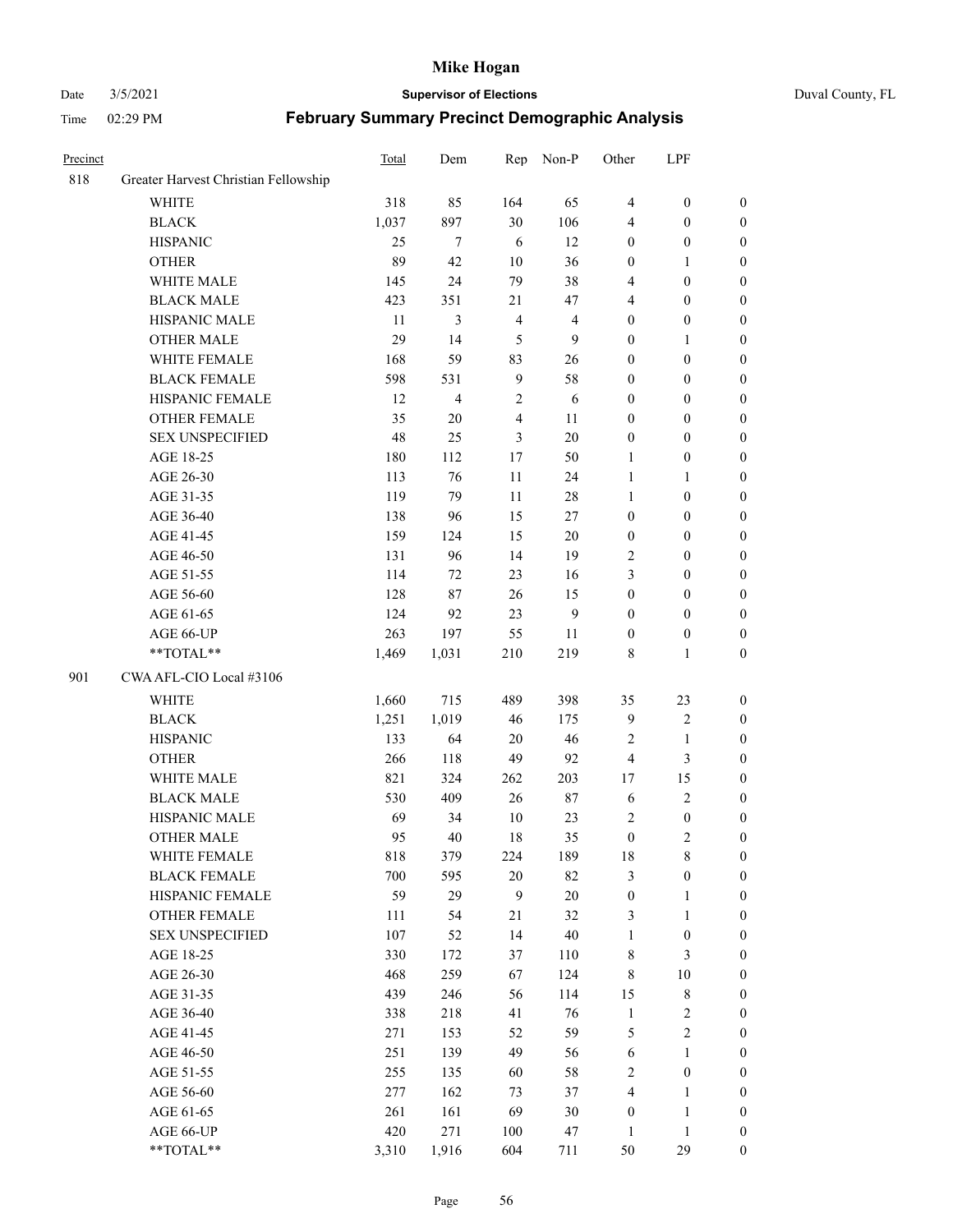| Precinct | | Total | Dem | Rep | Non-P | Other | LPF | |
|---|---|---|---|---|---|---|---|---|
| 818 | Greater Harvest Christian Fellowship | | | | | | | |
| | WHITE | 318 | 85 | 164 | 65 | 4 | 0 | 0 |
| | BLACK | 1,037 | 897 | 30 | 106 | 4 | 0 | 0 |
| | HISPANIC | 25 | 7 | 6 | 12 | 0 | 0 | 0 |
| | OTHER | 89 | 42 | 10 | 36 | 0 | 1 | 0 |
| | WHITE MALE | 145 | 24 | 79 | 38 | 4 | 0 | 0 |
| | BLACK MALE | 423 | 351 | 21 | 47 | 4 | 0 | 0 |
| | HISPANIC MALE | 11 | 3 | 4 | 4 | 0 | 0 | 0 |
| | OTHER MALE | 29 | 14 | 5 | 9 | 0 | 1 | 0 |
| | WHITE FEMALE | 168 | 59 | 83 | 26 | 0 | 0 | 0 |
| | BLACK FEMALE | 598 | 531 | 9 | 58 | 0 | 0 | 0 |
| | HISPANIC FEMALE | 12 | 4 | 2 | 6 | 0 | 0 | 0 |
| | OTHER FEMALE | 35 | 20 | 4 | 11 | 0 | 0 | 0 |
| | SEX UNSPECIFIED | 48 | 25 | 3 | 20 | 0 | 0 | 0 |
| | AGE 18-25 | 180 | 112 | 17 | 50 | 1 | 0 | 0 |
| | AGE 26-30 | 113 | 76 | 11 | 24 | 1 | 1 | 0 |
| | AGE 31-35 | 119 | 79 | 11 | 28 | 1 | 0 | 0 |
| | AGE 36-40 | 138 | 96 | 15 | 27 | 0 | 0 | 0 |
| | AGE 41-45 | 159 | 124 | 15 | 20 | 0 | 0 | 0 |
| | AGE 46-50 | 131 | 96 | 14 | 19 | 2 | 0 | 0 |
| | AGE 51-55 | 114 | 72 | 23 | 16 | 3 | 0 | 0 |
| | AGE 56-60 | 128 | 87 | 26 | 15 | 0 | 0 | 0 |
| | AGE 61-65 | 124 | 92 | 23 | 9 | 0 | 0 | 0 |
| | AGE 66-UP | 263 | 197 | 55 | 11 | 0 | 0 | 0 |
| | **TOTAL** | 1,469 | 1,031 | 210 | 219 | 8 | 1 | 0 |
| 901 | CWA AFL-CIO Local #3106 | | | | | | | |
| | WHITE | 1,660 | 715 | 489 | 398 | 35 | 23 | 0 |
| | BLACK | 1,251 | 1,019 | 46 | 175 | 9 | 2 | 0 |
| | HISPANIC | 133 | 64 | 20 | 46 | 2 | 1 | 0 |
| | OTHER | 266 | 118 | 49 | 92 | 4 | 3 | 0 |
| | WHITE MALE | 821 | 324 | 262 | 203 | 17 | 15 | 0 |
| | BLACK MALE | 530 | 409 | 26 | 87 | 6 | 2 | 0 |
| | HISPANIC MALE | 69 | 34 | 10 | 23 | 2 | 0 | 0 |
| | OTHER MALE | 95 | 40 | 18 | 35 | 0 | 2 | 0 |
| | WHITE FEMALE | 818 | 379 | 224 | 189 | 18 | 8 | 0 |
| | BLACK FEMALE | 700 | 595 | 20 | 82 | 3 | 0 | 0 |
| | HISPANIC FEMALE | 59 | 29 | 9 | 20 | 0 | 1 | 0 |
| | OTHER FEMALE | 111 | 54 | 21 | 32 | 3 | 1 | 0 |
| | SEX UNSPECIFIED | 107 | 52 | 14 | 40 | 1 | 0 | 0 |
| | AGE 18-25 | 330 | 172 | 37 | 110 | 8 | 3 | 0 |
| | AGE 26-30 | 468 | 259 | 67 | 124 | 8 | 10 | 0 |
| | AGE 31-35 | 439 | 246 | 56 | 114 | 15 | 8 | 0 |
| | AGE 36-40 | 338 | 218 | 41 | 76 | 1 | 2 | 0 |
| | AGE 41-45 | 271 | 153 | 52 | 59 | 5 | 2 | 0 |
| | AGE 46-50 | 251 | 139 | 49 | 56 | 6 | 1 | 0 |
| | AGE 51-55 | 255 | 135 | 60 | 58 | 2 | 0 | 0 |
| | AGE 56-60 | 277 | 162 | 73 | 37 | 4 | 1 | 0 |
| | AGE 61-65 | 261 | 161 | 69 | 30 | 0 | 1 | 0 |
| | AGE 66-UP | 420 | 271 | 100 | 47 | 1 | 1 | 0 |
| | **TOTAL** | 3,310 | 1,916 | 604 | 711 | 50 | 29 | 0 |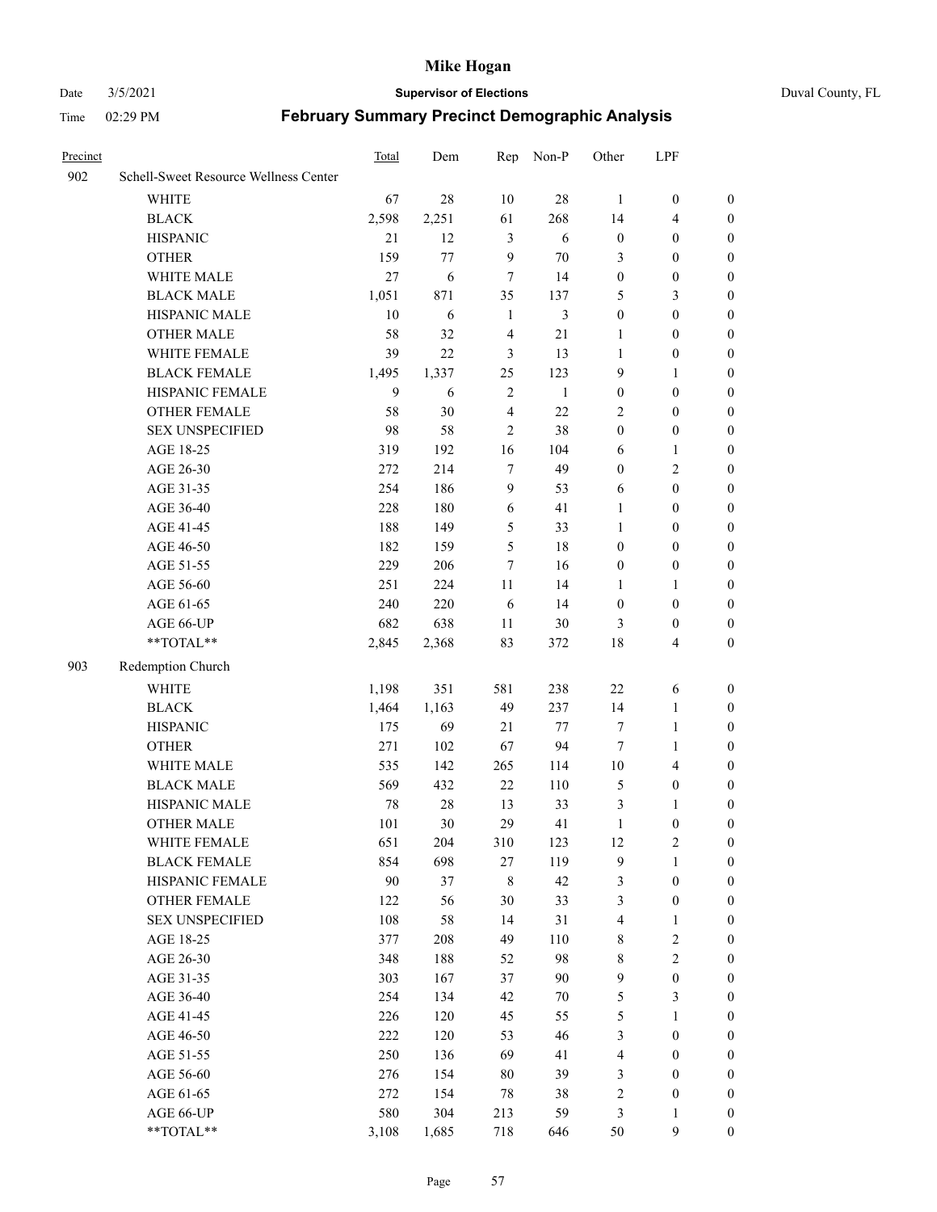# Mike Hogan

Date 3/5/2021 **Supervisor of Elections** Duval County, FL

Time 02:29 PM **February Summary Precinct Demographic Analysis**

| Precinct | | Total | Dem | Rep | Non-P | Other | LPF | |
|---|---|---|---|---|---|---|---|---|
| 902 | Schell-Sweet Resource Wellness Center | | | | | | | |
| | WHITE | 67 | 28 | 10 | 28 | 1 | 0 | 0 |
| | BLACK | 2,598 | 2,251 | 61 | 268 | 14 | 4 | 0 |
| | HISPANIC | 21 | 12 | 3 | 6 | 0 | 0 | 0 |
| | OTHER | 159 | 77 | 9 | 70 | 3 | 0 | 0 |
| | WHITE MALE | 27 | 6 | 7 | 14 | 0 | 0 | 0 |
| | BLACK MALE | 1,051 | 871 | 35 | 137 | 5 | 3 | 0 |
| | HISPANIC MALE | 10 | 6 | 1 | 3 | 0 | 0 | 0 |
| | OTHER MALE | 58 | 32 | 4 | 21 | 1 | 0 | 0 |
| | WHITE FEMALE | 39 | 22 | 3 | 13 | 1 | 0 | 0 |
| | BLACK FEMALE | 1,495 | 1,337 | 25 | 123 | 9 | 1 | 0 |
| | HISPANIC FEMALE | 9 | 6 | 2 | 1 | 0 | 0 | 0 |
| | OTHER FEMALE | 58 | 30 | 4 | 22 | 2 | 0 | 0 |
| | SEX UNSPECIFIED | 98 | 58 | 2 | 38 | 0 | 0 | 0 |
| | AGE 18-25 | 319 | 192 | 16 | 104 | 6 | 1 | 0 |
| | AGE 26-30 | 272 | 214 | 7 | 49 | 0 | 2 | 0 |
| | AGE 31-35 | 254 | 186 | 9 | 53 | 6 | 0 | 0 |
| | AGE 36-40 | 228 | 180 | 6 | 41 | 1 | 0 | 0 |
| | AGE 41-45 | 188 | 149 | 5 | 33 | 1 | 0 | 0 |
| | AGE 46-50 | 182 | 159 | 5 | 18 | 0 | 0 | 0 |
| | AGE 51-55 | 229 | 206 | 7 | 16 | 0 | 0 | 0 |
| | AGE 56-60 | 251 | 224 | 11 | 14 | 1 | 1 | 0 |
| | AGE 61-65 | 240 | 220 | 6 | 14 | 0 | 0 | 0 |
| | AGE 66-UP | 682 | 638 | 11 | 30 | 3 | 0 | 0 |
| | **TOTAL** | 2,845 | 2,368 | 83 | 372 | 18 | 4 | 0 |
| 903 | Redemption Church | | | | | | | |
| | WHITE | 1,198 | 351 | 581 | 238 | 22 | 6 | 0 |
| | BLACK | 1,464 | 1,163 | 49 | 237 | 14 | 1 | 0 |
| | HISPANIC | 175 | 69 | 21 | 77 | 7 | 1 | 0 |
| | OTHER | 271 | 102 | 67 | 94 | 7 | 1 | 0 |
| | WHITE MALE | 535 | 142 | 265 | 114 | 10 | 4 | 0 |
| | BLACK MALE | 569 | 432 | 22 | 110 | 5 | 0 | 0 |
| | HISPANIC MALE | 78 | 28 | 13 | 33 | 3 | 1 | 0 |
| | OTHER MALE | 101 | 30 | 29 | 41 | 1 | 0 | 0 |
| | WHITE FEMALE | 651 | 204 | 310 | 123 | 12 | 2 | 0 |
| | BLACK FEMALE | 854 | 698 | 27 | 119 | 9 | 1 | 0 |
| | HISPANIC FEMALE | 90 | 37 | 8 | 42 | 3 | 0 | 0 |
| | OTHER FEMALE | 122 | 56 | 30 | 33 | 3 | 0 | 0 |
| | SEX UNSPECIFIED | 108 | 58 | 14 | 31 | 4 | 1 | 0 |
| | AGE 18-25 | 377 | 208 | 49 | 110 | 8 | 2 | 0 |
| | AGE 26-30 | 348 | 188 | 52 | 98 | 8 | 2 | 0 |
| | AGE 31-35 | 303 | 167 | 37 | 90 | 9 | 0 | 0 |
| | AGE 36-40 | 254 | 134 | 42 | 70 | 5 | 3 | 0 |
| | AGE 41-45 | 226 | 120 | 45 | 55 | 5 | 1 | 0 |
| | AGE 46-50 | 222 | 120 | 53 | 46 | 3 | 0 | 0 |
| | AGE 51-55 | 250 | 136 | 69 | 41 | 4 | 0 | 0 |
| | AGE 56-60 | 276 | 154 | 80 | 39 | 3 | 0 | 0 |
| | AGE 61-65 | 272 | 154 | 78 | 38 | 2 | 0 | 0 |
| | AGE 66-UP | 580 | 304 | 213 | 59 | 3 | 1 | 0 |
| | **TOTAL** | 3,108 | 1,685 | 718 | 646 | 50 | 9 | 0 |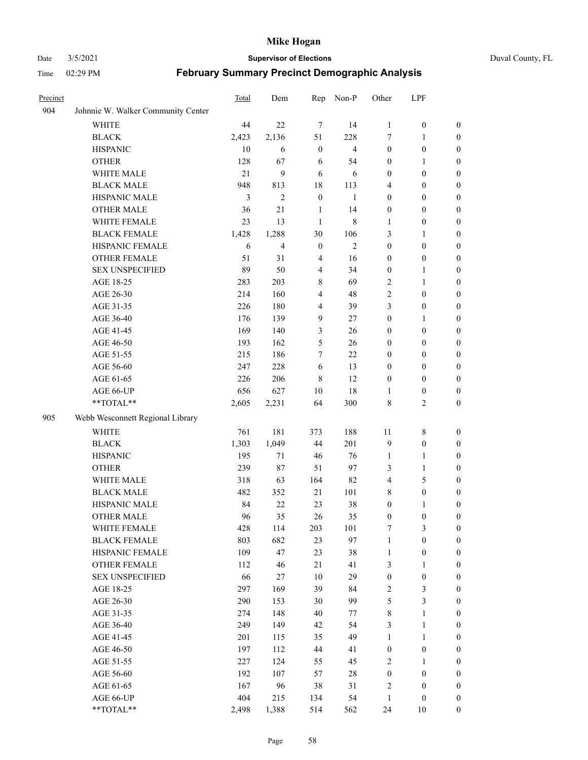| Precinct | | Total | Dem | Rep | Non-P | Other | LPF | |
|---|---|---|---|---|---|---|---|---|
| 904 | Johnnie W. Walker Community Center | | | | | | | |
| | WHITE | 44 | 22 | 7 | 14 | 1 | 0 | 0 |
| | BLACK | 2,423 | 2,136 | 51 | 228 | 7 | 1 | 0 |
| | HISPANIC | 10 | 6 | 0 | 4 | 0 | 0 | 0 |
| | OTHER | 128 | 67 | 6 | 54 | 0 | 1 | 0 |
| | WHITE MALE | 21 | 9 | 6 | 6 | 0 | 0 | 0 |
| | BLACK MALE | 948 | 813 | 18 | 113 | 4 | 0 | 0 |
| | HISPANIC MALE | 3 | 2 | 0 | 1 | 0 | 0 | 0 |
| | OTHER MALE | 36 | 21 | 1 | 14 | 0 | 0 | 0 |
| | WHITE FEMALE | 23 | 13 | 1 | 8 | 1 | 0 | 0 |
| | BLACK FEMALE | 1,428 | 1,288 | 30 | 106 | 3 | 1 | 0 |
| | HISPANIC FEMALE | 6 | 4 | 0 | 2 | 0 | 0 | 0 |
| | OTHER FEMALE | 51 | 31 | 4 | 16 | 0 | 0 | 0 |
| | SEX UNSPECIFIED | 89 | 50 | 4 | 34 | 0 | 1 | 0 |
| | AGE 18-25 | 283 | 203 | 8 | 69 | 2 | 1 | 0 |
| | AGE 26-30 | 214 | 160 | 4 | 48 | 2 | 0 | 0 |
| | AGE 31-35 | 226 | 180 | 4 | 39 | 3 | 0 | 0 |
| | AGE 36-40 | 176 | 139 | 9 | 27 | 0 | 1 | 0 |
| | AGE 41-45 | 169 | 140 | 3 | 26 | 0 | 0 | 0 |
| | AGE 46-50 | 193 | 162 | 5 | 26 | 0 | 0 | 0 |
| | AGE 51-55 | 215 | 186 | 7 | 22 | 0 | 0 | 0 |
| | AGE 56-60 | 247 | 228 | 6 | 13 | 0 | 0 | 0 |
| | AGE 61-65 | 226 | 206 | 8 | 12 | 0 | 0 | 0 |
| | AGE 66-UP | 656 | 627 | 10 | 18 | 1 | 0 | 0 |
| | **TOTAL** | 2,605 | 2,231 | 64 | 300 | 8 | 2 | 0 |
| 905 | Webb Wesconnett Regional Library | | | | | | | |
| | WHITE | 761 | 181 | 373 | 188 | 11 | 8 | 0 |
| | BLACK | 1,303 | 1,049 | 44 | 201 | 9 | 0 | 0 |
| | HISPANIC | 195 | 71 | 46 | 76 | 1 | 1 | 0 |
| | OTHER | 239 | 87 | 51 | 97 | 3 | 1 | 0 |
| | WHITE MALE | 318 | 63 | 164 | 82 | 4 | 5 | 0 |
| | BLACK MALE | 482 | 352 | 21 | 101 | 8 | 0 | 0 |
| | HISPANIC MALE | 84 | 22 | 23 | 38 | 0 | 1 | 0 |
| | OTHER MALE | 96 | 35 | 26 | 35 | 0 | 0 | 0 |
| | WHITE FEMALE | 428 | 114 | 203 | 101 | 7 | 3 | 0 |
| | BLACK FEMALE | 803 | 682 | 23 | 97 | 1 | 0 | 0 |
| | HISPANIC FEMALE | 109 | 47 | 23 | 38 | 1 | 0 | 0 |
| | OTHER FEMALE | 112 | 46 | 21 | 41 | 3 | 1 | 0 |
| | SEX UNSPECIFIED | 66 | 27 | 10 | 29 | 0 | 0 | 0 |
| | AGE 18-25 | 297 | 169 | 39 | 84 | 2 | 3 | 0 |
| | AGE 26-30 | 290 | 153 | 30 | 99 | 5 | 3 | 0 |
| | AGE 31-35 | 274 | 148 | 40 | 77 | 8 | 1 | 0 |
| | AGE 36-40 | 249 | 149 | 42 | 54 | 3 | 1 | 0 |
| | AGE 41-45 | 201 | 115 | 35 | 49 | 1 | 1 | 0 |
| | AGE 46-50 | 197 | 112 | 44 | 41 | 0 | 0 | 0 |
| | AGE 51-55 | 227 | 124 | 55 | 45 | 2 | 1 | 0 |
| | AGE 56-60 | 192 | 107 | 57 | 28 | 0 | 0 | 0 |
| | AGE 61-65 | 167 | 96 | 38 | 31 | 2 | 0 | 0 |
| | AGE 66-UP | 404 | 215 | 134 | 54 | 1 | 0 | 0 |
| | **TOTAL** | 2,498 | 1,388 | 514 | 562 | 24 | 10 | 0 |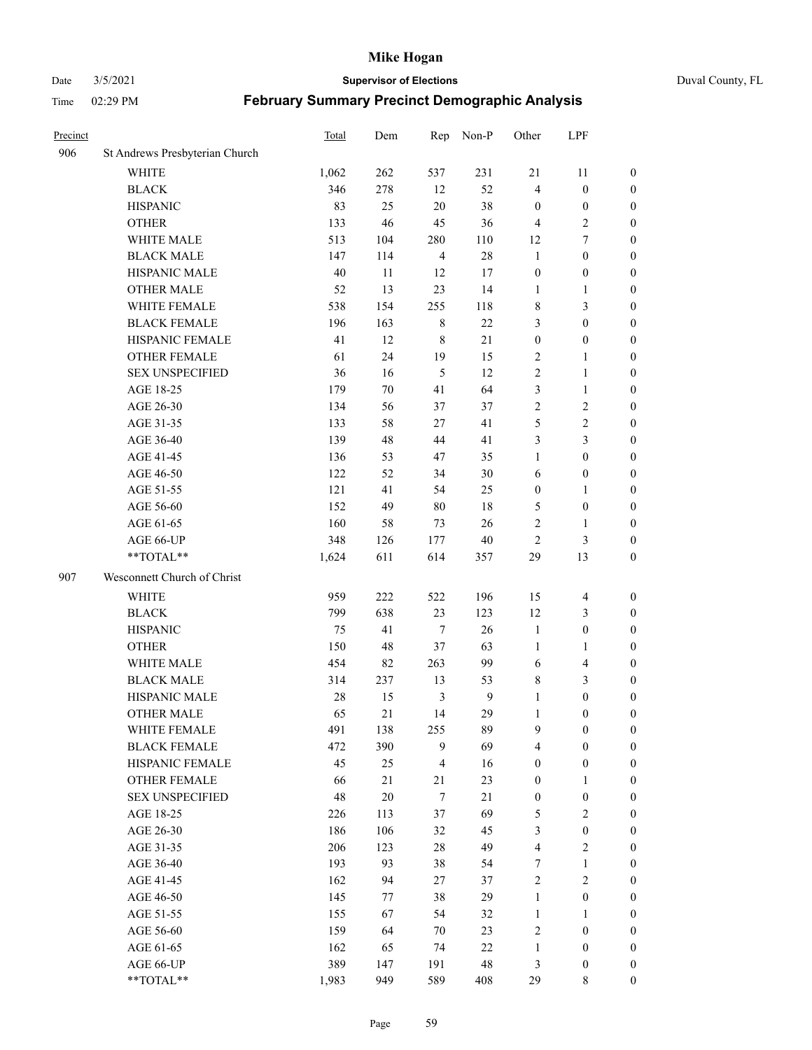# Mike Hogan

Date 3/5/2021 **Supervisor of Elections** Duval County, FL

Time 02:29 PM **February Summary Precinct Demographic Analysis**

| Precinct | | Total | Dem | Rep | Non-P | Other | LPF | |
|---|---|---|---|---|---|---|---|---|
| 906 | St Andrews Presbyterian Church | | | | | | | |
| | WHITE | 1,062 | 262 | 537 | 231 | 21 | 11 | 0 |
| | BLACK | 346 | 278 | 12 | 52 | 4 | 0 | 0 |
| | HISPANIC | 83 | 25 | 20 | 38 | 0 | 0 | 0 |
| | OTHER | 133 | 46 | 45 | 36 | 4 | 2 | 0 |
| | WHITE MALE | 513 | 104 | 280 | 110 | 12 | 7 | 0 |
| | BLACK MALE | 147 | 114 | 4 | 28 | 1 | 0 | 0 |
| | HISPANIC MALE | 40 | 11 | 12 | 17 | 0 | 0 | 0 |
| | OTHER MALE | 52 | 13 | 23 | 14 | 1 | 1 | 0 |
| | WHITE FEMALE | 538 | 154 | 255 | 118 | 8 | 3 | 0 |
| | BLACK FEMALE | 196 | 163 | 8 | 22 | 3 | 0 | 0 |
| | HISPANIC FEMALE | 41 | 12 | 8 | 21 | 0 | 0 | 0 |
| | OTHER FEMALE | 61 | 24 | 19 | 15 | 2 | 1 | 0 |
| | SEX UNSPECIFIED | 36 | 16 | 5 | 12 | 2 | 1 | 0 |
| | AGE 18-25 | 179 | 70 | 41 | 64 | 3 | 1 | 0 |
| | AGE 26-30 | 134 | 56 | 37 | 37 | 2 | 2 | 0 |
| | AGE 31-35 | 133 | 58 | 27 | 41 | 5 | 2 | 0 |
| | AGE 36-40 | 139 | 48 | 44 | 41 | 3 | 3 | 0 |
| | AGE 41-45 | 136 | 53 | 47 | 35 | 1 | 0 | 0 |
| | AGE 46-50 | 122 | 52 | 34 | 30 | 6 | 0 | 0 |
| | AGE 51-55 | 121 | 41 | 54 | 25 | 0 | 1 | 0 |
| | AGE 56-60 | 152 | 49 | 80 | 18 | 5 | 0 | 0 |
| | AGE 61-65 | 160 | 58 | 73 | 26 | 2 | 1 | 0 |
| | AGE 66-UP | 348 | 126 | 177 | 40 | 2 | 3 | 0 |
| | **TOTAL** | 1,624 | 611 | 614 | 357 | 29 | 13 | 0 |
| 907 | Wesconnett Church of Christ | | | | | | | |
| | WHITE | 959 | 222 | 522 | 196 | 15 | 4 | 0 |
| | BLACK | 799 | 638 | 23 | 123 | 12 | 3 | 0 |
| | HISPANIC | 75 | 41 | 7 | 26 | 1 | 0 | 0 |
| | OTHER | 150 | 48 | 37 | 63 | 1 | 1 | 0 |
| | WHITE MALE | 454 | 82 | 263 | 99 | 6 | 4 | 0 |
| | BLACK MALE | 314 | 237 | 13 | 53 | 8 | 3 | 0 |
| | HISPANIC MALE | 28 | 15 | 3 | 9 | 1 | 0 | 0 |
| | OTHER MALE | 65 | 21 | 14 | 29 | 1 | 0 | 0 |
| | WHITE FEMALE | 491 | 138 | 255 | 89 | 9 | 0 | 0 |
| | BLACK FEMALE | 472 | 390 | 9 | 69 | 4 | 0 | 0 |
| | HISPANIC FEMALE | 45 | 25 | 4 | 16 | 0 | 0 | 0 |
| | OTHER FEMALE | 66 | 21 | 21 | 23 | 0 | 1 | 0 |
| | SEX UNSPECIFIED | 48 | 20 | 7 | 21 | 0 | 0 | 0 |
| | AGE 18-25 | 226 | 113 | 37 | 69 | 5 | 2 | 0 |
| | AGE 26-30 | 186 | 106 | 32 | 45 | 3 | 0 | 0 |
| | AGE 31-35 | 206 | 123 | 28 | 49 | 4 | 2 | 0 |
| | AGE 36-40 | 193 | 93 | 38 | 54 | 7 | 1 | 0 |
| | AGE 41-45 | 162 | 94 | 27 | 37 | 2 | 2 | 0 |
| | AGE 46-50 | 145 | 77 | 38 | 29 | 1 | 0 | 0 |
| | AGE 51-55 | 155 | 67 | 54 | 32 | 1 | 1 | 0 |
| | AGE 56-60 | 159 | 64 | 70 | 23 | 2 | 0 | 0 |
| | AGE 61-65 | 162 | 65 | 74 | 22 | 1 | 0 | 0 |
| | AGE 66-UP | 389 | 147 | 191 | 48 | 3 | 0 | 0 |
| | **TOTAL** | 1,983 | 949 | 589 | 408 | 29 | 8 | 0 |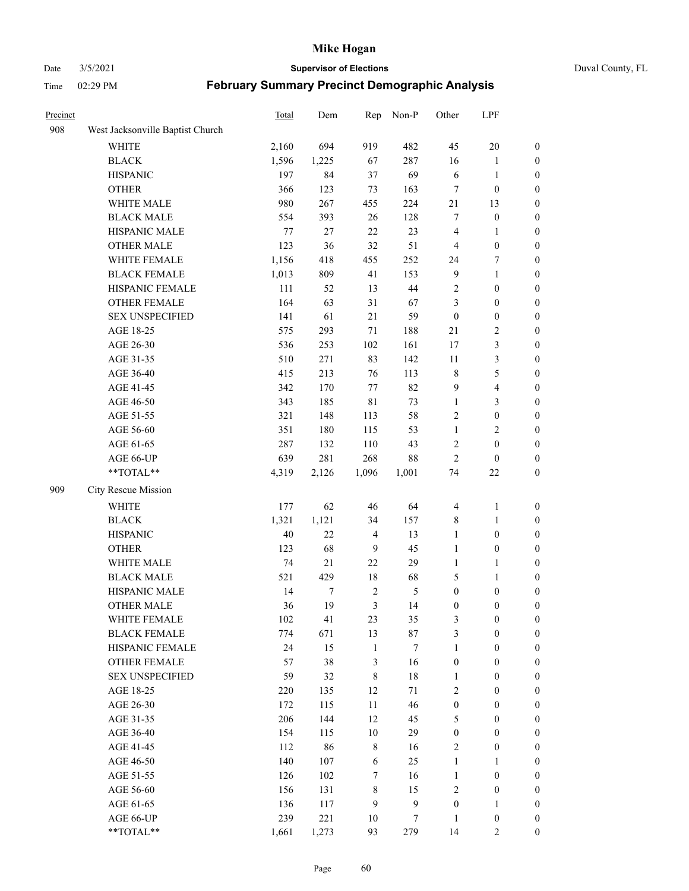| Precinct | | Total | Dem | Rep | Non-P | Other | LPF | |
|---|---|---|---|---|---|---|---|---|
| 908 | West Jacksonville Baptist Church | | | | | | | |
| | WHITE | 2,160 | 694 | 919 | 482 | 45 | 20 | 0 |
| | BLACK | 1,596 | 1,225 | 67 | 287 | 16 | 1 | 0 |
| | HISPANIC | 197 | 84 | 37 | 69 | 6 | 1 | 0 |
| | OTHER | 366 | 123 | 73 | 163 | 7 | 0 | 0 |
| | WHITE MALE | 980 | 267 | 455 | 224 | 21 | 13 | 0 |
| | BLACK MALE | 554 | 393 | 26 | 128 | 7 | 0 | 0 |
| | HISPANIC MALE | 77 | 27 | 22 | 23 | 4 | 1 | 0 |
| | OTHER MALE | 123 | 36 | 32 | 51 | 4 | 0 | 0 |
| | WHITE FEMALE | 1,156 | 418 | 455 | 252 | 24 | 7 | 0 |
| | BLACK FEMALE | 1,013 | 809 | 41 | 153 | 9 | 1 | 0 |
| | HISPANIC FEMALE | 111 | 52 | 13 | 44 | 2 | 0 | 0 |
| | OTHER FEMALE | 164 | 63 | 31 | 67 | 3 | 0 | 0 |
| | SEX UNSPECIFIED | 141 | 61 | 21 | 59 | 0 | 0 | 0 |
| | AGE 18-25 | 575 | 293 | 71 | 188 | 21 | 2 | 0 |
| | AGE 26-30 | 536 | 253 | 102 | 161 | 17 | 3 | 0 |
| | AGE 31-35 | 510 | 271 | 83 | 142 | 11 | 3 | 0 |
| | AGE 36-40 | 415 | 213 | 76 | 113 | 8 | 5 | 0 |
| | AGE 41-45 | 342 | 170 | 77 | 82 | 9 | 4 | 0 |
| | AGE 46-50 | 343 | 185 | 81 | 73 | 1 | 3 | 0 |
| | AGE 51-55 | 321 | 148 | 113 | 58 | 2 | 0 | 0 |
| | AGE 56-60 | 351 | 180 | 115 | 53 | 1 | 2 | 0 |
| | AGE 61-65 | 287 | 132 | 110 | 43 | 2 | 0 | 0 |
| | AGE 66-UP | 639 | 281 | 268 | 88 | 2 | 0 | 0 |
| | **TOTAL** | 4,319 | 2,126 | 1,096 | 1,001 | 74 | 22 | 0 |
| 909 | City Rescue Mission | | | | | | | |
| | WHITE | 177 | 62 | 46 | 64 | 4 | 1 | 0 |
| | BLACK | 1,321 | 1,121 | 34 | 157 | 8 | 1 | 0 |
| | HISPANIC | 40 | 22 | 4 | 13 | 1 | 0 | 0 |
| | OTHER | 123 | 68 | 9 | 45 | 1 | 0 | 0 |
| | WHITE MALE | 74 | 21 | 22 | 29 | 1 | 1 | 0 |
| | BLACK MALE | 521 | 429 | 18 | 68 | 5 | 1 | 0 |
| | HISPANIC MALE | 14 | 7 | 2 | 5 | 0 | 0 | 0 |
| | OTHER MALE | 36 | 19 | 3 | 14 | 0 | 0 | 0 |
| | WHITE FEMALE | 102 | 41 | 23 | 35 | 3 | 0 | 0 |
| | BLACK FEMALE | 774 | 671 | 13 | 87 | 3 | 0 | 0 |
| | HISPANIC FEMALE | 24 | 15 | 1 | 7 | 1 | 0 | 0 |
| | OTHER FEMALE | 57 | 38 | 3 | 16 | 0 | 0 | 0 |
| | SEX UNSPECIFIED | 59 | 32 | 8 | 18 | 1 | 0 | 0 |
| | AGE 18-25 | 220 | 135 | 12 | 71 | 2 | 0 | 0 |
| | AGE 26-30 | 172 | 115 | 11 | 46 | 0 | 0 | 0 |
| | AGE 31-35 | 206 | 144 | 12 | 45 | 5 | 0 | 0 |
| | AGE 36-40 | 154 | 115 | 10 | 29 | 0 | 0 | 0 |
| | AGE 41-45 | 112 | 86 | 8 | 16 | 2 | 0 | 0 |
| | AGE 46-50 | 140 | 107 | 6 | 25 | 1 | 1 | 0 |
| | AGE 51-55 | 126 | 102 | 7 | 16 | 1 | 0 | 0 |
| | AGE 56-60 | 156 | 131 | 8 | 15 | 2 | 0 | 0 |
| | AGE 61-65 | 136 | 117 | 9 | 9 | 0 | 1 | 0 |
| | AGE 66-UP | 239 | 221 | 10 | 7 | 1 | 0 | 0 |
| | **TOTAL** | 1,661 | 1,273 | 93 | 279 | 14 | 2 | 0 |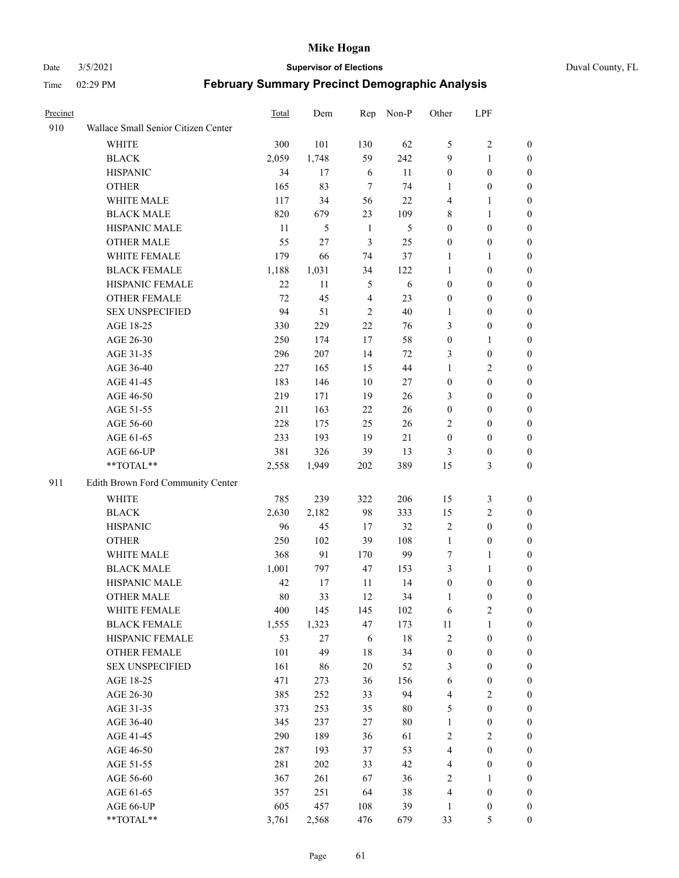# Mike Hogan

Date 3/5/2021 **Supervisor of Elections** Duval County, FL

Time 02:29 PM **February Summary Precinct Demographic Analysis**

| Precinct | | Total | Dem | Rep | Non-P | Other | LPF | |
|---|---|---|---|---|---|---|---|---|
| 910 | Wallace Small Senior Citizen Center | | | | | | | |
| | WHITE | 300 | 101 | 130 | 62 | 5 | 2 | 0 |
| | BLACK | 2,059 | 1,748 | 59 | 242 | 9 | 1 | 0 |
| | HISPANIC | 34 | 17 | 6 | 11 | 0 | 0 | 0 |
| | OTHER | 165 | 83 | 7 | 74 | 1 | 0 | 0 |
| | WHITE MALE | 117 | 34 | 56 | 22 | 4 | 1 | 0 |
| | BLACK MALE | 820 | 679 | 23 | 109 | 8 | 1 | 0 |
| | HISPANIC MALE | 11 | 5 | 1 | 5 | 0 | 0 | 0 |
| | OTHER MALE | 55 | 27 | 3 | 25 | 0 | 0 | 0 |
| | WHITE FEMALE | 179 | 66 | 74 | 37 | 1 | 1 | 0 |
| | BLACK FEMALE | 1,188 | 1,031 | 34 | 122 | 1 | 0 | 0 |
| | HISPANIC FEMALE | 22 | 11 | 5 | 6 | 0 | 0 | 0 |
| | OTHER FEMALE | 72 | 45 | 4 | 23 | 0 | 0 | 0 |
| | SEX UNSPECIFIED | 94 | 51 | 2 | 40 | 1 | 0 | 0 |
| | AGE 18-25 | 330 | 229 | 22 | 76 | 3 | 0 | 0 |
| | AGE 26-30 | 250 | 174 | 17 | 58 | 0 | 1 | 0 |
| | AGE 31-35 | 296 | 207 | 14 | 72 | 3 | 0 | 0 |
| | AGE 36-40 | 227 | 165 | 15 | 44 | 1 | 2 | 0 |
| | AGE 41-45 | 183 | 146 | 10 | 27 | 0 | 0 | 0 |
| | AGE 46-50 | 219 | 171 | 19 | 26 | 3 | 0 | 0 |
| | AGE 51-55 | 211 | 163 | 22 | 26 | 0 | 0 | 0 |
| | AGE 56-60 | 228 | 175 | 25 | 26 | 2 | 0 | 0 |
| | AGE 61-65 | 233 | 193 | 19 | 21 | 0 | 0 | 0 |
| | AGE 66-UP | 381 | 326 | 39 | 13 | 3 | 0 | 0 |
| | **TOTAL** | 2,558 | 1,949 | 202 | 389 | 15 | 3 | 0 |
| 911 | Edith Brown Ford Community Center | | | | | | | |
| | WHITE | 785 | 239 | 322 | 206 | 15 | 3 | 0 |
| | BLACK | 2,630 | 2,182 | 98 | 333 | 15 | 2 | 0 |
| | HISPANIC | 96 | 45 | 17 | 32 | 2 | 0 | 0 |
| | OTHER | 250 | 102 | 39 | 108 | 1 | 0 | 0 |
| | WHITE MALE | 368 | 91 | 170 | 99 | 7 | 1 | 0 |
| | BLACK MALE | 1,001 | 797 | 47 | 153 | 3 | 1 | 0 |
| | HISPANIC MALE | 42 | 17 | 11 | 14 | 0 | 0 | 0 |
| | OTHER MALE | 80 | 33 | 12 | 34 | 1 | 0 | 0 |
| | WHITE FEMALE | 400 | 145 | 145 | 102 | 6 | 2 | 0 |
| | BLACK FEMALE | 1,555 | 1,323 | 47 | 173 | 11 | 1 | 0 |
| | HISPANIC FEMALE | 53 | 27 | 6 | 18 | 2 | 0 | 0 |
| | OTHER FEMALE | 101 | 49 | 18 | 34 | 0 | 0 | 0 |
| | SEX UNSPECIFIED | 161 | 86 | 20 | 52 | 3 | 0 | 0 |
| | AGE 18-25 | 471 | 273 | 36 | 156 | 6 | 0 | 0 |
| | AGE 26-30 | 385 | 252 | 33 | 94 | 4 | 2 | 0 |
| | AGE 31-35 | 373 | 253 | 35 | 80 | 5 | 0 | 0 |
| | AGE 36-40 | 345 | 237 | 27 | 80 | 1 | 0 | 0 |
| | AGE 41-45 | 290 | 189 | 36 | 61 | 2 | 2 | 0 |
| | AGE 46-50 | 287 | 193 | 37 | 53 | 4 | 0 | 0 |
| | AGE 51-55 | 281 | 202 | 33 | 42 | 4 | 0 | 0 |
| | AGE 56-60 | 367 | 261 | 67 | 36 | 2 | 1 | 0 |
| | AGE 61-65 | 357 | 251 | 64 | 38 | 4 | 0 | 0 |
| | AGE 66-UP | 605 | 457 | 108 | 39 | 1 | 0 | 0 |
| | **TOTAL** | 3,761 | 2,568 | 476 | 679 | 33 | 5 | 0 |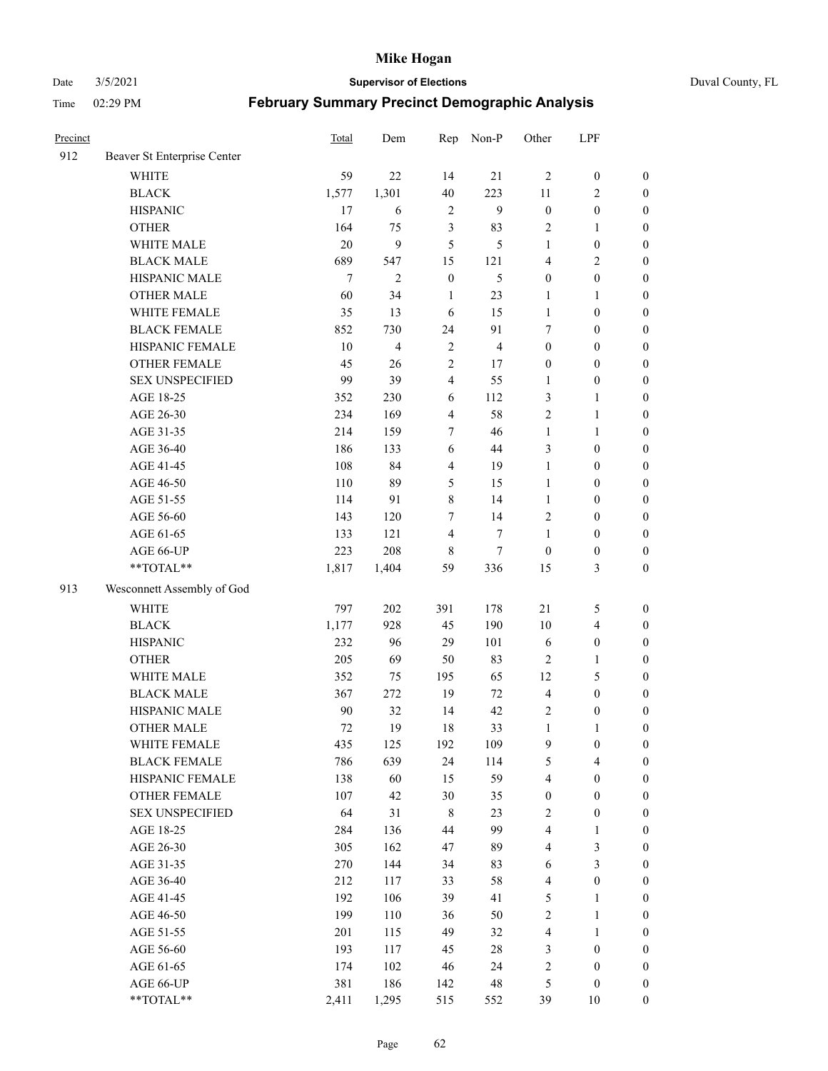# Mike Hogan

Date 3/5/2021 **Supervisor of Elections** Duval County, FL

Time 02:29 PM **February Summary Precinct Demographic Analysis**

| Precinct | | Total | Dem | Rep | Non-P | Other | LPF | |
|---|---|---|---|---|---|---|---|---|
| 912 | Beaver St Enterprise Center | | | | | | | |
| | WHITE | 59 | 22 | 14 | 21 | 2 | 0 | 0 |
| | BLACK | 1,577 | 1,301 | 40 | 223 | 11 | 2 | 0 |
| | HISPANIC | 17 | 6 | 2 | 9 | 0 | 0 | 0 |
| | OTHER | 164 | 75 | 3 | 83 | 2 | 1 | 0 |
| | WHITE MALE | 20 | 9 | 5 | 5 | 1 | 0 | 0 |
| | BLACK MALE | 689 | 547 | 15 | 121 | 4 | 2 | 0 |
| | HISPANIC MALE | 7 | 2 | 0 | 5 | 0 | 0 | 0 |
| | OTHER MALE | 60 | 34 | 1 | 23 | 1 | 1 | 0 |
| | WHITE FEMALE | 35 | 13 | 6 | 15 | 1 | 0 | 0 |
| | BLACK FEMALE | 852 | 730 | 24 | 91 | 7 | 0 | 0 |
| | HISPANIC FEMALE | 10 | 4 | 2 | 4 | 0 | 0 | 0 |
| | OTHER FEMALE | 45 | 26 | 2 | 17 | 0 | 0 | 0 |
| | SEX UNSPECIFIED | 99 | 39 | 4 | 55 | 1 | 0 | 0 |
| | AGE 18-25 | 352 | 230 | 6 | 112 | 3 | 1 | 0 |
| | AGE 26-30 | 234 | 169 | 4 | 58 | 2 | 1 | 0 |
| | AGE 31-35 | 214 | 159 | 7 | 46 | 1 | 1 | 0 |
| | AGE 36-40 | 186 | 133 | 6 | 44 | 3 | 0 | 0 |
| | AGE 41-45 | 108 | 84 | 4 | 19 | 1 | 0 | 0 |
| | AGE 46-50 | 110 | 89 | 5 | 15 | 1 | 0 | 0 |
| | AGE 51-55 | 114 | 91 | 8 | 14 | 1 | 0 | 0 |
| | AGE 56-60 | 143 | 120 | 7 | 14 | 2 | 0 | 0 |
| | AGE 61-65 | 133 | 121 | 4 | 7 | 1 | 0 | 0 |
| | AGE 66-UP | 223 | 208 | 8 | 7 | 0 | 0 | 0 |
| | **TOTAL** | 1,817 | 1,404 | 59 | 336 | 15 | 3 | 0 |
| 913 | Wesconnett Assembly of God | | | | | | | |
| | WHITE | 797 | 202 | 391 | 178 | 21 | 5 | 0 |
| | BLACK | 1,177 | 928 | 45 | 190 | 10 | 4 | 0 |
| | HISPANIC | 232 | 96 | 29 | 101 | 6 | 0 | 0 |
| | OTHER | 205 | 69 | 50 | 83 | 2 | 1 | 0 |
| | WHITE MALE | 352 | 75 | 195 | 65 | 12 | 5 | 0 |
| | BLACK MALE | 367 | 272 | 19 | 72 | 4 | 0 | 0 |
| | HISPANIC MALE | 90 | 32 | 14 | 42 | 2 | 0 | 0 |
| | OTHER MALE | 72 | 19 | 18 | 33 | 1 | 1 | 0 |
| | WHITE FEMALE | 435 | 125 | 192 | 109 | 9 | 0 | 0 |
| | BLACK FEMALE | 786 | 639 | 24 | 114 | 5 | 4 | 0 |
| | HISPANIC FEMALE | 138 | 60 | 15 | 59 | 4 | 0 | 0 |
| | OTHER FEMALE | 107 | 42 | 30 | 35 | 0 | 0 | 0 |
| | SEX UNSPECIFIED | 64 | 31 | 8 | 23 | 2 | 0 | 0 |
| | AGE 18-25 | 284 | 136 | 44 | 99 | 4 | 1 | 0 |
| | AGE 26-30 | 305 | 162 | 47 | 89 | 4 | 3 | 0 |
| | AGE 31-35 | 270 | 144 | 34 | 83 | 6 | 3 | 0 |
| | AGE 36-40 | 212 | 117 | 33 | 58 | 4 | 0 | 0 |
| | AGE 41-45 | 192 | 106 | 39 | 41 | 5 | 1 | 0 |
| | AGE 46-50 | 199 | 110 | 36 | 50 | 2 | 1 | 0 |
| | AGE 51-55 | 201 | 115 | 49 | 32 | 4 | 1 | 0 |
| | AGE 56-60 | 193 | 117 | 45 | 28 | 3 | 0 | 0 |
| | AGE 61-65 | 174 | 102 | 46 | 24 | 2 | 0 | 0 |
| | AGE 66-UP | 381 | 186 | 142 | 48 | 5 | 0 | 0 |
| | **TOTAL** | 2,411 | 1,295 | 515 | 552 | 39 | 10 | 0 |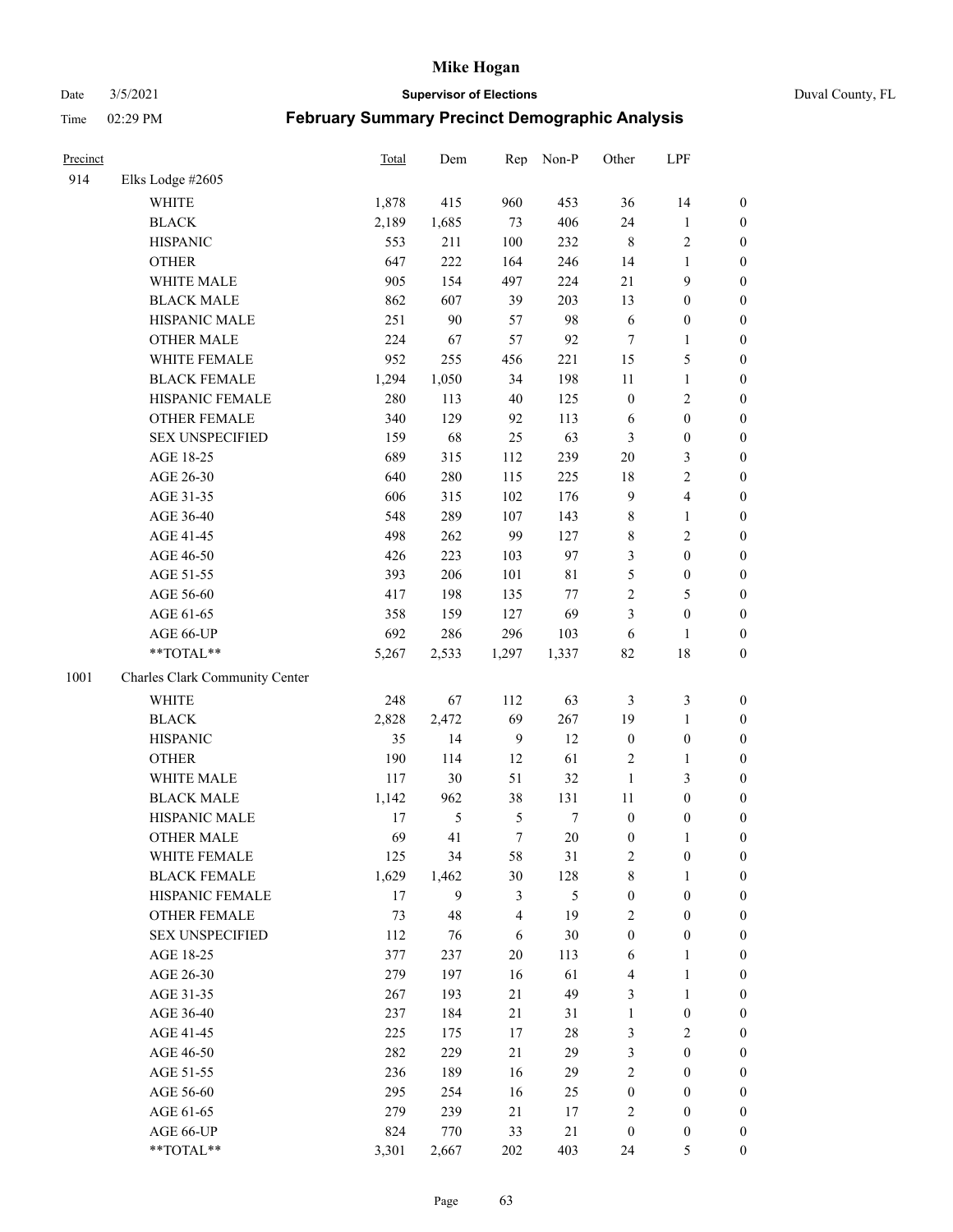| Precinct | | Total | Dem | Rep | Non-P | Other | LPF | |
|---|---|---|---|---|---|---|---|---|
| 914 | Elks Lodge #2605 | | | | | | | |
| | WHITE | 1,878 | 415 | 960 | 453 | 36 | 14 | 0 |
| | BLACK | 2,189 | 1,685 | 73 | 406 | 24 | 1 | 0 |
| | HISPANIC | 553 | 211 | 100 | 232 | 8 | 2 | 0 |
| | OTHER | 647 | 222 | 164 | 246 | 14 | 1 | 0 |
| | WHITE MALE | 905 | 154 | 497 | 224 | 21 | 9 | 0 |
| | BLACK MALE | 862 | 607 | 39 | 203 | 13 | 0 | 0 |
| | HISPANIC MALE | 251 | 90 | 57 | 98 | 6 | 0 | 0 |
| | OTHER MALE | 224 | 67 | 57 | 92 | 7 | 1 | 0 |
| | WHITE FEMALE | 952 | 255 | 456 | 221 | 15 | 5 | 0 |
| | BLACK FEMALE | 1,294 | 1,050 | 34 | 198 | 11 | 1 | 0 |
| | HISPANIC FEMALE | 280 | 113 | 40 | 125 | 0 | 2 | 0 |
| | OTHER FEMALE | 340 | 129 | 92 | 113 | 6 | 0 | 0 |
| | SEX UNSPECIFIED | 159 | 68 | 25 | 63 | 3 | 0 | 0 |
| | AGE 18-25 | 689 | 315 | 112 | 239 | 20 | 3 | 0 |
| | AGE 26-30 | 640 | 280 | 115 | 225 | 18 | 2 | 0 |
| | AGE 31-35 | 606 | 315 | 102 | 176 | 9 | 4 | 0 |
| | AGE 36-40 | 548 | 289 | 107 | 143 | 8 | 1 | 0 |
| | AGE 41-45 | 498 | 262 | 99 | 127 | 8 | 2 | 0 |
| | AGE 46-50 | 426 | 223 | 103 | 97 | 3 | 0 | 0 |
| | AGE 51-55 | 393 | 206 | 101 | 81 | 5 | 0 | 0 |
| | AGE 56-60 | 417 | 198 | 135 | 77 | 2 | 5 | 0 |
| | AGE 61-65 | 358 | 159 | 127 | 69 | 3 | 0 | 0 |
| | AGE 66-UP | 692 | 286 | 296 | 103 | 6 | 1 | 0 |
| | **TOTAL** | 5,267 | 2,533 | 1,297 | 1,337 | 82 | 18 | 0 |
| 1001 | Charles Clark Community Center | | | | | | | |
| | WHITE | 248 | 67 | 112 | 63 | 3 | 3 | 0 |
| | BLACK | 2,828 | 2,472 | 69 | 267 | 19 | 1 | 0 |
| | HISPANIC | 35 | 14 | 9 | 12 | 0 | 0 | 0 |
| | OTHER | 190 | 114 | 12 | 61 | 2 | 1 | 0 |
| | WHITE MALE | 117 | 30 | 51 | 32 | 1 | 3 | 0 |
| | BLACK MALE | 1,142 | 962 | 38 | 131 | 11 | 0 | 0 |
| | HISPANIC MALE | 17 | 5 | 5 | 7 | 0 | 0 | 0 |
| | OTHER MALE | 69 | 41 | 7 | 20 | 0 | 1 | 0 |
| | WHITE FEMALE | 125 | 34 | 58 | 31 | 2 | 0 | 0 |
| | BLACK FEMALE | 1,629 | 1,462 | 30 | 128 | 8 | 1 | 0 |
| | HISPANIC FEMALE | 17 | 9 | 3 | 5 | 0 | 0 | 0 |
| | OTHER FEMALE | 73 | 48 | 4 | 19 | 2 | 0 | 0 |
| | SEX UNSPECIFIED | 112 | 76 | 6 | 30 | 0 | 0 | 0 |
| | AGE 18-25 | 377 | 237 | 20 | 113 | 6 | 1 | 0 |
| | AGE 26-30 | 279 | 197 | 16 | 61 | 4 | 1 | 0 |
| | AGE 31-35 | 267 | 193 | 21 | 49 | 3 | 1 | 0 |
| | AGE 36-40 | 237 | 184 | 21 | 31 | 1 | 0 | 0 |
| | AGE 41-45 | 225 | 175 | 17 | 28 | 3 | 2 | 0 |
| | AGE 46-50 | 282 | 229 | 21 | 29 | 3 | 0 | 0 |
| | AGE 51-55 | 236 | 189 | 16 | 29 | 2 | 0 | 0 |
| | AGE 56-60 | 295 | 254 | 16 | 25 | 0 | 0 | 0 |
| | AGE 61-65 | 279 | 239 | 21 | 17 | 2 | 0 | 0 |
| | AGE 66-UP | 824 | 770 | 33 | 21 | 0 | 0 | 0 |
| | **TOTAL** | 3,301 | 2,667 | 202 | 403 | 24 | 5 | 0 |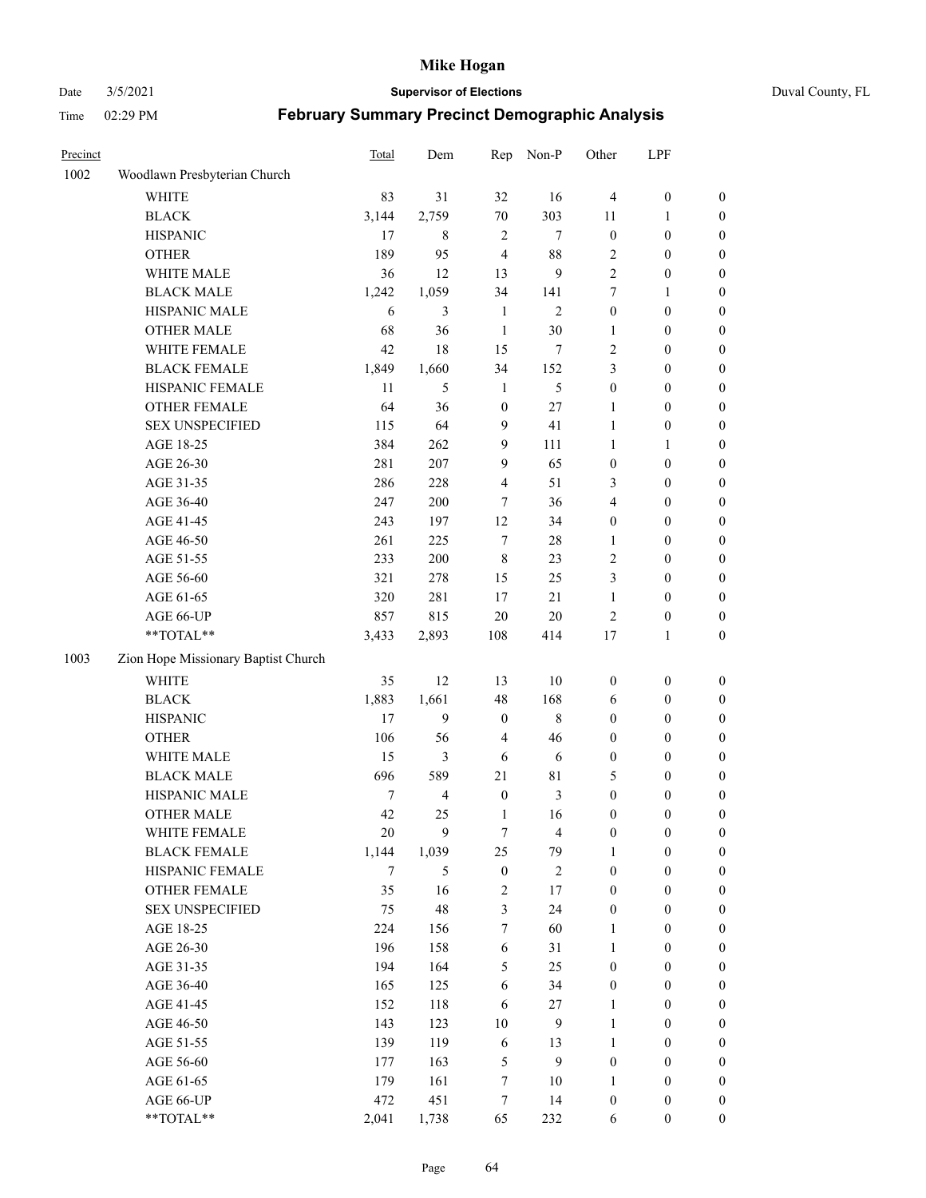# Mike Hogan

Date 3/5/2021 **Supervisor of Elections** Duval County, FL

Time 02:29 PM **February Summary Precinct Demographic Analysis**

| Precinct | | Total | Dem | Rep | Non-P | Other | LPF | |
|---|---|---|---|---|---|---|---|---|
| 1002 | Woodlawn Presbyterian Church | | | | | | | |
| | WHITE | 83 | 31 | 32 | 16 | 4 | 0 | 0 |
| | BLACK | 3,144 | 2,759 | 70 | 303 | 11 | 1 | 0 |
| | HISPANIC | 17 | 8 | 2 | 7 | 0 | 0 | 0 |
| | OTHER | 189 | 95 | 4 | 88 | 2 | 0 | 0 |
| | WHITE MALE | 36 | 12 | 13 | 9 | 2 | 0 | 0 |
| | BLACK MALE | 1,242 | 1,059 | 34 | 141 | 7 | 1 | 0 |
| | HISPANIC MALE | 6 | 3 | 1 | 2 | 0 | 0 | 0 |
| | OTHER MALE | 68 | 36 | 1 | 30 | 1 | 0 | 0 |
| | WHITE FEMALE | 42 | 18 | 15 | 7 | 2 | 0 | 0 |
| | BLACK FEMALE | 1,849 | 1,660 | 34 | 152 | 3 | 0 | 0 |
| | HISPANIC FEMALE | 11 | 5 | 1 | 5 | 0 | 0 | 0 |
| | OTHER FEMALE | 64 | 36 | 0 | 27 | 1 | 0 | 0 |
| | SEX UNSPECIFIED | 115 | 64 | 9 | 41 | 1 | 0 | 0 |
| | AGE 18-25 | 384 | 262 | 9 | 111 | 1 | 1 | 0 |
| | AGE 26-30 | 281 | 207 | 9 | 65 | 0 | 0 | 0 |
| | AGE 31-35 | 286 | 228 | 4 | 51 | 3 | 0 | 0 |
| | AGE 36-40 | 247 | 200 | 7 | 36 | 4 | 0 | 0 |
| | AGE 41-45 | 243 | 197 | 12 | 34 | 0 | 0 | 0 |
| | AGE 46-50 | 261 | 225 | 7 | 28 | 1 | 0 | 0 |
| | AGE 51-55 | 233 | 200 | 8 | 23 | 2 | 0 | 0 |
| | AGE 56-60 | 321 | 278 | 15 | 25 | 3 | 0 | 0 |
| | AGE 61-65 | 320 | 281 | 17 | 21 | 1 | 0 | 0 |
| | AGE 66-UP | 857 | 815 | 20 | 20 | 2 | 0 | 0 |
| | **TOTAL** | 3,433 | 2,893 | 108 | 414 | 17 | 1 | 0 |
| 1003 | Zion Hope Missionary Baptist Church | | | | | | | |
| | WHITE | 35 | 12 | 13 | 10 | 0 | 0 | 0 |
| | BLACK | 1,883 | 1,661 | 48 | 168 | 6 | 0 | 0 |
| | HISPANIC | 17 | 9 | 0 | 8 | 0 | 0 | 0 |
| | OTHER | 106 | 56 | 4 | 46 | 0 | 0 | 0 |
| | WHITE MALE | 15 | 3 | 6 | 6 | 0 | 0 | 0 |
| | BLACK MALE | 696 | 589 | 21 | 81 | 5 | 0 | 0 |
| | HISPANIC MALE | 7 | 4 | 0 | 3 | 0 | 0 | 0 |
| | OTHER MALE | 42 | 25 | 1 | 16 | 0 | 0 | 0 |
| | WHITE FEMALE | 20 | 9 | 7 | 4 | 0 | 0 | 0 |
| | BLACK FEMALE | 1,144 | 1,039 | 25 | 79 | 1 | 0 | 0 |
| | HISPANIC FEMALE | 7 | 5 | 0 | 2 | 0 | 0 | 0 |
| | OTHER FEMALE | 35 | 16 | 2 | 17 | 0 | 0 | 0 |
| | SEX UNSPECIFIED | 75 | 48 | 3 | 24 | 0 | 0 | 0 |
| | AGE 18-25 | 224 | 156 | 7 | 60 | 1 | 0 | 0 |
| | AGE 26-30 | 196 | 158 | 6 | 31 | 1 | 0 | 0 |
| | AGE 31-35 | 194 | 164 | 5 | 25 | 0 | 0 | 0 |
| | AGE 36-40 | 165 | 125 | 6 | 34 | 0 | 0 | 0 |
| | AGE 41-45 | 152 | 118 | 6 | 27 | 1 | 0 | 0 |
| | AGE 46-50 | 143 | 123 | 10 | 9 | 1 | 0 | 0 |
| | AGE 51-55 | 139 | 119 | 6 | 13 | 1 | 0 | 0 |
| | AGE 56-60 | 177 | 163 | 5 | 9 | 0 | 0 | 0 |
| | AGE 61-65 | 179 | 161 | 7 | 10 | 1 | 0 | 0 |
| | AGE 66-UP | 472 | 451 | 7 | 14 | 0 | 0 | 0 |
| | **TOTAL** | 2,041 | 1,738 | 65 | 232 | 6 | 0 | 0 |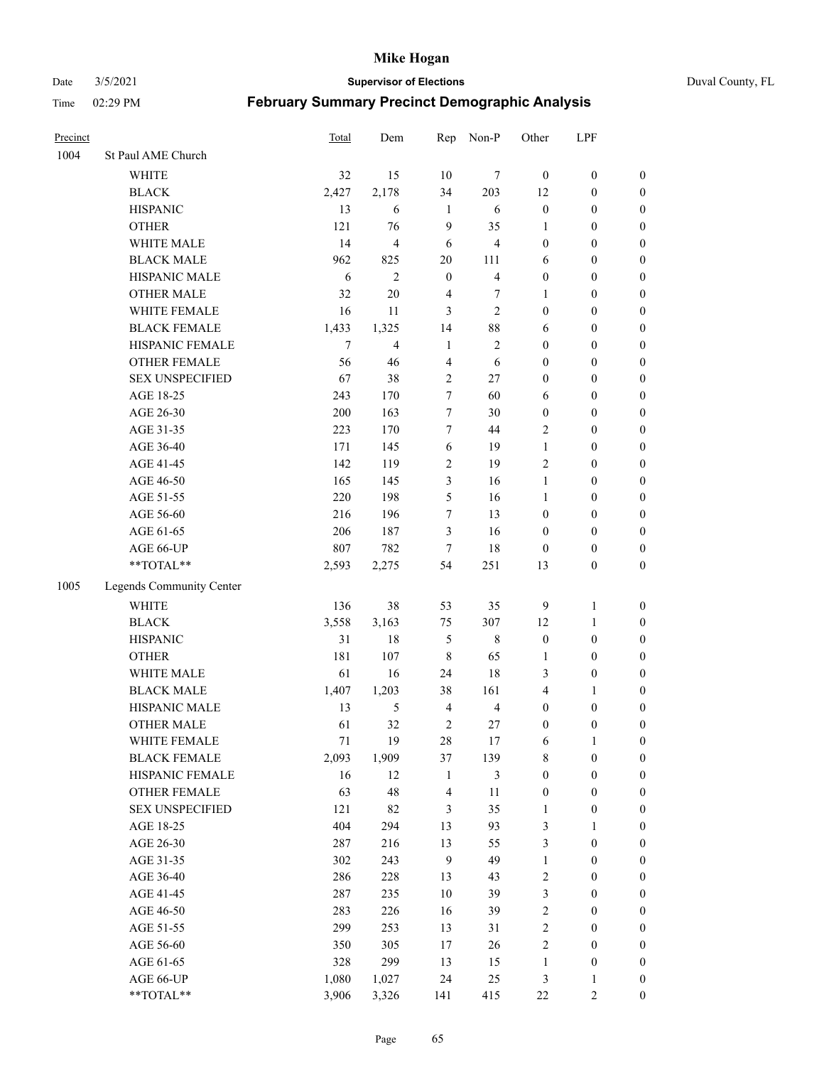# Mike Hogan

Date 3/5/2021 **Supervisor of Elections** Duval County, FL

Time 02:29 PM **February Summary Precinct Demographic Analysis**

| Precinct | | Total | Dem | Rep | Non-P | Other | LPF | |
|---|---|---|---|---|---|---|---|---|
| 1004 | St Paul AME Church | | | | | | | |
| | WHITE | 32 | 15 | 10 | 7 | 0 | 0 | 0 |
| | BLACK | 2,427 | 2,178 | 34 | 203 | 12 | 0 | 0 |
| | HISPANIC | 13 | 6 | 1 | 6 | 0 | 0 | 0 |
| | OTHER | 121 | 76 | 9 | 35 | 1 | 0 | 0 |
| | WHITE MALE | 14 | 4 | 6 | 4 | 0 | 0 | 0 |
| | BLACK MALE | 962 | 825 | 20 | 111 | 6 | 0 | 0 |
| | HISPANIC MALE | 6 | 2 | 0 | 4 | 0 | 0 | 0 |
| | OTHER MALE | 32 | 20 | 4 | 7 | 1 | 0 | 0 |
| | WHITE FEMALE | 16 | 11 | 3 | 2 | 0 | 0 | 0 |
| | BLACK FEMALE | 1,433 | 1,325 | 14 | 88 | 6 | 0 | 0 |
| | HISPANIC FEMALE | 7 | 4 | 1 | 2 | 0 | 0 | 0 |
| | OTHER FEMALE | 56 | 46 | 4 | 6 | 0 | 0 | 0 |
| | SEX UNSPECIFIED | 67 | 38 | 2 | 27 | 0 | 0 | 0 |
| | AGE 18-25 | 243 | 170 | 7 | 60 | 6 | 0 | 0 |
| | AGE 26-30 | 200 | 163 | 7 | 30 | 0 | 0 | 0 |
| | AGE 31-35 | 223 | 170 | 7 | 44 | 2 | 0 | 0 |
| | AGE 36-40 | 171 | 145 | 6 | 19 | 1 | 0 | 0 |
| | AGE 41-45 | 142 | 119 | 2 | 19 | 2 | 0 | 0 |
| | AGE 46-50 | 165 | 145 | 3 | 16 | 1 | 0 | 0 |
| | AGE 51-55 | 220 | 198 | 5 | 16 | 1 | 0 | 0 |
| | AGE 56-60 | 216 | 196 | 7 | 13 | 0 | 0 | 0 |
| | AGE 61-65 | 206 | 187 | 3 | 16 | 0 | 0 | 0 |
| | AGE 66-UP | 807 | 782 | 7 | 18 | 0 | 0 | 0 |
| | **TOTAL** | 2,593 | 2,275 | 54 | 251 | 13 | 0 | 0 |
| 1005 | Legends Community Center | | | | | | | |
| | WHITE | 136 | 38 | 53 | 35 | 9 | 1 | 0 |
| | BLACK | 3,558 | 3,163 | 75 | 307 | 12 | 1 | 0 |
| | HISPANIC | 31 | 18 | 5 | 8 | 0 | 0 | 0 |
| | OTHER | 181 | 107 | 8 | 65 | 1 | 0 | 0 |
| | WHITE MALE | 61 | 16 | 24 | 18 | 3 | 0 | 0 |
| | BLACK MALE | 1,407 | 1,203 | 38 | 161 | 4 | 1 | 0 |
| | HISPANIC MALE | 13 | 5 | 4 | 4 | 0 | 0 | 0 |
| | OTHER MALE | 61 | 32 | 2 | 27 | 0 | 0 | 0 |
| | WHITE FEMALE | 71 | 19 | 28 | 17 | 6 | 1 | 0 |
| | BLACK FEMALE | 2,093 | 1,909 | 37 | 139 | 8 | 0 | 0 |
| | HISPANIC FEMALE | 16 | 12 | 1 | 3 | 0 | 0 | 0 |
| | OTHER FEMALE | 63 | 48 | 4 | 11 | 0 | 0 | 0 |
| | SEX UNSPECIFIED | 121 | 82 | 3 | 35 | 1 | 0 | 0 |
| | AGE 18-25 | 404 | 294 | 13 | 93 | 3 | 1 | 0 |
| | AGE 26-30 | 287 | 216 | 13 | 55 | 3 | 0 | 0 |
| | AGE 31-35 | 302 | 243 | 9 | 49 | 1 | 0 | 0 |
| | AGE 36-40 | 286 | 228 | 13 | 43 | 2 | 0 | 0 |
| | AGE 41-45 | 287 | 235 | 10 | 39 | 3 | 0 | 0 |
| | AGE 46-50 | 283 | 226 | 16 | 39 | 2 | 0 | 0 |
| | AGE 51-55 | 299 | 253 | 13 | 31 | 2 | 0 | 0 |
| | AGE 56-60 | 350 | 305 | 17 | 26 | 2 | 0 | 0 |
| | AGE 61-65 | 328 | 299 | 13 | 15 | 1 | 0 | 0 |
| | AGE 66-UP | 1,080 | 1,027 | 24 | 25 | 3 | 1 | 0 |
| | **TOTAL** | 3,906 | 3,326 | 141 | 415 | 22 | 2 | 0 |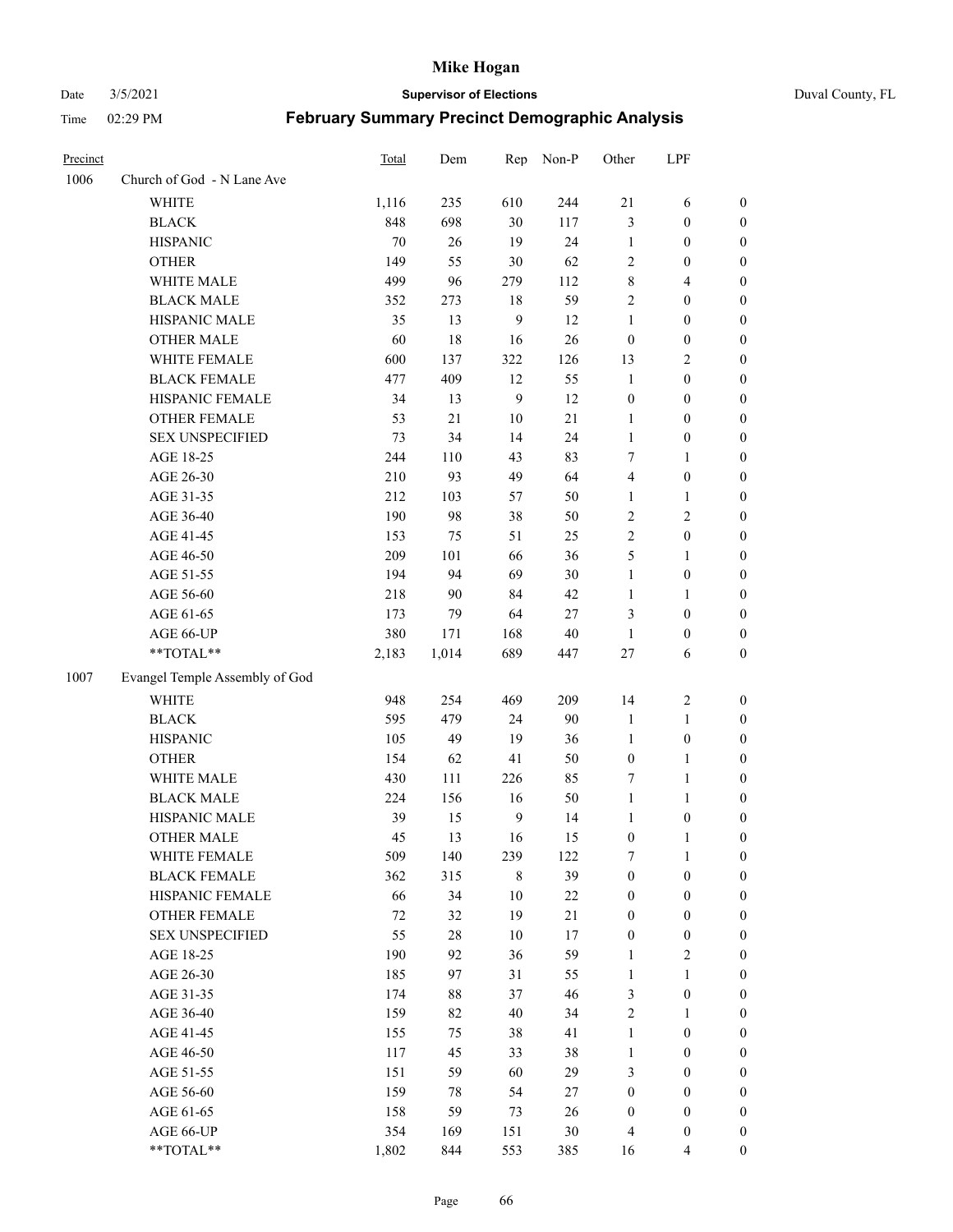# Mike Hogan

Date 3/5/2021 **Supervisor of Elections** Duval County, FL

Time 02:29 PM **February Summary Precinct Demographic Analysis**

| Precinct | | Total | Dem | Rep | Non-P | Other | LPF | |
|---|---|---|---|---|---|---|---|---|
| 1006 | Church of God - N Lane Ave | | | | | | | |
| | WHITE | 1,116 | 235 | 610 | 244 | 21 | 6 | 0 |
| | BLACK | 848 | 698 | 30 | 117 | 3 | 0 | 0 |
| | HISPANIC | 70 | 26 | 19 | 24 | 1 | 0 | 0 |
| | OTHER | 149 | 55 | 30 | 62 | 2 | 0 | 0 |
| | WHITE MALE | 499 | 96 | 279 | 112 | 8 | 4 | 0 |
| | BLACK MALE | 352 | 273 | 18 | 59 | 2 | 0 | 0 |
| | HISPANIC MALE | 35 | 13 | 9 | 12 | 1 | 0 | 0 |
| | OTHER MALE | 60 | 18 | 16 | 26 | 0 | 0 | 0 |
| | WHITE FEMALE | 600 | 137 | 322 | 126 | 13 | 2 | 0 |
| | BLACK FEMALE | 477 | 409 | 12 | 55 | 1 | 0 | 0 |
| | HISPANIC FEMALE | 34 | 13 | 9 | 12 | 0 | 0 | 0 |
| | OTHER FEMALE | 53 | 21 | 10 | 21 | 1 | 0 | 0 |
| | SEX UNSPECIFIED | 73 | 34 | 14 | 24 | 1 | 0 | 0 |
| | AGE 18-25 | 244 | 110 | 43 | 83 | 7 | 1 | 0 |
| | AGE 26-30 | 210 | 93 | 49 | 64 | 4 | 0 | 0 |
| | AGE 31-35 | 212 | 103 | 57 | 50 | 1 | 1 | 0 |
| | AGE 36-40 | 190 | 98 | 38 | 50 | 2 | 2 | 0 |
| | AGE 41-45 | 153 | 75 | 51 | 25 | 2 | 0 | 0 |
| | AGE 46-50 | 209 | 101 | 66 | 36 | 5 | 1 | 0 |
| | AGE 51-55 | 194 | 94 | 69 | 30 | 1 | 0 | 0 |
| | AGE 56-60 | 218 | 90 | 84 | 42 | 1 | 1 | 0 |
| | AGE 61-65 | 173 | 79 | 64 | 27 | 3 | 0 | 0 |
| | AGE 66-UP | 380 | 171 | 168 | 40 | 1 | 0 | 0 |
| | **TOTAL** | 2,183 | 1,014 | 689 | 447 | 27 | 6 | 0 |
| 1007 | Evangel Temple Assembly of God | | | | | | | |
| | WHITE | 948 | 254 | 469 | 209 | 14 | 2 | 0 |
| | BLACK | 595 | 479 | 24 | 90 | 1 | 1 | 0 |
| | HISPANIC | 105 | 49 | 19 | 36 | 1 | 0 | 0 |
| | OTHER | 154 | 62 | 41 | 50 | 0 | 1 | 0 |
| | WHITE MALE | 430 | 111 | 226 | 85 | 7 | 1 | 0 |
| | BLACK MALE | 224 | 156 | 16 | 50 | 1 | 1 | 0 |
| | HISPANIC MALE | 39 | 15 | 9 | 14 | 1 | 0 | 0 |
| | OTHER MALE | 45 | 13 | 16 | 15 | 0 | 1 | 0 |
| | WHITE FEMALE | 509 | 140 | 239 | 122 | 7 | 1 | 0 |
| | BLACK FEMALE | 362 | 315 | 8 | 39 | 0 | 0 | 0 |
| | HISPANIC FEMALE | 66 | 34 | 10 | 22 | 0 | 0 | 0 |
| | OTHER FEMALE | 72 | 32 | 19 | 21 | 0 | 0 | 0 |
| | SEX UNSPECIFIED | 55 | 28 | 10 | 17 | 0 | 0 | 0 |
| | AGE 18-25 | 190 | 92 | 36 | 59 | 1 | 2 | 0 |
| | AGE 26-30 | 185 | 97 | 31 | 55 | 1 | 1 | 0 |
| | AGE 31-35 | 174 | 88 | 37 | 46 | 3 | 0 | 0 |
| | AGE 36-40 | 159 | 82 | 40 | 34 | 2 | 1 | 0 |
| | AGE 41-45 | 155 | 75 | 38 | 41 | 1 | 0 | 0 |
| | AGE 46-50 | 117 | 45 | 33 | 38 | 1 | 0 | 0 |
| | AGE 51-55 | 151 | 59 | 60 | 29 | 3 | 0 | 0 |
| | AGE 56-60 | 159 | 78 | 54 | 27 | 0 | 0 | 0 |
| | AGE 61-65 | 158 | 59 | 73 | 26 | 0 | 0 | 0 |
| | AGE 66-UP | 354 | 169 | 151 | 30 | 4 | 0 | 0 |
| | **TOTAL** | 1,802 | 844 | 553 | 385 | 16 | 4 | 0 |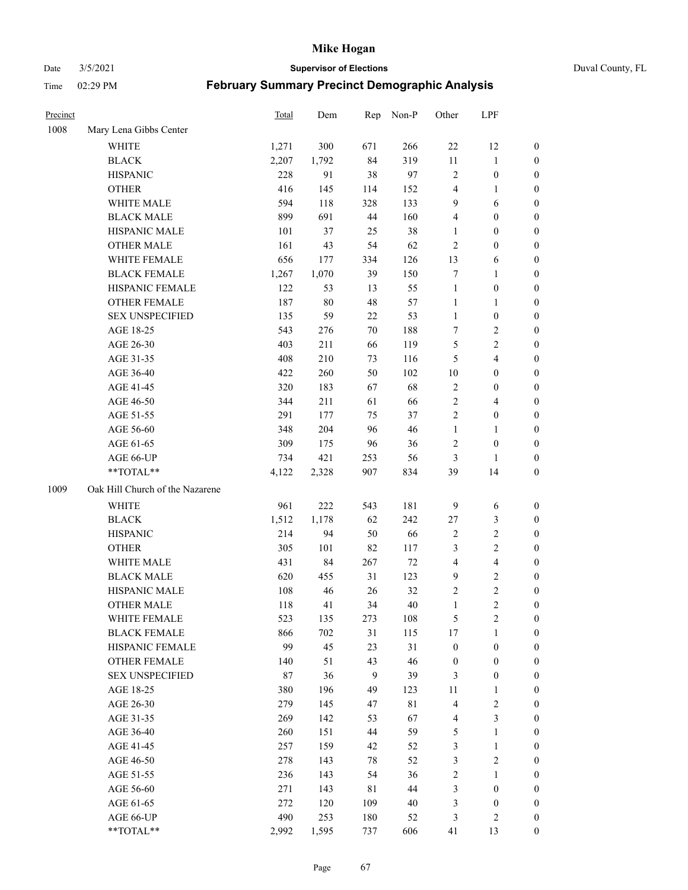# Mike Hogan

Date 3/5/2021 **Supervisor of Elections** Duval County, FL

Time 02:29 PM **February Summary Precinct Demographic Analysis**

| Precinct | | Total | Dem | Rep | Non-P | Other | LPF | |
|---|---|---|---|---|---|---|---|---|
| 1008 | Mary Lena Gibbs Center | | | | | | | |
| | WHITE | 1,271 | 300 | 671 | 266 | 22 | 12 | 0 |
| | BLACK | 2,207 | 1,792 | 84 | 319 | 11 | 1 | 0 |
| | HISPANIC | 228 | 91 | 38 | 97 | 2 | 0 | 0 |
| | OTHER | 416 | 145 | 114 | 152 | 4 | 1 | 0 |
| | WHITE MALE | 594 | 118 | 328 | 133 | 9 | 6 | 0 |
| | BLACK MALE | 899 | 691 | 44 | 160 | 4 | 0 | 0 |
| | HISPANIC MALE | 101 | 37 | 25 | 38 | 1 | 0 | 0 |
| | OTHER MALE | 161 | 43 | 54 | 62 | 2 | 0 | 0 |
| | WHITE FEMALE | 656 | 177 | 334 | 126 | 13 | 6 | 0 |
| | BLACK FEMALE | 1,267 | 1,070 | 39 | 150 | 7 | 1 | 0 |
| | HISPANIC FEMALE | 122 | 53 | 13 | 55 | 1 | 0 | 0 |
| | OTHER FEMALE | 187 | 80 | 48 | 57 | 1 | 1 | 0 |
| | SEX UNSPECIFIED | 135 | 59 | 22 | 53 | 1 | 0 | 0 |
| | AGE 18-25 | 543 | 276 | 70 | 188 | 7 | 2 | 0 |
| | AGE 26-30 | 403 | 211 | 66 | 119 | 5 | 2 | 0 |
| | AGE 31-35 | 408 | 210 | 73 | 116 | 5 | 4 | 0 |
| | AGE 36-40 | 422 | 260 | 50 | 102 | 10 | 0 | 0 |
| | AGE 41-45 | 320 | 183 | 67 | 68 | 2 | 0 | 0 |
| | AGE 46-50 | 344 | 211 | 61 | 66 | 2 | 4 | 0 |
| | AGE 51-55 | 291 | 177 | 75 | 37 | 2 | 0 | 0 |
| | AGE 56-60 | 348 | 204 | 96 | 46 | 1 | 1 | 0 |
| | AGE 61-65 | 309 | 175 | 96 | 36 | 2 | 0 | 0 |
| | AGE 66-UP | 734 | 421 | 253 | 56 | 3 | 1 | 0 |
| | **TOTAL** | 4,122 | 2,328 | 907 | 834 | 39 | 14 | 0 |
| 1009 | Oak Hill Church of the Nazarene | | | | | | | |
| | WHITE | 961 | 222 | 543 | 181 | 9 | 6 | 0 |
| | BLACK | 1,512 | 1,178 | 62 | 242 | 27 | 3 | 0 |
| | HISPANIC | 214 | 94 | 50 | 66 | 2 | 2 | 0 |
| | OTHER | 305 | 101 | 82 | 117 | 3 | 2 | 0 |
| | WHITE MALE | 431 | 84 | 267 | 72 | 4 | 4 | 0 |
| | BLACK MALE | 620 | 455 | 31 | 123 | 9 | 2 | 0 |
| | HISPANIC MALE | 108 | 46 | 26 | 32 | 2 | 2 | 0 |
| | OTHER MALE | 118 | 41 | 34 | 40 | 1 | 2 | 0 |
| | WHITE FEMALE | 523 | 135 | 273 | 108 | 5 | 2 | 0 |
| | BLACK FEMALE | 866 | 702 | 31 | 115 | 17 | 1 | 0 |
| | HISPANIC FEMALE | 99 | 45 | 23 | 31 | 0 | 0 | 0 |
| | OTHER FEMALE | 140 | 51 | 43 | 46 | 0 | 0 | 0 |
| | SEX UNSPECIFIED | 87 | 36 | 9 | 39 | 3 | 0 | 0 |
| | AGE 18-25 | 380 | 196 | 49 | 123 | 11 | 1 | 0 |
| | AGE 26-30 | 279 | 145 | 47 | 81 | 4 | 2 | 0 |
| | AGE 31-35 | 269 | 142 | 53 | 67 | 4 | 3 | 0 |
| | AGE 36-40 | 260 | 151 | 44 | 59 | 5 | 1 | 0 |
| | AGE 41-45 | 257 | 159 | 42 | 52 | 3 | 1 | 0 |
| | AGE 46-50 | 278 | 143 | 78 | 52 | 3 | 2 | 0 |
| | AGE 51-55 | 236 | 143 | 54 | 36 | 2 | 1 | 0 |
| | AGE 56-60 | 271 | 143 | 81 | 44 | 3 | 0 | 0 |
| | AGE 61-65 | 272 | 120 | 109 | 40 | 3 | 0 | 0 |
| | AGE 66-UP | 490 | 253 | 180 | 52 | 3 | 2 | 0 |
| | **TOTAL** | 2,992 | 1,595 | 737 | 606 | 41 | 13 | 0 |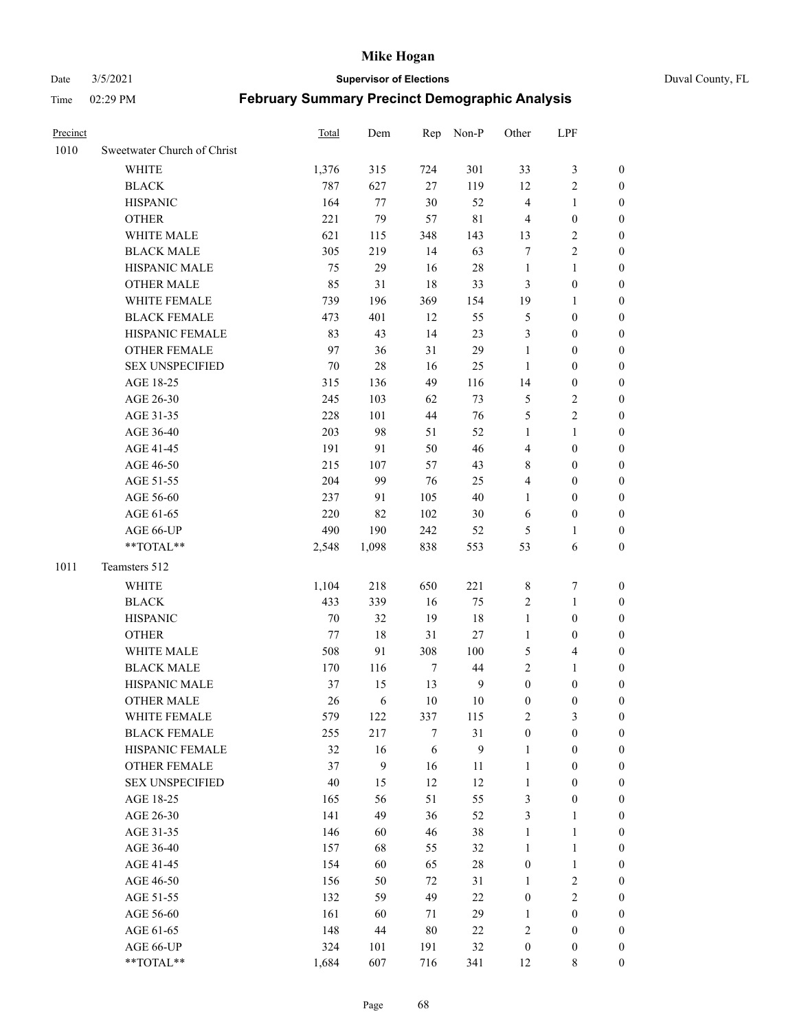| Precinct | | Total | Dem | Rep | Non-P | Other | LPF | |
|---|---|---|---|---|---|---|---|---|
| 1010 | Sweetwater Church of Christ | | | | | | | |
| | WHITE | 1,376 | 315 | 724 | 301 | 33 | 3 | 0 |
| | BLACK | 787 | 627 | 27 | 119 | 12 | 2 | 0 |
| | HISPANIC | 164 | 77 | 30 | 52 | 4 | 1 | 0 |
| | OTHER | 221 | 79 | 57 | 81 | 4 | 0 | 0 |
| | WHITE MALE | 621 | 115 | 348 | 143 | 13 | 2 | 0 |
| | BLACK MALE | 305 | 219 | 14 | 63 | 7 | 2 | 0 |
| | HISPANIC MALE | 75 | 29 | 16 | 28 | 1 | 1 | 0 |
| | OTHER MALE | 85 | 31 | 18 | 33 | 3 | 0 | 0 |
| | WHITE FEMALE | 739 | 196 | 369 | 154 | 19 | 1 | 0 |
| | BLACK FEMALE | 473 | 401 | 12 | 55 | 5 | 0 | 0 |
| | HISPANIC FEMALE | 83 | 43 | 14 | 23 | 3 | 0 | 0 |
| | OTHER FEMALE | 97 | 36 | 31 | 29 | 1 | 0 | 0 |
| | SEX UNSPECIFIED | 70 | 28 | 16 | 25 | 1 | 0 | 0 |
| | AGE 18-25 | 315 | 136 | 49 | 116 | 14 | 0 | 0 |
| | AGE 26-30 | 245 | 103 | 62 | 73 | 5 | 2 | 0 |
| | AGE 31-35 | 228 | 101 | 44 | 76 | 5 | 2 | 0 |
| | AGE 36-40 | 203 | 98 | 51 | 52 | 1 | 1 | 0 |
| | AGE 41-45 | 191 | 91 | 50 | 46 | 4 | 0 | 0 |
| | AGE 46-50 | 215 | 107 | 57 | 43 | 8 | 0 | 0 |
| | AGE 51-55 | 204 | 99 | 76 | 25 | 4 | 0 | 0 |
| | AGE 56-60 | 237 | 91 | 105 | 40 | 1 | 0 | 0 |
| | AGE 61-65 | 220 | 82 | 102 | 30 | 6 | 0 | 0 |
| | AGE 66-UP | 490 | 190 | 242 | 52 | 5 | 1 | 0 |
| | **TOTAL** | 2,548 | 1,098 | 838 | 553 | 53 | 6 | 0 |
| 1011 | Teamsters 512 | | | | | | | |
| | WHITE | 1,104 | 218 | 650 | 221 | 8 | 7 | 0 |
| | BLACK | 433 | 339 | 16 | 75 | 2 | 1 | 0 |
| | HISPANIC | 70 | 32 | 19 | 18 | 1 | 0 | 0 |
| | OTHER | 77 | 18 | 31 | 27 | 1 | 0 | 0 |
| | WHITE MALE | 508 | 91 | 308 | 100 | 5 | 4 | 0 |
| | BLACK MALE | 170 | 116 | 7 | 44 | 2 | 1 | 0 |
| | HISPANIC MALE | 37 | 15 | 13 | 9 | 0 | 0 | 0 |
| | OTHER MALE | 26 | 6 | 10 | 10 | 0 | 0 | 0 |
| | WHITE FEMALE | 579 | 122 | 337 | 115 | 2 | 3 | 0 |
| | BLACK FEMALE | 255 | 217 | 7 | 31 | 0 | 0 | 0 |
| | HISPANIC FEMALE | 32 | 16 | 6 | 9 | 1 | 0 | 0 |
| | OTHER FEMALE | 37 | 9 | 16 | 11 | 1 | 0 | 0 |
| | SEX UNSPECIFIED | 40 | 15 | 12 | 12 | 1 | 0 | 0 |
| | AGE 18-25 | 165 | 56 | 51 | 55 | 3 | 0 | 0 |
| | AGE 26-30 | 141 | 49 | 36 | 52 | 3 | 1 | 0 |
| | AGE 31-35 | 146 | 60 | 46 | 38 | 1 | 1 | 0 |
| | AGE 36-40 | 157 | 68 | 55 | 32 | 1 | 1 | 0 |
| | AGE 41-45 | 154 | 60 | 65 | 28 | 0 | 1 | 0 |
| | AGE 46-50 | 156 | 50 | 72 | 31 | 1 | 2 | 0 |
| | AGE 51-55 | 132 | 59 | 49 | 22 | 0 | 2 | 0 |
| | AGE 56-60 | 161 | 60 | 71 | 29 | 1 | 0 | 0 |
| | AGE 61-65 | 148 | 44 | 80 | 22 | 2 | 0 | 0 |
| | AGE 66-UP | 324 | 101 | 191 | 32 | 0 | 0 | 0 |
| | **TOTAL** | 1,684 | 607 | 716 | 341 | 12 | 8 | 0 |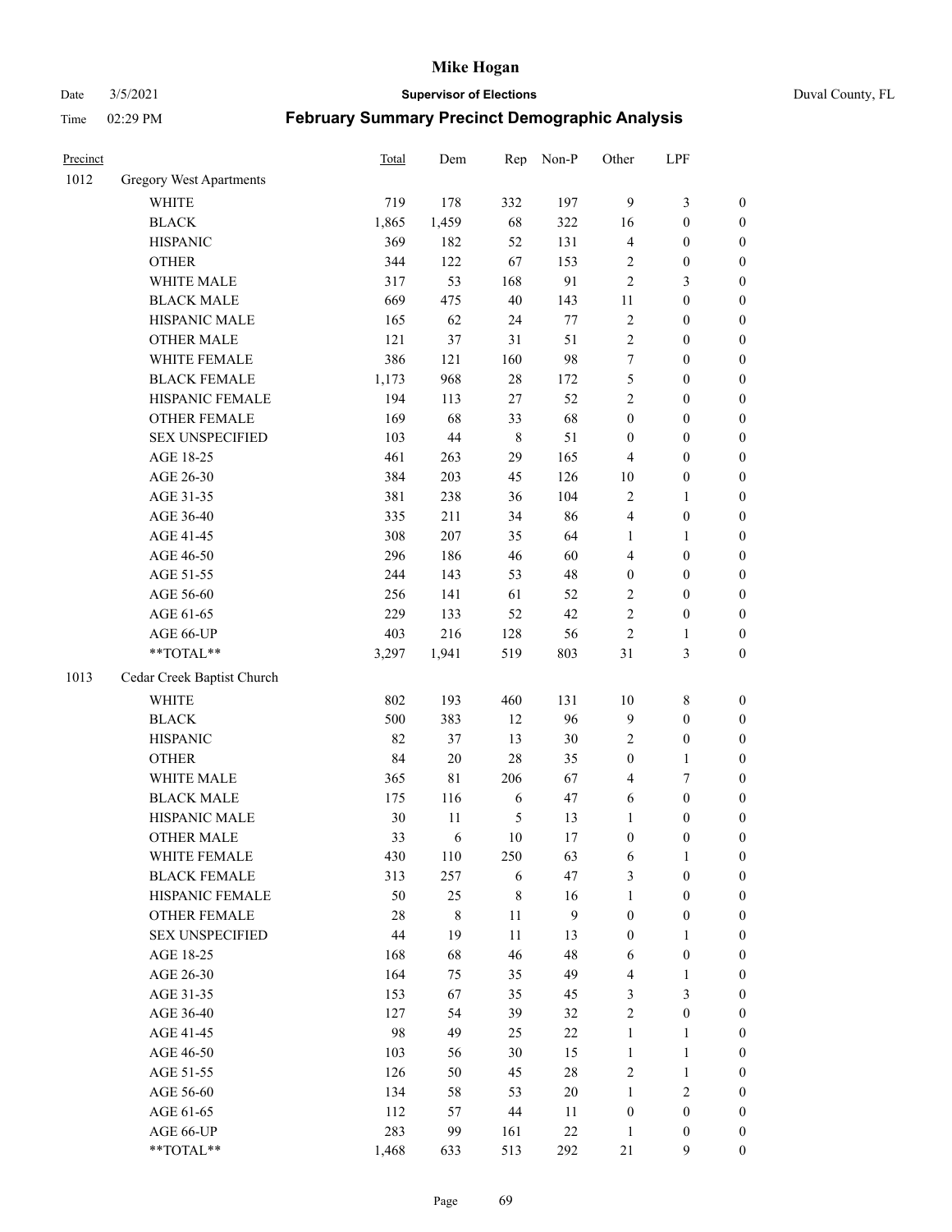# Mike Hogan

Date 3/5/2021 **Supervisor of Elections** Duval County, FL

Time 02:29 PM **February Summary Precinct Demographic Analysis**

| Precinct | | Total | Dem | Rep | Non-P | Other | LPF | |
|---|---|---|---|---|---|---|---|---|
| 1012 | Gregory West Apartments | | | | | | | |
| | WHITE | 719 | 178 | 332 | 197 | 9 | 3 | 0 |
| | BLACK | 1,865 | 1,459 | 68 | 322 | 16 | 0 | 0 |
| | HISPANIC | 369 | 182 | 52 | 131 | 4 | 0 | 0 |
| | OTHER | 344 | 122 | 67 | 153 | 2 | 0 | 0 |
| | WHITE MALE | 317 | 53 | 168 | 91 | 2 | 3 | 0 |
| | BLACK MALE | 669 | 475 | 40 | 143 | 11 | 0 | 0 |
| | HISPANIC MALE | 165 | 62 | 24 | 77 | 2 | 0 | 0 |
| | OTHER MALE | 121 | 37 | 31 | 51 | 2 | 0 | 0 |
| | WHITE FEMALE | 386 | 121 | 160 | 98 | 7 | 0 | 0 |
| | BLACK FEMALE | 1,173 | 968 | 28 | 172 | 5 | 0 | 0 |
| | HISPANIC FEMALE | 194 | 113 | 27 | 52 | 2 | 0 | 0 |
| | OTHER FEMALE | 169 | 68 | 33 | 68 | 0 | 0 | 0 |
| | SEX UNSPECIFIED | 103 | 44 | 8 | 51 | 0 | 0 | 0 |
| | AGE 18-25 | 461 | 263 | 29 | 165 | 4 | 0 | 0 |
| | AGE 26-30 | 384 | 203 | 45 | 126 | 10 | 0 | 0 |
| | AGE 31-35 | 381 | 238 | 36 | 104 | 2 | 1 | 0 |
| | AGE 36-40 | 335 | 211 | 34 | 86 | 4 | 0 | 0 |
| | AGE 41-45 | 308 | 207 | 35 | 64 | 1 | 1 | 0 |
| | AGE 46-50 | 296 | 186 | 46 | 60 | 4 | 0 | 0 |
| | AGE 51-55 | 244 | 143 | 53 | 48 | 0 | 0 | 0 |
| | AGE 56-60 | 256 | 141 | 61 | 52 | 2 | 0 | 0 |
| | AGE 61-65 | 229 | 133 | 52 | 42 | 2 | 0 | 0 |
| | AGE 66-UP | 403 | 216 | 128 | 56 | 2 | 1 | 0 |
| | **TOTAL** | 3,297 | 1,941 | 519 | 803 | 31 | 3 | 0 |
| 1013 | Cedar Creek Baptist Church | | | | | | | |
| | WHITE | 802 | 193 | 460 | 131 | 10 | 8 | 0 |
| | BLACK | 500 | 383 | 12 | 96 | 9 | 0 | 0 |
| | HISPANIC | 82 | 37 | 13 | 30 | 2 | 0 | 0 |
| | OTHER | 84 | 20 | 28 | 35 | 0 | 1 | 0 |
| | WHITE MALE | 365 | 81 | 206 | 67 | 4 | 7 | 0 |
| | BLACK MALE | 175 | 116 | 6 | 47 | 6 | 0 | 0 |
| | HISPANIC MALE | 30 | 11 | 5 | 13 | 1 | 0 | 0 |
| | OTHER MALE | 33 | 6 | 10 | 17 | 0 | 0 | 0 |
| | WHITE FEMALE | 430 | 110 | 250 | 63 | 6 | 1 | 0 |
| | BLACK FEMALE | 313 | 257 | 6 | 47 | 3 | 0 | 0 |
| | HISPANIC FEMALE | 50 | 25 | 8 | 16 | 1 | 0 | 0 |
| | OTHER FEMALE | 28 | 8 | 11 | 9 | 0 | 0 | 0 |
| | SEX UNSPECIFIED | 44 | 19 | 11 | 13 | 0 | 1 | 0 |
| | AGE 18-25 | 168 | 68 | 46 | 48 | 6 | 0 | 0 |
| | AGE 26-30 | 164 | 75 | 35 | 49 | 4 | 1 | 0 |
| | AGE 31-35 | 153 | 67 | 35 | 45 | 3 | 3 | 0 |
| | AGE 36-40 | 127 | 54 | 39 | 32 | 2 | 0 | 0 |
| | AGE 41-45 | 98 | 49 | 25 | 22 | 1 | 1 | 0 |
| | AGE 46-50 | 103 | 56 | 30 | 15 | 1 | 1 | 0 |
| | AGE 51-55 | 126 | 50 | 45 | 28 | 2 | 1 | 0 |
| | AGE 56-60 | 134 | 58 | 53 | 20 | 1 | 2 | 0 |
| | AGE 61-65 | 112 | 57 | 44 | 11 | 0 | 0 | 0 |
| | AGE 66-UP | 283 | 99 | 161 | 22 | 1 | 0 | 0 |
| | **TOTAL** | 1,468 | 633 | 513 | 292 | 21 | 9 | 0 |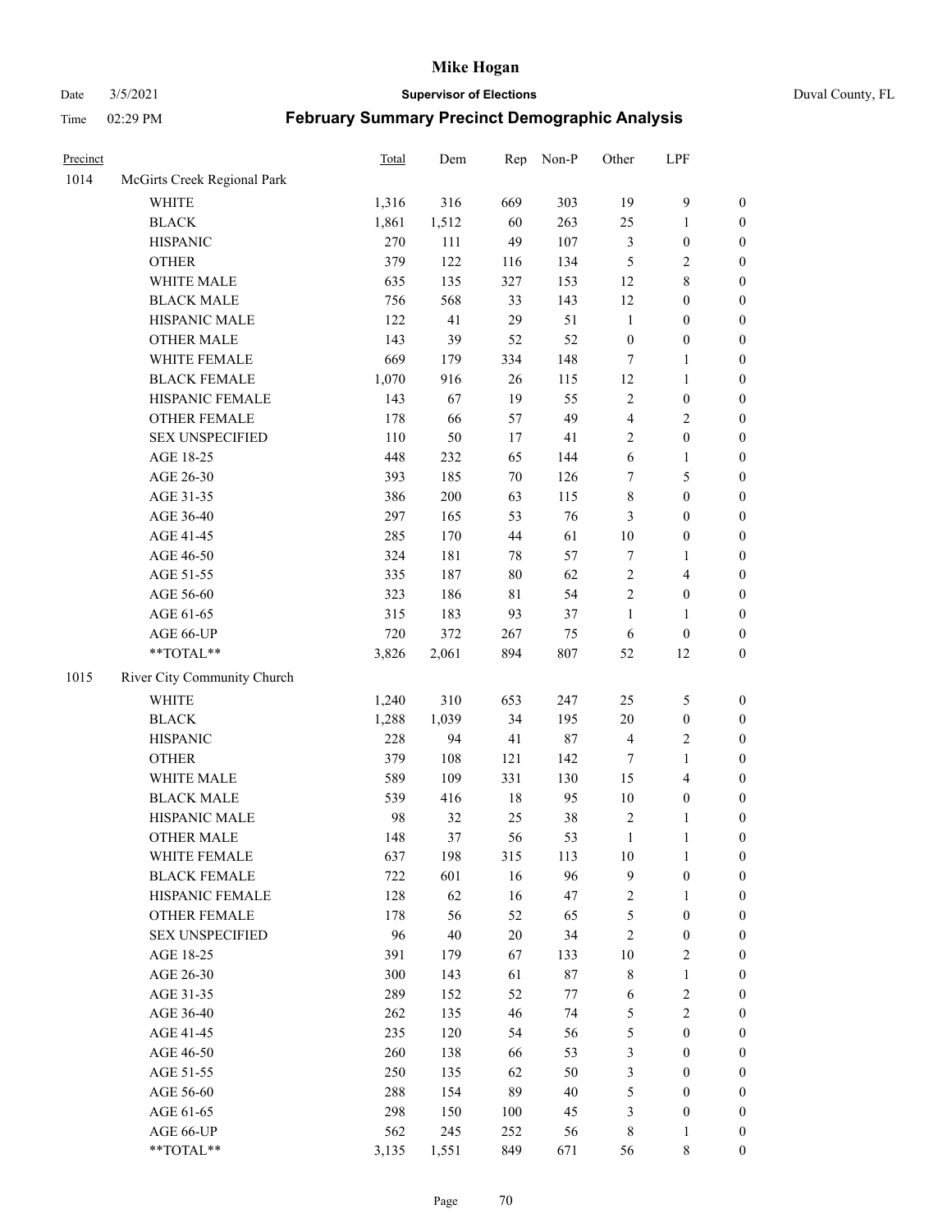# Mike Hogan

Date 3/5/2021 **Supervisor of Elections** Duval County, FL

Time 02:29 PM **February Summary Precinct Demographic Analysis**

| Precinct | | Total | Dem | Rep | Non-P | Other | LPF | |
|---|---|---|---|---|---|---|---|---|
| 1014 | McGirts Creek Regional Park | | | | | | | |
| | WHITE | 1,316 | 316 | 669 | 303 | 19 | 9 | 0 |
| | BLACK | 1,861 | 1,512 | 60 | 263 | 25 | 1 | 0 |
| | HISPANIC | 270 | 111 | 49 | 107 | 3 | 0 | 0 |
| | OTHER | 379 | 122 | 116 | 134 | 5 | 2 | 0 |
| | WHITE MALE | 635 | 135 | 327 | 153 | 12 | 8 | 0 |
| | BLACK MALE | 756 | 568 | 33 | 143 | 12 | 0 | 0 |
| | HISPANIC MALE | 122 | 41 | 29 | 51 | 1 | 0 | 0 |
| | OTHER MALE | 143 | 39 | 52 | 52 | 0 | 0 | 0 |
| | WHITE FEMALE | 669 | 179 | 334 | 148 | 7 | 1 | 0 |
| | BLACK FEMALE | 1,070 | 916 | 26 | 115 | 12 | 1 | 0 |
| | HISPANIC FEMALE | 143 | 67 | 19 | 55 | 2 | 0 | 0 |
| | OTHER FEMALE | 178 | 66 | 57 | 49 | 4 | 2 | 0 |
| | SEX UNSPECIFIED | 110 | 50 | 17 | 41 | 2 | 0 | 0 |
| | AGE 18-25 | 448 | 232 | 65 | 144 | 6 | 1 | 0 |
| | AGE 26-30 | 393 | 185 | 70 | 126 | 7 | 5 | 0 |
| | AGE 31-35 | 386 | 200 | 63 | 115 | 8 | 0 | 0 |
| | AGE 36-40 | 297 | 165 | 53 | 76 | 3 | 0 | 0 |
| | AGE 41-45 | 285 | 170 | 44 | 61 | 10 | 0 | 0 |
| | AGE 46-50 | 324 | 181 | 78 | 57 | 7 | 1 | 0 |
| | AGE 51-55 | 335 | 187 | 80 | 62 | 2 | 4 | 0 |
| | AGE 56-60 | 323 | 186 | 81 | 54 | 2 | 0 | 0 |
| | AGE 61-65 | 315 | 183 | 93 | 37 | 1 | 1 | 0 |
| | AGE 66-UP | 720 | 372 | 267 | 75 | 6 | 0 | 0 |
| | **TOTAL** | 3,826 | 2,061 | 894 | 807 | 52 | 12 | 0 |
| 1015 | River City Community Church | | | | | | | |
| | WHITE | 1,240 | 310 | 653 | 247 | 25 | 5 | 0 |
| | BLACK | 1,288 | 1,039 | 34 | 195 | 20 | 0 | 0 |
| | HISPANIC | 228 | 94 | 41 | 87 | 4 | 2 | 0 |
| | OTHER | 379 | 108 | 121 | 142 | 7 | 1 | 0 |
| | WHITE MALE | 589 | 109 | 331 | 130 | 15 | 4 | 0 |
| | BLACK MALE | 539 | 416 | 18 | 95 | 10 | 0 | 0 |
| | HISPANIC MALE | 98 | 32 | 25 | 38 | 2 | 1 | 0 |
| | OTHER MALE | 148 | 37 | 56 | 53 | 1 | 1 | 0 |
| | WHITE FEMALE | 637 | 198 | 315 | 113 | 10 | 1 | 0 |
| | BLACK FEMALE | 722 | 601 | 16 | 96 | 9 | 0 | 0 |
| | HISPANIC FEMALE | 128 | 62 | 16 | 47 | 2 | 1 | 0 |
| | OTHER FEMALE | 178 | 56 | 52 | 65 | 5 | 0 | 0 |
| | SEX UNSPECIFIED | 96 | 40 | 20 | 34 | 2 | 0 | 0 |
| | AGE 18-25 | 391 | 179 | 67 | 133 | 10 | 2 | 0 |
| | AGE 26-30 | 300 | 143 | 61 | 87 | 8 | 1 | 0 |
| | AGE 31-35 | 289 | 152 | 52 | 77 | 6 | 2 | 0 |
| | AGE 36-40 | 262 | 135 | 46 | 74 | 5 | 2 | 0 |
| | AGE 41-45 | 235 | 120 | 54 | 56 | 5 | 0 | 0 |
| | AGE 46-50 | 260 | 138 | 66 | 53 | 3 | 0 | 0 |
| | AGE 51-55 | 250 | 135 | 62 | 50 | 3 | 0 | 0 |
| | AGE 56-60 | 288 | 154 | 89 | 40 | 5 | 0 | 0 |
| | AGE 61-65 | 298 | 150 | 100 | 45 | 3 | 0 | 0 |
| | AGE 66-UP | 562 | 245 | 252 | 56 | 8 | 1 | 0 |
| | **TOTAL** | 3,135 | 1,551 | 849 | 671 | 56 | 8 | 0 |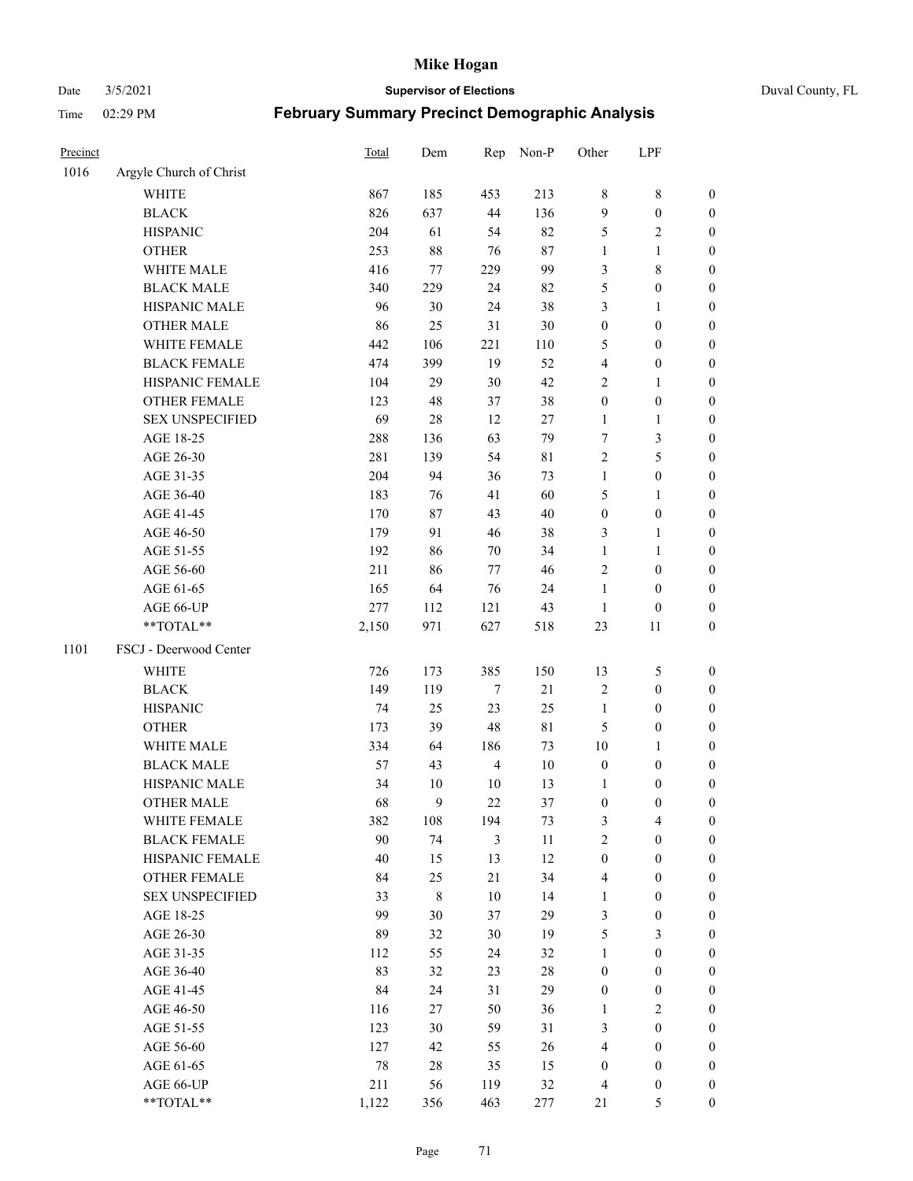# Mike Hogan

Date 3/5/2021 **Supervisor of Elections** Duval County, FL

Time 02:29 PM **February Summary Precinct Demographic Analysis**

| Precinct | | Total | Dem | Rep | Non-P | Other | LPF | |
|---|---|---|---|---|---|---|---|---|
| 1016 | Argyle Church of Christ | | | | | | | |
| | WHITE | 867 | 185 | 453 | 213 | 8 | 8 | 0 |
| | BLACK | 826 | 637 | 44 | 136 | 9 | 0 | 0 |
| | HISPANIC | 204 | 61 | 54 | 82 | 5 | 2 | 0 |
| | OTHER | 253 | 88 | 76 | 87 | 1 | 1 | 0 |
| | WHITE MALE | 416 | 77 | 229 | 99 | 3 | 8 | 0 |
| | BLACK MALE | 340 | 229 | 24 | 82 | 5 | 0 | 0 |
| | HISPANIC MALE | 96 | 30 | 24 | 38 | 3 | 1 | 0 |
| | OTHER MALE | 86 | 25 | 31 | 30 | 0 | 0 | 0 |
| | WHITE FEMALE | 442 | 106 | 221 | 110 | 5 | 0 | 0 |
| | BLACK FEMALE | 474 | 399 | 19 | 52 | 4 | 0 | 0 |
| | HISPANIC FEMALE | 104 | 29 | 30 | 42 | 2 | 1 | 0 |
| | OTHER FEMALE | 123 | 48 | 37 | 38 | 0 | 0 | 0 |
| | SEX UNSPECIFIED | 69 | 28 | 12 | 27 | 1 | 1 | 0 |
| | AGE 18-25 | 288 | 136 | 63 | 79 | 7 | 3 | 0 |
| | AGE 26-30 | 281 | 139 | 54 | 81 | 2 | 5 | 0 |
| | AGE 31-35 | 204 | 94 | 36 | 73 | 1 | 0 | 0 |
| | AGE 36-40 | 183 | 76 | 41 | 60 | 5 | 1 | 0 |
| | AGE 41-45 | 170 | 87 | 43 | 40 | 0 | 0 | 0 |
| | AGE 46-50 | 179 | 91 | 46 | 38 | 3 | 1 | 0 |
| | AGE 51-55 | 192 | 86 | 70 | 34 | 1 | 1 | 0 |
| | AGE 56-60 | 211 | 86 | 77 | 46 | 2 | 0 | 0 |
| | AGE 61-65 | 165 | 64 | 76 | 24 | 1 | 0 | 0 |
| | AGE 66-UP | 277 | 112 | 121 | 43 | 1 | 0 | 0 |
| | **TOTAL** | 2,150 | 971 | 627 | 518 | 23 | 11 | 0 |
| 1101 | FSCJ - Deerwood Center | | | | | | | |
| | WHITE | 726 | 173 | 385 | 150 | 13 | 5 | 0 |
| | BLACK | 149 | 119 | 7 | 21 | 2 | 0 | 0 |
| | HISPANIC | 74 | 25 | 23 | 25 | 1 | 0 | 0 |
| | OTHER | 173 | 39 | 48 | 81 | 5 | 0 | 0 |
| | WHITE MALE | 334 | 64 | 186 | 73 | 10 | 1 | 0 |
| | BLACK MALE | 57 | 43 | 4 | 10 | 0 | 0 | 0 |
| | HISPANIC MALE | 34 | 10 | 10 | 13 | 1 | 0 | 0 |
| | OTHER MALE | 68 | 9 | 22 | 37 | 0 | 0 | 0 |
| | WHITE FEMALE | 382 | 108 | 194 | 73 | 3 | 4 | 0 |
| | BLACK FEMALE | 90 | 74 | 3 | 11 | 2 | 0 | 0 |
| | HISPANIC FEMALE | 40 | 15 | 13 | 12 | 0 | 0 | 0 |
| | OTHER FEMALE | 84 | 25 | 21 | 34 | 4 | 0 | 0 |
| | SEX UNSPECIFIED | 33 | 8 | 10 | 14 | 1 | 0 | 0 |
| | AGE 18-25 | 99 | 30 | 37 | 29 | 3 | 0 | 0 |
| | AGE 26-30 | 89 | 32 | 30 | 19 | 5 | 3 | 0 |
| | AGE 31-35 | 112 | 55 | 24 | 32 | 1 | 0 | 0 |
| | AGE 36-40 | 83 | 32 | 23 | 28 | 0 | 0 | 0 |
| | AGE 41-45 | 84 | 24 | 31 | 29 | 0 | 0 | 0 |
| | AGE 46-50 | 116 | 27 | 50 | 36 | 1 | 2 | 0 |
| | AGE 51-55 | 123 | 30 | 59 | 31 | 3 | 0 | 0 |
| | AGE 56-60 | 127 | 42 | 55 | 26 | 4 | 0 | 0 |
| | AGE 61-65 | 78 | 28 | 35 | 15 | 0 | 0 | 0 |
| | AGE 66-UP | 211 | 56 | 119 | 32 | 4 | 0 | 0 |
| | **TOTAL** | 1,122 | 356 | 463 | 277 | 21 | 5 | 0 |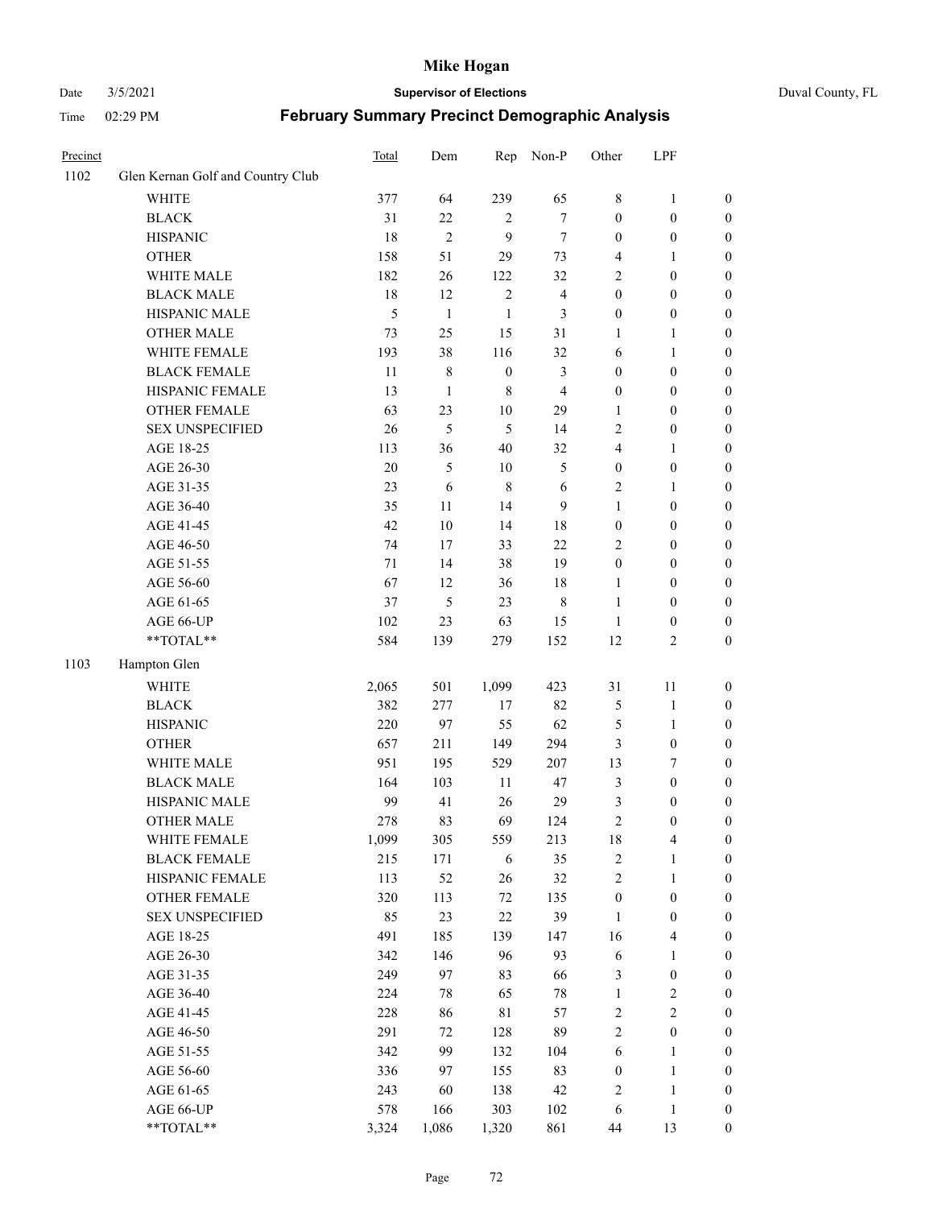# Mike Hogan

Date 3/5/2021 **Supervisor of Elections** Duval County, FL

Time 02:29 PM **February Summary Precinct Demographic Analysis**

| Precinct | | Total | Dem | Rep | Non-P | Other | LPF | |
|---|---|---|---|---|---|---|---|---|
| 1102 | Glen Kernan Golf and Country Club | | | | | | | |
| | WHITE | 377 | 64 | 239 | 65 | 8 | 1 | 0 |
| | BLACK | 31 | 22 | 2 | 7 | 0 | 0 | 0 |
| | HISPANIC | 18 | 2 | 9 | 7 | 0 | 0 | 0 |
| | OTHER | 158 | 51 | 29 | 73 | 4 | 1 | 0 |
| | WHITE MALE | 182 | 26 | 122 | 32 | 2 | 0 | 0 |
| | BLACK MALE | 18 | 12 | 2 | 4 | 0 | 0 | 0 |
| | HISPANIC MALE | 5 | 1 | 1 | 3 | 0 | 0 | 0 |
| | OTHER MALE | 73 | 25 | 15 | 31 | 1 | 1 | 0 |
| | WHITE FEMALE | 193 | 38 | 116 | 32 | 6 | 1 | 0 |
| | BLACK FEMALE | 11 | 8 | 0 | 3 | 0 | 0 | 0 |
| | HISPANIC FEMALE | 13 | 1 | 8 | 4 | 0 | 0 | 0 |
| | OTHER FEMALE | 63 | 23 | 10 | 29 | 1 | 0 | 0 |
| | SEX UNSPECIFIED | 26 | 5 | 5 | 14 | 2 | 0 | 0 |
| | AGE 18-25 | 113 | 36 | 40 | 32 | 4 | 1 | 0 |
| | AGE 26-30 | 20 | 5 | 10 | 5 | 0 | 0 | 0 |
| | AGE 31-35 | 23 | 6 | 8 | 6 | 2 | 1 | 0 |
| | AGE 36-40 | 35 | 11 | 14 | 9 | 1 | 0 | 0 |
| | AGE 41-45 | 42 | 10 | 14 | 18 | 0 | 0 | 0 |
| | AGE 46-50 | 74 | 17 | 33 | 22 | 2 | 0 | 0 |
| | AGE 51-55 | 71 | 14 | 38 | 19 | 0 | 0 | 0 |
| | AGE 56-60 | 67 | 12 | 36 | 18 | 1 | 0 | 0 |
| | AGE 61-65 | 37 | 5 | 23 | 8 | 1 | 0 | 0 |
| | AGE 66-UP | 102 | 23 | 63 | 15 | 1 | 0 | 0 |
| | **TOTAL** | 584 | 139 | 279 | 152 | 12 | 2 | 0 |
| 1103 | Hampton Glen | | | | | | | |
| | WHITE | 2,065 | 501 | 1,099 | 423 | 31 | 11 | 0 |
| | BLACK | 382 | 277 | 17 | 82 | 5 | 1 | 0 |
| | HISPANIC | 220 | 97 | 55 | 62 | 5 | 1 | 0 |
| | OTHER | 657 | 211 | 149 | 294 | 3 | 0 | 0 |
| | WHITE MALE | 951 | 195 | 529 | 207 | 13 | 7 | 0 |
| | BLACK MALE | 164 | 103 | 11 | 47 | 3 | 0 | 0 |
| | HISPANIC MALE | 99 | 41 | 26 | 29 | 3 | 0 | 0 |
| | OTHER MALE | 278 | 83 | 69 | 124 | 2 | 0 | 0 |
| | WHITE FEMALE | 1,099 | 305 | 559 | 213 | 18 | 4 | 0 |
| | BLACK FEMALE | 215 | 171 | 6 | 35 | 2 | 1 | 0 |
| | HISPANIC FEMALE | 113 | 52 | 26 | 32 | 2 | 1 | 0 |
| | OTHER FEMALE | 320 | 113 | 72 | 135 | 0 | 0 | 0 |
| | SEX UNSPECIFIED | 85 | 23 | 22 | 39 | 1 | 0 | 0 |
| | AGE 18-25 | 491 | 185 | 139 | 147 | 16 | 4 | 0 |
| | AGE 26-30 | 342 | 146 | 96 | 93 | 6 | 1 | 0 |
| | AGE 31-35 | 249 | 97 | 83 | 66 | 3 | 0 | 0 |
| | AGE 36-40 | 224 | 78 | 65 | 78 | 1 | 2 | 0 |
| | AGE 41-45 | 228 | 86 | 81 | 57 | 2 | 2 | 0 |
| | AGE 46-50 | 291 | 72 | 128 | 89 | 2 | 0 | 0 |
| | AGE 51-55 | 342 | 99 | 132 | 104 | 6 | 1 | 0 |
| | AGE 56-60 | 336 | 97 | 155 | 83 | 0 | 1 | 0 |
| | AGE 61-65 | 243 | 60 | 138 | 42 | 2 | 1 | 0 |
| | AGE 66-UP | 578 | 166 | 303 | 102 | 6 | 1 | 0 |
| | **TOTAL** | 3,324 | 1,086 | 1,320 | 861 | 44 | 13 | 0 |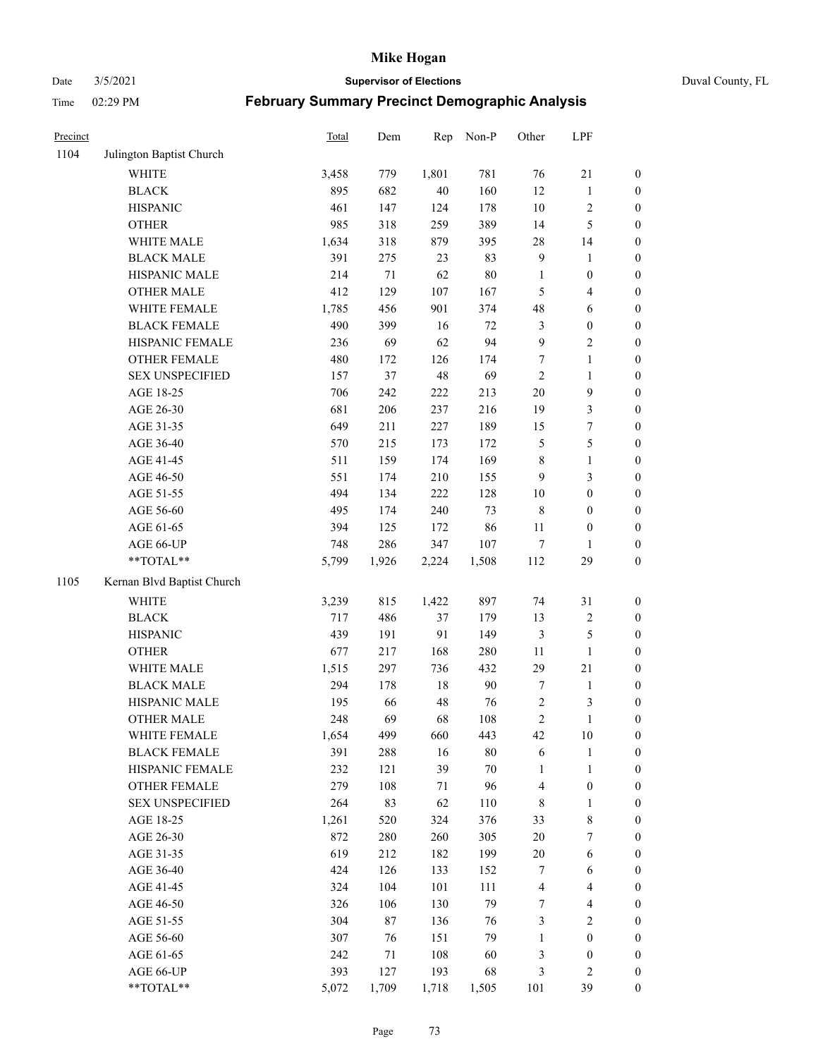# Mike Hogan

Date 3/5/2021 **Supervisor of Elections** Duval County, FL

Time 02:29 PM **February Summary Precinct Demographic Analysis**

| Precinct | | Total | Dem | Rep | Non-P | Other | LPF | |
|---|---|---|---|---|---|---|---|---|
| 1104 | Julington Baptist Church | | | | | | | |
| | WHITE | 3,458 | 779 | 1,801 | 781 | 76 | 21 | 0 |
| | BLACK | 895 | 682 | 40 | 160 | 12 | 1 | 0 |
| | HISPANIC | 461 | 147 | 124 | 178 | 10 | 2 | 0 |
| | OTHER | 985 | 318 | 259 | 389 | 14 | 5 | 0 |
| | WHITE MALE | 1,634 | 318 | 879 | 395 | 28 | 14 | 0 |
| | BLACK MALE | 391 | 275 | 23 | 83 | 9 | 1 | 0 |
| | HISPANIC MALE | 214 | 71 | 62 | 80 | 1 | 0 | 0 |
| | OTHER MALE | 412 | 129 | 107 | 167 | 5 | 4 | 0 |
| | WHITE FEMALE | 1,785 | 456 | 901 | 374 | 48 | 6 | 0 |
| | BLACK FEMALE | 490 | 399 | 16 | 72 | 3 | 0 | 0 |
| | HISPANIC FEMALE | 236 | 69 | 62 | 94 | 9 | 2 | 0 |
| | OTHER FEMALE | 480 | 172 | 126 | 174 | 7 | 1 | 0 |
| | SEX UNSPECIFIED | 157 | 37 | 48 | 69 | 2 | 1 | 0 |
| | AGE 18-25 | 706 | 242 | 222 | 213 | 20 | 9 | 0 |
| | AGE 26-30 | 681 | 206 | 237 | 216 | 19 | 3 | 0 |
| | AGE 31-35 | 649 | 211 | 227 | 189 | 15 | 7 | 0 |
| | AGE 36-40 | 570 | 215 | 173 | 172 | 5 | 5 | 0 |
| | AGE 41-45 | 511 | 159 | 174 | 169 | 8 | 1 | 0 |
| | AGE 46-50 | 551 | 174 | 210 | 155 | 9 | 3 | 0 |
| | AGE 51-55 | 494 | 134 | 222 | 128 | 10 | 0 | 0 |
| | AGE 56-60 | 495 | 174 | 240 | 73 | 8 | 0 | 0 |
| | AGE 61-65 | 394 | 125 | 172 | 86 | 11 | 0 | 0 |
| | AGE 66-UP | 748 | 286 | 347 | 107 | 7 | 1 | 0 |
| | **TOTAL** | 5,799 | 1,926 | 2,224 | 1,508 | 112 | 29 | 0 |
| 1105 | Kernan Blvd Baptist Church | | | | | | | |
| | WHITE | 3,239 | 815 | 1,422 | 897 | 74 | 31 | 0 |
| | BLACK | 717 | 486 | 37 | 179 | 13 | 2 | 0 |
| | HISPANIC | 439 | 191 | 91 | 149 | 3 | 5 | 0 |
| | OTHER | 677 | 217 | 168 | 280 | 11 | 1 | 0 |
| | WHITE MALE | 1,515 | 297 | 736 | 432 | 29 | 21 | 0 |
| | BLACK MALE | 294 | 178 | 18 | 90 | 7 | 1 | 0 |
| | HISPANIC MALE | 195 | 66 | 48 | 76 | 2 | 3 | 0 |
| | OTHER MALE | 248 | 69 | 68 | 108 | 2 | 1 | 0 |
| | WHITE FEMALE | 1,654 | 499 | 660 | 443 | 42 | 10 | 0 |
| | BLACK FEMALE | 391 | 288 | 16 | 80 | 6 | 1 | 0 |
| | HISPANIC FEMALE | 232 | 121 | 39 | 70 | 1 | 1 | 0 |
| | OTHER FEMALE | 279 | 108 | 71 | 96 | 4 | 0 | 0 |
| | SEX UNSPECIFIED | 264 | 83 | 62 | 110 | 8 | 1 | 0 |
| | AGE 18-25 | 1,261 | 520 | 324 | 376 | 33 | 8 | 0 |
| | AGE 26-30 | 872 | 280 | 260 | 305 | 20 | 7 | 0 |
| | AGE 31-35 | 619 | 212 | 182 | 199 | 20 | 6 | 0 |
| | AGE 36-40 | 424 | 126 | 133 | 152 | 7 | 6 | 0 |
| | AGE 41-45 | 324 | 104 | 101 | 111 | 4 | 4 | 0 |
| | AGE 46-50 | 326 | 106 | 130 | 79 | 7 | 4 | 0 |
| | AGE 51-55 | 304 | 87 | 136 | 76 | 3 | 2 | 0 |
| | AGE 56-60 | 307 | 76 | 151 | 79 | 1 | 0 | 0 |
| | AGE 61-65 | 242 | 71 | 108 | 60 | 3 | 0 | 0 |
| | AGE 66-UP | 393 | 127 | 193 | 68 | 3 | 2 | 0 |
| | **TOTAL** | 5,072 | 1,709 | 1,718 | 1,505 | 101 | 39 | 0 |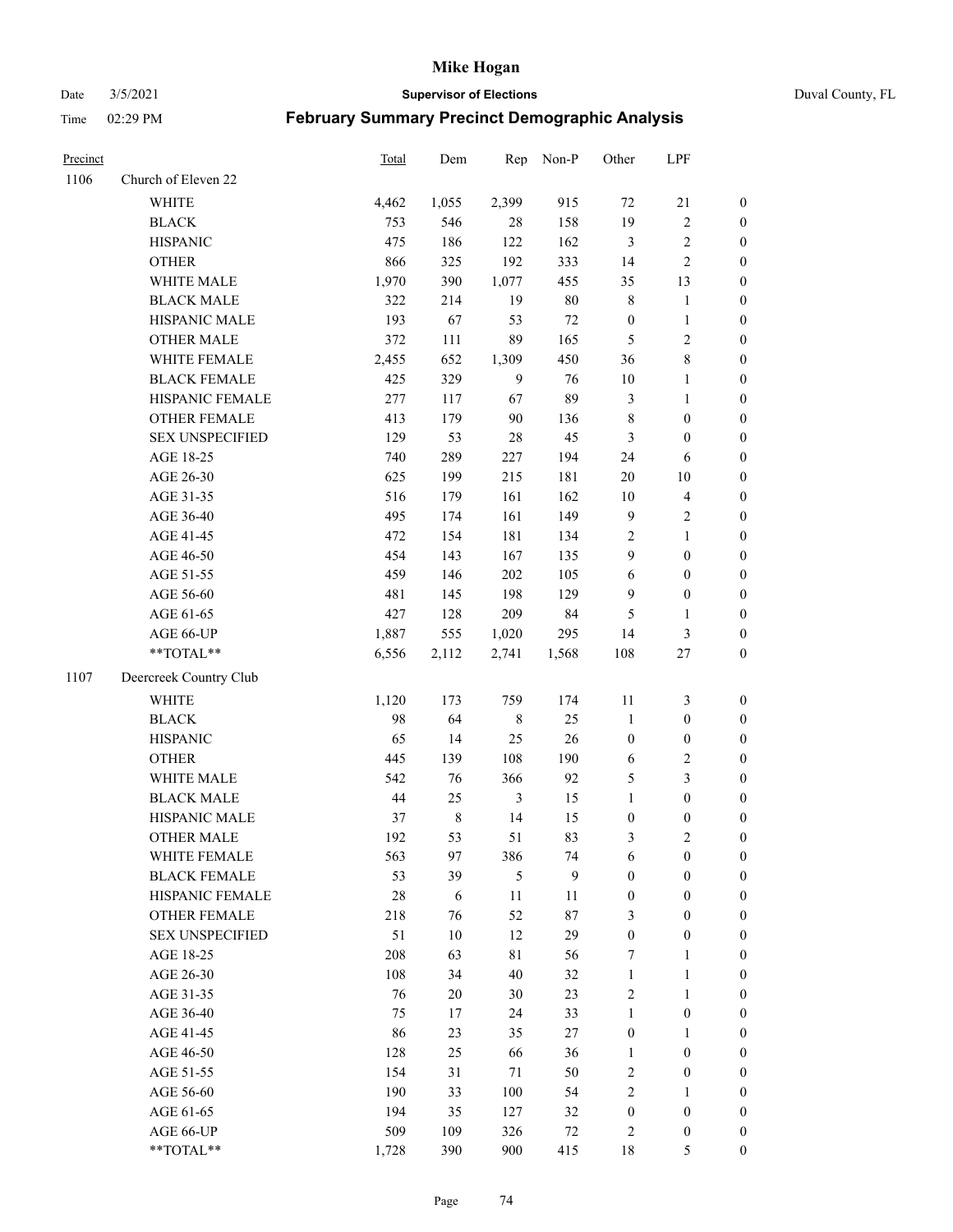# Mike Hogan

Date 3/5/2021 **Supervisor of Elections** Duval County, FL

Time 02:29 PM **February Summary Precinct Demographic Analysis**

| Precinct | | Total | Dem | Rep | Non-P | Other | LPF | |
|---|---|---|---|---|---|---|---|---|
| 1106 | Church of Eleven 22 | | | | | | | |
| | WHITE | 4,462 | 1,055 | 2,399 | 915 | 72 | 21 | 0 |
| | BLACK | 753 | 546 | 28 | 158 | 19 | 2 | 0 |
| | HISPANIC | 475 | 186 | 122 | 162 | 3 | 2 | 0 |
| | OTHER | 866 | 325 | 192 | 333 | 14 | 2 | 0 |
| | WHITE MALE | 1,970 | 390 | 1,077 | 455 | 35 | 13 | 0 |
| | BLACK MALE | 322 | 214 | 19 | 80 | 8 | 1 | 0 |
| | HISPANIC MALE | 193 | 67 | 53 | 72 | 0 | 1 | 0 |
| | OTHER MALE | 372 | 111 | 89 | 165 | 5 | 2 | 0 |
| | WHITE FEMALE | 2,455 | 652 | 1,309 | 450 | 36 | 8 | 0 |
| | BLACK FEMALE | 425 | 329 | 9 | 76 | 10 | 1 | 0 |
| | HISPANIC FEMALE | 277 | 117 | 67 | 89 | 3 | 1 | 0 |
| | OTHER FEMALE | 413 | 179 | 90 | 136 | 8 | 0 | 0 |
| | SEX UNSPECIFIED | 129 | 53 | 28 | 45 | 3 | 0 | 0 |
| | AGE 18-25 | 740 | 289 | 227 | 194 | 24 | 6 | 0 |
| | AGE 26-30 | 625 | 199 | 215 | 181 | 20 | 10 | 0 |
| | AGE 31-35 | 516 | 179 | 161 | 162 | 10 | 4 | 0 |
| | AGE 36-40 | 495 | 174 | 161 | 149 | 9 | 2 | 0 |
| | AGE 41-45 | 472 | 154 | 181 | 134 | 2 | 1 | 0 |
| | AGE 46-50 | 454 | 143 | 167 | 135 | 9 | 0 | 0 |
| | AGE 51-55 | 459 | 146 | 202 | 105 | 6 | 0 | 0 |
| | AGE 56-60 | 481 | 145 | 198 | 129 | 9 | 0 | 0 |
| | AGE 61-65 | 427 | 128 | 209 | 84 | 5 | 1 | 0 |
| | AGE 66-UP | 1,887 | 555 | 1,020 | 295 | 14 | 3 | 0 |
| | **TOTAL** | 6,556 | 2,112 | 2,741 | 1,568 | 108 | 27 | 0 |
| 1107 | Deercreek Country Club | | | | | | | |
| | WHITE | 1,120 | 173 | 759 | 174 | 11 | 3 | 0 |
| | BLACK | 98 | 64 | 8 | 25 | 1 | 0 | 0 |
| | HISPANIC | 65 | 14 | 25 | 26 | 0 | 0 | 0 |
| | OTHER | 445 | 139 | 108 | 190 | 6 | 2 | 0 |
| | WHITE MALE | 542 | 76 | 366 | 92 | 5 | 3 | 0 |
| | BLACK MALE | 44 | 25 | 3 | 15 | 1 | 0 | 0 |
| | HISPANIC MALE | 37 | 8 | 14 | 15 | 0 | 0 | 0 |
| | OTHER MALE | 192 | 53 | 51 | 83 | 3 | 2 | 0 |
| | WHITE FEMALE | 563 | 97 | 386 | 74 | 6 | 0 | 0 |
| | BLACK FEMALE | 53 | 39 | 5 | 9 | 0 | 0 | 0 |
| | HISPANIC FEMALE | 28 | 6 | 11 | 11 | 0 | 0 | 0 |
| | OTHER FEMALE | 218 | 76 | 52 | 87 | 3 | 0 | 0 |
| | SEX UNSPECIFIED | 51 | 10 | 12 | 29 | 0 | 0 | 0 |
| | AGE 18-25 | 208 | 63 | 81 | 56 | 7 | 1 | 0 |
| | AGE 26-30 | 108 | 34 | 40 | 32 | 1 | 1 | 0 |
| | AGE 31-35 | 76 | 20 | 30 | 23 | 2 | 1 | 0 |
| | AGE 36-40 | 75 | 17 | 24 | 33 | 1 | 0 | 0 |
| | AGE 41-45 | 86 | 23 | 35 | 27 | 0 | 1 | 0 |
| | AGE 46-50 | 128 | 25 | 66 | 36 | 1 | 0 | 0 |
| | AGE 51-55 | 154 | 31 | 71 | 50 | 2 | 0 | 0 |
| | AGE 56-60 | 190 | 33 | 100 | 54 | 2 | 1 | 0 |
| | AGE 61-65 | 194 | 35 | 127 | 32 | 0 | 0 | 0 |
| | AGE 66-UP | 509 | 109 | 326 | 72 | 2 | 0 | 0 |
| | **TOTAL** | 1,728 | 390 | 900 | 415 | 18 | 5 | 0 |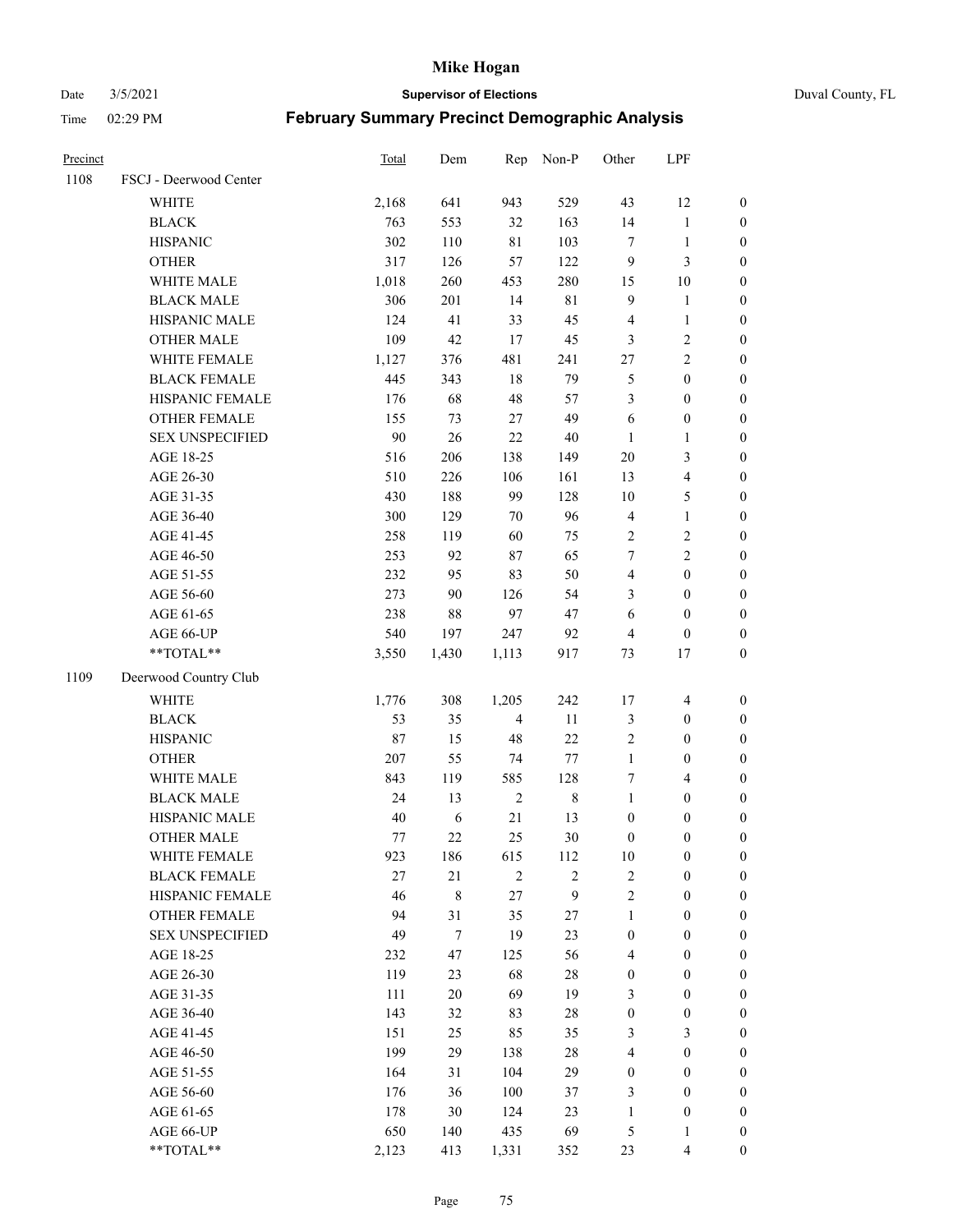# Mike Hogan

Date 3/5/2021 **Supervisor of Elections** Duval County, FL

Time 02:29 PM **February Summary Precinct Demographic Analysis**

| Precinct | | Total | Dem | Rep | Non-P | Other | LPF | |
|---|---|---|---|---|---|---|---|---|
| 1108 | FSCJ - Deerwood Center | | | | | | | |
| | WHITE | 2,168 | 641 | 943 | 529 | 43 | 12 | 0 |
| | BLACK | 763 | 553 | 32 | 163 | 14 | 1 | 0 |
| | HISPANIC | 302 | 110 | 81 | 103 | 7 | 1 | 0 |
| | OTHER | 317 | 126 | 57 | 122 | 9 | 3 | 0 |
| | WHITE MALE | 1,018 | 260 | 453 | 280 | 15 | 10 | 0 |
| | BLACK MALE | 306 | 201 | 14 | 81 | 9 | 1 | 0 |
| | HISPANIC MALE | 124 | 41 | 33 | 45 | 4 | 1 | 0 |
| | OTHER MALE | 109 | 42 | 17 | 45 | 3 | 2 | 0 |
| | WHITE FEMALE | 1,127 | 376 | 481 | 241 | 27 | 2 | 0 |
| | BLACK FEMALE | 445 | 343 | 18 | 79 | 5 | 0 | 0 |
| | HISPANIC FEMALE | 176 | 68 | 48 | 57 | 3 | 0 | 0 |
| | OTHER FEMALE | 155 | 73 | 27 | 49 | 6 | 0 | 0 |
| | SEX UNSPECIFIED | 90 | 26 | 22 | 40 | 1 | 1 | 0 |
| | AGE 18-25 | 516 | 206 | 138 | 149 | 20 | 3 | 0 |
| | AGE 26-30 | 510 | 226 | 106 | 161 | 13 | 4 | 0 |
| | AGE 31-35 | 430 | 188 | 99 | 128 | 10 | 5 | 0 |
| | AGE 36-40 | 300 | 129 | 70 | 96 | 4 | 1 | 0 |
| | AGE 41-45 | 258 | 119 | 60 | 75 | 2 | 2 | 0 |
| | AGE 46-50 | 253 | 92 | 87 | 65 | 7 | 2 | 0 |
| | AGE 51-55 | 232 | 95 | 83 | 50 | 4 | 0 | 0 |
| | AGE 56-60 | 273 | 90 | 126 | 54 | 3 | 0 | 0 |
| | AGE 61-65 | 238 | 88 | 97 | 47 | 6 | 0 | 0 |
| | AGE 66-UP | 540 | 197 | 247 | 92 | 4 | 0 | 0 |
| | **TOTAL** | 3,550 | 1,430 | 1,113 | 917 | 73 | 17 | 0 |
| 1109 | Deerwood Country Club | | | | | | | |
| | WHITE | 1,776 | 308 | 1,205 | 242 | 17 | 4 | 0 |
| | BLACK | 53 | 35 | 4 | 11 | 3 | 0 | 0 |
| | HISPANIC | 87 | 15 | 48 | 22 | 2 | 0 | 0 |
| | OTHER | 207 | 55 | 74 | 77 | 1 | 0 | 0 |
| | WHITE MALE | 843 | 119 | 585 | 128 | 7 | 4 | 0 |
| | BLACK MALE | 24 | 13 | 2 | 8 | 1 | 0 | 0 |
| | HISPANIC MALE | 40 | 6 | 21 | 13 | 0 | 0 | 0 |
| | OTHER MALE | 77 | 22 | 25 | 30 | 0 | 0 | 0 |
| | WHITE FEMALE | 923 | 186 | 615 | 112 | 10 | 0 | 0 |
| | BLACK FEMALE | 27 | 21 | 2 | 2 | 2 | 0 | 0 |
| | HISPANIC FEMALE | 46 | 8 | 27 | 9 | 2 | 0 | 0 |
| | OTHER FEMALE | 94 | 31 | 35 | 27 | 1 | 0 | 0 |
| | SEX UNSPECIFIED | 49 | 7 | 19 | 23 | 0 | 0 | 0 |
| | AGE 18-25 | 232 | 47 | 125 | 56 | 4 | 0 | 0 |
| | AGE 26-30 | 119 | 23 | 68 | 28 | 0 | 0 | 0 |
| | AGE 31-35 | 111 | 20 | 69 | 19 | 3 | 0 | 0 |
| | AGE 36-40 | 143 | 32 | 83 | 28 | 0 | 0 | 0 |
| | AGE 41-45 | 151 | 25 | 85 | 35 | 3 | 3 | 0 |
| | AGE 46-50 | 199 | 29 | 138 | 28 | 4 | 0 | 0 |
| | AGE 51-55 | 164 | 31 | 104 | 29 | 0 | 0 | 0 |
| | AGE 56-60 | 176 | 36 | 100 | 37 | 3 | 0 | 0 |
| | AGE 61-65 | 178 | 30 | 124 | 23 | 1 | 0 | 0 |
| | AGE 66-UP | 650 | 140 | 435 | 69 | 5 | 1 | 0 |
| | **TOTAL** | 2,123 | 413 | 1,331 | 352 | 23 | 4 | 0 |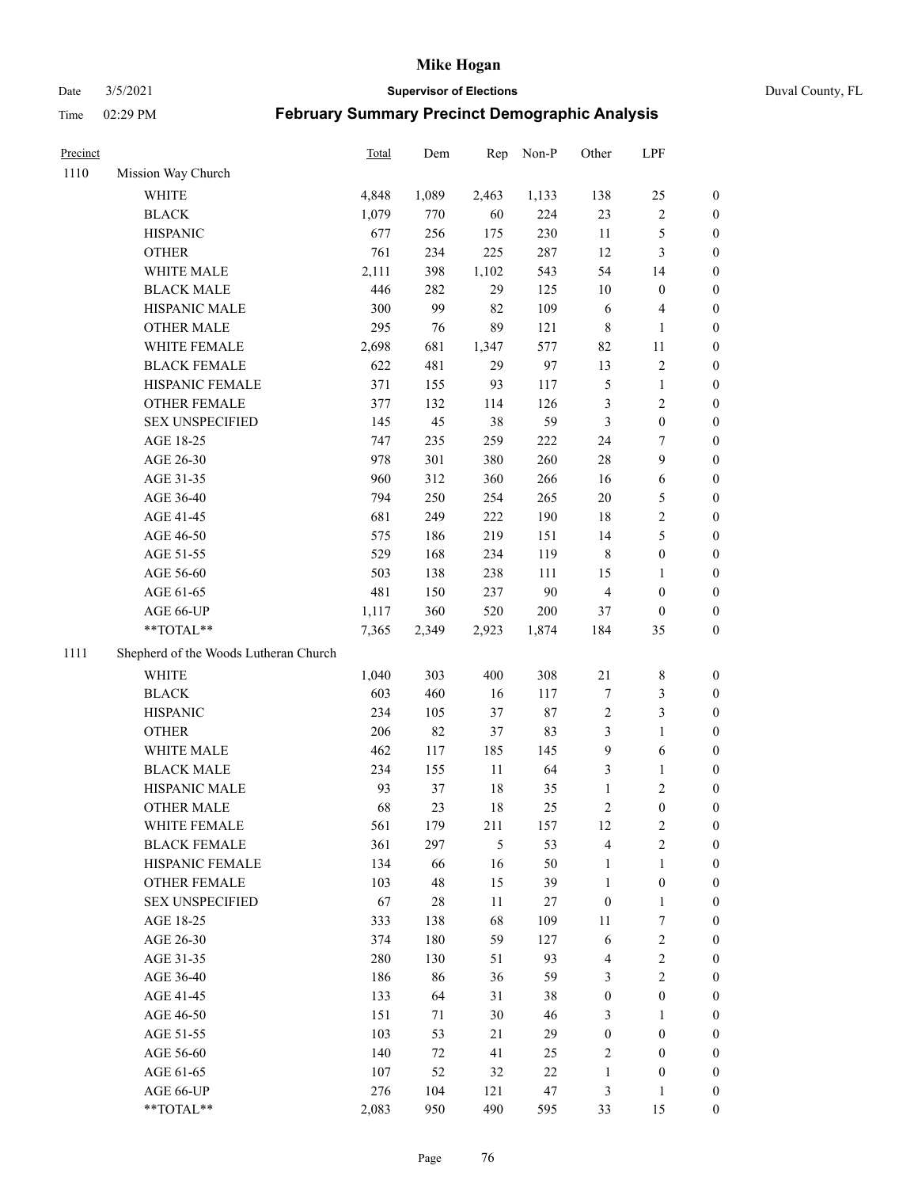# Mike Hogan

Date 3/5/2021 **Supervisor of Elections** Duval County, FL

Time 02:29 PM **February Summary Precinct Demographic Analysis**

| Precinct | | Total | Dem | Rep | Non-P | Other | LPF | |
|---|---|---|---|---|---|---|---|---|
| 1110 | Mission Way Church | | | | | | | |
| | WHITE | 4,848 | 1,089 | 2,463 | 1,133 | 138 | 25 | 0 |
| | BLACK | 1,079 | 770 | 60 | 224 | 23 | 2 | 0 |
| | HISPANIC | 677 | 256 | 175 | 230 | 11 | 5 | 0 |
| | OTHER | 761 | 234 | 225 | 287 | 12 | 3 | 0 |
| | WHITE MALE | 2,111 | 398 | 1,102 | 543 | 54 | 14 | 0 |
| | BLACK MALE | 446 | 282 | 29 | 125 | 10 | 0 | 0 |
| | HISPANIC MALE | 300 | 99 | 82 | 109 | 6 | 4 | 0 |
| | OTHER MALE | 295 | 76 | 89 | 121 | 8 | 1 | 0 |
| | WHITE FEMALE | 2,698 | 681 | 1,347 | 577 | 82 | 11 | 0 |
| | BLACK FEMALE | 622 | 481 | 29 | 97 | 13 | 2 | 0 |
| | HISPANIC FEMALE | 371 | 155 | 93 | 117 | 5 | 1 | 0 |
| | OTHER FEMALE | 377 | 132 | 114 | 126 | 3 | 2 | 0 |
| | SEX UNSPECIFIED | 145 | 45 | 38 | 59 | 3 | 0 | 0 |
| | AGE 18-25 | 747 | 235 | 259 | 222 | 24 | 7 | 0 |
| | AGE 26-30 | 978 | 301 | 380 | 260 | 28 | 9 | 0 |
| | AGE 31-35 | 960 | 312 | 360 | 266 | 16 | 6 | 0 |
| | AGE 36-40 | 794 | 250 | 254 | 265 | 20 | 5 | 0 |
| | AGE 41-45 | 681 | 249 | 222 | 190 | 18 | 2 | 0 |
| | AGE 46-50 | 575 | 186 | 219 | 151 | 14 | 5 | 0 |
| | AGE 51-55 | 529 | 168 | 234 | 119 | 8 | 0 | 0 |
| | AGE 56-60 | 503 | 138 | 238 | 111 | 15 | 1 | 0 |
| | AGE 61-65 | 481 | 150 | 237 | 90 | 4 | 0 | 0 |
| | AGE 66-UP | 1,117 | 360 | 520 | 200 | 37 | 0 | 0 |
| | **TOTAL** | 7,365 | 2,349 | 2,923 | 1,874 | 184 | 35 | 0 |
| 1111 | Shepherd of the Woods Lutheran Church | | | | | | | |
| | WHITE | 1,040 | 303 | 400 | 308 | 21 | 8 | 0 |
| | BLACK | 603 | 460 | 16 | 117 | 7 | 3 | 0 |
| | HISPANIC | 234 | 105 | 37 | 87 | 2 | 3 | 0 |
| | OTHER | 206 | 82 | 37 | 83 | 3 | 1 | 0 |
| | WHITE MALE | 462 | 117 | 185 | 145 | 9 | 6 | 0 |
| | BLACK MALE | 234 | 155 | 11 | 64 | 3 | 1 | 0 |
| | HISPANIC MALE | 93 | 37 | 18 | 35 | 1 | 2 | 0 |
| | OTHER MALE | 68 | 23 | 18 | 25 | 2 | 0 | 0 |
| | WHITE FEMALE | 561 | 179 | 211 | 157 | 12 | 2 | 0 |
| | BLACK FEMALE | 361 | 297 | 5 | 53 | 4 | 2 | 0 |
| | HISPANIC FEMALE | 134 | 66 | 16 | 50 | 1 | 1 | 0 |
| | OTHER FEMALE | 103 | 48 | 15 | 39 | 1 | 0 | 0 |
| | SEX UNSPECIFIED | 67 | 28 | 11 | 27 | 0 | 1 | 0 |
| | AGE 18-25 | 333 | 138 | 68 | 109 | 11 | 7 | 0 |
| | AGE 26-30 | 374 | 180 | 59 | 127 | 6 | 2 | 0 |
| | AGE 31-35 | 280 | 130 | 51 | 93 | 4 | 2 | 0 |
| | AGE 36-40 | 186 | 86 | 36 | 59 | 3 | 2 | 0 |
| | AGE 41-45 | 133 | 64 | 31 | 38 | 0 | 0 | 0 |
| | AGE 46-50 | 151 | 71 | 30 | 46 | 3 | 1 | 0 |
| | AGE 51-55 | 103 | 53 | 21 | 29 | 0 | 0 | 0 |
| | AGE 56-60 | 140 | 72 | 41 | 25 | 2 | 0 | 0 |
| | AGE 61-65 | 107 | 52 | 32 | 22 | 1 | 0 | 0 |
| | AGE 66-UP | 276 | 104 | 121 | 47 | 3 | 1 | 0 |
| | **TOTAL** | 2,083 | 950 | 490 | 595 | 33 | 15 | 0 |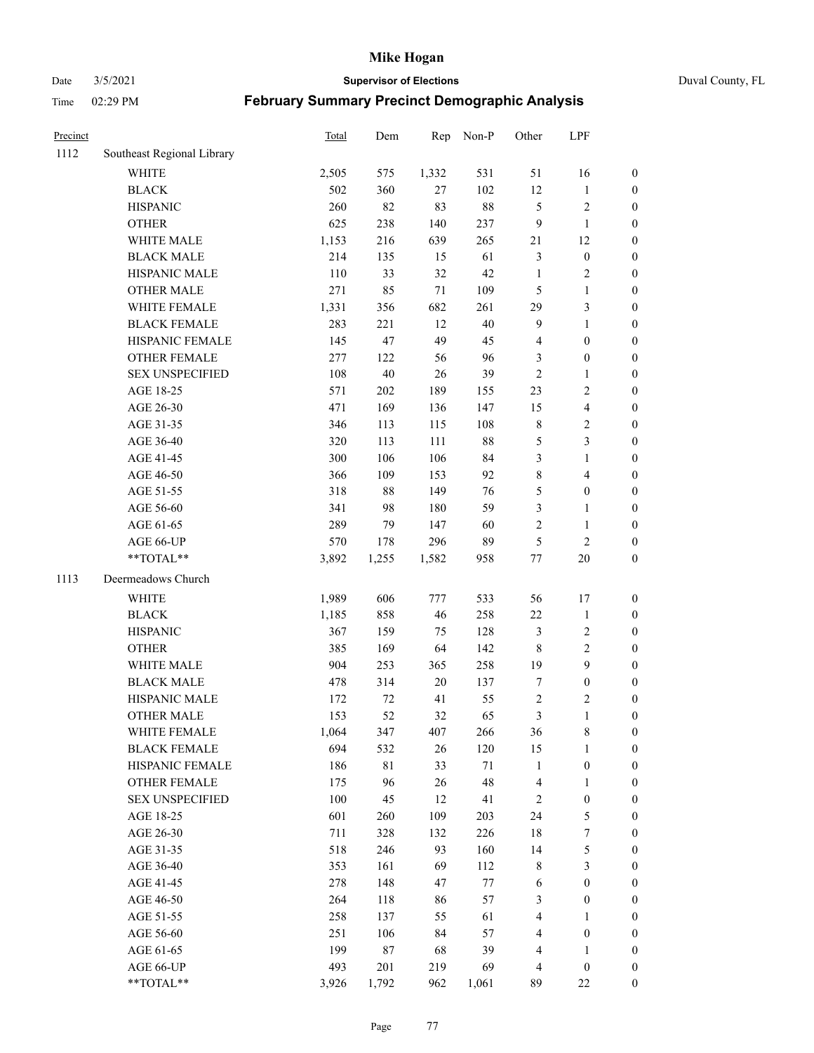# February Summary Precinct Demographic Analysis

| Precinct | | Total | Dem | Rep | Non-P | Other | LPF | |
|---|---|---|---|---|---|---|---|---|
| 1112 | Southeast Regional Library | | | | | | | |
| | WHITE | 2,505 | 575 | 1,332 | 531 | 51 | 16 | 0 |
| | BLACK | 502 | 360 | 27 | 102 | 12 | 1 | 0 |
| | HISPANIC | 260 | 82 | 83 | 88 | 5 | 2 | 0 |
| | OTHER | 625 | 238 | 140 | 237 | 9 | 1 | 0 |
| | WHITE MALE | 1,153 | 216 | 639 | 265 | 21 | 12 | 0 |
| | BLACK MALE | 214 | 135 | 15 | 61 | 3 | 0 | 0 |
| | HISPANIC MALE | 110 | 33 | 32 | 42 | 1 | 2 | 0 |
| | OTHER MALE | 271 | 85 | 71 | 109 | 5 | 1 | 0 |
| | WHITE FEMALE | 1,331 | 356 | 682 | 261 | 29 | 3 | 0 |
| | BLACK FEMALE | 283 | 221 | 12 | 40 | 9 | 1 | 0 |
| | HISPANIC FEMALE | 145 | 47 | 49 | 45 | 4 | 0 | 0 |
| | OTHER FEMALE | 277 | 122 | 56 | 96 | 3 | 0 | 0 |
| | SEX UNSPECIFIED | 108 | 40 | 26 | 39 | 2 | 1 | 0 |
| | AGE 18-25 | 571 | 202 | 189 | 155 | 23 | 2 | 0 |
| | AGE 26-30 | 471 | 169 | 136 | 147 | 15 | 4 | 0 |
| | AGE 31-35 | 346 | 113 | 115 | 108 | 8 | 2 | 0 |
| | AGE 36-40 | 320 | 113 | 111 | 88 | 5 | 3 | 0 |
| | AGE 41-45 | 300 | 106 | 106 | 84 | 3 | 1 | 0 |
| | AGE 46-50 | 366 | 109 | 153 | 92 | 8 | 4 | 0 |
| | AGE 51-55 | 318 | 88 | 149 | 76 | 5 | 0 | 0 |
| | AGE 56-60 | 341 | 98 | 180 | 59 | 3 | 1 | 0 |
| | AGE 61-65 | 289 | 79 | 147 | 60 | 2 | 1 | 0 |
| | AGE 66-UP | 570 | 178 | 296 | 89 | 5 | 2 | 0 |
| | **TOTAL** | 3,892 | 1,255 | 1,582 | 958 | 77 | 20 | 0 |
| 1113 | Deermeadows Church | | | | | | | |
| | WHITE | 1,989 | 606 | 777 | 533 | 56 | 17 | 0 |
| | BLACK | 1,185 | 858 | 46 | 258 | 22 | 1 | 0 |
| | HISPANIC | 367 | 159 | 75 | 128 | 3 | 2 | 0 |
| | OTHER | 385 | 169 | 64 | 142 | 8 | 2 | 0 |
| | WHITE MALE | 904 | 253 | 365 | 258 | 19 | 9 | 0 |
| | BLACK MALE | 478 | 314 | 20 | 137 | 7 | 0 | 0 |
| | HISPANIC MALE | 172 | 72 | 41 | 55 | 2 | 2 | 0 |
| | OTHER MALE | 153 | 52 | 32 | 65 | 3 | 1 | 0 |
| | WHITE FEMALE | 1,064 | 347 | 407 | 266 | 36 | 8 | 0 |
| | BLACK FEMALE | 694 | 532 | 26 | 120 | 15 | 1 | 0 |
| | HISPANIC FEMALE | 186 | 81 | 33 | 71 | 1 | 0 | 0 |
| | OTHER FEMALE | 175 | 96 | 26 | 48 | 4 | 1 | 0 |
| | SEX UNSPECIFIED | 100 | 45 | 12 | 41 | 2 | 0 | 0 |
| | AGE 18-25 | 601 | 260 | 109 | 203 | 24 | 5 | 0 |
| | AGE 26-30 | 711 | 328 | 132 | 226 | 18 | 7 | 0 |
| | AGE 31-35 | 518 | 246 | 93 | 160 | 14 | 5 | 0 |
| | AGE 36-40 | 353 | 161 | 69 | 112 | 8 | 3 | 0 |
| | AGE 41-45 | 278 | 148 | 47 | 77 | 6 | 0 | 0 |
| | AGE 46-50 | 264 | 118 | 86 | 57 | 3 | 0 | 0 |
| | AGE 51-55 | 258 | 137 | 55 | 61 | 4 | 1 | 0 |
| | AGE 56-60 | 251 | 106 | 84 | 57 | 4 | 0 | 0 |
| | AGE 61-65 | 199 | 87 | 68 | 39 | 4 | 1 | 0 |
| | AGE 66-UP | 493 | 201 | 219 | 69 | 4 | 0 | 0 |
| | **TOTAL** | 3,926 | 1,792 | 962 | 1,061 | 89 | 22 | 0 |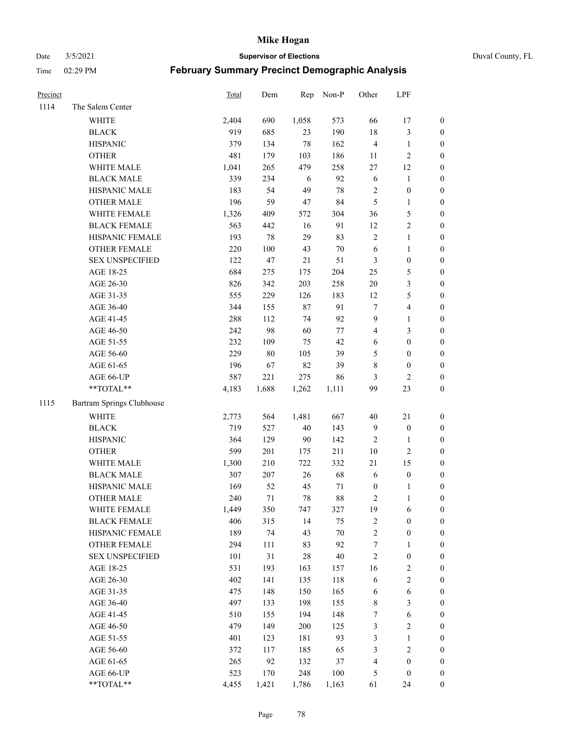| Precinct | | Total | Dem | Rep | Non-P | Other | LPF | |
|---|---|---|---|---|---|---|---|---|
| 1114 | The Salem Center | | | | | | | |
| | WHITE | 2,404 | 690 | 1,058 | 573 | 66 | 17 | 0 |
| | BLACK | 919 | 685 | 23 | 190 | 18 | 3 | 0 |
| | HISPANIC | 379 | 134 | 78 | 162 | 4 | 1 | 0 |
| | OTHER | 481 | 179 | 103 | 186 | 11 | 2 | 0 |
| | WHITE MALE | 1,041 | 265 | 479 | 258 | 27 | 12 | 0 |
| | BLACK MALE | 339 | 234 | 6 | 92 | 6 | 1 | 0 |
| | HISPANIC MALE | 183 | 54 | 49 | 78 | 2 | 0 | 0 |
| | OTHER MALE | 196 | 59 | 47 | 84 | 5 | 1 | 0 |
| | WHITE FEMALE | 1,326 | 409 | 572 | 304 | 36 | 5 | 0 |
| | BLACK FEMALE | 563 | 442 | 16 | 91 | 12 | 2 | 0 |
| | HISPANIC FEMALE | 193 | 78 | 29 | 83 | 2 | 1 | 0 |
| | OTHER FEMALE | 220 | 100 | 43 | 70 | 6 | 1 | 0 |
| | SEX UNSPECIFIED | 122 | 47 | 21 | 51 | 3 | 0 | 0 |
| | AGE 18-25 | 684 | 275 | 175 | 204 | 25 | 5 | 0 |
| | AGE 26-30 | 826 | 342 | 203 | 258 | 20 | 3 | 0 |
| | AGE 31-35 | 555 | 229 | 126 | 183 | 12 | 5 | 0 |
| | AGE 36-40 | 344 | 155 | 87 | 91 | 7 | 4 | 0 |
| | AGE 41-45 | 288 | 112 | 74 | 92 | 9 | 1 | 0 |
| | AGE 46-50 | 242 | 98 | 60 | 77 | 4 | 3 | 0 |
| | AGE 51-55 | 232 | 109 | 75 | 42 | 6 | 0 | 0 |
| | AGE 56-60 | 229 | 80 | 105 | 39 | 5 | 0 | 0 |
| | AGE 61-65 | 196 | 67 | 82 | 39 | 8 | 0 | 0 |
| | AGE 66-UP | 587 | 221 | 275 | 86 | 3 | 2 | 0 |
| | **TOTAL** | 4,183 | 1,688 | 1,262 | 1,111 | 99 | 23 | 0 |
| 1115 | Bartram Springs Clubhouse | | | | | | | |
| | WHITE | 2,773 | 564 | 1,481 | 667 | 40 | 21 | 0 |
| | BLACK | 719 | 527 | 40 | 143 | 9 | 0 | 0 |
| | HISPANIC | 364 | 129 | 90 | 142 | 2 | 1 | 0 |
| | OTHER | 599 | 201 | 175 | 211 | 10 | 2 | 0 |
| | WHITE MALE | 1,300 | 210 | 722 | 332 | 21 | 15 | 0 |
| | BLACK MALE | 307 | 207 | 26 | 68 | 6 | 0 | 0 |
| | HISPANIC MALE | 169 | 52 | 45 | 71 | 0 | 1 | 0 |
| | OTHER MALE | 240 | 71 | 78 | 88 | 2 | 1 | 0 |
| | WHITE FEMALE | 1,449 | 350 | 747 | 327 | 19 | 6 | 0 |
| | BLACK FEMALE | 406 | 315 | 14 | 75 | 2 | 0 | 0 |
| | HISPANIC FEMALE | 189 | 74 | 43 | 70 | 2 | 0 | 0 |
| | OTHER FEMALE | 294 | 111 | 83 | 92 | 7 | 1 | 0 |
| | SEX UNSPECIFIED | 101 | 31 | 28 | 40 | 2 | 0 | 0 |
| | AGE 18-25 | 531 | 193 | 163 | 157 | 16 | 2 | 0 |
| | AGE 26-30 | 402 | 141 | 135 | 118 | 6 | 2 | 0 |
| | AGE 31-35 | 475 | 148 | 150 | 165 | 6 | 6 | 0 |
| | AGE 36-40 | 497 | 133 | 198 | 155 | 8 | 3 | 0 |
| | AGE 41-45 | 510 | 155 | 194 | 148 | 7 | 6 | 0 |
| | AGE 46-50 | 479 | 149 | 200 | 125 | 3 | 2 | 0 |
| | AGE 51-55 | 401 | 123 | 181 | 93 | 3 | 1 | 0 |
| | AGE 56-60 | 372 | 117 | 185 | 65 | 3 | 2 | 0 |
| | AGE 61-65 | 265 | 92 | 132 | 37 | 4 | 0 | 0 |
| | AGE 66-UP | 523 | 170 | 248 | 100 | 5 | 0 | 0 |
| | **TOTAL** | 4,455 | 1,421 | 1,786 | 1,163 | 61 | 24 | 0 |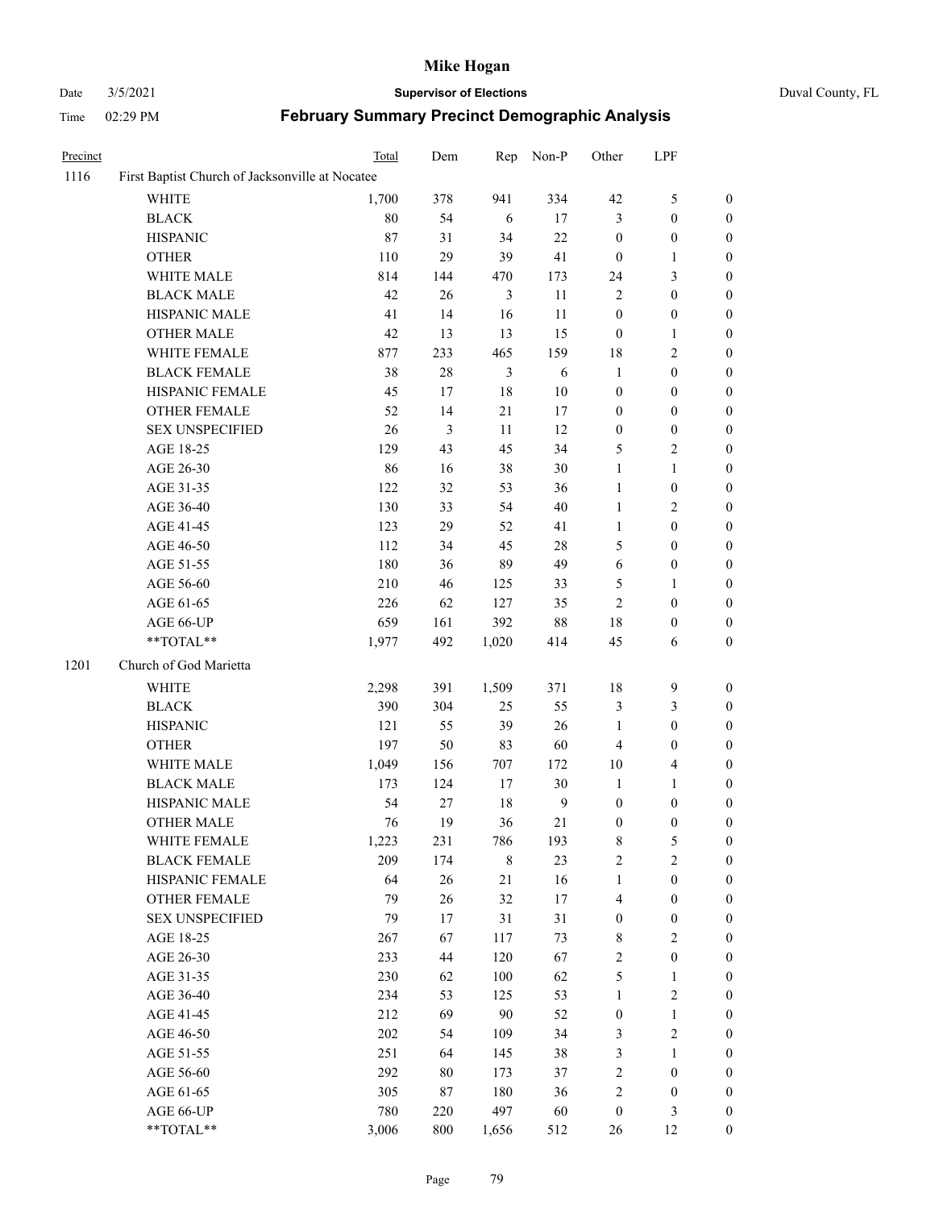# Mike Hogan

Date 3/5/2021 **Supervisor of Elections** Duval County, FL

Time 02:29 PM **February Summary Precinct Demographic Analysis**

| Precinct | | Total | Dem | Rep | Non-P | Other | LPF | |
|---|---|---|---|---|---|---|---|---|
| 1116 | First Baptist Church of Jacksonville at Nocatee | | | | | | | |
| | WHITE | 1,700 | 378 | 941 | 334 | 42 | 5 | 0 |
| | BLACK | 80 | 54 | 6 | 17 | 3 | 0 | 0 |
| | HISPANIC | 87 | 31 | 34 | 22 | 0 | 0 | 0 |
| | OTHER | 110 | 29 | 39 | 41 | 0 | 1 | 0 |
| | WHITE MALE | 814 | 144 | 470 | 173 | 24 | 3 | 0 |
| | BLACK MALE | 42 | 26 | 3 | 11 | 2 | 0 | 0 |
| | HISPANIC MALE | 41 | 14 | 16 | 11 | 0 | 0 | 0 |
| | OTHER MALE | 42 | 13 | 13 | 15 | 0 | 1 | 0 |
| | WHITE FEMALE | 877 | 233 | 465 | 159 | 18 | 2 | 0 |
| | BLACK FEMALE | 38 | 28 | 3 | 6 | 1 | 0 | 0 |
| | HISPANIC FEMALE | 45 | 17 | 18 | 10 | 0 | 0 | 0 |
| | OTHER FEMALE | 52 | 14 | 21 | 17 | 0 | 0 | 0 |
| | SEX UNSPECIFIED | 26 | 3 | 11 | 12 | 0 | 0 | 0 |
| | AGE 18-25 | 129 | 43 | 45 | 34 | 5 | 2 | 0 |
| | AGE 26-30 | 86 | 16 | 38 | 30 | 1 | 1 | 0 |
| | AGE 31-35 | 122 | 32 | 53 | 36 | 1 | 0 | 0 |
| | AGE 36-40 | 130 | 33 | 54 | 40 | 1 | 2 | 0 |
| | AGE 41-45 | 123 | 29 | 52 | 41 | 1 | 0 | 0 |
| | AGE 46-50 | 112 | 34 | 45 | 28 | 5 | 0 | 0 |
| | AGE 51-55 | 180 | 36 | 89 | 49 | 6 | 0 | 0 |
| | AGE 56-60 | 210 | 46 | 125 | 33 | 5 | 1 | 0 |
| | AGE 61-65 | 226 | 62 | 127 | 35 | 2 | 0 | 0 |
| | AGE 66-UP | 659 | 161 | 392 | 88 | 18 | 0 | 0 |
| | **TOTAL** | 1,977 | 492 | 1,020 | 414 | 45 | 6 | 0 |
| 1201 | Church of God Marietta | | | | | | | |
| | WHITE | 2,298 | 391 | 1,509 | 371 | 18 | 9 | 0 |
| | BLACK | 390 | 304 | 25 | 55 | 3 | 3 | 0 |
| | HISPANIC | 121 | 55 | 39 | 26 | 1 | 0 | 0 |
| | OTHER | 197 | 50 | 83 | 60 | 4 | 0 | 0 |
| | WHITE MALE | 1,049 | 156 | 707 | 172 | 10 | 4 | 0 |
| | BLACK MALE | 173 | 124 | 17 | 30 | 1 | 1 | 0 |
| | HISPANIC MALE | 54 | 27 | 18 | 9 | 0 | 0 | 0 |
| | OTHER MALE | 76 | 19 | 36 | 21 | 0 | 0 | 0 |
| | WHITE FEMALE | 1,223 | 231 | 786 | 193 | 8 | 5 | 0 |
| | BLACK FEMALE | 209 | 174 | 8 | 23 | 2 | 2 | 0 |
| | HISPANIC FEMALE | 64 | 26 | 21 | 16 | 1 | 0 | 0 |
| | OTHER FEMALE | 79 | 26 | 32 | 17 | 4 | 0 | 0 |
| | SEX UNSPECIFIED | 79 | 17 | 31 | 31 | 0 | 0 | 0 |
| | AGE 18-25 | 267 | 67 | 117 | 73 | 8 | 2 | 0 |
| | AGE 26-30 | 233 | 44 | 120 | 67 | 2 | 0 | 0 |
| | AGE 31-35 | 230 | 62 | 100 | 62 | 5 | 1 | 0 |
| | AGE 36-40 | 234 | 53 | 125 | 53 | 1 | 2 | 0 |
| | AGE 41-45 | 212 | 69 | 90 | 52 | 0 | 1 | 0 |
| | AGE 46-50 | 202 | 54 | 109 | 34 | 3 | 2 | 0 |
| | AGE 51-55 | 251 | 64 | 145 | 38 | 3 | 1 | 0 |
| | AGE 56-60 | 292 | 80 | 173 | 37 | 2 | 0 | 0 |
| | AGE 61-65 | 305 | 87 | 180 | 36 | 2 | 0 | 0 |
| | AGE 66-UP | 780 | 220 | 497 | 60 | 0 | 3 | 0 |
| | **TOTAL** | 3,006 | 800 | 1,656 | 512 | 26 | 12 | 0 |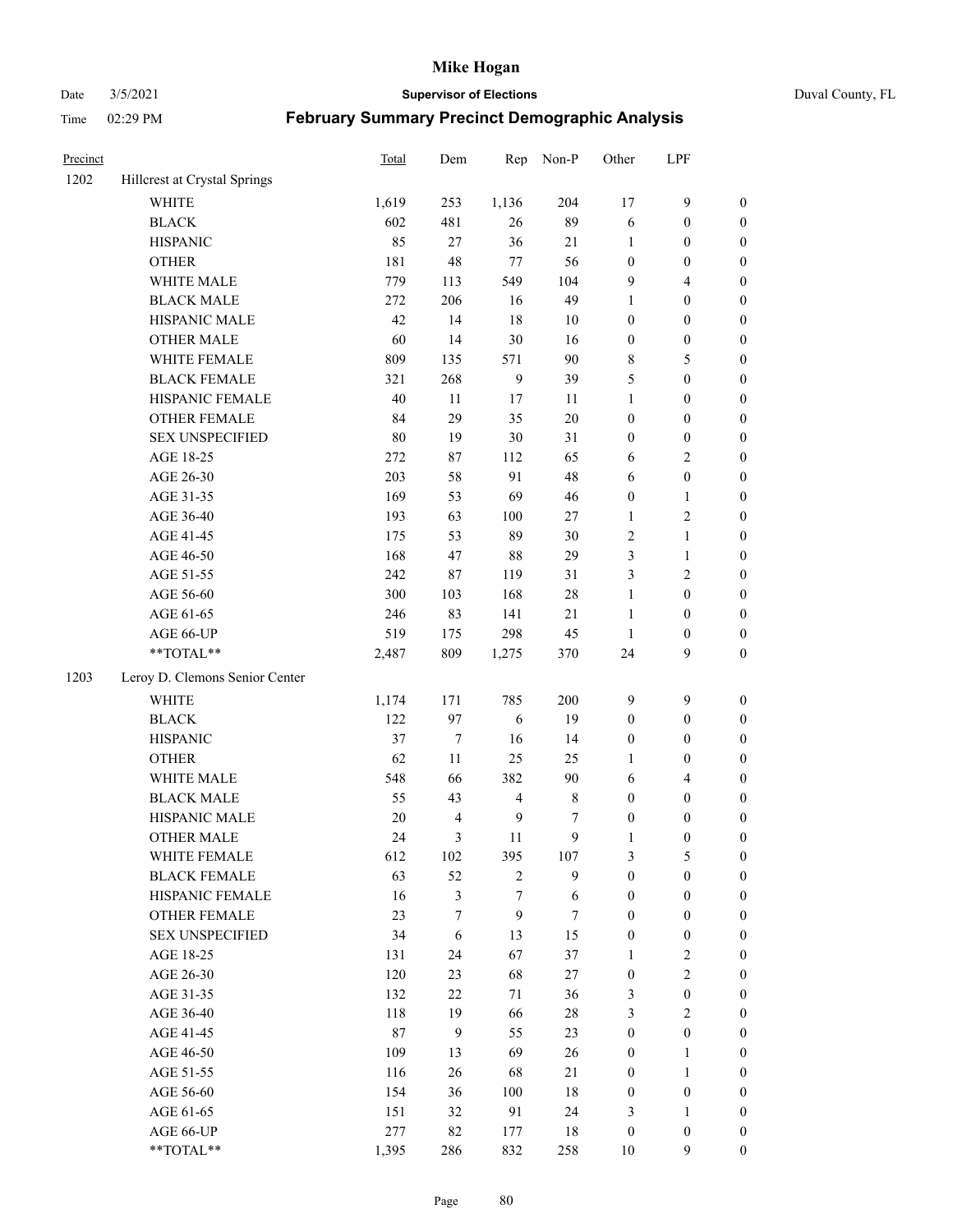# Mike Hogan

Date 3/5/2021 **Supervisor of Elections** Duval County, FL

Time 02:29 PM **February Summary Precinct Demographic Analysis**

| Precinct | | Total | Dem | Rep | Non-P | Other | LPF | |
|---|---|---|---|---|---|---|---|---|
| 1202 | Hillcrest at Crystal Springs | | | | | | | |
| | WHITE | 1,619 | 253 | 1,136 | 204 | 17 | 9 | 0 |
| | BLACK | 602 | 481 | 26 | 89 | 6 | 0 | 0 |
| | HISPANIC | 85 | 27 | 36 | 21 | 1 | 0 | 0 |
| | OTHER | 181 | 48 | 77 | 56 | 0 | 0 | 0 |
| | WHITE MALE | 779 | 113 | 549 | 104 | 9 | 4 | 0 |
| | BLACK MALE | 272 | 206 | 16 | 49 | 1 | 0 | 0 |
| | HISPANIC MALE | 42 | 14 | 18 | 10 | 0 | 0 | 0 |
| | OTHER MALE | 60 | 14 | 30 | 16 | 0 | 0 | 0 |
| | WHITE FEMALE | 809 | 135 | 571 | 90 | 8 | 5 | 0 |
| | BLACK FEMALE | 321 | 268 | 9 | 39 | 5 | 0 | 0 |
| | HISPANIC FEMALE | 40 | 11 | 17 | 11 | 1 | 0 | 0 |
| | OTHER FEMALE | 84 | 29 | 35 | 20 | 0 | 0 | 0 |
| | SEX UNSPECIFIED | 80 | 19 | 30 | 31 | 0 | 0 | 0 |
| | AGE 18-25 | 272 | 87 | 112 | 65 | 6 | 2 | 0 |
| | AGE 26-30 | 203 | 58 | 91 | 48 | 6 | 0 | 0 |
| | AGE 31-35 | 169 | 53 | 69 | 46 | 0 | 1 | 0 |
| | AGE 36-40 | 193 | 63 | 100 | 27 | 1 | 2 | 0 |
| | AGE 41-45 | 175 | 53 | 89 | 30 | 2 | 1 | 0 |
| | AGE 46-50 | 168 | 47 | 88 | 29 | 3 | 1 | 0 |
| | AGE 51-55 | 242 | 87 | 119 | 31 | 3 | 2 | 0 |
| | AGE 56-60 | 300 | 103 | 168 | 28 | 1 | 0 | 0 |
| | AGE 61-65 | 246 | 83 | 141 | 21 | 1 | 0 | 0 |
| | AGE 66-UP | 519 | 175 | 298 | 45 | 1 | 0 | 0 |
| | **TOTAL** | 2,487 | 809 | 1,275 | 370 | 24 | 9 | 0 |
| 1203 | Leroy D. Clemons Senior Center | | | | | | | |
| | WHITE | 1,174 | 171 | 785 | 200 | 9 | 9 | 0 |
| | BLACK | 122 | 97 | 6 | 19 | 0 | 0 | 0 |
| | HISPANIC | 37 | 7 | 16 | 14 | 0 | 0 | 0 |
| | OTHER | 62 | 11 | 25 | 25 | 1 | 0 | 0 |
| | WHITE MALE | 548 | 66 | 382 | 90 | 6 | 4 | 0 |
| | BLACK MALE | 55 | 43 | 4 | 8 | 0 | 0 | 0 |
| | HISPANIC MALE | 20 | 4 | 9 | 7 | 0 | 0 | 0 |
| | OTHER MALE | 24 | 3 | 11 | 9 | 1 | 0 | 0 |
| | WHITE FEMALE | 612 | 102 | 395 | 107 | 3 | 5 | 0 |
| | BLACK FEMALE | 63 | 52 | 2 | 9 | 0 | 0 | 0 |
| | HISPANIC FEMALE | 16 | 3 | 7 | 6 | 0 | 0 | 0 |
| | OTHER FEMALE | 23 | 7 | 9 | 7 | 0 | 0 | 0 |
| | SEX UNSPECIFIED | 34 | 6 | 13 | 15 | 0 | 0 | 0 |
| | AGE 18-25 | 131 | 24 | 67 | 37 | 1 | 2 | 0 |
| | AGE 26-30 | 120 | 23 | 68 | 27 | 0 | 2 | 0 |
| | AGE 31-35 | 132 | 22 | 71 | 36 | 3 | 0 | 0 |
| | AGE 36-40 | 118 | 19 | 66 | 28 | 3 | 2 | 0 |
| | AGE 41-45 | 87 | 9 | 55 | 23 | 0 | 0 | 0 |
| | AGE 46-50 | 109 | 13 | 69 | 26 | 0 | 1 | 0 |
| | AGE 51-55 | 116 | 26 | 68 | 21 | 0 | 1 | 0 |
| | AGE 56-60 | 154 | 36 | 100 | 18 | 0 | 0 | 0 |
| | AGE 61-65 | 151 | 32 | 91 | 24 | 3 | 1 | 0 |
| | AGE 66-UP | 277 | 82 | 177 | 18 | 0 | 0 | 0 |
| | **TOTAL** | 1,395 | 286 | 832 | 258 | 10 | 9 | 0 |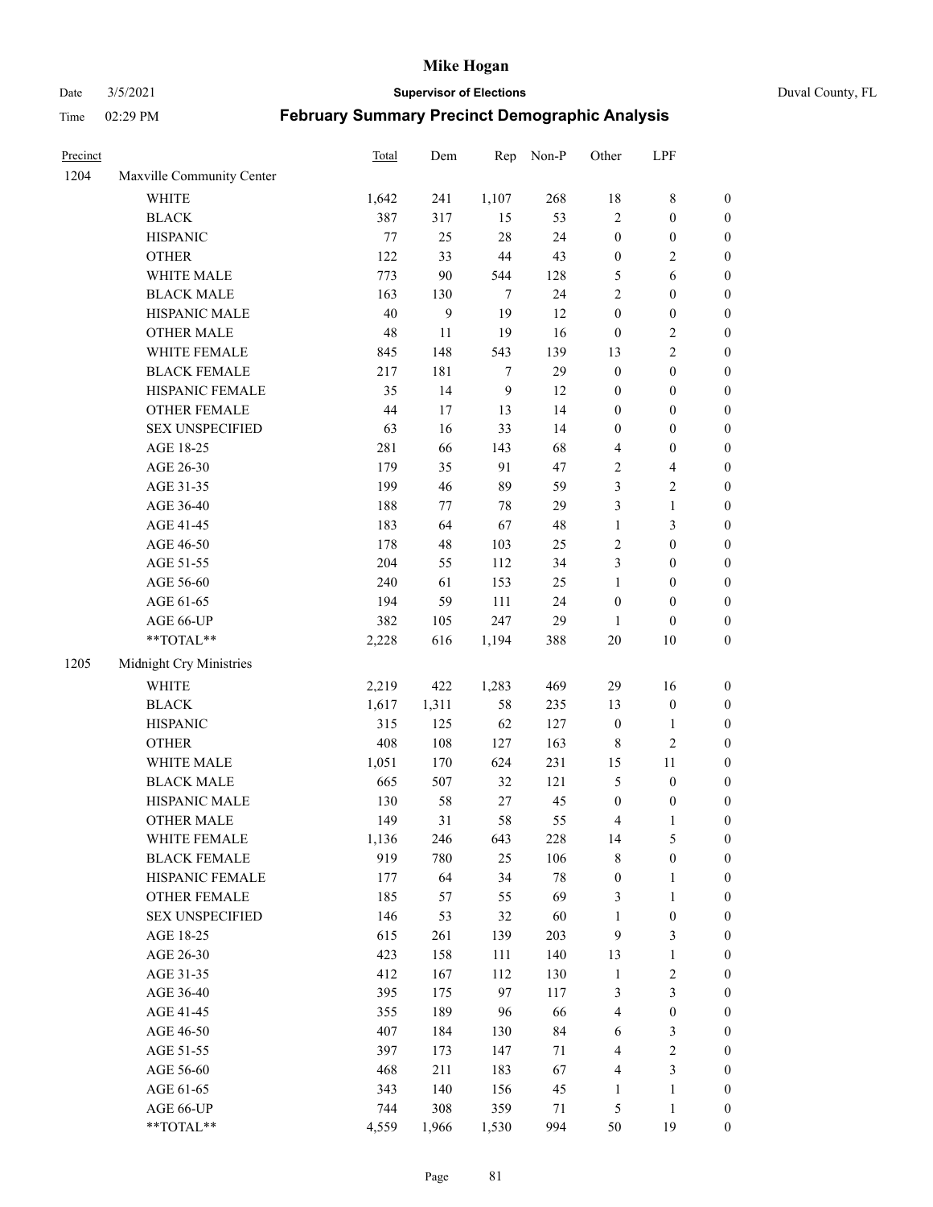# Mike Hogan

Date 3/5/2021 **Supervisor of Elections** Duval County, FL

Time 02:29 PM **February Summary Precinct Demographic Analysis**

| Precinct | | Total | Dem | Rep | Non-P | Other | LPF | |
|---|---|---|---|---|---|---|---|---|
| 1204 | Maxville Community Center | | | | | | | |
| | WHITE | 1,642 | 241 | 1,107 | 268 | 18 | 8 | 0 |
| | BLACK | 387 | 317 | 15 | 53 | 2 | 0 | 0 |
| | HISPANIC | 77 | 25 | 28 | 24 | 0 | 0 | 0 |
| | OTHER | 122 | 33 | 44 | 43 | 0 | 2 | 0 |
| | WHITE MALE | 773 | 90 | 544 | 128 | 5 | 6 | 0 |
| | BLACK MALE | 163 | 130 | 7 | 24 | 2 | 0 | 0 |
| | HISPANIC MALE | 40 | 9 | 19 | 12 | 0 | 0 | 0 |
| | OTHER MALE | 48 | 11 | 19 | 16 | 0 | 2 | 0 |
| | WHITE FEMALE | 845 | 148 | 543 | 139 | 13 | 2 | 0 |
| | BLACK FEMALE | 217 | 181 | 7 | 29 | 0 | 0 | 0 |
| | HISPANIC FEMALE | 35 | 14 | 9 | 12 | 0 | 0 | 0 |
| | OTHER FEMALE | 44 | 17 | 13 | 14 | 0 | 0 | 0 |
| | SEX UNSPECIFIED | 63 | 16 | 33 | 14 | 0 | 0 | 0 |
| | AGE 18-25 | 281 | 66 | 143 | 68 | 4 | 0 | 0 |
| | AGE 26-30 | 179 | 35 | 91 | 47 | 2 | 4 | 0 |
| | AGE 31-35 | 199 | 46 | 89 | 59 | 3 | 2 | 0 |
| | AGE 36-40 | 188 | 77 | 78 | 29 | 3 | 1 | 0 |
| | AGE 41-45 | 183 | 64 | 67 | 48 | 1 | 3 | 0 |
| | AGE 46-50 | 178 | 48 | 103 | 25 | 2 | 0 | 0 |
| | AGE 51-55 | 204 | 55 | 112 | 34 | 3 | 0 | 0 |
| | AGE 56-60 | 240 | 61 | 153 | 25 | 1 | 0 | 0 |
| | AGE 61-65 | 194 | 59 | 111 | 24 | 0 | 0 | 0 |
| | AGE 66-UP | 382 | 105 | 247 | 29 | 1 | 0 | 0 |
| | **TOTAL** | 2,228 | 616 | 1,194 | 388 | 20 | 10 | 0 |
| 1205 | Midnight Cry Ministries | | | | | | | |
| | WHITE | 2,219 | 422 | 1,283 | 469 | 29 | 16 | 0 |
| | BLACK | 1,617 | 1,311 | 58 | 235 | 13 | 0 | 0 |
| | HISPANIC | 315 | 125 | 62 | 127 | 0 | 1 | 0 |
| | OTHER | 408 | 108 | 127 | 163 | 8 | 2 | 0 |
| | WHITE MALE | 1,051 | 170 | 624 | 231 | 15 | 11 | 0 |
| | BLACK MALE | 665 | 507 | 32 | 121 | 5 | 0 | 0 |
| | HISPANIC MALE | 130 | 58 | 27 | 45 | 0 | 0 | 0 |
| | OTHER MALE | 149 | 31 | 58 | 55 | 4 | 1 | 0 |
| | WHITE FEMALE | 1,136 | 246 | 643 | 228 | 14 | 5 | 0 |
| | BLACK FEMALE | 919 | 780 | 25 | 106 | 8 | 0 | 0 |
| | HISPANIC FEMALE | 177 | 64 | 34 | 78 | 0 | 1 | 0 |
| | OTHER FEMALE | 185 | 57 | 55 | 69 | 3 | 1 | 0 |
| | SEX UNSPECIFIED | 146 | 53 | 32 | 60 | 1 | 0 | 0 |
| | AGE 18-25 | 615 | 261 | 139 | 203 | 9 | 3 | 0 |
| | AGE 26-30 | 423 | 158 | 111 | 140 | 13 | 1 | 0 |
| | AGE 31-35 | 412 | 167 | 112 | 130 | 1 | 2 | 0 |
| | AGE 36-40 | 395 | 175 | 97 | 117 | 3 | 3 | 0 |
| | AGE 41-45 | 355 | 189 | 96 | 66 | 4 | 0 | 0 |
| | AGE 46-50 | 407 | 184 | 130 | 84 | 6 | 3 | 0 |
| | AGE 51-55 | 397 | 173 | 147 | 71 | 4 | 2 | 0 |
| | AGE 56-60 | 468 | 211 | 183 | 67 | 4 | 3 | 0 |
| | AGE 61-65 | 343 | 140 | 156 | 45 | 1 | 1 | 0 |
| | AGE 66-UP | 744 | 308 | 359 | 71 | 5 | 1 | 0 |
| | **TOTAL** | 4,559 | 1,966 | 1,530 | 994 | 50 | 19 | 0 |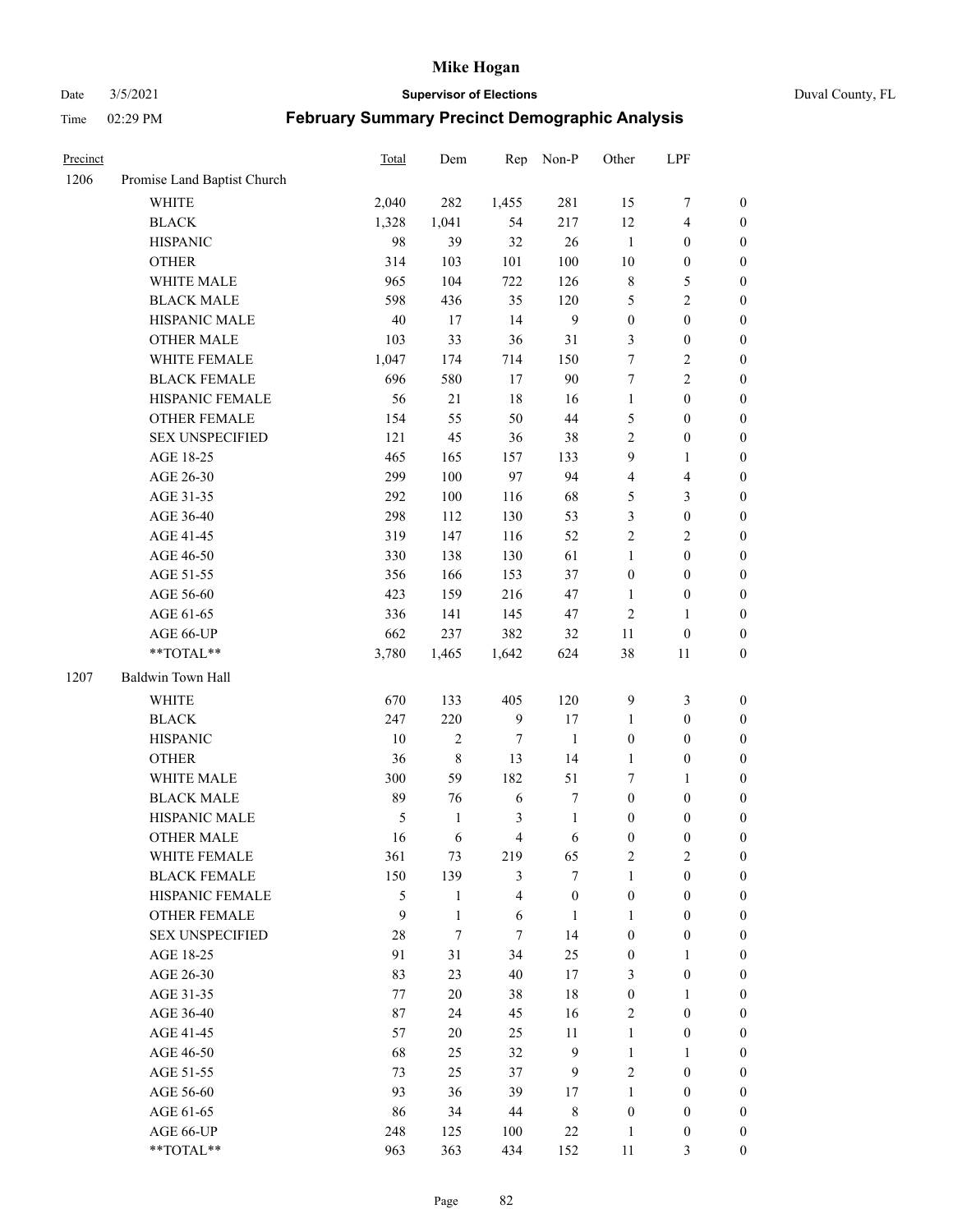# February Summary Precinct Demographic Analysis

Supervisor of Elections — Mike Hogan — Duval County, FL

Date 3/5/2021 Time 02:29 PM

| Precinct | | Total | Dem | Rep | Non-P | Other | LPF | |
|---|---|---|---|---|---|---|---|---|
| 1206 | Promise Land Baptist Church | | | | | | | |
| | WHITE | 2,040 | 282 | 1,455 | 281 | 15 | 7 | 0 |
| | BLACK | 1,328 | 1,041 | 54 | 217 | 12 | 4 | 0 |
| | HISPANIC | 98 | 39 | 32 | 26 | 1 | 0 | 0 |
| | OTHER | 314 | 103 | 101 | 100 | 10 | 0 | 0 |
| | WHITE MALE | 965 | 104 | 722 | 126 | 8 | 5 | 0 |
| | BLACK MALE | 598 | 436 | 35 | 120 | 5 | 2 | 0 |
| | HISPANIC MALE | 40 | 17 | 14 | 9 | 0 | 0 | 0 |
| | OTHER MALE | 103 | 33 | 36 | 31 | 3 | 0 | 0 |
| | WHITE FEMALE | 1,047 | 174 | 714 | 150 | 7 | 2 | 0 |
| | BLACK FEMALE | 696 | 580 | 17 | 90 | 7 | 2 | 0 |
| | HISPANIC FEMALE | 56 | 21 | 18 | 16 | 1 | 0 | 0 |
| | OTHER FEMALE | 154 | 55 | 50 | 44 | 5 | 0 | 0 |
| | SEX UNSPECIFIED | 121 | 45 | 36 | 38 | 2 | 0 | 0 |
| | AGE 18-25 | 465 | 165 | 157 | 133 | 9 | 1 | 0 |
| | AGE 26-30 | 299 | 100 | 97 | 94 | 4 | 4 | 0 |
| | AGE 31-35 | 292 | 100 | 116 | 68 | 5 | 3 | 0 |
| | AGE 36-40 | 298 | 112 | 130 | 53 | 3 | 0 | 0 |
| | AGE 41-45 | 319 | 147 | 116 | 52 | 2 | 2 | 0 |
| | AGE 46-50 | 330 | 138 | 130 | 61 | 1 | 0 | 0 |
| | AGE 51-55 | 356 | 166 | 153 | 37 | 0 | 0 | 0 |
| | AGE 56-60 | 423 | 159 | 216 | 47 | 1 | 0 | 0 |
| | AGE 61-65 | 336 | 141 | 145 | 47 | 2 | 1 | 0 |
| | AGE 66-UP | 662 | 237 | 382 | 32 | 11 | 0 | 0 |
| | **TOTAL** | 3,780 | 1,465 | 1,642 | 624 | 38 | 11 | 0 |
| 1207 | Baldwin Town Hall | | | | | | | |
| | WHITE | 670 | 133 | 405 | 120 | 9 | 3 | 0 |
| | BLACK | 247 | 220 | 9 | 17 | 1 | 0 | 0 |
| | HISPANIC | 10 | 2 | 7 | 1 | 0 | 0 | 0 |
| | OTHER | 36 | 8 | 13 | 14 | 1 | 0 | 0 |
| | WHITE MALE | 300 | 59 | 182 | 51 | 7 | 1 | 0 |
| | BLACK MALE | 89 | 76 | 6 | 7 | 0 | 0 | 0 |
| | HISPANIC MALE | 5 | 1 | 3 | 1 | 0 | 0 | 0 |
| | OTHER MALE | 16 | 6 | 4 | 6 | 0 | 0 | 0 |
| | WHITE FEMALE | 361 | 73 | 219 | 65 | 2 | 2 | 0 |
| | BLACK FEMALE | 150 | 139 | 3 | 7 | 1 | 0 | 0 |
| | HISPANIC FEMALE | 5 | 1 | 4 | 0 | 0 | 0 | 0 |
| | OTHER FEMALE | 9 | 1 | 6 | 1 | 1 | 0 | 0 |
| | SEX UNSPECIFIED | 28 | 7 | 7 | 14 | 0 | 0 | 0 |
| | AGE 18-25 | 91 | 31 | 34 | 25 | 0 | 1 | 0 |
| | AGE 26-30 | 83 | 23 | 40 | 17 | 3 | 0 | 0 |
| | AGE 31-35 | 77 | 20 | 38 | 18 | 0 | 1 | 0 |
| | AGE 36-40 | 87 | 24 | 45 | 16 | 2 | 0 | 0 |
| | AGE 41-45 | 57 | 20 | 25 | 11 | 1 | 0 | 0 |
| | AGE 46-50 | 68 | 25 | 32 | 9 | 1 | 1 | 0 |
| | AGE 51-55 | 73 | 25 | 37 | 9 | 2 | 0 | 0 |
| | AGE 56-60 | 93 | 36 | 39 | 17 | 1 | 0 | 0 |
| | AGE 61-65 | 86 | 34 | 44 | 8 | 0 | 0 | 0 |
| | AGE 66-UP | 248 | 125 | 100 | 22 | 1 | 0 | 0 |
| | **TOTAL** | 963 | 363 | 434 | 152 | 11 | 3 | 0 |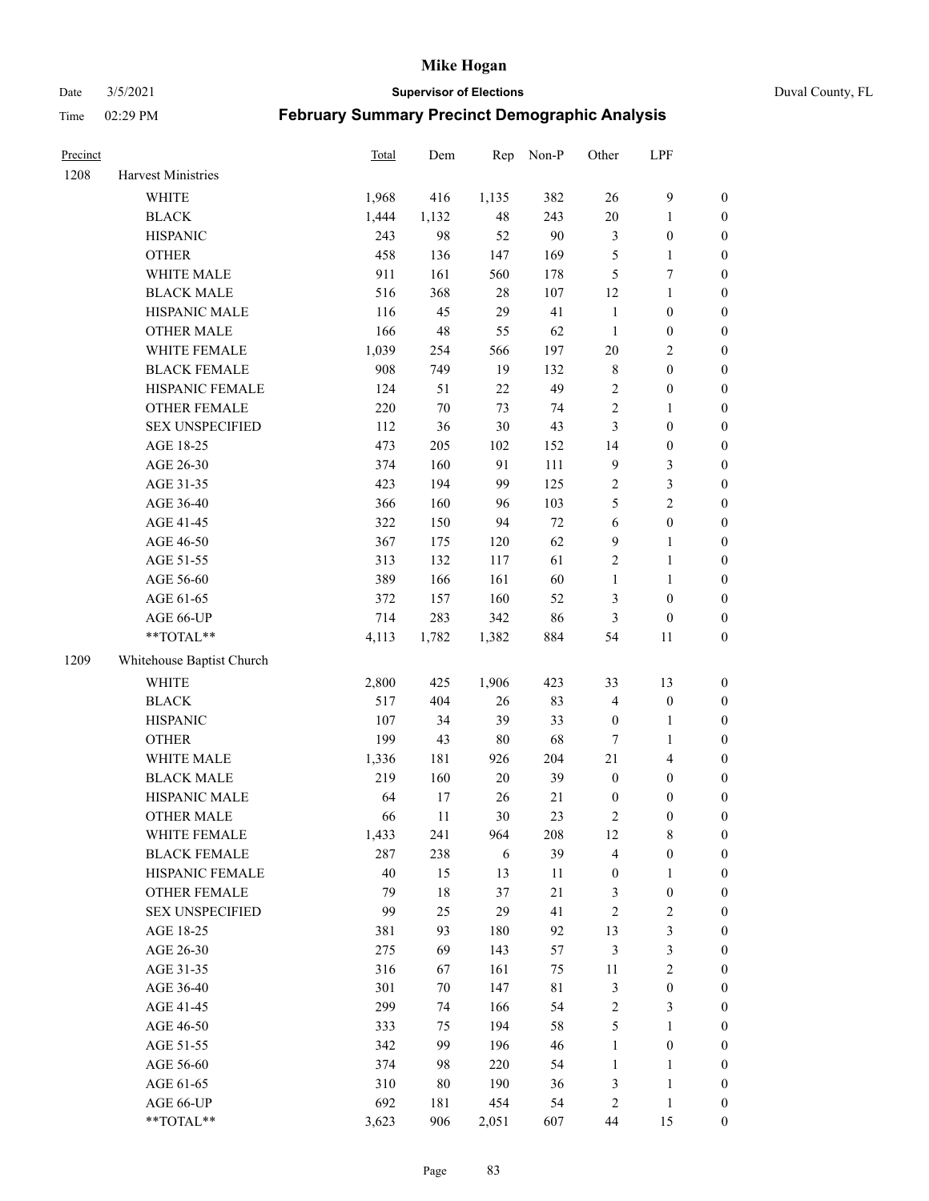# Mike Hogan

Date 3/5/2021 **Supervisor of Elections** Duval County, FL

Time 02:29 PM **February Summary Precinct Demographic Analysis**

| Precinct | | Total | Dem | Rep | Non-P | Other | LPF | |
|---|---|---|---|---|---|---|---|---|
| 1208 | Harvest Ministries | | | | | | | |
| | WHITE | 1,968 | 416 | 1,135 | 382 | 26 | 9 | 0 |
| | BLACK | 1,444 | 1,132 | 48 | 243 | 20 | 1 | 0 |
| | HISPANIC | 243 | 98 | 52 | 90 | 3 | 0 | 0 |
| | OTHER | 458 | 136 | 147 | 169 | 5 | 1 | 0 |
| | WHITE MALE | 911 | 161 | 560 | 178 | 5 | 7 | 0 |
| | BLACK MALE | 516 | 368 | 28 | 107 | 12 | 1 | 0 |
| | HISPANIC MALE | 116 | 45 | 29 | 41 | 1 | 0 | 0 |
| | OTHER MALE | 166 | 48 | 55 | 62 | 1 | 0 | 0 |
| | WHITE FEMALE | 1,039 | 254 | 566 | 197 | 20 | 2 | 0 |
| | BLACK FEMALE | 908 | 749 | 19 | 132 | 8 | 0 | 0 |
| | HISPANIC FEMALE | 124 | 51 | 22 | 49 | 2 | 0 | 0 |
| | OTHER FEMALE | 220 | 70 | 73 | 74 | 2 | 1 | 0 |
| | SEX UNSPECIFIED | 112 | 36 | 30 | 43 | 3 | 0 | 0 |
| | AGE 18-25 | 473 | 205 | 102 | 152 | 14 | 0 | 0 |
| | AGE 26-30 | 374 | 160 | 91 | 111 | 9 | 3 | 0 |
| | AGE 31-35 | 423 | 194 | 99 | 125 | 2 | 3 | 0 |
| | AGE 36-40 | 366 | 160 | 96 | 103 | 5 | 2 | 0 |
| | AGE 41-45 | 322 | 150 | 94 | 72 | 6 | 0 | 0 |
| | AGE 46-50 | 367 | 175 | 120 | 62 | 9 | 1 | 0 |
| | AGE 51-55 | 313 | 132 | 117 | 61 | 2 | 1 | 0 |
| | AGE 56-60 | 389 | 166 | 161 | 60 | 1 | 1 | 0 |
| | AGE 61-65 | 372 | 157 | 160 | 52 | 3 | 0 | 0 |
| | AGE 66-UP | 714 | 283 | 342 | 86 | 3 | 0 | 0 |
| | **TOTAL** | 4,113 | 1,782 | 1,382 | 884 | 54 | 11 | 0 |
| 1209 | Whitehouse Baptist Church | | | | | | | |
| | WHITE | 2,800 | 425 | 1,906 | 423 | 33 | 13 | 0 |
| | BLACK | 517 | 404 | 26 | 83 | 4 | 0 | 0 |
| | HISPANIC | 107 | 34 | 39 | 33 | 0 | 1 | 0 |
| | OTHER | 199 | 43 | 80 | 68 | 7 | 1 | 0 |
| | WHITE MALE | 1,336 | 181 | 926 | 204 | 21 | 4 | 0 |
| | BLACK MALE | 219 | 160 | 20 | 39 | 0 | 0 | 0 |
| | HISPANIC MALE | 64 | 17 | 26 | 21 | 0 | 0 | 0 |
| | OTHER MALE | 66 | 11 | 30 | 23 | 2 | 0 | 0 |
| | WHITE FEMALE | 1,433 | 241 | 964 | 208 | 12 | 8 | 0 |
| | BLACK FEMALE | 287 | 238 | 6 | 39 | 4 | 0 | 0 |
| | HISPANIC FEMALE | 40 | 15 | 13 | 11 | 0 | 1 | 0 |
| | OTHER FEMALE | 79 | 18 | 37 | 21 | 3 | 0 | 0 |
| | SEX UNSPECIFIED | 99 | 25 | 29 | 41 | 2 | 2 | 0 |
| | AGE 18-25 | 381 | 93 | 180 | 92 | 13 | 3 | 0 |
| | AGE 26-30 | 275 | 69 | 143 | 57 | 3 | 3 | 0 |
| | AGE 31-35 | 316 | 67 | 161 | 75 | 11 | 2 | 0 |
| | AGE 36-40 | 301 | 70 | 147 | 81 | 3 | 0 | 0 |
| | AGE 41-45 | 299 | 74 | 166 | 54 | 2 | 3 | 0 |
| | AGE 46-50 | 333 | 75 | 194 | 58 | 5 | 1 | 0 |
| | AGE 51-55 | 342 | 99 | 196 | 46 | 1 | 0 | 0 |
| | AGE 56-60 | 374 | 98 | 220 | 54 | 1 | 1 | 0 |
| | AGE 61-65 | 310 | 80 | 190 | 36 | 3 | 1 | 0 |
| | AGE 66-UP | 692 | 181 | 454 | 54 | 2 | 1 | 0 |
| | **TOTAL** | 3,623 | 906 | 2,051 | 607 | 44 | 15 | 0 |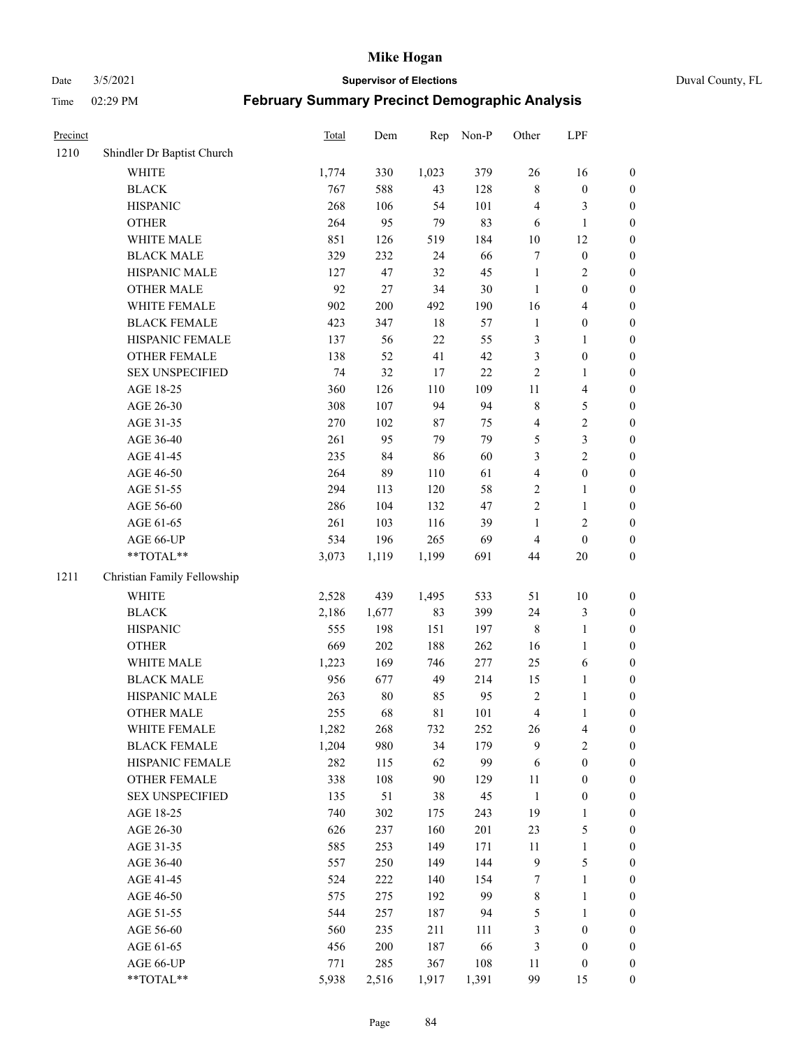| Precinct | | Total | Dem | Rep | Non-P | Other | LPF | |
|---|---|---|---|---|---|---|---|---|
| 1210 | Shindler Dr Baptist Church | | | | | | | |
| | WHITE | 1,774 | 330 | 1,023 | 379 | 26 | 16 | 0 |
| | BLACK | 767 | 588 | 43 | 128 | 8 | 0 | 0 |
| | HISPANIC | 268 | 106 | 54 | 101 | 4 | 3 | 0 |
| | OTHER | 264 | 95 | 79 | 83 | 6 | 1 | 0 |
| | WHITE MALE | 851 | 126 | 519 | 184 | 10 | 12 | 0 |
| | BLACK MALE | 329 | 232 | 24 | 66 | 7 | 0 | 0 |
| | HISPANIC MALE | 127 | 47 | 32 | 45 | 1 | 2 | 0 |
| | OTHER MALE | 92 | 27 | 34 | 30 | 1 | 0 | 0 |
| | WHITE FEMALE | 902 | 200 | 492 | 190 | 16 | 4 | 0 |
| | BLACK FEMALE | 423 | 347 | 18 | 57 | 1 | 0 | 0 |
| | HISPANIC FEMALE | 137 | 56 | 22 | 55 | 3 | 1 | 0 |
| | OTHER FEMALE | 138 | 52 | 41 | 42 | 3 | 0 | 0 |
| | SEX UNSPECIFIED | 74 | 32 | 17 | 22 | 2 | 1 | 0 |
| | AGE 18-25 | 360 | 126 | 110 | 109 | 11 | 4 | 0 |
| | AGE 26-30 | 308 | 107 | 94 | 94 | 8 | 5 | 0 |
| | AGE 31-35 | 270 | 102 | 87 | 75 | 4 | 2 | 0 |
| | AGE 36-40 | 261 | 95 | 79 | 79 | 5 | 3 | 0 |
| | AGE 41-45 | 235 | 84 | 86 | 60 | 3 | 2 | 0 |
| | AGE 46-50 | 264 | 89 | 110 | 61 | 4 | 0 | 0 |
| | AGE 51-55 | 294 | 113 | 120 | 58 | 2 | 1 | 0 |
| | AGE 56-60 | 286 | 104 | 132 | 47 | 2 | 1 | 0 |
| | AGE 61-65 | 261 | 103 | 116 | 39 | 1 | 2 | 0 |
| | AGE 66-UP | 534 | 196 | 265 | 69 | 4 | 0 | 0 |
| | **TOTAL** | 3,073 | 1,119 | 1,199 | 691 | 44 | 20 | 0 |
| 1211 | Christian Family Fellowship | | | | | | | |
| | WHITE | 2,528 | 439 | 1,495 | 533 | 51 | 10 | 0 |
| | BLACK | 2,186 | 1,677 | 83 | 399 | 24 | 3 | 0 |
| | HISPANIC | 555 | 198 | 151 | 197 | 8 | 1 | 0 |
| | OTHER | 669 | 202 | 188 | 262 | 16 | 1 | 0 |
| | WHITE MALE | 1,223 | 169 | 746 | 277 | 25 | 6 | 0 |
| | BLACK MALE | 956 | 677 | 49 | 214 | 15 | 1 | 0 |
| | HISPANIC MALE | 263 | 80 | 85 | 95 | 2 | 1 | 0 |
| | OTHER MALE | 255 | 68 | 81 | 101 | 4 | 1 | 0 |
| | WHITE FEMALE | 1,282 | 268 | 732 | 252 | 26 | 4 | 0 |
| | BLACK FEMALE | 1,204 | 980 | 34 | 179 | 9 | 2 | 0 |
| | HISPANIC FEMALE | 282 | 115 | 62 | 99 | 6 | 0 | 0 |
| | OTHER FEMALE | 338 | 108 | 90 | 129 | 11 | 0 | 0 |
| | SEX UNSPECIFIED | 135 | 51 | 38 | 45 | 1 | 0 | 0 |
| | AGE 18-25 | 740 | 302 | 175 | 243 | 19 | 1 | 0 |
| | AGE 26-30 | 626 | 237 | 160 | 201 | 23 | 5 | 0 |
| | AGE 31-35 | 585 | 253 | 149 | 171 | 11 | 1 | 0 |
| | AGE 36-40 | 557 | 250 | 149 | 144 | 9 | 5 | 0 |
| | AGE 41-45 | 524 | 222 | 140 | 154 | 7 | 1 | 0 |
| | AGE 46-50 | 575 | 275 | 192 | 99 | 8 | 1 | 0 |
| | AGE 51-55 | 544 | 257 | 187 | 94 | 5 | 1 | 0 |
| | AGE 56-60 | 560 | 235 | 211 | 111 | 3 | 0 | 0 |
| | AGE 61-65 | 456 | 200 | 187 | 66 | 3 | 0 | 0 |
| | AGE 66-UP | 771 | 285 | 367 | 108 | 11 | 0 | 0 |
| | **TOTAL** | 5,938 | 2,516 | 1,917 | 1,391 | 99 | 15 | 0 |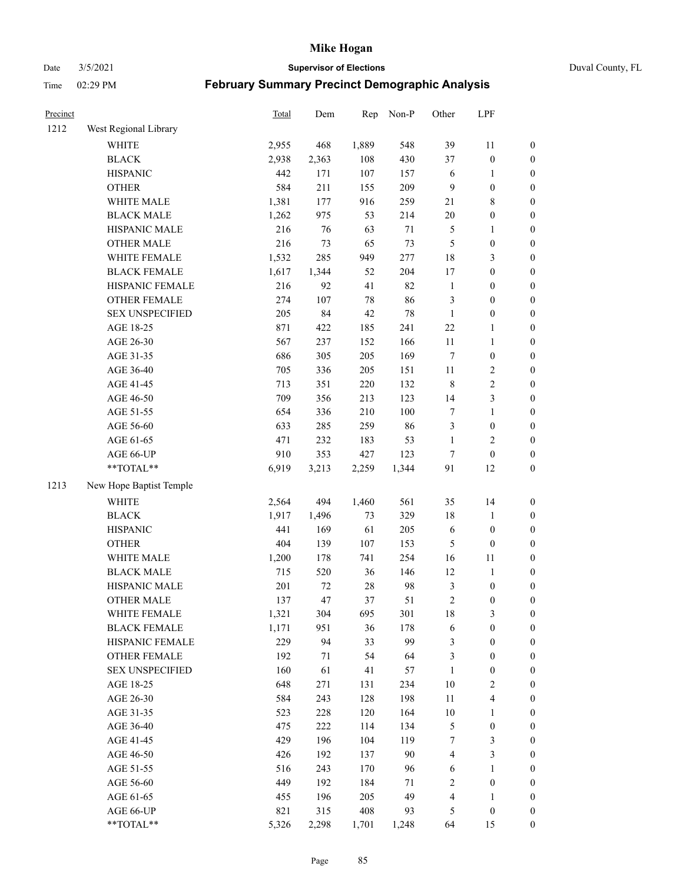| Precinct | | Total | Dem | Rep | Non-P | Other | LPF | |
|---|---|---|---|---|---|---|---|---|
| 1212 | West Regional Library | | | | | | | |
| | WHITE | 2,955 | 468 | 1,889 | 548 | 39 | 11 | 0 |
| | BLACK | 2,938 | 2,363 | 108 | 430 | 37 | 0 | 0 |
| | HISPANIC | 442 | 171 | 107 | 157 | 6 | 1 | 0 |
| | OTHER | 584 | 211 | 155 | 209 | 9 | 0 | 0 |
| | WHITE MALE | 1,381 | 177 | 916 | 259 | 21 | 8 | 0 |
| | BLACK MALE | 1,262 | 975 | 53 | 214 | 20 | 0 | 0 |
| | HISPANIC MALE | 216 | 76 | 63 | 71 | 5 | 1 | 0 |
| | OTHER MALE | 216 | 73 | 65 | 73 | 5 | 0 | 0 |
| | WHITE FEMALE | 1,532 | 285 | 949 | 277 | 18 | 3 | 0 |
| | BLACK FEMALE | 1,617 | 1,344 | 52 | 204 | 17 | 0 | 0 |
| | HISPANIC FEMALE | 216 | 92 | 41 | 82 | 1 | 0 | 0 |
| | OTHER FEMALE | 274 | 107 | 78 | 86 | 3 | 0 | 0 |
| | SEX UNSPECIFIED | 205 | 84 | 42 | 78 | 1 | 0 | 0 |
| | AGE 18-25 | 871 | 422 | 185 | 241 | 22 | 1 | 0 |
| | AGE 26-30 | 567 | 237 | 152 | 166 | 11 | 1 | 0 |
| | AGE 31-35 | 686 | 305 | 205 | 169 | 7 | 0 | 0 |
| | AGE 36-40 | 705 | 336 | 205 | 151 | 11 | 2 | 0 |
| | AGE 41-45 | 713 | 351 | 220 | 132 | 8 | 2 | 0 |
| | AGE 46-50 | 709 | 356 | 213 | 123 | 14 | 3 | 0 |
| | AGE 51-55 | 654 | 336 | 210 | 100 | 7 | 1 | 0 |
| | AGE 56-60 | 633 | 285 | 259 | 86 | 3 | 0 | 0 |
| | AGE 61-65 | 471 | 232 | 183 | 53 | 1 | 2 | 0 |
| | AGE 66-UP | 910 | 353 | 427 | 123 | 7 | 0 | 0 |
| | **TOTAL** | 6,919 | 3,213 | 2,259 | 1,344 | 91 | 12 | 0 |
| 1213 | New Hope Baptist Temple | | | | | | | |
| | WHITE | 2,564 | 494 | 1,460 | 561 | 35 | 14 | 0 |
| | BLACK | 1,917 | 1,496 | 73 | 329 | 18 | 1 | 0 |
| | HISPANIC | 441 | 169 | 61 | 205 | 6 | 0 | 0 |
| | OTHER | 404 | 139 | 107 | 153 | 5 | 0 | 0 |
| | WHITE MALE | 1,200 | 178 | 741 | 254 | 16 | 11 | 0 |
| | BLACK MALE | 715 | 520 | 36 | 146 | 12 | 1 | 0 |
| | HISPANIC MALE | 201 | 72 | 28 | 98 | 3 | 0 | 0 |
| | OTHER MALE | 137 | 47 | 37 | 51 | 2 | 0 | 0 |
| | WHITE FEMALE | 1,321 | 304 | 695 | 301 | 18 | 3 | 0 |
| | BLACK FEMALE | 1,171 | 951 | 36 | 178 | 6 | 0 | 0 |
| | HISPANIC FEMALE | 229 | 94 | 33 | 99 | 3 | 0 | 0 |
| | OTHER FEMALE | 192 | 71 | 54 | 64 | 3 | 0 | 0 |
| | SEX UNSPECIFIED | 160 | 61 | 41 | 57 | 1 | 0 | 0 |
| | AGE 18-25 | 648 | 271 | 131 | 234 | 10 | 2 | 0 |
| | AGE 26-30 | 584 | 243 | 128 | 198 | 11 | 4 | 0 |
| | AGE 31-35 | 523 | 228 | 120 | 164 | 10 | 1 | 0 |
| | AGE 36-40 | 475 | 222 | 114 | 134 | 5 | 0 | 0 |
| | AGE 41-45 | 429 | 196 | 104 | 119 | 7 | 3 | 0 |
| | AGE 46-50 | 426 | 192 | 137 | 90 | 4 | 3 | 0 |
| | AGE 51-55 | 516 | 243 | 170 | 96 | 6 | 1 | 0 |
| | AGE 56-60 | 449 | 192 | 184 | 71 | 2 | 0 | 0 |
| | AGE 61-65 | 455 | 196 | 205 | 49 | 4 | 1 | 0 |
| | AGE 66-UP | 821 | 315 | 408 | 93 | 5 | 0 | 0 |
| | **TOTAL** | 5,326 | 2,298 | 1,701 | 1,248 | 64 | 15 | 0 |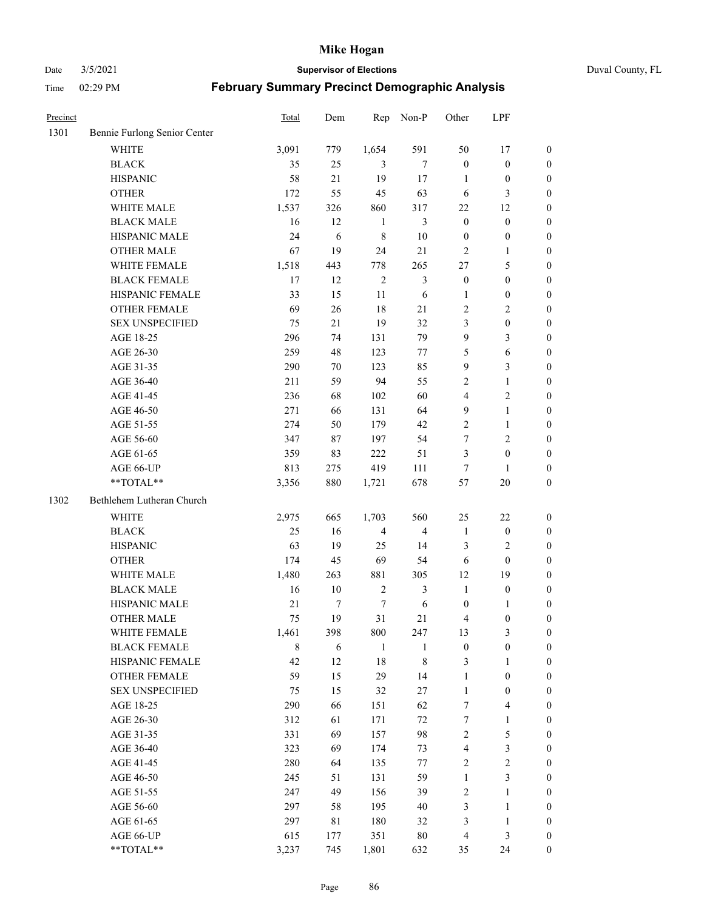| Precinct | | Total | Dem | Rep | Non-P | Other | LPF | |
|---|---|---|---|---|---|---|---|---|
| 1301 | Bennie Furlong Senior Center | | | | | | | |
| | WHITE | 3,091 | 779 | 1,654 | 591 | 50 | 17 | 0 |
| | BLACK | 35 | 25 | 3 | 7 | 0 | 0 | 0 |
| | HISPANIC | 58 | 21 | 19 | 17 | 1 | 0 | 0 |
| | OTHER | 172 | 55 | 45 | 63 | 6 | 3 | 0 |
| | WHITE MALE | 1,537 | 326 | 860 | 317 | 22 | 12 | 0 |
| | BLACK MALE | 16 | 12 | 1 | 3 | 0 | 0 | 0 |
| | HISPANIC MALE | 24 | 6 | 8 | 10 | 0 | 0 | 0 |
| | OTHER MALE | 67 | 19 | 24 | 21 | 2 | 1 | 0 |
| | WHITE FEMALE | 1,518 | 443 | 778 | 265 | 27 | 5 | 0 |
| | BLACK FEMALE | 17 | 12 | 2 | 3 | 0 | 0 | 0 |
| | HISPANIC FEMALE | 33 | 15 | 11 | 6 | 1 | 0 | 0 |
| | OTHER FEMALE | 69 | 26 | 18 | 21 | 2 | 2 | 0 |
| | SEX UNSPECIFIED | 75 | 21 | 19 | 32 | 3 | 0 | 0 |
| | AGE 18-25 | 296 | 74 | 131 | 79 | 9 | 3 | 0 |
| | AGE 26-30 | 259 | 48 | 123 | 77 | 5 | 6 | 0 |
| | AGE 31-35 | 290 | 70 | 123 | 85 | 9 | 3 | 0 |
| | AGE 36-40 | 211 | 59 | 94 | 55 | 2 | 1 | 0 |
| | AGE 41-45 | 236 | 68 | 102 | 60 | 4 | 2 | 0 |
| | AGE 46-50 | 271 | 66 | 131 | 64 | 9 | 1 | 0 |
| | AGE 51-55 | 274 | 50 | 179 | 42 | 2 | 1 | 0 |
| | AGE 56-60 | 347 | 87 | 197 | 54 | 7 | 2 | 0 |
| | AGE 61-65 | 359 | 83 | 222 | 51 | 3 | 0 | 0 |
| | AGE 66-UP | 813 | 275 | 419 | 111 | 7 | 1 | 0 |
| | **TOTAL** | 3,356 | 880 | 1,721 | 678 | 57 | 20 | 0 |
| 1302 | Bethlehem Lutheran Church | | | | | | | |
| | WHITE | 2,975 | 665 | 1,703 | 560 | 25 | 22 | 0 |
| | BLACK | 25 | 16 | 4 | 4 | 1 | 0 | 0 |
| | HISPANIC | 63 | 19 | 25 | 14 | 3 | 2 | 0 |
| | OTHER | 174 | 45 | 69 | 54 | 6 | 0 | 0 |
| | WHITE MALE | 1,480 | 263 | 881 | 305 | 12 | 19 | 0 |
| | BLACK MALE | 16 | 10 | 2 | 3 | 1 | 0 | 0 |
| | HISPANIC MALE | 21 | 7 | 7 | 6 | 0 | 1 | 0 |
| | OTHER MALE | 75 | 19 | 31 | 21 | 4 | 0 | 0 |
| | WHITE FEMALE | 1,461 | 398 | 800 | 247 | 13 | 3 | 0 |
| | BLACK FEMALE | 8 | 6 | 1 | 1 | 0 | 0 | 0 |
| | HISPANIC FEMALE | 42 | 12 | 18 | 8 | 3 | 1 | 0 |
| | OTHER FEMALE | 59 | 15 | 29 | 14 | 1 | 0 | 0 |
| | SEX UNSPECIFIED | 75 | 15 | 32 | 27 | 1 | 0 | 0 |
| | AGE 18-25 | 290 | 66 | 151 | 62 | 7 | 4 | 0 |
| | AGE 26-30 | 312 | 61 | 171 | 72 | 7 | 1 | 0 |
| | AGE 31-35 | 331 | 69 | 157 | 98 | 2 | 5 | 0 |
| | AGE 36-40 | 323 | 69 | 174 | 73 | 4 | 3 | 0 |
| | AGE 41-45 | 280 | 64 | 135 | 77 | 2 | 2 | 0 |
| | AGE 46-50 | 245 | 51 | 131 | 59 | 1 | 3 | 0 |
| | AGE 51-55 | 247 | 49 | 156 | 39 | 2 | 1 | 0 |
| | AGE 56-60 | 297 | 58 | 195 | 40 | 3 | 1 | 0 |
| | AGE 61-65 | 297 | 81 | 180 | 32 | 3 | 1 | 0 |
| | AGE 66-UP | 615 | 177 | 351 | 80 | 4 | 3 | 0 |
| | **TOTAL** | 3,237 | 745 | 1,801 | 632 | 35 | 24 | 0 |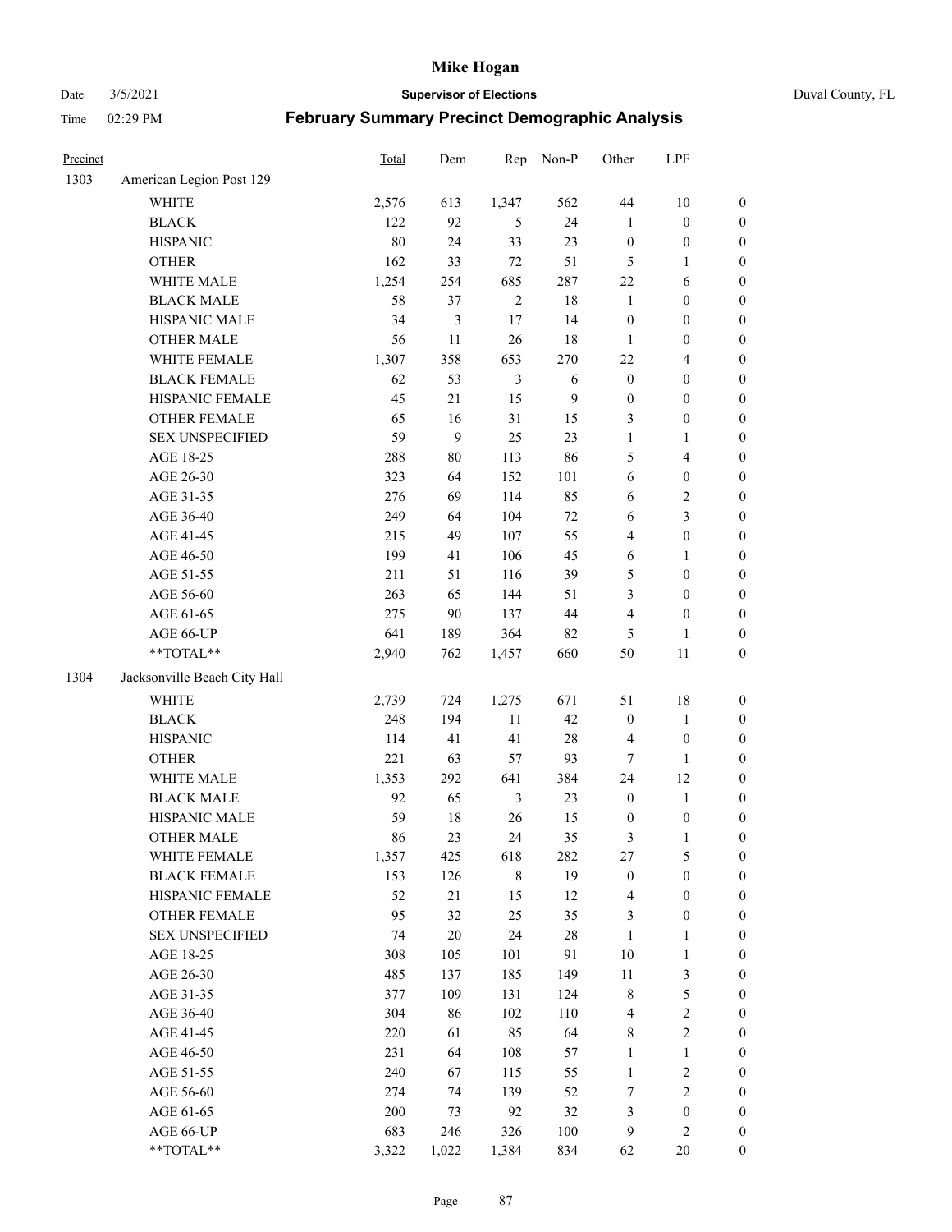# Mike Hogan

Date 3/5/2021 **Supervisor of Elections** Duval County, FL

Time 02:29 PM **February Summary Precinct Demographic Analysis**

| Precinct | | Total | Dem | Rep | Non-P | Other | LPF | |
|---|---|---|---|---|---|---|---|---|
| 1303 | American Legion Post 129 | | | | | | | |
| | WHITE | 2,576 | 613 | 1,347 | 562 | 44 | 10 | 0 |
| | BLACK | 122 | 92 | 5 | 24 | 1 | 0 | 0 |
| | HISPANIC | 80 | 24 | 33 | 23 | 0 | 0 | 0 |
| | OTHER | 162 | 33 | 72 | 51 | 5 | 1 | 0 |
| | WHITE MALE | 1,254 | 254 | 685 | 287 | 22 | 6 | 0 |
| | BLACK MALE | 58 | 37 | 2 | 18 | 1 | 0 | 0 |
| | HISPANIC MALE | 34 | 3 | 17 | 14 | 0 | 0 | 0 |
| | OTHER MALE | 56 | 11 | 26 | 18 | 1 | 0 | 0 |
| | WHITE FEMALE | 1,307 | 358 | 653 | 270 | 22 | 4 | 0 |
| | BLACK FEMALE | 62 | 53 | 3 | 6 | 0 | 0 | 0 |
| | HISPANIC FEMALE | 45 | 21 | 15 | 9 | 0 | 0 | 0 |
| | OTHER FEMALE | 65 | 16 | 31 | 15 | 3 | 0 | 0 |
| | SEX UNSPECIFIED | 59 | 9 | 25 | 23 | 1 | 1 | 0 |
| | AGE 18-25 | 288 | 80 | 113 | 86 | 5 | 4 | 0 |
| | AGE 26-30 | 323 | 64 | 152 | 101 | 6 | 0 | 0 |
| | AGE 31-35 | 276 | 69 | 114 | 85 | 6 | 2 | 0 |
| | AGE 36-40 | 249 | 64 | 104 | 72 | 6 | 3 | 0 |
| | AGE 41-45 | 215 | 49 | 107 | 55 | 4 | 0 | 0 |
| | AGE 46-50 | 199 | 41 | 106 | 45 | 6 | 1 | 0 |
| | AGE 51-55 | 211 | 51 | 116 | 39 | 5 | 0 | 0 |
| | AGE 56-60 | 263 | 65 | 144 | 51 | 3 | 0 | 0 |
| | AGE 61-65 | 275 | 90 | 137 | 44 | 4 | 0 | 0 |
| | AGE 66-UP | 641 | 189 | 364 | 82 | 5 | 1 | 0 |
| | **TOTAL** | 2,940 | 762 | 1,457 | 660 | 50 | 11 | 0 |
| 1304 | Jacksonville Beach City Hall | | | | | | | |
| | WHITE | 2,739 | 724 | 1,275 | 671 | 51 | 18 | 0 |
| | BLACK | 248 | 194 | 11 | 42 | 0 | 1 | 0 |
| | HISPANIC | 114 | 41 | 41 | 28 | 4 | 0 | 0 |
| | OTHER | 221 | 63 | 57 | 93 | 7 | 1 | 0 |
| | WHITE MALE | 1,353 | 292 | 641 | 384 | 24 | 12 | 0 |
| | BLACK MALE | 92 | 65 | 3 | 23 | 0 | 1 | 0 |
| | HISPANIC MALE | 59 | 18 | 26 | 15 | 0 | 0 | 0 |
| | OTHER MALE | 86 | 23 | 24 | 35 | 3 | 1 | 0 |
| | WHITE FEMALE | 1,357 | 425 | 618 | 282 | 27 | 5 | 0 |
| | BLACK FEMALE | 153 | 126 | 8 | 19 | 0 | 0 | 0 |
| | HISPANIC FEMALE | 52 | 21 | 15 | 12 | 4 | 0 | 0 |
| | OTHER FEMALE | 95 | 32 | 25 | 35 | 3 | 0 | 0 |
| | SEX UNSPECIFIED | 74 | 20 | 24 | 28 | 1 | 1 | 0 |
| | AGE 18-25 | 308 | 105 | 101 | 91 | 10 | 1 | 0 |
| | AGE 26-30 | 485 | 137 | 185 | 149 | 11 | 3 | 0 |
| | AGE 31-35 | 377 | 109 | 131 | 124 | 8 | 5 | 0 |
| | AGE 36-40 | 304 | 86 | 102 | 110 | 4 | 2 | 0 |
| | AGE 41-45 | 220 | 61 | 85 | 64 | 8 | 2 | 0 |
| | AGE 46-50 | 231 | 64 | 108 | 57 | 1 | 1 | 0 |
| | AGE 51-55 | 240 | 67 | 115 | 55 | 1 | 2 | 0 |
| | AGE 56-60 | 274 | 74 | 139 | 52 | 7 | 2 | 0 |
| | AGE 61-65 | 200 | 73 | 92 | 32 | 3 | 0 | 0 |
| | AGE 66-UP | 683 | 246 | 326 | 100 | 9 | 2 | 0 |
| | **TOTAL** | 3,322 | 1,022 | 1,384 | 834 | 62 | 20 | 0 |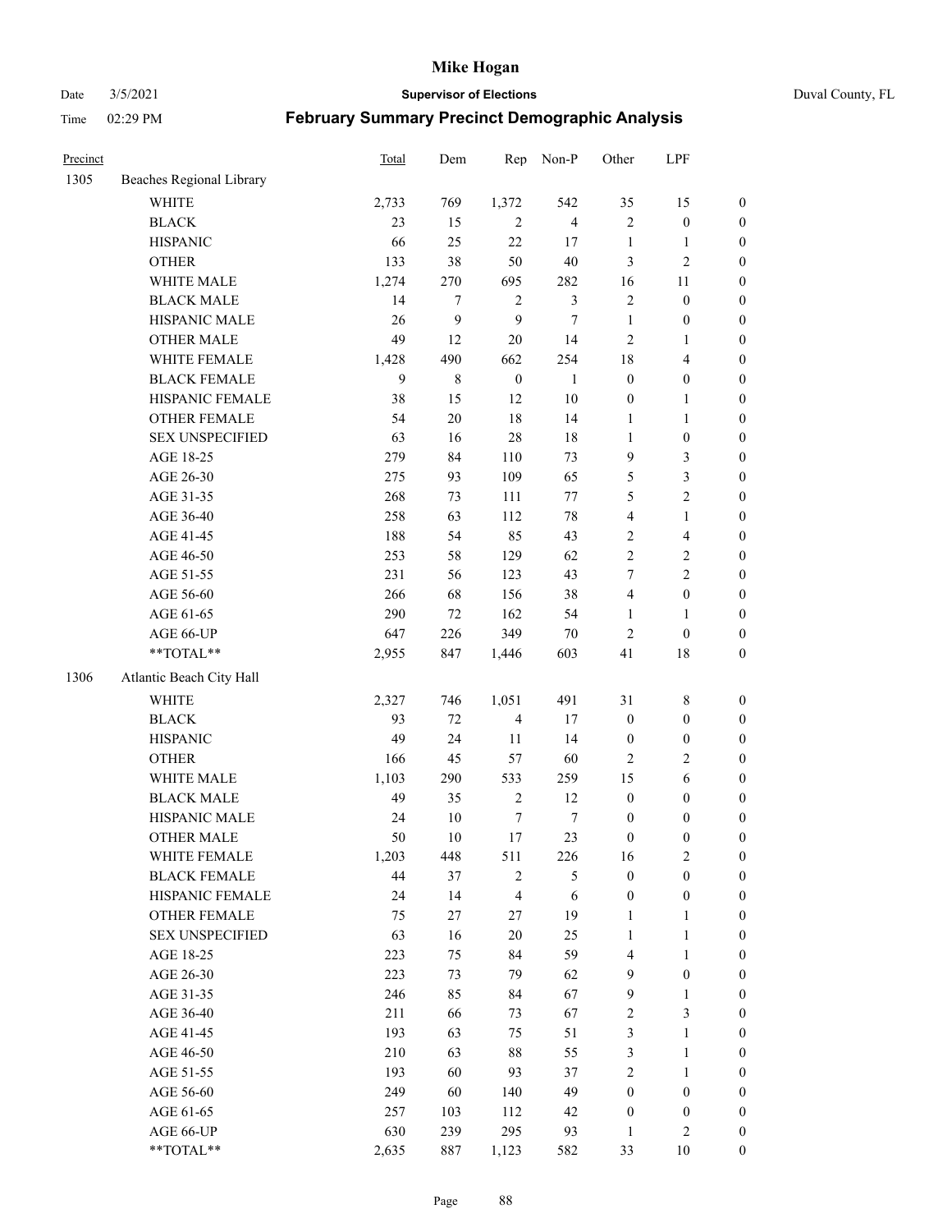| Precinct | | Total | Dem | Rep | Non-P | Other | LPF | |
|---|---|---|---|---|---|---|---|---|
| 1305 | Beaches Regional Library | | | | | | | |
| | WHITE | 2,733 | 769 | 1,372 | 542 | 35 | 15 | 0 |
| | BLACK | 23 | 15 | 2 | 4 | 2 | 0 | 0 |
| | HISPANIC | 66 | 25 | 22 | 17 | 1 | 1 | 0 |
| | OTHER | 133 | 38 | 50 | 40 | 3 | 2 | 0 |
| | WHITE MALE | 1,274 | 270 | 695 | 282 | 16 | 11 | 0 |
| | BLACK MALE | 14 | 7 | 2 | 3 | 2 | 0 | 0 |
| | HISPANIC MALE | 26 | 9 | 9 | 7 | 1 | 0 | 0 |
| | OTHER MALE | 49 | 12 | 20 | 14 | 2 | 1 | 0 |
| | WHITE FEMALE | 1,428 | 490 | 662 | 254 | 18 | 4 | 0 |
| | BLACK FEMALE | 9 | 8 | 0 | 1 | 0 | 0 | 0 |
| | HISPANIC FEMALE | 38 | 15 | 12 | 10 | 0 | 1 | 0 |
| | OTHER FEMALE | 54 | 20 | 18 | 14 | 1 | 1 | 0 |
| | SEX UNSPECIFIED | 63 | 16 | 28 | 18 | 1 | 0 | 0 |
| | AGE 18-25 | 279 | 84 | 110 | 73 | 9 | 3 | 0 |
| | AGE 26-30 | 275 | 93 | 109 | 65 | 5 | 3 | 0 |
| | AGE 31-35 | 268 | 73 | 111 | 77 | 5 | 2 | 0 |
| | AGE 36-40 | 258 | 63 | 112 | 78 | 4 | 1 | 0 |
| | AGE 41-45 | 188 | 54 | 85 | 43 | 2 | 4 | 0 |
| | AGE 46-50 | 253 | 58 | 129 | 62 | 2 | 2 | 0 |
| | AGE 51-55 | 231 | 56 | 123 | 43 | 7 | 2 | 0 |
| | AGE 56-60 | 266 | 68 | 156 | 38 | 4 | 0 | 0 |
| | AGE 61-65 | 290 | 72 | 162 | 54 | 1 | 1 | 0 |
| | AGE 66-UP | 647 | 226 | 349 | 70 | 2 | 0 | 0 |
| | **TOTAL** | 2,955 | 847 | 1,446 | 603 | 41 | 18 | 0 |
| 1306 | Atlantic Beach City Hall | | | | | | | |
| | WHITE | 2,327 | 746 | 1,051 | 491 | 31 | 8 | 0 |
| | BLACK | 93 | 72 | 4 | 17 | 0 | 0 | 0 |
| | HISPANIC | 49 | 24 | 11 | 14 | 0 | 0 | 0 |
| | OTHER | 166 | 45 | 57 | 60 | 2 | 2 | 0 |
| | WHITE MALE | 1,103 | 290 | 533 | 259 | 15 | 6 | 0 |
| | BLACK MALE | 49 | 35 | 2 | 12 | 0 | 0 | 0 |
| | HISPANIC MALE | 24 | 10 | 7 | 7 | 0 | 0 | 0 |
| | OTHER MALE | 50 | 10 | 17 | 23 | 0 | 0 | 0 |
| | WHITE FEMALE | 1,203 | 448 | 511 | 226 | 16 | 2 | 0 |
| | BLACK FEMALE | 44 | 37 | 2 | 5 | 0 | 0 | 0 |
| | HISPANIC FEMALE | 24 | 14 | 4 | 6 | 0 | 0 | 0 |
| | OTHER FEMALE | 75 | 27 | 27 | 19 | 1 | 1 | 0 |
| | SEX UNSPECIFIED | 63 | 16 | 20 | 25 | 1 | 1 | 0 |
| | AGE 18-25 | 223 | 75 | 84 | 59 | 4 | 1 | 0 |
| | AGE 26-30 | 223 | 73 | 79 | 62 | 9 | 0 | 0 |
| | AGE 31-35 | 246 | 85 | 84 | 67 | 9 | 1 | 0 |
| | AGE 36-40 | 211 | 66 | 73 | 67 | 2 | 3 | 0 |
| | AGE 41-45 | 193 | 63 | 75 | 51 | 3 | 1 | 0 |
| | AGE 46-50 | 210 | 63 | 88 | 55 | 3 | 1 | 0 |
| | AGE 51-55 | 193 | 60 | 93 | 37 | 2 | 1 | 0 |
| | AGE 56-60 | 249 | 60 | 140 | 49 | 0 | 0 | 0 |
| | AGE 61-65 | 257 | 103 | 112 | 42 | 0 | 0 | 0 |
| | AGE 66-UP | 630 | 239 | 295 | 93 | 1 | 2 | 0 |
| | **TOTAL** | 2,635 | 887 | 1,123 | 582 | 33 | 10 | 0 |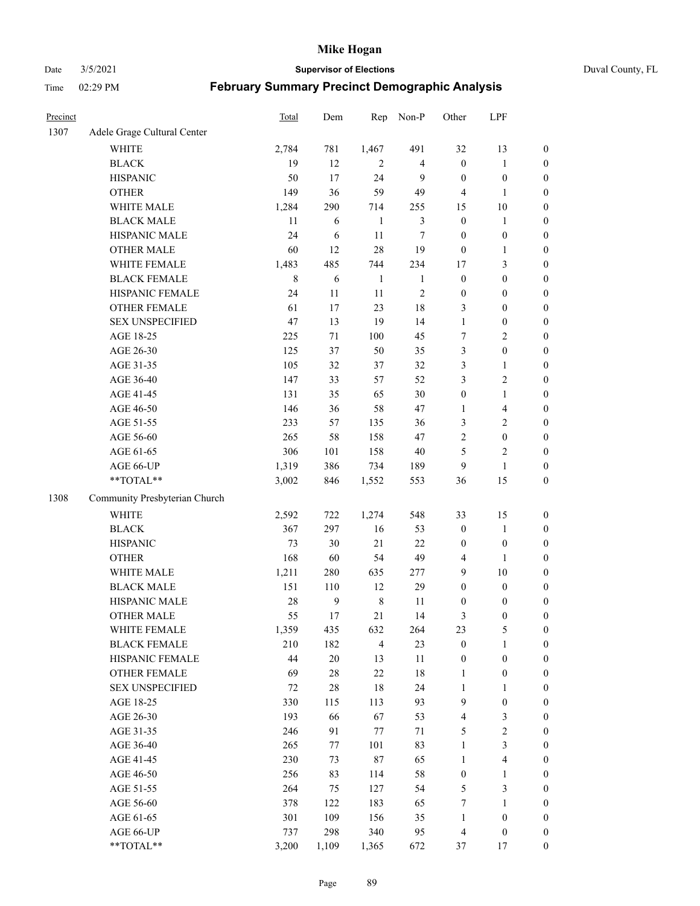| Precinct | | Total | Dem | Rep | Non-P | Other | LPF | |
|---|---|---|---|---|---|---|---|---|
| 1307 | Adele Grage Cultural Center | | | | | | | |
| | WHITE | 2,784 | 781 | 1,467 | 491 | 32 | 13 | 0 |
| | BLACK | 19 | 12 | 2 | 4 | 0 | 1 | 0 |
| | HISPANIC | 50 | 17 | 24 | 9 | 0 | 0 | 0 |
| | OTHER | 149 | 36 | 59 | 49 | 4 | 1 | 0 |
| | WHITE MALE | 1,284 | 290 | 714 | 255 | 15 | 10 | 0 |
| | BLACK MALE | 11 | 6 | 1 | 3 | 0 | 1 | 0 |
| | HISPANIC MALE | 24 | 6 | 11 | 7 | 0 | 0 | 0 |
| | OTHER MALE | 60 | 12 | 28 | 19 | 0 | 1 | 0 |
| | WHITE FEMALE | 1,483 | 485 | 744 | 234 | 17 | 3 | 0 |
| | BLACK FEMALE | 8 | 6 | 1 | 1 | 0 | 0 | 0 |
| | HISPANIC FEMALE | 24 | 11 | 11 | 2 | 0 | 0 | 0 |
| | OTHER FEMALE | 61 | 17 | 23 | 18 | 3 | 0 | 0 |
| | SEX UNSPECIFIED | 47 | 13 | 19 | 14 | 1 | 0 | 0 |
| | AGE 18-25 | 225 | 71 | 100 | 45 | 7 | 2 | 0 |
| | AGE 26-30 | 125 | 37 | 50 | 35 | 3 | 0 | 0 |
| | AGE 31-35 | 105 | 32 | 37 | 32 | 3 | 1 | 0 |
| | AGE 36-40 | 147 | 33 | 57 | 52 | 3 | 2 | 0 |
| | AGE 41-45 | 131 | 35 | 65 | 30 | 0 | 1 | 0 |
| | AGE 46-50 | 146 | 36 | 58 | 47 | 1 | 4 | 0 |
| | AGE 51-55 | 233 | 57 | 135 | 36 | 3 | 2 | 0 |
| | AGE 56-60 | 265 | 58 | 158 | 47 | 2 | 0 | 0 |
| | AGE 61-65 | 306 | 101 | 158 | 40 | 5 | 2 | 0 |
| | AGE 66-UP | 1,319 | 386 | 734 | 189 | 9 | 1 | 0 |
| | **TOTAL** | 3,002 | 846 | 1,552 | 553 | 36 | 15 | 0 |
| 1308 | Community Presbyterian Church | | | | | | | |
| | WHITE | 2,592 | 722 | 1,274 | 548 | 33 | 15 | 0 |
| | BLACK | 367 | 297 | 16 | 53 | 0 | 1 | 0 |
| | HISPANIC | 73 | 30 | 21 | 22 | 0 | 0 | 0 |
| | OTHER | 168 | 60 | 54 | 49 | 4 | 1 | 0 |
| | WHITE MALE | 1,211 | 280 | 635 | 277 | 9 | 10 | 0 |
| | BLACK MALE | 151 | 110 | 12 | 29 | 0 | 0 | 0 |
| | HISPANIC MALE | 28 | 9 | 8 | 11 | 0 | 0 | 0 |
| | OTHER MALE | 55 | 17 | 21 | 14 | 3 | 0 | 0 |
| | WHITE FEMALE | 1,359 | 435 | 632 | 264 | 23 | 5 | 0 |
| | BLACK FEMALE | 210 | 182 | 4 | 23 | 0 | 1 | 0 |
| | HISPANIC FEMALE | 44 | 20 | 13 | 11 | 0 | 0 | 0 |
| | OTHER FEMALE | 69 | 28 | 22 | 18 | 1 | 0 | 0 |
| | SEX UNSPECIFIED | 72 | 28 | 18 | 24 | 1 | 1 | 0 |
| | AGE 18-25 | 330 | 115 | 113 | 93 | 9 | 0 | 0 |
| | AGE 26-30 | 193 | 66 | 67 | 53 | 4 | 3 | 0 |
| | AGE 31-35 | 246 | 91 | 77 | 71 | 5 | 2 | 0 |
| | AGE 36-40 | 265 | 77 | 101 | 83 | 1 | 3 | 0 |
| | AGE 41-45 | 230 | 73 | 87 | 65 | 1 | 4 | 0 |
| | AGE 46-50 | 256 | 83 | 114 | 58 | 0 | 1 | 0 |
| | AGE 51-55 | 264 | 75 | 127 | 54 | 5 | 3 | 0 |
| | AGE 56-60 | 378 | 122 | 183 | 65 | 7 | 1 | 0 |
| | AGE 61-65 | 301 | 109 | 156 | 35 | 1 | 0 | 0 |
| | AGE 66-UP | 737 | 298 | 340 | 95 | 4 | 0 | 0 |
| | **TOTAL** | 3,200 | 1,109 | 1,365 | 672 | 37 | 17 | 0 |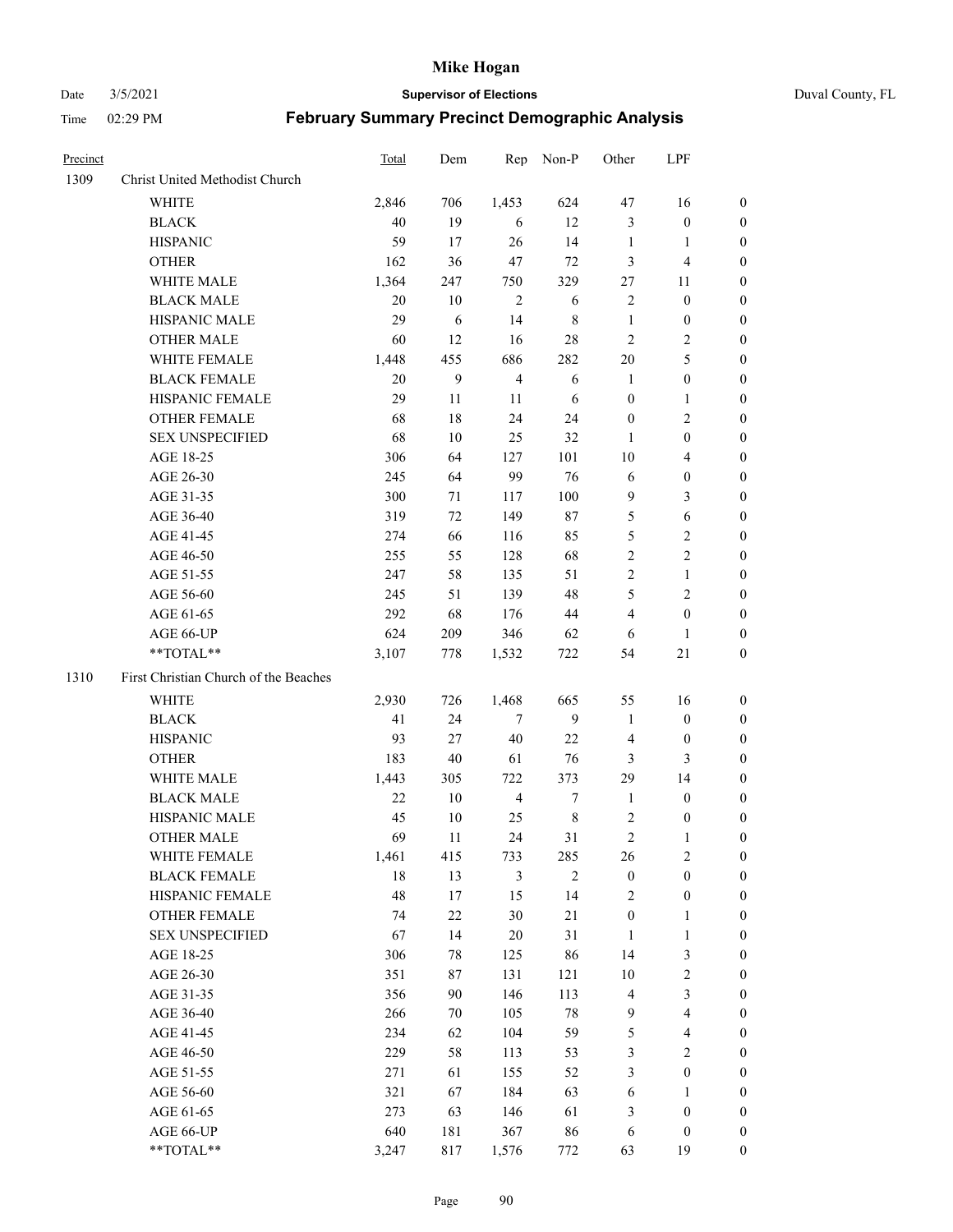# Mike Hogan

Date 3/5/2021 **Supervisor of Elections** Duval County, FL

Time 02:29 PM **February Summary Precinct Demographic Analysis**

| Precinct | | Total | Dem | Rep | Non-P | Other | LPF | |
|---|---|---|---|---|---|---|---|---|
| 1309 | Christ United Methodist Church | | | | | | | |
| | WHITE | 2,846 | 706 | 1,453 | 624 | 47 | 16 | 0 |
| | BLACK | 40 | 19 | 6 | 12 | 3 | 0 | 0 |
| | HISPANIC | 59 | 17 | 26 | 14 | 1 | 1 | 0 |
| | OTHER | 162 | 36 | 47 | 72 | 3 | 4 | 0 |
| | WHITE MALE | 1,364 | 247 | 750 | 329 | 27 | 11 | 0 |
| | BLACK MALE | 20 | 10 | 2 | 6 | 2 | 0 | 0 |
| | HISPANIC MALE | 29 | 6 | 14 | 8 | 1 | 0 | 0 |
| | OTHER MALE | 60 | 12 | 16 | 28 | 2 | 2 | 0 |
| | WHITE FEMALE | 1,448 | 455 | 686 | 282 | 20 | 5 | 0 |
| | BLACK FEMALE | 20 | 9 | 4 | 6 | 1 | 0 | 0 |
| | HISPANIC FEMALE | 29 | 11 | 11 | 6 | 0 | 1 | 0 |
| | OTHER FEMALE | 68 | 18 | 24 | 24 | 0 | 2 | 0 |
| | SEX UNSPECIFIED | 68 | 10 | 25 | 32 | 1 | 0 | 0 |
| | AGE 18-25 | 306 | 64 | 127 | 101 | 10 | 4 | 0 |
| | AGE 26-30 | 245 | 64 | 99 | 76 | 6 | 0 | 0 |
| | AGE 31-35 | 300 | 71 | 117 | 100 | 9 | 3 | 0 |
| | AGE 36-40 | 319 | 72 | 149 | 87 | 5 | 6 | 0 |
| | AGE 41-45 | 274 | 66 | 116 | 85 | 5 | 2 | 0 |
| | AGE 46-50 | 255 | 55 | 128 | 68 | 2 | 2 | 0 |
| | AGE 51-55 | 247 | 58 | 135 | 51 | 2 | 1 | 0 |
| | AGE 56-60 | 245 | 51 | 139 | 48 | 5 | 2 | 0 |
| | AGE 61-65 | 292 | 68 | 176 | 44 | 4 | 0 | 0 |
| | AGE 66-UP | 624 | 209 | 346 | 62 | 6 | 1 | 0 |
| | **TOTAL** | 3,107 | 778 | 1,532 | 722 | 54 | 21 | 0 |
| 1310 | First Christian Church of the Beaches | | | | | | | |
| | WHITE | 2,930 | 726 | 1,468 | 665 | 55 | 16 | 0 |
| | BLACK | 41 | 24 | 7 | 9 | 1 | 0 | 0 |
| | HISPANIC | 93 | 27 | 40 | 22 | 4 | 0 | 0 |
| | OTHER | 183 | 40 | 61 | 76 | 3 | 3 | 0 |
| | WHITE MALE | 1,443 | 305 | 722 | 373 | 29 | 14 | 0 |
| | BLACK MALE | 22 | 10 | 4 | 7 | 1 | 0 | 0 |
| | HISPANIC MALE | 45 | 10 | 25 | 8 | 2 | 0 | 0 |
| | OTHER MALE | 69 | 11 | 24 | 31 | 2 | 1 | 0 |
| | WHITE FEMALE | 1,461 | 415 | 733 | 285 | 26 | 2 | 0 |
| | BLACK FEMALE | 18 | 13 | 3 | 2 | 0 | 0 | 0 |
| | HISPANIC FEMALE | 48 | 17 | 15 | 14 | 2 | 0 | 0 |
| | OTHER FEMALE | 74 | 22 | 30 | 21 | 0 | 1 | 0 |
| | SEX UNSPECIFIED | 67 | 14 | 20 | 31 | 1 | 1 | 0 |
| | AGE 18-25 | 306 | 78 | 125 | 86 | 14 | 3 | 0 |
| | AGE 26-30 | 351 | 87 | 131 | 121 | 10 | 2 | 0 |
| | AGE 31-35 | 356 | 90 | 146 | 113 | 4 | 3 | 0 |
| | AGE 36-40 | 266 | 70 | 105 | 78 | 9 | 4 | 0 |
| | AGE 41-45 | 234 | 62 | 104 | 59 | 5 | 4 | 0 |
| | AGE 46-50 | 229 | 58 | 113 | 53 | 3 | 2 | 0 |
| | AGE 51-55 | 271 | 61 | 155 | 52 | 3 | 0 | 0 |
| | AGE 56-60 | 321 | 67 | 184 | 63 | 6 | 1 | 0 |
| | AGE 61-65 | 273 | 63 | 146 | 61 | 3 | 0 | 0 |
| | AGE 66-UP | 640 | 181 | 367 | 86 | 6 | 0 | 0 |
| | **TOTAL** | 3,247 | 817 | 1,576 | 772 | 63 | 19 | 0 |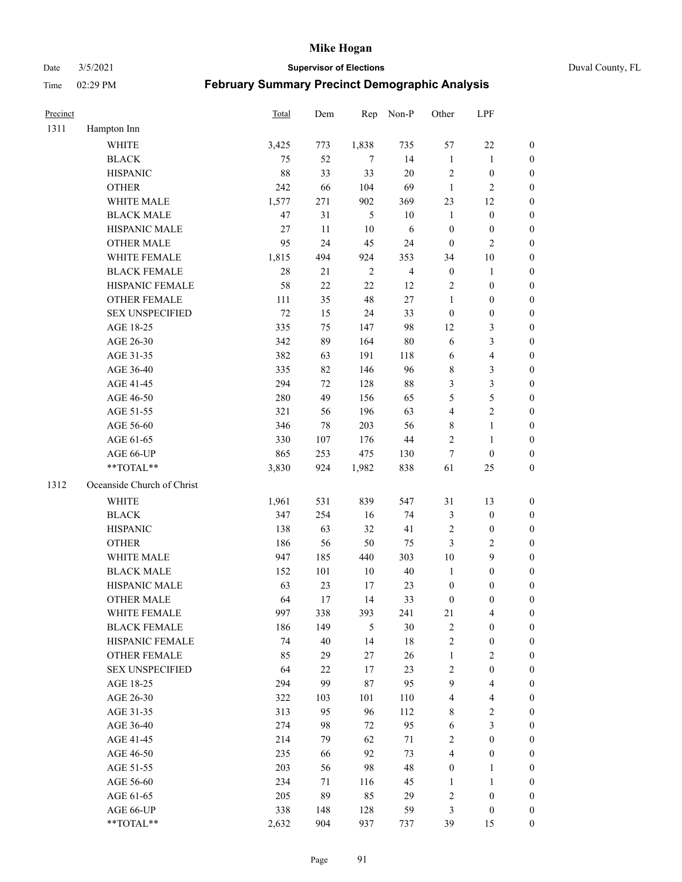# Mike Hogan

Date 3/5/2021 **Supervisor of Elections** Duval County, FL

Time 02:29 PM **February Summary Precinct Demographic Analysis**

| Precinct | | Total | Dem | Rep | Non-P | Other | LPF | |
|---|---|---|---|---|---|---|---|---|
| 1311 | Hampton Inn | | | | | | | |
| | WHITE | 3,425 | 773 | 1,838 | 735 | 57 | 22 | 0 |
| | BLACK | 75 | 52 | 7 | 14 | 1 | 1 | 0 |
| | HISPANIC | 88 | 33 | 33 | 20 | 2 | 0 | 0 |
| | OTHER | 242 | 66 | 104 | 69 | 1 | 2 | 0 |
| | WHITE MALE | 1,577 | 271 | 902 | 369 | 23 | 12 | 0 |
| | BLACK MALE | 47 | 31 | 5 | 10 | 1 | 0 | 0 |
| | HISPANIC MALE | 27 | 11 | 10 | 6 | 0 | 0 | 0 |
| | OTHER MALE | 95 | 24 | 45 | 24 | 0 | 2 | 0 |
| | WHITE FEMALE | 1,815 | 494 | 924 | 353 | 34 | 10 | 0 |
| | BLACK FEMALE | 28 | 21 | 2 | 4 | 0 | 1 | 0 |
| | HISPANIC FEMALE | 58 | 22 | 22 | 12 | 2 | 0 | 0 |
| | OTHER FEMALE | 111 | 35 | 48 | 27 | 1 | 0 | 0 |
| | SEX UNSPECIFIED | 72 | 15 | 24 | 33 | 0 | 0 | 0 |
| | AGE 18-25 | 335 | 75 | 147 | 98 | 12 | 3 | 0 |
| | AGE 26-30 | 342 | 89 | 164 | 80 | 6 | 3 | 0 |
| | AGE 31-35 | 382 | 63 | 191 | 118 | 6 | 4 | 0 |
| | AGE 36-40 | 335 | 82 | 146 | 96 | 8 | 3 | 0 |
| | AGE 41-45 | 294 | 72 | 128 | 88 | 3 | 3 | 0 |
| | AGE 46-50 | 280 | 49 | 156 | 65 | 5 | 5 | 0 |
| | AGE 51-55 | 321 | 56 | 196 | 63 | 4 | 2 | 0 |
| | AGE 56-60 | 346 | 78 | 203 | 56 | 8 | 1 | 0 |
| | AGE 61-65 | 330 | 107 | 176 | 44 | 2 | 1 | 0 |
| | AGE 66-UP | 865 | 253 | 475 | 130 | 7 | 0 | 0 |
| | **TOTAL** | 3,830 | 924 | 1,982 | 838 | 61 | 25 | 0 |
| 1312 | Oceanside Church of Christ | | | | | | | |
| | WHITE | 1,961 | 531 | 839 | 547 | 31 | 13 | 0 |
| | BLACK | 347 | 254 | 16 | 74 | 3 | 0 | 0 |
| | HISPANIC | 138 | 63 | 32 | 41 | 2 | 0 | 0 |
| | OTHER | 186 | 56 | 50 | 75 | 3 | 2 | 0 |
| | WHITE MALE | 947 | 185 | 440 | 303 | 10 | 9 | 0 |
| | BLACK MALE | 152 | 101 | 10 | 40 | 1 | 0 | 0 |
| | HISPANIC MALE | 63 | 23 | 17 | 23 | 0 | 0 | 0 |
| | OTHER MALE | 64 | 17 | 14 | 33 | 0 | 0 | 0 |
| | WHITE FEMALE | 997 | 338 | 393 | 241 | 21 | 4 | 0 |
| | BLACK FEMALE | 186 | 149 | 5 | 30 | 2 | 0 | 0 |
| | HISPANIC FEMALE | 74 | 40 | 14 | 18 | 2 | 0 | 0 |
| | OTHER FEMALE | 85 | 29 | 27 | 26 | 1 | 2 | 0 |
| | SEX UNSPECIFIED | 64 | 22 | 17 | 23 | 2 | 0 | 0 |
| | AGE 18-25 | 294 | 99 | 87 | 95 | 9 | 4 | 0 |
| | AGE 26-30 | 322 | 103 | 101 | 110 | 4 | 4 | 0 |
| | AGE 31-35 | 313 | 95 | 96 | 112 | 8 | 2 | 0 |
| | AGE 36-40 | 274 | 98 | 72 | 95 | 6 | 3 | 0 |
| | AGE 41-45 | 214 | 79 | 62 | 71 | 2 | 0 | 0 |
| | AGE 46-50 | 235 | 66 | 92 | 73 | 4 | 0 | 0 |
| | AGE 51-55 | 203 | 56 | 98 | 48 | 0 | 1 | 0 |
| | AGE 56-60 | 234 | 71 | 116 | 45 | 1 | 1 | 0 |
| | AGE 61-65 | 205 | 89 | 85 | 29 | 2 | 0 | 0 |
| | AGE 66-UP | 338 | 148 | 128 | 59 | 3 | 0 | 0 |
| | **TOTAL** | 2,632 | 904 | 937 | 737 | 39 | 15 | 0 |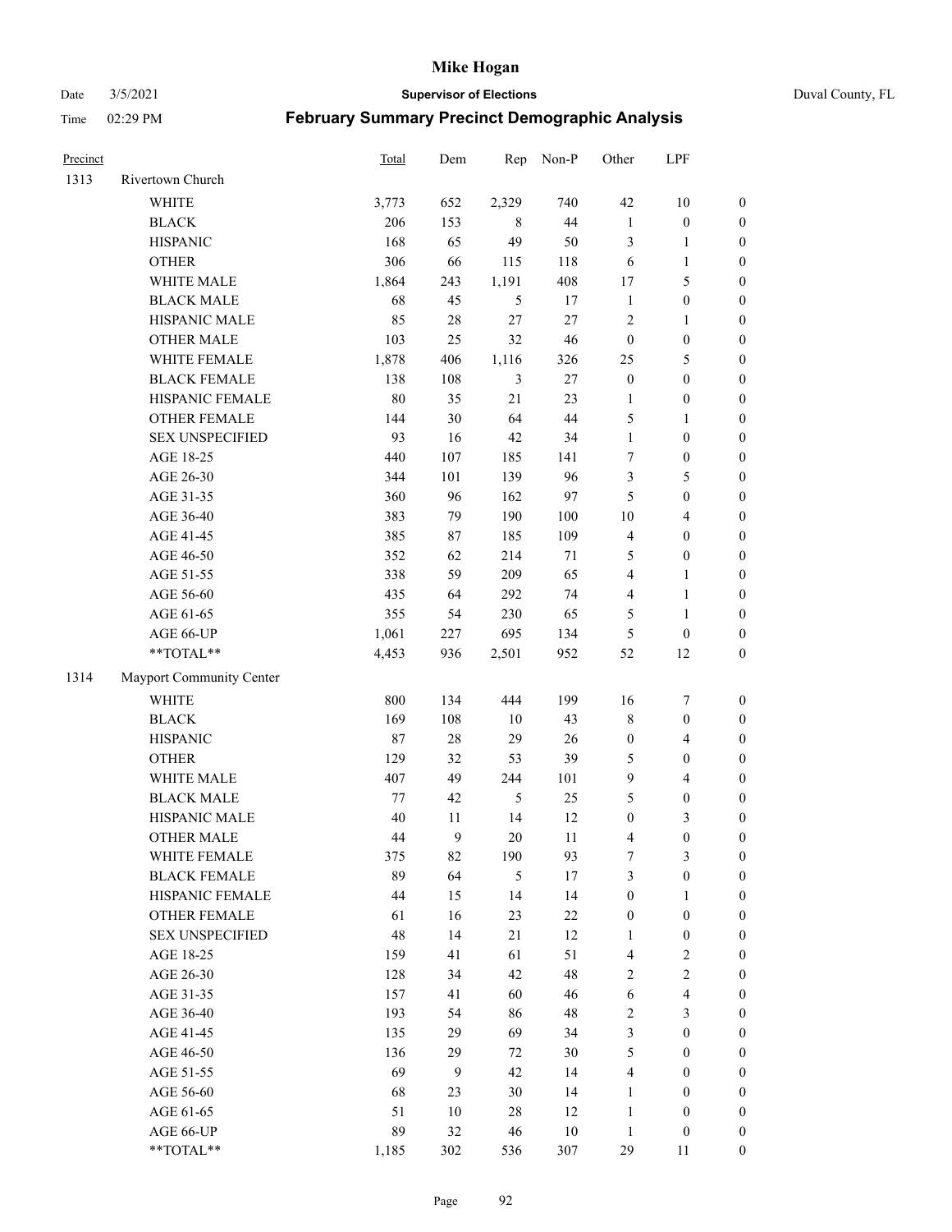| Precinct | | Total | Dem | Rep | Non-P | Other | LPF | |
|---|---|---|---|---|---|---|---|---|
| 1313 | Rivertown Church | | | | | | | |
| | WHITE | 3,773 | 652 | 2,329 | 740 | 42 | 10 | 0 |
| | BLACK | 206 | 153 | 8 | 44 | 1 | 0 | 0 |
| | HISPANIC | 168 | 65 | 49 | 50 | 3 | 1 | 0 |
| | OTHER | 306 | 66 | 115 | 118 | 6 | 1 | 0 |
| | WHITE MALE | 1,864 | 243 | 1,191 | 408 | 17 | 5 | 0 |
| | BLACK MALE | 68 | 45 | 5 | 17 | 1 | 0 | 0 |
| | HISPANIC MALE | 85 | 28 | 27 | 27 | 2 | 1 | 0 |
| | OTHER MALE | 103 | 25 | 32 | 46 | 0 | 0 | 0 |
| | WHITE FEMALE | 1,878 | 406 | 1,116 | 326 | 25 | 5 | 0 |
| | BLACK FEMALE | 138 | 108 | 3 | 27 | 0 | 0 | 0 |
| | HISPANIC FEMALE | 80 | 35 | 21 | 23 | 1 | 0 | 0 |
| | OTHER FEMALE | 144 | 30 | 64 | 44 | 5 | 1 | 0 |
| | SEX UNSPECIFIED | 93 | 16 | 42 | 34 | 1 | 0 | 0 |
| | AGE 18-25 | 440 | 107 | 185 | 141 | 7 | 0 | 0 |
| | AGE 26-30 | 344 | 101 | 139 | 96 | 3 | 5 | 0 |
| | AGE 31-35 | 360 | 96 | 162 | 97 | 5 | 0 | 0 |
| | AGE 36-40 | 383 | 79 | 190 | 100 | 10 | 4 | 0 |
| | AGE 41-45 | 385 | 87 | 185 | 109 | 4 | 0 | 0 |
| | AGE 46-50 | 352 | 62 | 214 | 71 | 5 | 0 | 0 |
| | AGE 51-55 | 338 | 59 | 209 | 65 | 4 | 1 | 0 |
| | AGE 56-60 | 435 | 64 | 292 | 74 | 4 | 1 | 0 |
| | AGE 61-65 | 355 | 54 | 230 | 65 | 5 | 1 | 0 |
| | AGE 66-UP | 1,061 | 227 | 695 | 134 | 5 | 0 | 0 |
| | **TOTAL** | 4,453 | 936 | 2,501 | 952 | 52 | 12 | 0 |
| 1314 | Mayport Community Center | | | | | | | |
| | WHITE | 800 | 134 | 444 | 199 | 16 | 7 | 0 |
| | BLACK | 169 | 108 | 10 | 43 | 8 | 0 | 0 |
| | HISPANIC | 87 | 28 | 29 | 26 | 0 | 4 | 0 |
| | OTHER | 129 | 32 | 53 | 39 | 5 | 0 | 0 |
| | WHITE MALE | 407 | 49 | 244 | 101 | 9 | 4 | 0 |
| | BLACK MALE | 77 | 42 | 5 | 25 | 5 | 0 | 0 |
| | HISPANIC MALE | 40 | 11 | 14 | 12 | 0 | 3 | 0 |
| | OTHER MALE | 44 | 9 | 20 | 11 | 4 | 0 | 0 |
| | WHITE FEMALE | 375 | 82 | 190 | 93 | 7 | 3 | 0 |
| | BLACK FEMALE | 89 | 64 | 5 | 17 | 3 | 0 | 0 |
| | HISPANIC FEMALE | 44 | 15 | 14 | 14 | 0 | 1 | 0 |
| | OTHER FEMALE | 61 | 16 | 23 | 22 | 0 | 0 | 0 |
| | SEX UNSPECIFIED | 48 | 14 | 21 | 12 | 1 | 0 | 0 |
| | AGE 18-25 | 159 | 41 | 61 | 51 | 4 | 2 | 0 |
| | AGE 26-30 | 128 | 34 | 42 | 48 | 2 | 2 | 0 |
| | AGE 31-35 | 157 | 41 | 60 | 46 | 6 | 4 | 0 |
| | AGE 36-40 | 193 | 54 | 86 | 48 | 2 | 3 | 0 |
| | AGE 41-45 | 135 | 29 | 69 | 34 | 3 | 0 | 0 |
| | AGE 46-50 | 136 | 29 | 72 | 30 | 5 | 0 | 0 |
| | AGE 51-55 | 69 | 9 | 42 | 14 | 4 | 0 | 0 |
| | AGE 56-60 | 68 | 23 | 30 | 14 | 1 | 0 | 0 |
| | AGE 61-65 | 51 | 10 | 28 | 12 | 1 | 0 | 0 |
| | AGE 66-UP | 89 | 32 | 46 | 10 | 1 | 0 | 0 |
| | **TOTAL** | 1,185 | 302 | 536 | 307 | 29 | 11 | 0 |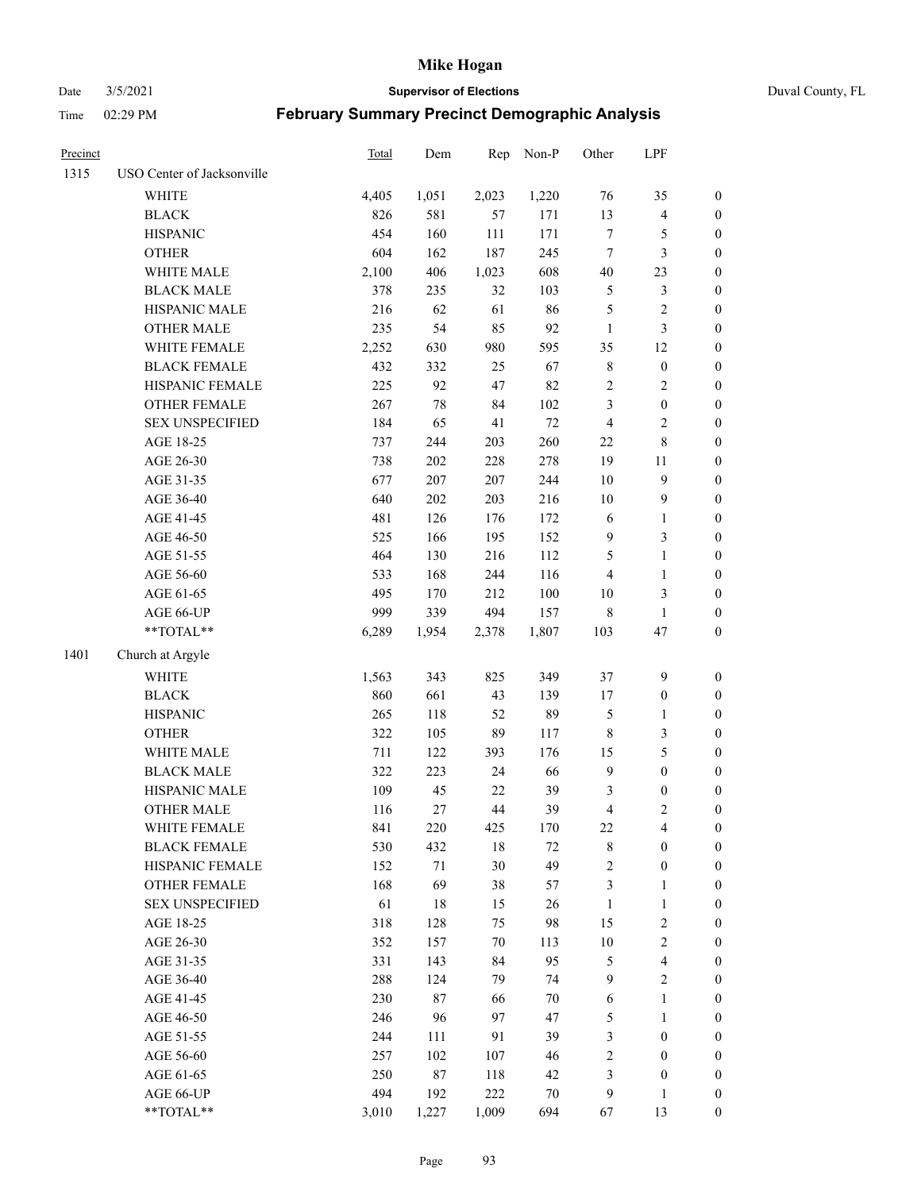# Mike Hogan

Date 3/5/2021 **Supervisor of Elections** Duval County, FL

Time 02:29 PM **February Summary Precinct Demographic Analysis**

| Precinct | | Total | Dem | Rep | Non-P | Other | LPF | |
|---|---|---|---|---|---|---|---|---|
| 1315 | USO Center of Jacksonville | | | | | | | |
| | WHITE | 4,405 | 1,051 | 2,023 | 1,220 | 76 | 35 | 0 |
| | BLACK | 826 | 581 | 57 | 171 | 13 | 4 | 0 |
| | HISPANIC | 454 | 160 | 111 | 171 | 7 | 5 | 0 |
| | OTHER | 604 | 162 | 187 | 245 | 7 | 3 | 0 |
| | WHITE MALE | 2,100 | 406 | 1,023 | 608 | 40 | 23 | 0 |
| | BLACK MALE | 378 | 235 | 32 | 103 | 5 | 3 | 0 |
| | HISPANIC MALE | 216 | 62 | 61 | 86 | 5 | 2 | 0 |
| | OTHER MALE | 235 | 54 | 85 | 92 | 1 | 3 | 0 |
| | WHITE FEMALE | 2,252 | 630 | 980 | 595 | 35 | 12 | 0 |
| | BLACK FEMALE | 432 | 332 | 25 | 67 | 8 | 0 | 0 |
| | HISPANIC FEMALE | 225 | 92 | 47 | 82 | 2 | 2 | 0 |
| | OTHER FEMALE | 267 | 78 | 84 | 102 | 3 | 0 | 0 |
| | SEX UNSPECIFIED | 184 | 65 | 41 | 72 | 4 | 2 | 0 |
| | AGE 18-25 | 737 | 244 | 203 | 260 | 22 | 8 | 0 |
| | AGE 26-30 | 738 | 202 | 228 | 278 | 19 | 11 | 0 |
| | AGE 31-35 | 677 | 207 | 207 | 244 | 10 | 9 | 0 |
| | AGE 36-40 | 640 | 202 | 203 | 216 | 10 | 9 | 0 |
| | AGE 41-45 | 481 | 126 | 176 | 172 | 6 | 1 | 0 |
| | AGE 46-50 | 525 | 166 | 195 | 152 | 9 | 3 | 0 |
| | AGE 51-55 | 464 | 130 | 216 | 112 | 5 | 1 | 0 |
| | AGE 56-60 | 533 | 168 | 244 | 116 | 4 | 1 | 0 |
| | AGE 61-65 | 495 | 170 | 212 | 100 | 10 | 3 | 0 |
| | AGE 66-UP | 999 | 339 | 494 | 157 | 8 | 1 | 0 |
| | **TOTAL** | 6,289 | 1,954 | 2,378 | 1,807 | 103 | 47 | 0 |
| 1401 | Church at Argyle | | | | | | | |
| | WHITE | 1,563 | 343 | 825 | 349 | 37 | 9 | 0 |
| | BLACK | 860 | 661 | 43 | 139 | 17 | 0 | 0 |
| | HISPANIC | 265 | 118 | 52 | 89 | 5 | 1 | 0 |
| | OTHER | 322 | 105 | 89 | 117 | 8 | 3 | 0 |
| | WHITE MALE | 711 | 122 | 393 | 176 | 15 | 5 | 0 |
| | BLACK MALE | 322 | 223 | 24 | 66 | 9 | 0 | 0 |
| | HISPANIC MALE | 109 | 45 | 22 | 39 | 3 | 0 | 0 |
| | OTHER MALE | 116 | 27 | 44 | 39 | 4 | 2 | 0 |
| | WHITE FEMALE | 841 | 220 | 425 | 170 | 22 | 4 | 0 |
| | BLACK FEMALE | 530 | 432 | 18 | 72 | 8 | 0 | 0 |
| | HISPANIC FEMALE | 152 | 71 | 30 | 49 | 2 | 0 | 0 |
| | OTHER FEMALE | 168 | 69 | 38 | 57 | 3 | 1 | 0 |
| | SEX UNSPECIFIED | 61 | 18 | 15 | 26 | 1 | 1 | 0 |
| | AGE 18-25 | 318 | 128 | 75 | 98 | 15 | 2 | 0 |
| | AGE 26-30 | 352 | 157 | 70 | 113 | 10 | 2 | 0 |
| | AGE 31-35 | 331 | 143 | 84 | 95 | 5 | 4 | 0 |
| | AGE 36-40 | 288 | 124 | 79 | 74 | 9 | 2 | 0 |
| | AGE 41-45 | 230 | 87 | 66 | 70 | 6 | 1 | 0 |
| | AGE 46-50 | 246 | 96 | 97 | 47 | 5 | 1 | 0 |
| | AGE 51-55 | 244 | 111 | 91 | 39 | 3 | 0 | 0 |
| | AGE 56-60 | 257 | 102 | 107 | 46 | 2 | 0 | 0 |
| | AGE 61-65 | 250 | 87 | 118 | 42 | 3 | 0 | 0 |
| | AGE 66-UP | 494 | 192 | 222 | 70 | 9 | 1 | 0 |
| | **TOTAL** | 3,010 | 1,227 | 1,009 | 694 | 67 | 13 | 0 |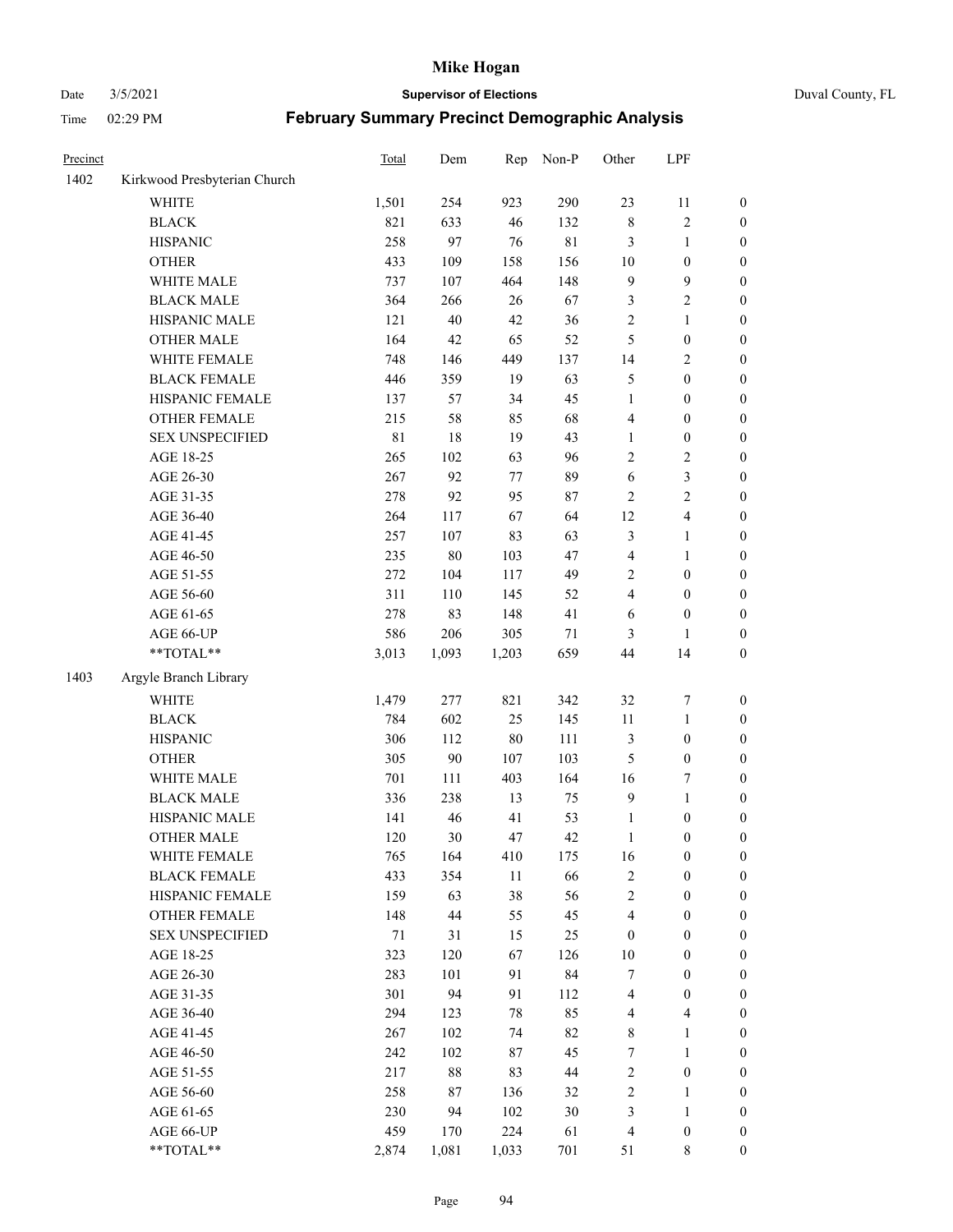# February Summary Precinct Demographic Analysis

| Precinct | | Total | Dem | Rep | Non-P | Other | LPF | |
|---|---|---|---|---|---|---|---|---|
| 1402 | Kirkwood Presbyterian Church | | | | | | | |
| | WHITE | 1,501 | 254 | 923 | 290 | 23 | 11 | 0 |
| | BLACK | 821 | 633 | 46 | 132 | 8 | 2 | 0 |
| | HISPANIC | 258 | 97 | 76 | 81 | 3 | 1 | 0 |
| | OTHER | 433 | 109 | 158 | 156 | 10 | 0 | 0 |
| | WHITE MALE | 737 | 107 | 464 | 148 | 9 | 9 | 0 |
| | BLACK MALE | 364 | 266 | 26 | 67 | 3 | 2 | 0 |
| | HISPANIC MALE | 121 | 40 | 42 | 36 | 2 | 1 | 0 |
| | OTHER MALE | 164 | 42 | 65 | 52 | 5 | 0 | 0 |
| | WHITE FEMALE | 748 | 146 | 449 | 137 | 14 | 2 | 0 |
| | BLACK FEMALE | 446 | 359 | 19 | 63 | 5 | 0 | 0 |
| | HISPANIC FEMALE | 137 | 57 | 34 | 45 | 1 | 0 | 0 |
| | OTHER FEMALE | 215 | 58 | 85 | 68 | 4 | 0 | 0 |
| | SEX UNSPECIFIED | 81 | 18 | 19 | 43 | 1 | 0 | 0 |
| | AGE 18-25 | 265 | 102 | 63 | 96 | 2 | 2 | 0 |
| | AGE 26-30 | 267 | 92 | 77 | 89 | 6 | 3 | 0 |
| | AGE 31-35 | 278 | 92 | 95 | 87 | 2 | 2 | 0 |
| | AGE 36-40 | 264 | 117 | 67 | 64 | 12 | 4 | 0 |
| | AGE 41-45 | 257 | 107 | 83 | 63 | 3 | 1 | 0 |
| | AGE 46-50 | 235 | 80 | 103 | 47 | 4 | 1 | 0 |
| | AGE 51-55 | 272 | 104 | 117 | 49 | 2 | 0 | 0 |
| | AGE 56-60 | 311 | 110 | 145 | 52 | 4 | 0 | 0 |
| | AGE 61-65 | 278 | 83 | 148 | 41 | 6 | 0 | 0 |
| | AGE 66-UP | 586 | 206 | 305 | 71 | 3 | 1 | 0 |
| | **TOTAL** | 3,013 | 1,093 | 1,203 | 659 | 44 | 14 | 0 |
| 1403 | Argyle Branch Library | | | | | | | |
| | WHITE | 1,479 | 277 | 821 | 342 | 32 | 7 | 0 |
| | BLACK | 784 | 602 | 25 | 145 | 11 | 1 | 0 |
| | HISPANIC | 306 | 112 | 80 | 111 | 3 | 0 | 0 |
| | OTHER | 305 | 90 | 107 | 103 | 5 | 0 | 0 |
| | WHITE MALE | 701 | 111 | 403 | 164 | 16 | 7 | 0 |
| | BLACK MALE | 336 | 238 | 13 | 75 | 9 | 1 | 0 |
| | HISPANIC MALE | 141 | 46 | 41 | 53 | 1 | 0 | 0 |
| | OTHER MALE | 120 | 30 | 47 | 42 | 1 | 0 | 0 |
| | WHITE FEMALE | 765 | 164 | 410 | 175 | 16 | 0 | 0 |
| | BLACK FEMALE | 433 | 354 | 11 | 66 | 2 | 0 | 0 |
| | HISPANIC FEMALE | 159 | 63 | 38 | 56 | 2 | 0 | 0 |
| | OTHER FEMALE | 148 | 44 | 55 | 45 | 4 | 0 | 0 |
| | SEX UNSPECIFIED | 71 | 31 | 15 | 25 | 0 | 0 | 0 |
| | AGE 18-25 | 323 | 120 | 67 | 126 | 10 | 0 | 0 |
| | AGE 26-30 | 283 | 101 | 91 | 84 | 7 | 0 | 0 |
| | AGE 31-35 | 301 | 94 | 91 | 112 | 4 | 0 | 0 |
| | AGE 36-40 | 294 | 123 | 78 | 85 | 4 | 4 | 0 |
| | AGE 41-45 | 267 | 102 | 74 | 82 | 8 | 1 | 0 |
| | AGE 46-50 | 242 | 102 | 87 | 45 | 7 | 1 | 0 |
| | AGE 51-55 | 217 | 88 | 83 | 44 | 2 | 0 | 0 |
| | AGE 56-60 | 258 | 87 | 136 | 32 | 2 | 1 | 0 |
| | AGE 61-65 | 230 | 94 | 102 | 30 | 3 | 1 | 0 |
| | AGE 66-UP | 459 | 170 | 224 | 61 | 4 | 0 | 0 |
| | **TOTAL** | 2,874 | 1,081 | 1,033 | 701 | 51 | 8 | 0 |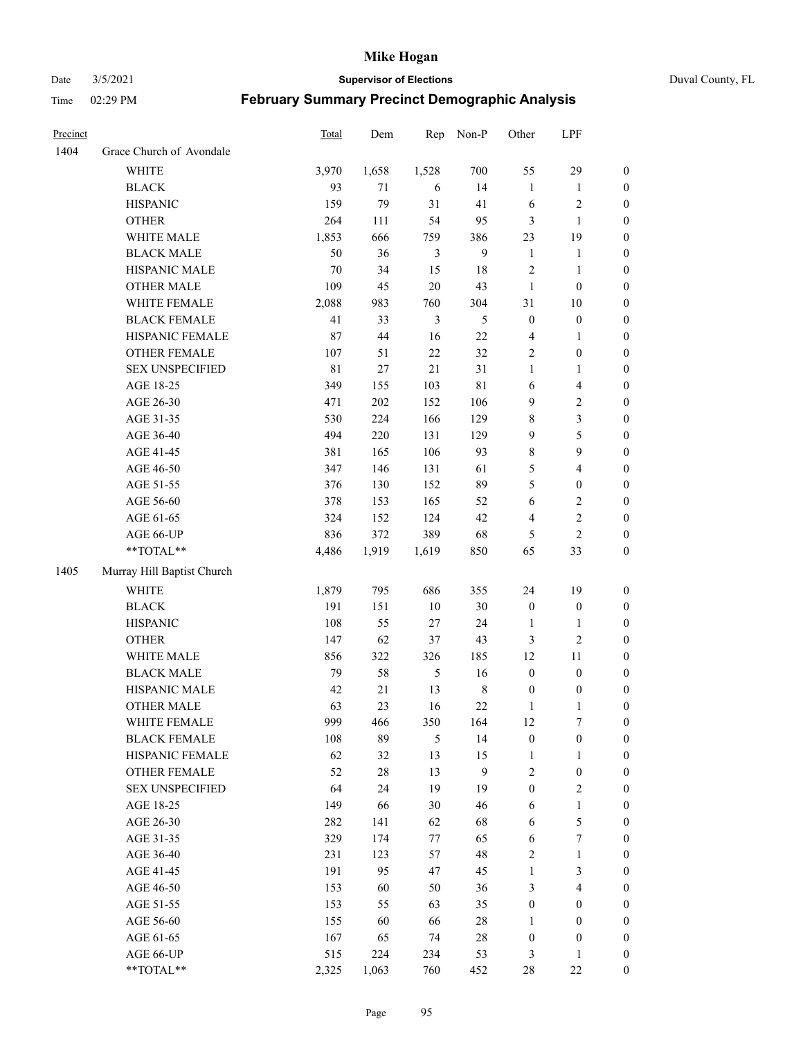| Precinct | | Total | Dem | Rep | Non-P | Other | LPF | |
|---|---|---|---|---|---|---|---|---|
| 1404 | Grace Church of Avondale | | | | | | | |
| | WHITE | 3,970 | 1,658 | 1,528 | 700 | 55 | 29 | 0 |
| | BLACK | 93 | 71 | 6 | 14 | 1 | 1 | 0 |
| | HISPANIC | 159 | 79 | 31 | 41 | 6 | 2 | 0 |
| | OTHER | 264 | 111 | 54 | 95 | 3 | 1 | 0 |
| | WHITE MALE | 1,853 | 666 | 759 | 386 | 23 | 19 | 0 |
| | BLACK MALE | 50 | 36 | 3 | 9 | 1 | 1 | 0 |
| | HISPANIC MALE | 70 | 34 | 15 | 18 | 2 | 1 | 0 |
| | OTHER MALE | 109 | 45 | 20 | 43 | 1 | 0 | 0 |
| | WHITE FEMALE | 2,088 | 983 | 760 | 304 | 31 | 10 | 0 |
| | BLACK FEMALE | 41 | 33 | 3 | 5 | 0 | 0 | 0 |
| | HISPANIC FEMALE | 87 | 44 | 16 | 22 | 4 | 1 | 0 |
| | OTHER FEMALE | 107 | 51 | 22 | 32 | 2 | 0 | 0 |
| | SEX UNSPECIFIED | 81 | 27 | 21 | 31 | 1 | 1 | 0 |
| | AGE 18-25 | 349 | 155 | 103 | 81 | 6 | 4 | 0 |
| | AGE 26-30 | 471 | 202 | 152 | 106 | 9 | 2 | 0 |
| | AGE 31-35 | 530 | 224 | 166 | 129 | 8 | 3 | 0 |
| | AGE 36-40 | 494 | 220 | 131 | 129 | 9 | 5 | 0 |
| | AGE 41-45 | 381 | 165 | 106 | 93 | 8 | 9 | 0 |
| | AGE 46-50 | 347 | 146 | 131 | 61 | 5 | 4 | 0 |
| | AGE 51-55 | 376 | 130 | 152 | 89 | 5 | 0 | 0 |
| | AGE 56-60 | 378 | 153 | 165 | 52 | 6 | 2 | 0 |
| | AGE 61-65 | 324 | 152 | 124 | 42 | 4 | 2 | 0 |
| | AGE 66-UP | 836 | 372 | 389 | 68 | 5 | 2 | 0 |
| | **TOTAL** | 4,486 | 1,919 | 1,619 | 850 | 65 | 33 | 0 |
| 1405 | Murray Hill Baptist Church | | | | | | | |
| | WHITE | 1,879 | 795 | 686 | 355 | 24 | 19 | 0 |
| | BLACK | 191 | 151 | 10 | 30 | 0 | 0 | 0 |
| | HISPANIC | 108 | 55 | 27 | 24 | 1 | 1 | 0 |
| | OTHER | 147 | 62 | 37 | 43 | 3 | 2 | 0 |
| | WHITE MALE | 856 | 322 | 326 | 185 | 12 | 11 | 0 |
| | BLACK MALE | 79 | 58 | 5 | 16 | 0 | 0 | 0 |
| | HISPANIC MALE | 42 | 21 | 13 | 8 | 0 | 0 | 0 |
| | OTHER MALE | 63 | 23 | 16 | 22 | 1 | 1 | 0 |
| | WHITE FEMALE | 999 | 466 | 350 | 164 | 12 | 7 | 0 |
| | BLACK FEMALE | 108 | 89 | 5 | 14 | 0 | 0 | 0 |
| | HISPANIC FEMALE | 62 | 32 | 13 | 15 | 1 | 1 | 0 |
| | OTHER FEMALE | 52 | 28 | 13 | 9 | 2 | 0 | 0 |
| | SEX UNSPECIFIED | 64 | 24 | 19 | 19 | 0 | 2 | 0 |
| | AGE 18-25 | 149 | 66 | 30 | 46 | 6 | 1 | 0 |
| | AGE 26-30 | 282 | 141 | 62 | 68 | 6 | 5 | 0 |
| | AGE 31-35 | 329 | 174 | 77 | 65 | 6 | 7 | 0 |
| | AGE 36-40 | 231 | 123 | 57 | 48 | 2 | 1 | 0 |
| | AGE 41-45 | 191 | 95 | 47 | 45 | 1 | 3 | 0 |
| | AGE 46-50 | 153 | 60 | 50 | 36 | 3 | 4 | 0 |
| | AGE 51-55 | 153 | 55 | 63 | 35 | 0 | 0 | 0 |
| | AGE 56-60 | 155 | 60 | 66 | 28 | 1 | 0 | 0 |
| | AGE 61-65 | 167 | 65 | 74 | 28 | 0 | 0 | 0 |
| | AGE 66-UP | 515 | 224 | 234 | 53 | 3 | 1 | 0 |
| | **TOTAL** | 2,325 | 1,063 | 760 | 452 | 28 | 22 | 0 |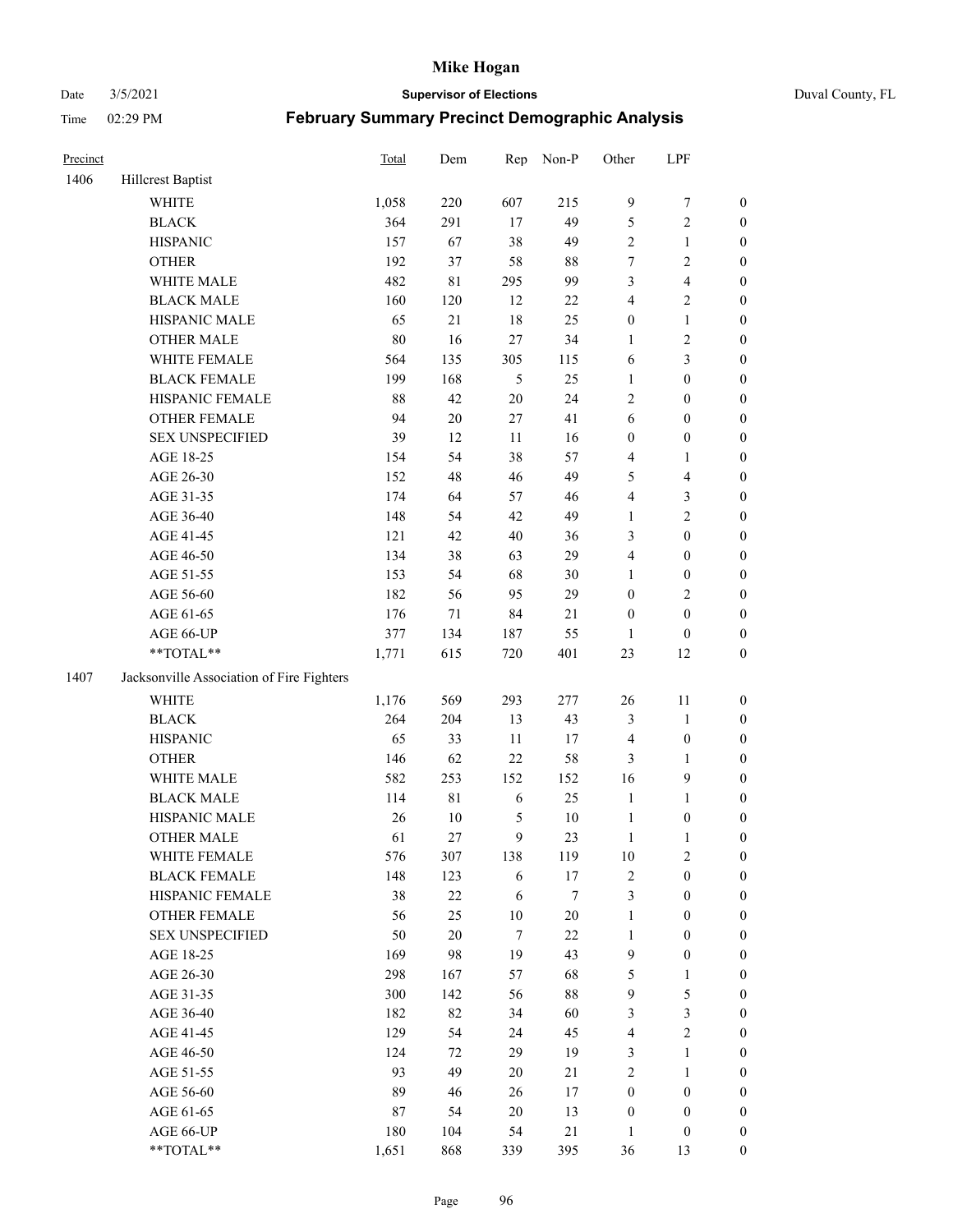# February Summary Precinct Demographic Analysis

| Precinct | | Total | Dem | Rep | Non-P | Other | LPF | |
|---|---|---|---|---|---|---|---|---|
| 1406 | Hillcrest Baptist | | | | | | | |
| | WHITE | 1,058 | 220 | 607 | 215 | 9 | 7 | 0 |
| | BLACK | 364 | 291 | 17 | 49 | 5 | 2 | 0 |
| | HISPANIC | 157 | 67 | 38 | 49 | 2 | 1 | 0 |
| | OTHER | 192 | 37 | 58 | 88 | 7 | 2 | 0 |
| | WHITE MALE | 482 | 81 | 295 | 99 | 3 | 4 | 0 |
| | BLACK MALE | 160 | 120 | 12 | 22 | 4 | 2 | 0 |
| | HISPANIC MALE | 65 | 21 | 18 | 25 | 0 | 1 | 0 |
| | OTHER MALE | 80 | 16 | 27 | 34 | 1 | 2 | 0 |
| | WHITE FEMALE | 564 | 135 | 305 | 115 | 6 | 3 | 0 |
| | BLACK FEMALE | 199 | 168 | 5 | 25 | 1 | 0 | 0 |
| | HISPANIC FEMALE | 88 | 42 | 20 | 24 | 2 | 0 | 0 |
| | OTHER FEMALE | 94 | 20 | 27 | 41 | 6 | 0 | 0 |
| | SEX UNSPECIFIED | 39 | 12 | 11 | 16 | 0 | 0 | 0 |
| | AGE 18-25 | 154 | 54 | 38 | 57 | 4 | 1 | 0 |
| | AGE 26-30 | 152 | 48 | 46 | 49 | 5 | 4 | 0 |
| | AGE 31-35 | 174 | 64 | 57 | 46 | 4 | 3 | 0 |
| | AGE 36-40 | 148 | 54 | 42 | 49 | 1 | 2 | 0 |
| | AGE 41-45 | 121 | 42 | 40 | 36 | 3 | 0 | 0 |
| | AGE 46-50 | 134 | 38 | 63 | 29 | 4 | 0 | 0 |
| | AGE 51-55 | 153 | 54 | 68 | 30 | 1 | 0 | 0 |
| | AGE 56-60 | 182 | 56 | 95 | 29 | 0 | 2 | 0 |
| | AGE 61-65 | 176 | 71 | 84 | 21 | 0 | 0 | 0 |
| | AGE 66-UP | 377 | 134 | 187 | 55 | 1 | 0 | 0 |
| | **TOTAL** | 1,771 | 615 | 720 | 401 | 23 | 12 | 0 |
| 1407 | Jacksonville Association of Fire Fighters | | | | | | | |
| | WHITE | 1,176 | 569 | 293 | 277 | 26 | 11 | 0 |
| | BLACK | 264 | 204 | 13 | 43 | 3 | 1 | 0 |
| | HISPANIC | 65 | 33 | 11 | 17 | 4 | 0 | 0 |
| | OTHER | 146 | 62 | 22 | 58 | 3 | 1 | 0 |
| | WHITE MALE | 582 | 253 | 152 | 152 | 16 | 9 | 0 |
| | BLACK MALE | 114 | 81 | 6 | 25 | 1 | 1 | 0 |
| | HISPANIC MALE | 26 | 10 | 5 | 10 | 1 | 0 | 0 |
| | OTHER MALE | 61 | 27 | 9 | 23 | 1 | 1 | 0 |
| | WHITE FEMALE | 576 | 307 | 138 | 119 | 10 | 2 | 0 |
| | BLACK FEMALE | 148 | 123 | 6 | 17 | 2 | 0 | 0 |
| | HISPANIC FEMALE | 38 | 22 | 6 | 7 | 3 | 0 | 0 |
| | OTHER FEMALE | 56 | 25 | 10 | 20 | 1 | 0 | 0 |
| | SEX UNSPECIFIED | 50 | 20 | 7 | 22 | 1 | 0 | 0 |
| | AGE 18-25 | 169 | 98 | 19 | 43 | 9 | 0 | 0 |
| | AGE 26-30 | 298 | 167 | 57 | 68 | 5 | 1 | 0 |
| | AGE 31-35 | 300 | 142 | 56 | 88 | 9 | 5 | 0 |
| | AGE 36-40 | 182 | 82 | 34 | 60 | 3 | 3 | 0 |
| | AGE 41-45 | 129 | 54 | 24 | 45 | 4 | 2 | 0 |
| | AGE 46-50 | 124 | 72 | 29 | 19 | 3 | 1 | 0 |
| | AGE 51-55 | 93 | 49 | 20 | 21 | 2 | 1 | 0 |
| | AGE 56-60 | 89 | 46 | 26 | 17 | 0 | 0 | 0 |
| | AGE 61-65 | 87 | 54 | 20 | 13 | 0 | 0 | 0 |
| | AGE 66-UP | 180 | 104 | 54 | 21 | 1 | 0 | 0 |
| | **TOTAL** | 1,651 | 868 | 339 | 395 | 36 | 13 | 0 |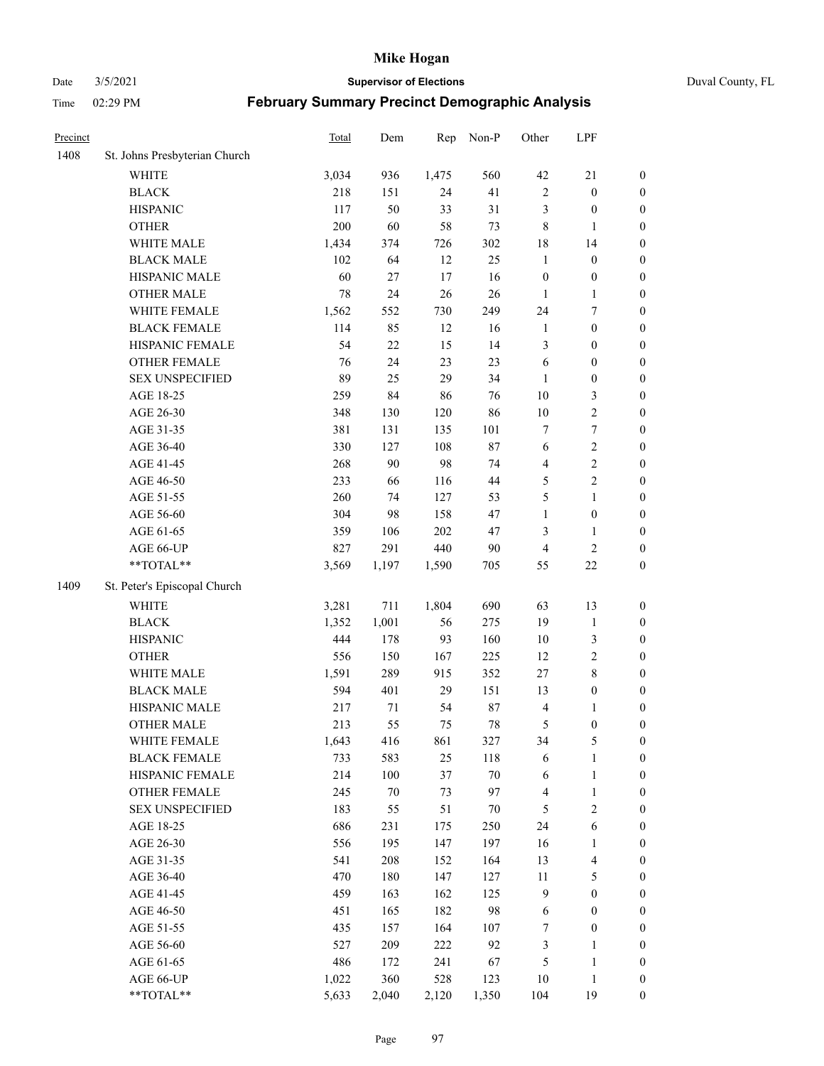| Precinct | | Total | Dem | Rep | Non-P | Other | LPF | |
|---|---|---|---|---|---|---|---|---|
| 1408 | St. Johns Presbyterian Church | | | | | | | |
| | WHITE | 3,034 | 936 | 1,475 | 560 | 42 | 21 | 0 |
| | BLACK | 218 | 151 | 24 | 41 | 2 | 0 | 0 |
| | HISPANIC | 117 | 50 | 33 | 31 | 3 | 0 | 0 |
| | OTHER | 200 | 60 | 58 | 73 | 8 | 1 | 0 |
| | WHITE MALE | 1,434 | 374 | 726 | 302 | 18 | 14 | 0 |
| | BLACK MALE | 102 | 64 | 12 | 25 | 1 | 0 | 0 |
| | HISPANIC MALE | 60 | 27 | 17 | 16 | 0 | 0 | 0 |
| | OTHER MALE | 78 | 24 | 26 | 26 | 1 | 1 | 0 |
| | WHITE FEMALE | 1,562 | 552 | 730 | 249 | 24 | 7 | 0 |
| | BLACK FEMALE | 114 | 85 | 12 | 16 | 1 | 0 | 0 |
| | HISPANIC FEMALE | 54 | 22 | 15 | 14 | 3 | 0 | 0 |
| | OTHER FEMALE | 76 | 24 | 23 | 23 | 6 | 0 | 0 |
| | SEX UNSPECIFIED | 89 | 25 | 29 | 34 | 1 | 0 | 0 |
| | AGE 18-25 | 259 | 84 | 86 | 76 | 10 | 3 | 0 |
| | AGE 26-30 | 348 | 130 | 120 | 86 | 10 | 2 | 0 |
| | AGE 31-35 | 381 | 131 | 135 | 101 | 7 | 7 | 0 |
| | AGE 36-40 | 330 | 127 | 108 | 87 | 6 | 2 | 0 |
| | AGE 41-45 | 268 | 90 | 98 | 74 | 4 | 2 | 0 |
| | AGE 46-50 | 233 | 66 | 116 | 44 | 5 | 2 | 0 |
| | AGE 51-55 | 260 | 74 | 127 | 53 | 5 | 1 | 0 |
| | AGE 56-60 | 304 | 98 | 158 | 47 | 1 | 0 | 0 |
| | AGE 61-65 | 359 | 106 | 202 | 47 | 3 | 1 | 0 |
| | AGE 66-UP | 827 | 291 | 440 | 90 | 4 | 2 | 0 |
| | **TOTAL** | 3,569 | 1,197 | 1,590 | 705 | 55 | 22 | 0 |
| 1409 | St. Peter's Episcopal Church | | | | | | | |
| | WHITE | 3,281 | 711 | 1,804 | 690 | 63 | 13 | 0 |
| | BLACK | 1,352 | 1,001 | 56 | 275 | 19 | 1 | 0 |
| | HISPANIC | 444 | 178 | 93 | 160 | 10 | 3 | 0 |
| | OTHER | 556 | 150 | 167 | 225 | 12 | 2 | 0 |
| | WHITE MALE | 1,591 | 289 | 915 | 352 | 27 | 8 | 0 |
| | BLACK MALE | 594 | 401 | 29 | 151 | 13 | 0 | 0 |
| | HISPANIC MALE | 217 | 71 | 54 | 87 | 4 | 1 | 0 |
| | OTHER MALE | 213 | 55 | 75 | 78 | 5 | 0 | 0 |
| | WHITE FEMALE | 1,643 | 416 | 861 | 327 | 34 | 5 | 0 |
| | BLACK FEMALE | 733 | 583 | 25 | 118 | 6 | 1 | 0 |
| | HISPANIC FEMALE | 214 | 100 | 37 | 70 | 6 | 1 | 0 |
| | OTHER FEMALE | 245 | 70 | 73 | 97 | 4 | 1 | 0 |
| | SEX UNSPECIFIED | 183 | 55 | 51 | 70 | 5 | 2 | 0 |
| | AGE 18-25 | 686 | 231 | 175 | 250 | 24 | 6 | 0 |
| | AGE 26-30 | 556 | 195 | 147 | 197 | 16 | 1 | 0 |
| | AGE 31-35 | 541 | 208 | 152 | 164 | 13 | 4 | 0 |
| | AGE 36-40 | 470 | 180 | 147 | 127 | 11 | 5 | 0 |
| | AGE 41-45 | 459 | 163 | 162 | 125 | 9 | 0 | 0 |
| | AGE 46-50 | 451 | 165 | 182 | 98 | 6 | 0 | 0 |
| | AGE 51-55 | 435 | 157 | 164 | 107 | 7 | 0 | 0 |
| | AGE 56-60 | 527 | 209 | 222 | 92 | 3 | 1 | 0 |
| | AGE 61-65 | 486 | 172 | 241 | 67 | 5 | 1 | 0 |
| | AGE 66-UP | 1,022 | 360 | 528 | 123 | 10 | 1 | 0 |
| | **TOTAL** | 5,633 | 2,040 | 2,120 | 1,350 | 104 | 19 | 0 |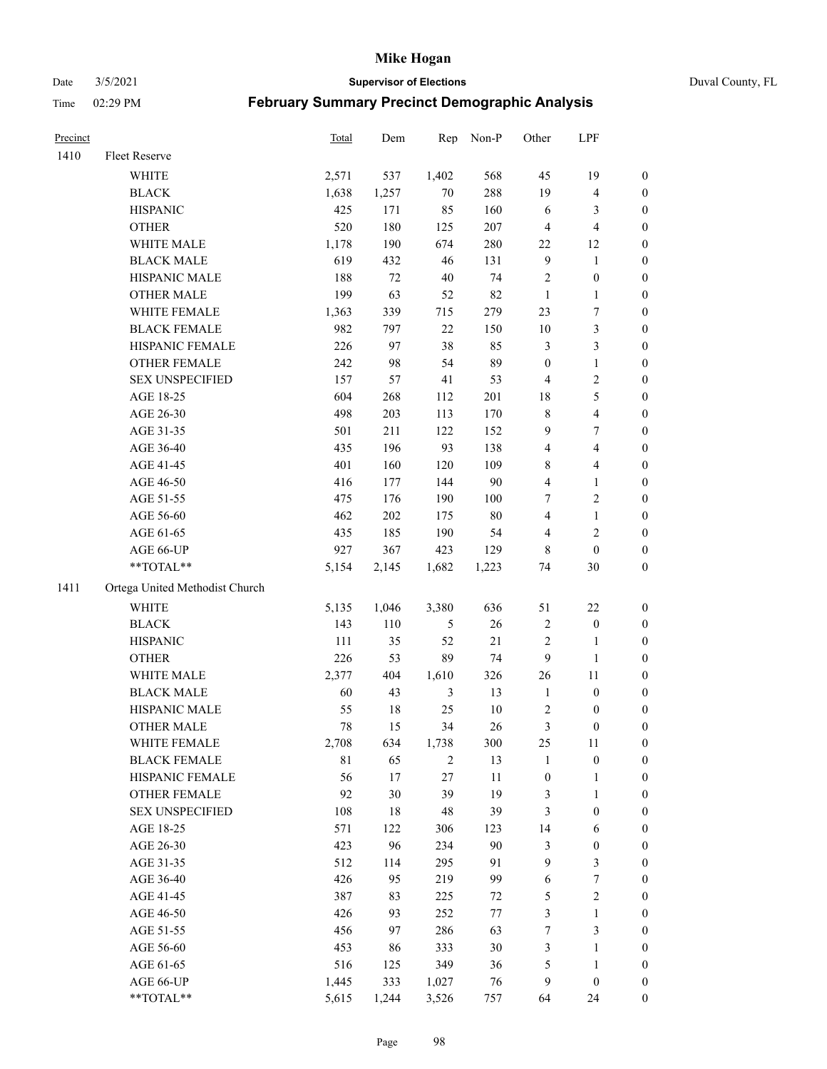# Mike Hogan

Date 3/5/2021 **Supervisor of Elections** Duval County, FL

Time 02:29 PM **February Summary Precinct Demographic Analysis**

| Precinct | | Total | Dem | Rep | Non-P | Other | LPF | |
|---|---|---|---|---|---|---|---|---|
| 1410 | Fleet Reserve | | | | | | | |
| | WHITE | 2,571 | 537 | 1,402 | 568 | 45 | 19 | 0 |
| | BLACK | 1,638 | 1,257 | 70 | 288 | 19 | 4 | 0 |
| | HISPANIC | 425 | 171 | 85 | 160 | 6 | 3 | 0 |
| | OTHER | 520 | 180 | 125 | 207 | 4 | 4 | 0 |
| | WHITE MALE | 1,178 | 190 | 674 | 280 | 22 | 12 | 0 |
| | BLACK MALE | 619 | 432 | 46 | 131 | 9 | 1 | 0 |
| | HISPANIC MALE | 188 | 72 | 40 | 74 | 2 | 0 | 0 |
| | OTHER MALE | 199 | 63 | 52 | 82 | 1 | 1 | 0 |
| | WHITE FEMALE | 1,363 | 339 | 715 | 279 | 23 | 7 | 0 |
| | BLACK FEMALE | 982 | 797 | 22 | 150 | 10 | 3 | 0 |
| | HISPANIC FEMALE | 226 | 97 | 38 | 85 | 3 | 3 | 0 |
| | OTHER FEMALE | 242 | 98 | 54 | 89 | 0 | 1 | 0 |
| | SEX UNSPECIFIED | 157 | 57 | 41 | 53 | 4 | 2 | 0 |
| | AGE 18-25 | 604 | 268 | 112 | 201 | 18 | 5 | 0 |
| | AGE 26-30 | 498 | 203 | 113 | 170 | 8 | 4 | 0 |
| | AGE 31-35 | 501 | 211 | 122 | 152 | 9 | 7 | 0 |
| | AGE 36-40 | 435 | 196 | 93 | 138 | 4 | 4 | 0 |
| | AGE 41-45 | 401 | 160 | 120 | 109 | 8 | 4 | 0 |
| | AGE 46-50 | 416 | 177 | 144 | 90 | 4 | 1 | 0 |
| | AGE 51-55 | 475 | 176 | 190 | 100 | 7 | 2 | 0 |
| | AGE 56-60 | 462 | 202 | 175 | 80 | 4 | 1 | 0 |
| | AGE 61-65 | 435 | 185 | 190 | 54 | 4 | 2 | 0 |
| | AGE 66-UP | 927 | 367 | 423 | 129 | 8 | 0 | 0 |
| | **TOTAL** | 5,154 | 2,145 | 1,682 | 1,223 | 74 | 30 | 0 |
| 1411 | Ortega United Methodist Church | | | | | | | |
| | WHITE | 5,135 | 1,046 | 3,380 | 636 | 51 | 22 | 0 |
| | BLACK | 143 | 110 | 5 | 26 | 2 | 0 | 0 |
| | HISPANIC | 111 | 35 | 52 | 21 | 2 | 1 | 0 |
| | OTHER | 226 | 53 | 89 | 74 | 9 | 1 | 0 |
| | WHITE MALE | 2,377 | 404 | 1,610 | 326 | 26 | 11 | 0 |
| | BLACK MALE | 60 | 43 | 3 | 13 | 1 | 0 | 0 |
| | HISPANIC MALE | 55 | 18 | 25 | 10 | 2 | 0 | 0 |
| | OTHER MALE | 78 | 15 | 34 | 26 | 3 | 0 | 0 |
| | WHITE FEMALE | 2,708 | 634 | 1,738 | 300 | 25 | 11 | 0 |
| | BLACK FEMALE | 81 | 65 | 2 | 13 | 1 | 0 | 0 |
| | HISPANIC FEMALE | 56 | 17 | 27 | 11 | 0 | 1 | 0 |
| | OTHER FEMALE | 92 | 30 | 39 | 19 | 3 | 1 | 0 |
| | SEX UNSPECIFIED | 108 | 18 | 48 | 39 | 3 | 0 | 0 |
| | AGE 18-25 | 571 | 122 | 306 | 123 | 14 | 6 | 0 |
| | AGE 26-30 | 423 | 96 | 234 | 90 | 3 | 0 | 0 |
| | AGE 31-35 | 512 | 114 | 295 | 91 | 9 | 3 | 0 |
| | AGE 36-40 | 426 | 95 | 219 | 99 | 6 | 7 | 0 |
| | AGE 41-45 | 387 | 83 | 225 | 72 | 5 | 2 | 0 |
| | AGE 46-50 | 426 | 93 | 252 | 77 | 3 | 1 | 0 |
| | AGE 51-55 | 456 | 97 | 286 | 63 | 7 | 3 | 0 |
| | AGE 56-60 | 453 | 86 | 333 | 30 | 3 | 1 | 0 |
| | AGE 61-65 | 516 | 125 | 349 | 36 | 5 | 1 | 0 |
| | AGE 66-UP | 1,445 | 333 | 1,027 | 76 | 9 | 0 | 0 |
| | **TOTAL** | 5,615 | 1,244 | 3,526 | 757 | 64 | 24 | 0 |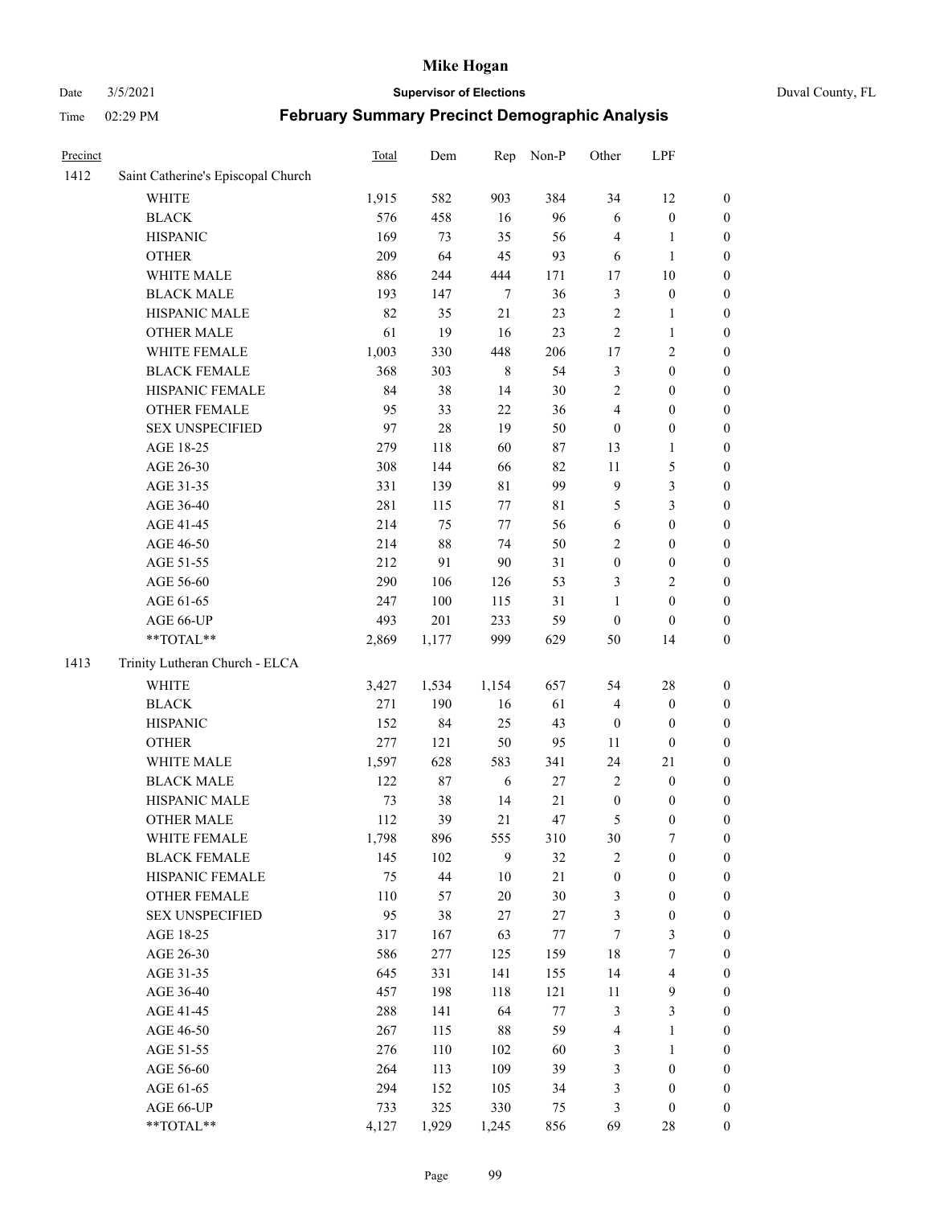# Mike Hogan

Date 3/5/2021 **Supervisor of Elections** Duval County, FL

Time 02:29 PM **February Summary Precinct Demographic Analysis**

| Precinct | | Total | Dem | Rep | Non-P | Other | LPF | |
|---|---|---|---|---|---|---|---|---|
| 1412 | Saint Catherine's Episcopal Church | | | | | | | |
| | WHITE | 1,915 | 582 | 903 | 384 | 34 | 12 | 0 |
| | BLACK | 576 | 458 | 16 | 96 | 6 | 0 | 0 |
| | HISPANIC | 169 | 73 | 35 | 56 | 4 | 1 | 0 |
| | OTHER | 209 | 64 | 45 | 93 | 6 | 1 | 0 |
| | WHITE MALE | 886 | 244 | 444 | 171 | 17 | 10 | 0 |
| | BLACK MALE | 193 | 147 | 7 | 36 | 3 | 0 | 0 |
| | HISPANIC MALE | 82 | 35 | 21 | 23 | 2 | 1 | 0 |
| | OTHER MALE | 61 | 19 | 16 | 23 | 2 | 1 | 0 |
| | WHITE FEMALE | 1,003 | 330 | 448 | 206 | 17 | 2 | 0 |
| | BLACK FEMALE | 368 | 303 | 8 | 54 | 3 | 0 | 0 |
| | HISPANIC FEMALE | 84 | 38 | 14 | 30 | 2 | 0 | 0 |
| | OTHER FEMALE | 95 | 33 | 22 | 36 | 4 | 0 | 0 |
| | SEX UNSPECIFIED | 97 | 28 | 19 | 50 | 0 | 0 | 0 |
| | AGE 18-25 | 279 | 118 | 60 | 87 | 13 | 1 | 0 |
| | AGE 26-30 | 308 | 144 | 66 | 82 | 11 | 5 | 0 |
| | AGE 31-35 | 331 | 139 | 81 | 99 | 9 | 3 | 0 |
| | AGE 36-40 | 281 | 115 | 77 | 81 | 5 | 3 | 0 |
| | AGE 41-45 | 214 | 75 | 77 | 56 | 6 | 0 | 0 |
| | AGE 46-50 | 214 | 88 | 74 | 50 | 2 | 0 | 0 |
| | AGE 51-55 | 212 | 91 | 90 | 31 | 0 | 0 | 0 |
| | AGE 56-60 | 290 | 106 | 126 | 53 | 3 | 2 | 0 |
| | AGE 61-65 | 247 | 100 | 115 | 31 | 1 | 0 | 0 |
| | AGE 66-UP | 493 | 201 | 233 | 59 | 0 | 0 | 0 |
| | **TOTAL** | 2,869 | 1,177 | 999 | 629 | 50 | 14 | 0 |
| 1413 | Trinity Lutheran Church - ELCA | | | | | | | |
| | WHITE | 3,427 | 1,534 | 1,154 | 657 | 54 | 28 | 0 |
| | BLACK | 271 | 190 | 16 | 61 | 4 | 0 | 0 |
| | HISPANIC | 152 | 84 | 25 | 43 | 0 | 0 | 0 |
| | OTHER | 277 | 121 | 50 | 95 | 11 | 0 | 0 |
| | WHITE MALE | 1,597 | 628 | 583 | 341 | 24 | 21 | 0 |
| | BLACK MALE | 122 | 87 | 6 | 27 | 2 | 0 | 0 |
| | HISPANIC MALE | 73 | 38 | 14 | 21 | 0 | 0 | 0 |
| | OTHER MALE | 112 | 39 | 21 | 47 | 5 | 0 | 0 |
| | WHITE FEMALE | 1,798 | 896 | 555 | 310 | 30 | 7 | 0 |
| | BLACK FEMALE | 145 | 102 | 9 | 32 | 2 | 0 | 0 |
| | HISPANIC FEMALE | 75 | 44 | 10 | 21 | 0 | 0 | 0 |
| | OTHER FEMALE | 110 | 57 | 20 | 30 | 3 | 0 | 0 |
| | SEX UNSPECIFIED | 95 | 38 | 27 | 27 | 3 | 0 | 0 |
| | AGE 18-25 | 317 | 167 | 63 | 77 | 7 | 3 | 0 |
| | AGE 26-30 | 586 | 277 | 125 | 159 | 18 | 7 | 0 |
| | AGE 31-35 | 645 | 331 | 141 | 155 | 14 | 4 | 0 |
| | AGE 36-40 | 457 | 198 | 118 | 121 | 11 | 9 | 0 |
| | AGE 41-45 | 288 | 141 | 64 | 77 | 3 | 3 | 0 |
| | AGE 46-50 | 267 | 115 | 88 | 59 | 4 | 1 | 0 |
| | AGE 51-55 | 276 | 110 | 102 | 60 | 3 | 1 | 0 |
| | AGE 56-60 | 264 | 113 | 109 | 39 | 3 | 0 | 0 |
| | AGE 61-65 | 294 | 152 | 105 | 34 | 3 | 0 | 0 |
| | AGE 66-UP | 733 | 325 | 330 | 75 | 3 | 0 | 0 |
| | **TOTAL** | 4,127 | 1,929 | 1,245 | 856 | 69 | 28 | 0 |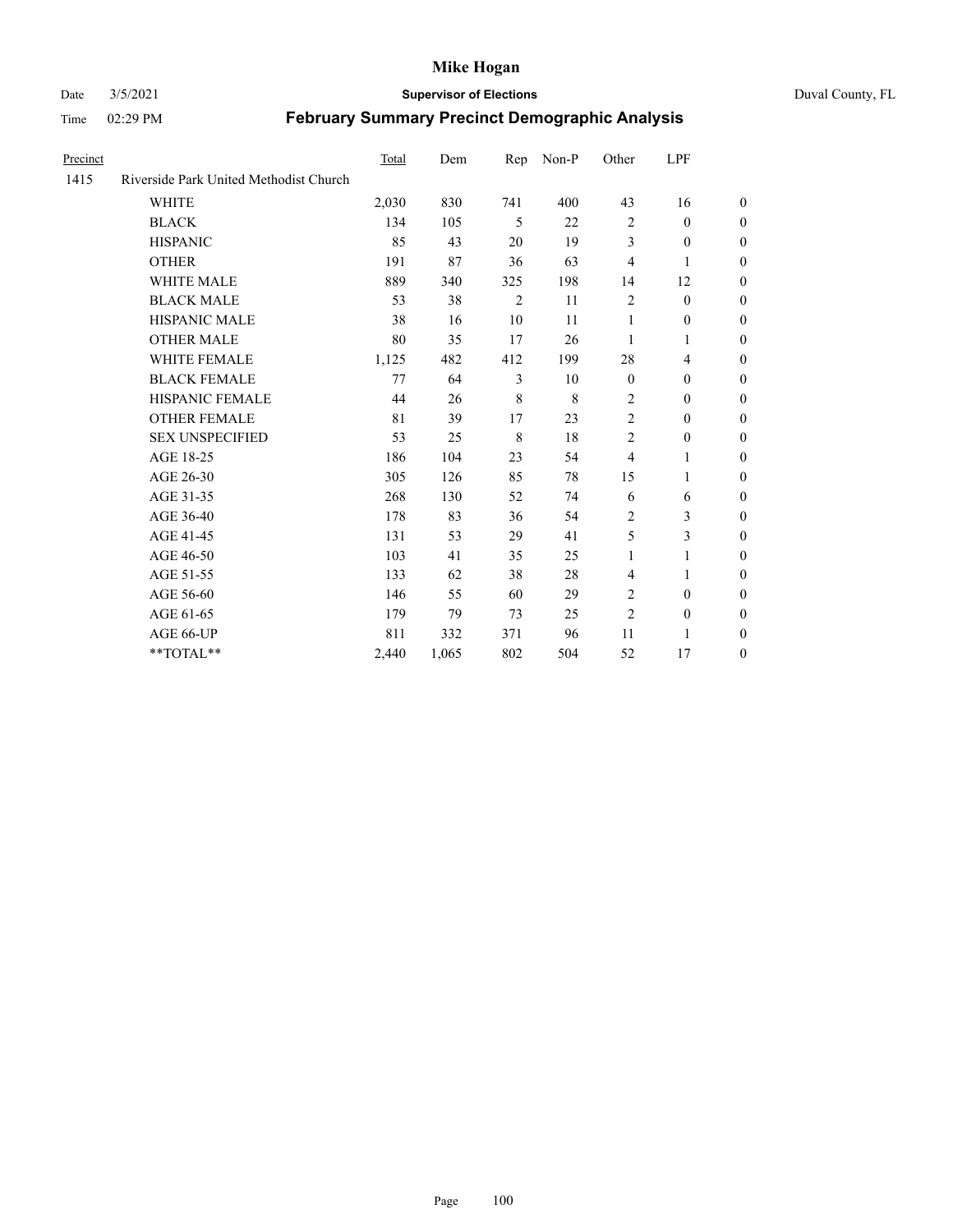# Mike Hogan

Date 3/5/2021 **Supervisor of Elections** Duval County, FL

Time 02:29 PM **February Summary Precinct Demographic Analysis**

| Precinct | | Total | Dem | Rep | Non-P | Other | LPF | |
|---|---|---|---|---|---|---|---|---|
| 1415 | Riverside Park United Methodist Church | | | | | | | |
| | WHITE | 2,030 | 830 | 741 | 400 | 43 | 16 | 0 |
| | BLACK | 134 | 105 | 5 | 22 | 2 | 0 | 0 |
| | HISPANIC | 85 | 43 | 20 | 19 | 3 | 0 | 0 |
| | OTHER | 191 | 87 | 36 | 63 | 4 | 1 | 0 |
| | WHITE MALE | 889 | 340 | 325 | 198 | 14 | 12 | 0 |
| | BLACK MALE | 53 | 38 | 2 | 11 | 2 | 0 | 0 |
| | HISPANIC MALE | 38 | 16 | 10 | 11 | 1 | 0 | 0 |
| | OTHER MALE | 80 | 35 | 17 | 26 | 1 | 1 | 0 |
| | WHITE FEMALE | 1,125 | 482 | 412 | 199 | 28 | 4 | 0 |
| | BLACK FEMALE | 77 | 64 | 3 | 10 | 0 | 0 | 0 |
| | HISPANIC FEMALE | 44 | 26 | 8 | 8 | 2 | 0 | 0 |
| | OTHER FEMALE | 81 | 39 | 17 | 23 | 2 | 0 | 0 |
| | SEX UNSPECIFIED | 53 | 25 | 8 | 18 | 2 | 0 | 0 |
| | AGE 18-25 | 186 | 104 | 23 | 54 | 4 | 1 | 0 |
| | AGE 26-30 | 305 | 126 | 85 | 78 | 15 | 1 | 0 |
| | AGE 31-35 | 268 | 130 | 52 | 74 | 6 | 6 | 0 |
| | AGE 36-40 | 178 | 83 | 36 | 54 | 2 | 3 | 0 |
| | AGE 41-45 | 131 | 53 | 29 | 41 | 5 | 3 | 0 |
| | AGE 46-50 | 103 | 41 | 35 | 25 | 1 | 1 | 0 |
| | AGE 51-55 | 133 | 62 | 38 | 28 | 4 | 1 | 0 |
| | AGE 56-60 | 146 | 55 | 60 | 29 | 2 | 0 | 0 |
| | AGE 61-65 | 179 | 79 | 73 | 25 | 2 | 0 | 0 |
| | AGE 66-UP | 811 | 332 | 371 | 96 | 11 | 1 | 0 |
| | **TOTAL** | 2,440 | 1,065 | 802 | 504 | 52 | 17 | 0 |